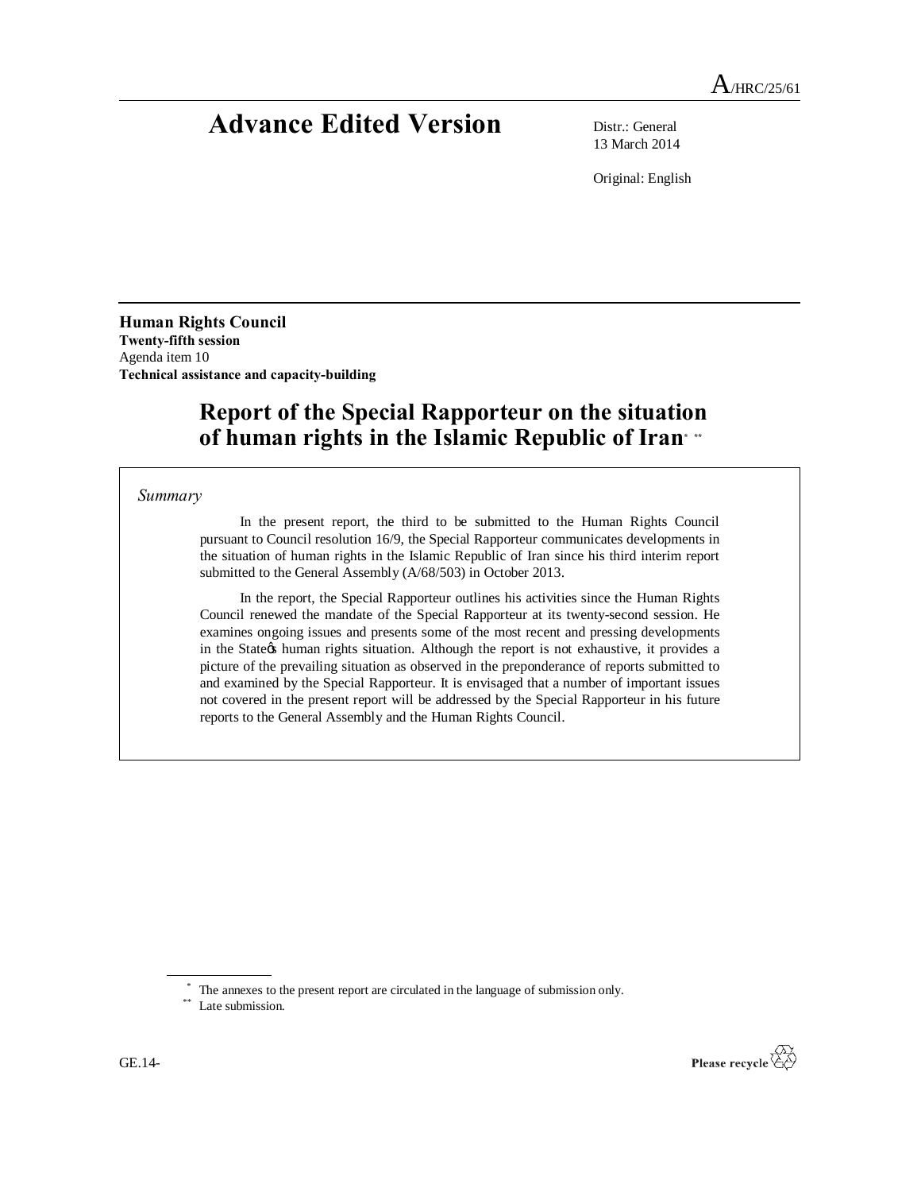# Advance Edited Version

A/HRC/25/61

Distr.: General
13 March 2014

Original: English

**Human Rights Council**
**Twenty-fifth session**
Agenda item 10
**Technical assistance and capacity-building**

## Report of the Special Rapporteur on the situation of human rights in the Islamic Republic of Iran[*] [**]

*Summary*

In the present report, the third to be submitted to the Human Rights Council pursuant to Council resolution 16/9, the Special Rapporteur communicates developments in the situation of human rights in the Islamic Republic of Iran since his third interim report submitted to the General Assembly (A/68/503) in October 2013.

In the report, the Special Rapporteur outlines his activities since the Human Rights Council renewed the mandate of the Special Rapporteur at its twenty-second session. He examines ongoing issues and presents some of the most recent and pressing developments in the State's human rights situation. Although the report is not exhaustive, it provides a picture of the prevailing situation as observed in the preponderance of reports submitted to and examined by the Special Rapporteur. It is envisaged that a number of important issues not covered in the present report will be addressed by the Special Rapporteur in his future reports to the General Assembly and the Human Rights Council.

[*] The annexes to the present report are circulated in the language of submission only.
[**] Late submission.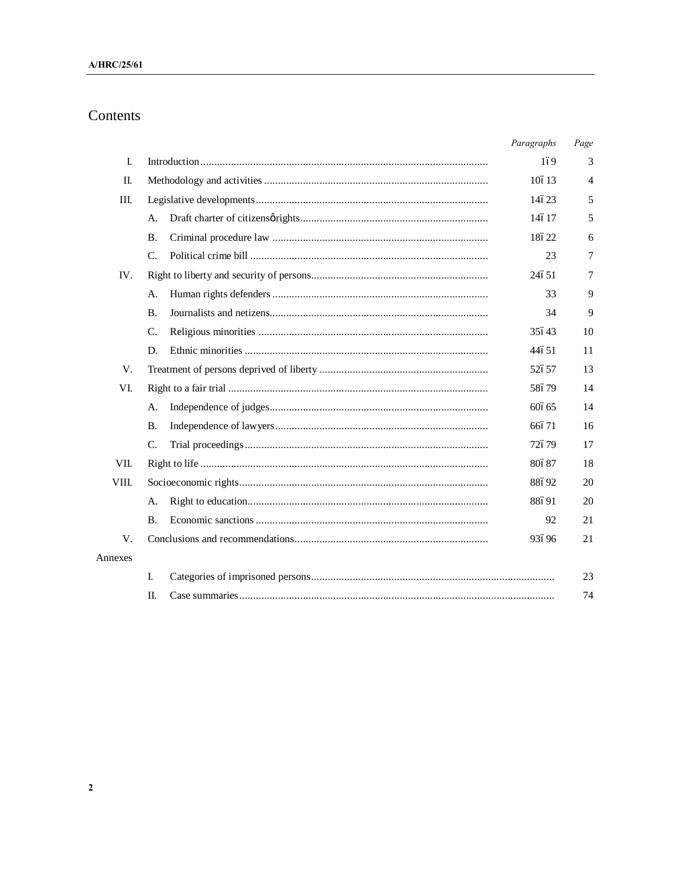# Contents

| | | Paragraphs | Page |
|---|---|---|---|
| I. | Introduction | 1ï 9 | 3 |
| II. | Methodology and activities | 10ï 13 | 4 |
| III. | Legislative developments | 14ï 23 | 5 |
| | A. Draft charter of citizensø rights | 14ï 17 | 5 |
| | B. Criminal procedure law | 18ï 22 | 6 |
| | C. Political crime bill | 23 | 7 |
| IV. | Right to liberty and security of persons | 24ï 51 | 7 |
| | A. Human rights defenders | 33 | 9 |
| | B. Journalists and netizens | 34 | 9 |
| | C. Religious minorities | 35ï 43 | 10 |
| | D. Ethnic minorities | 44ï 51 | 11 |
| V. | Treatment of persons deprived of liberty | 52ï 57 | 13 |
| VI. | Right to a fair trial | 58ï 79 | 14 |
| | A. Independence of judges | 60ï 65 | 14 |
| | B. Independence of lawyers | 66ï 71 | 16 |
| | C. Trial proceedings | 72ï 79 | 17 |
| VII. | Right to life | 80ï 87 | 18 |
| VIII. | Socioeconomic rights | 88ï 92 | 20 |
| | A. Right to education | 88ï 91 | 20 |
| | B. Economic sanctions | 92 | 21 |
| V. | Conclusions and recommendations | 93ï 96 | 21 |
| Annexes | | | |
| | I. Categories of imprisoned persons | | 23 |
| | II. Case summaries | | 74 |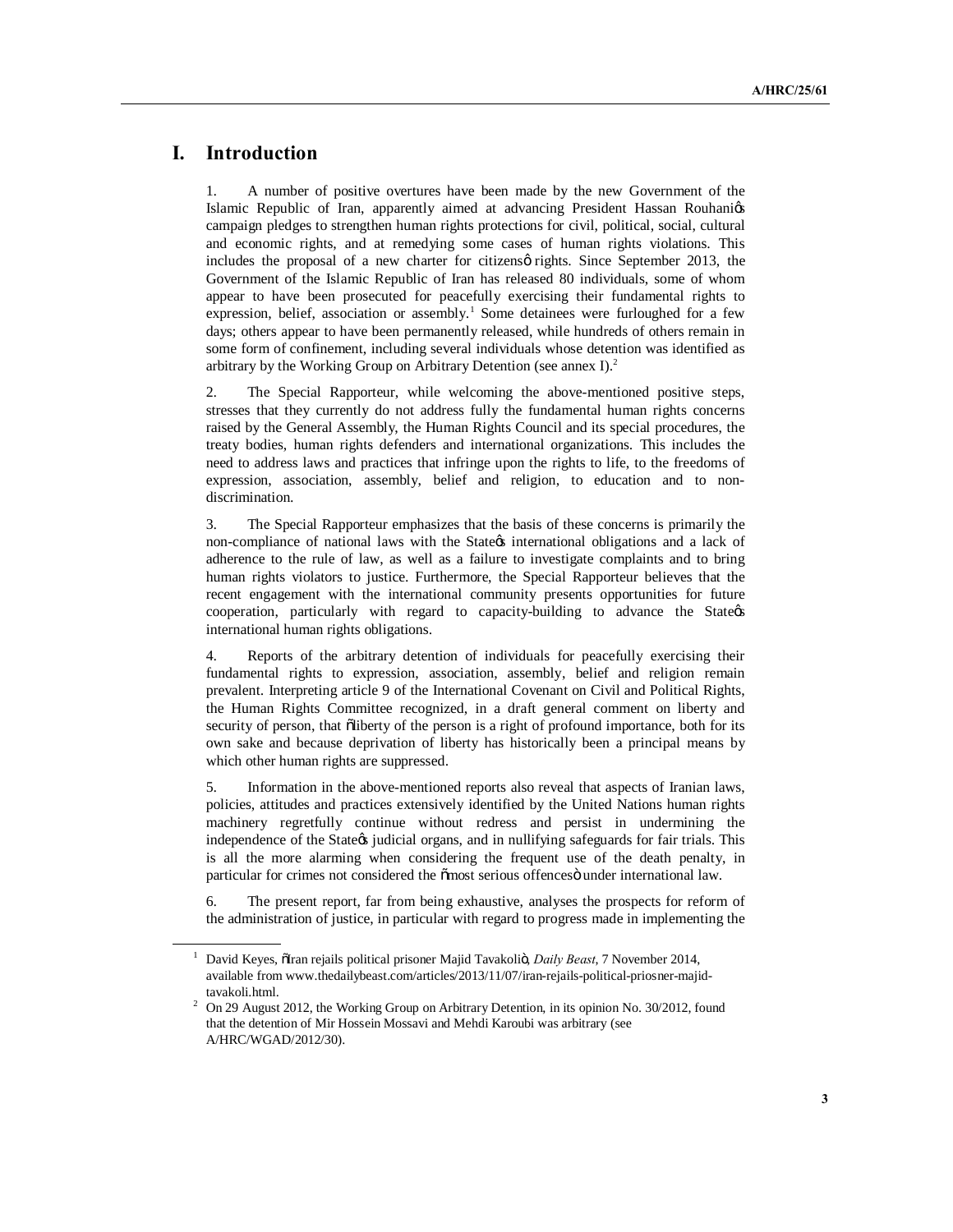# I. Introduction

1. A number of positive overtures have been made by the new Government of the Islamic Republic of Iran, apparently aimed at advancing President Hassan Rouhani's campaign pledges to strengthen human rights protections for civil, political, social, cultural and economic rights, and at remedying some cases of human rights violations. This includes the proposal of a new charter for citizens' rights. Since September 2013, the Government of the Islamic Republic of Iran has released 80 individuals, some of whom appear to have been prosecuted for peacefully exercising their fundamental rights to expression, belief, association or assembly.[1] Some detainees were furloughed for a few days; others appear to have been permanently released, while hundreds of others remain in some form of confinement, including several individuals whose detention was identified as arbitrary by the Working Group on Arbitrary Detention (see annex I).[2]

2. The Special Rapporteur, while welcoming the above-mentioned positive steps, stresses that they currently do not address fully the fundamental human rights concerns raised by the General Assembly, the Human Rights Council and its special procedures, the treaty bodies, human rights defenders and international organizations. This includes the need to address laws and practices that infringe upon the rights to life, to the freedoms of expression, association, assembly, belief and religion, to education and to non-discrimination.

3. The Special Rapporteur emphasizes that the basis of these concerns is primarily the non-compliance of national laws with the State's international obligations and a lack of adherence to the rule of law, as well as a failure to investigate complaints and to bring human rights violators to justice. Furthermore, the Special Rapporteur believes that the recent engagement with the international community presents opportunities for future cooperation, particularly with regard to capacity-building to advance the State's international human rights obligations.

4. Reports of the arbitrary detention of individuals for peacefully exercising their fundamental rights to expression, association, assembly, belief and religion remain prevalent. Interpreting article 9 of the International Covenant on Civil and Political Rights, the Human Rights Committee recognized, in a draft general comment on liberty and security of person, that "liberty of the person is a right of profound importance, both for its own sake and because deprivation of liberty has historically been a principal means by which other human rights are suppressed.

5. Information in the above-mentioned reports also reveal that aspects of Iranian laws, policies, attitudes and practices extensively identified by the United Nations human rights machinery regretfully continue without redress and persist in undermining the independence of the State's judicial organs, and in nullifying safeguards for fair trials. This is all the more alarming when considering the frequent use of the death penalty, in particular for crimes not considered the "most serious offences" under international law.

6. The present report, far from being exhaustive, analyses the prospects for reform of the administration of justice, in particular with regard to progress made in implementing the

---

[1] David Keyes, "Iran rejails political prisoner Majid Tavakoli", *Daily Beast*, 7 November 2014, available from www.thedailybeast.com/articles/2013/11/07/iran-rejails-political-priosner-majid-tavakoli.html.

[2] On 29 August 2012, the Working Group on Arbitrary Detention, in its opinion No. 30/2012, found that the detention of Mir Hossein Mossavi and Mehdi Karoubi was arbitrary (see A/HRC/WGAD/2012/30).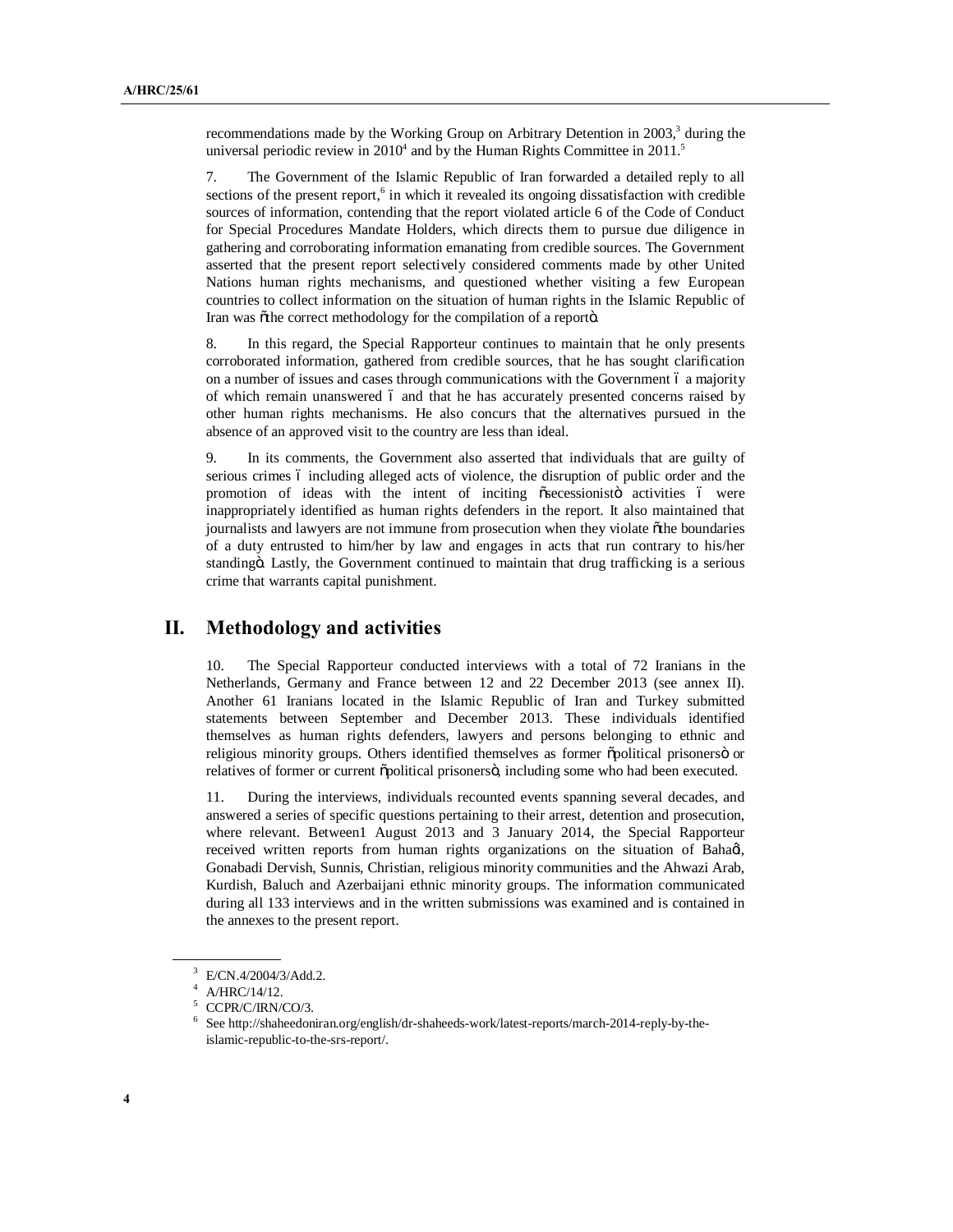recommendations made by the Working Group on Arbitrary Detention in 2003,[3] during the universal periodic review in 2010[4] and by the Human Rights Committee in 2011.[5]

7. The Government of the Islamic Republic of Iran forwarded a detailed reply to all sections of the present report,[6] in which it revealed its ongoing dissatisfaction with credible sources of information, contending that the report violated article 6 of the Code of Conduct for Special Procedures Mandate Holders, which directs them to pursue due diligence in gathering and corroborating information emanating from credible sources. The Government asserted that the present report selectively considered comments made by other United Nations human rights mechanisms, and questioned whether visiting a few European countries to collect information on the situation of human rights in the Islamic Republic of Iran was "the correct methodology for the compilation of a report".

8. In this regard, the Special Rapporteur continues to maintain that he only presents corroborated information, gathered from credible sources, that he has sought clarification on a number of issues and cases through communications with the Government – a majority of which remain unanswered – and that he has accurately presented concerns raised by other human rights mechanisms. He also concurs that the alternatives pursued in the absence of an approved visit to the country are less than ideal.

9. In its comments, the Government also asserted that individuals that are guilty of serious crimes – including alleged acts of violence, the disruption of public order and the promotion of ideas with the intent of inciting "secessionist" activities – were inappropriately identified as human rights defenders in the report. It also maintained that journalists and lawyers are not immune from prosecution when they violate "the boundaries of a duty entrusted to him/her by law and engages in acts that run contrary to his/her standing". Lastly, the Government continued to maintain that drug trafficking is a serious crime that warrants capital punishment.

# II. Methodology and activities

10. The Special Rapporteur conducted interviews with a total of 72 Iranians in the Netherlands, Germany and France between 12 and 22 December 2013 (see annex II). Another 61 Iranians located in the Islamic Republic of Iran and Turkey submitted statements between September and December 2013. These individuals identified themselves as human rights defenders, lawyers and persons belonging to ethnic and religious minority groups. Others identified themselves as former "political prisoners" or relatives of former or current "political prisoners", including some who had been executed.

11. During the interviews, individuals recounted events spanning several decades, and answered a series of specific questions pertaining to their arrest, detention and prosecution, where relevant. Between1 August 2013 and 3 January 2014, the Special Rapporteur received written reports from human rights organizations on the situation of Baha'i, Gonabadi Dervish, Sunnis, Christian, religious minority communities and the Ahwazi Arab, Kurdish, Baluch and Azerbaijani ethnic minority groups. The information communicated during all 133 interviews and in the written submissions was examined and is contained in the annexes to the present report.

[3] E/CN.4/2004/3/Add.2.

[4] A/HRC/14/12.

[5] CCPR/C/IRN/CO/3.

[6] See http://shaheedoniran.org/english/dr-shaheeds-work/latest-reports/march-2014-reply-by-the-islamic-republic-to-the-srs-report/.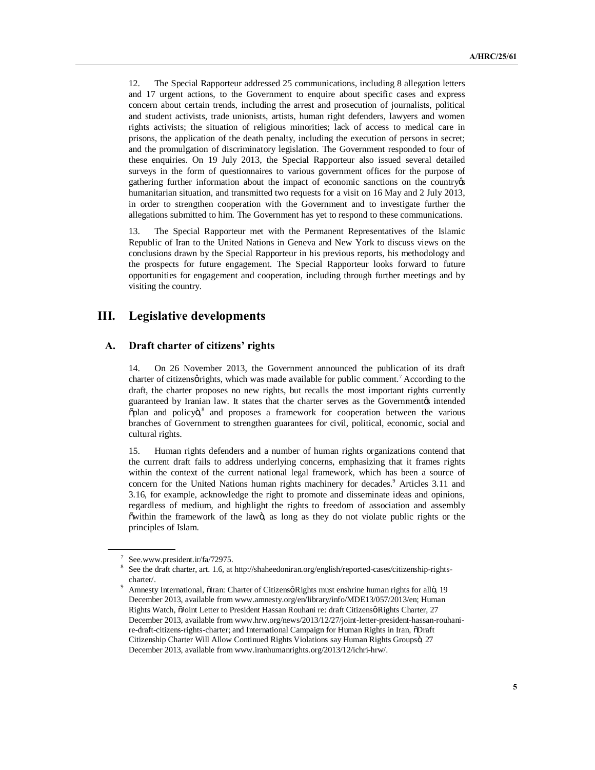12. The Special Rapporteur addressed 25 communications, including 8 allegation letters and 17 urgent actions, to the Government to enquire about specific cases and express concern about certain trends, including the arrest and prosecution of journalists, political and student activists, trade unionists, artists, human right defenders, lawyers and women rights activists; the situation of religious minorities; lack of access to medical care in prisons, the application of the death penalty, including the execution of persons in secret; and the promulgation of discriminatory legislation. The Government responded to four of these enquiries. On 19 July 2013, the Special Rapporteur also issued several detailed surveys in the form of questionnaires to various government offices for the purpose of gathering further information about the impact of economic sanctions on the country's humanitarian situation, and transmitted two requests for a visit on 16 May and 2 July 2013, in order to strengthen cooperation with the Government and to investigate further the allegations submitted to him. The Government has yet to respond to these communications.

13. The Special Rapporteur met with the Permanent Representatives of the Islamic Republic of Iran to the United Nations in Geneva and New York to discuss views on the conclusions drawn by the Special Rapporteur in his previous reports, his methodology and the prospects for future engagement. The Special Rapporteur looks forward to future opportunities for engagement and cooperation, including through further meetings and by visiting the country.

# III. Legislative developments

## A. Draft charter of citizens' rights

14. On 26 November 2013, the Government announced the publication of its draft charter of citizens' rights, which was made available for public comment.[7] According to the draft, the charter proposes no new rights, but recalls the most important rights currently guaranteed by Iranian law. It states that the charter serves as the Government's intended "plan and policy",[8] and proposes a framework for cooperation between the various branches of Government to strengthen guarantees for civil, political, economic, social and cultural rights.

15. Human rights defenders and a number of human rights organizations contend that the current draft fails to address underlying concerns, emphasizing that it frames rights within the context of the current national legal framework, which has been a source of concern for the United Nations human rights machinery for decades.[9] Articles 3.11 and 3.16, for example, acknowledge the right to promote and disseminate ideas and opinions, regardless of medium, and highlight the rights to freedom of association and assembly "within the framework of the law", as long as they do not violate public rights or the principles of Islam.

---

[7] See.www.president.ir/fa/72975.

[8] See the draft charter, art. 1.6, at http://shaheedoniran.org/english/reported-cases/citizenship-rights-charter/.

[9] Amnesty International, "Iran: Charter of Citizens' Rights must enshrine human rights for all", 19 December 2013, available from www.amnesty.org/en/library/info/MDE13/057/2013/en; Human Rights Watch, "Joint Letter to President Hassan Rouhani re: draft Citizens' Rights Charter, 27 December 2013, available from www.hrw.org/news/2013/12/27/joint-letter-president-hassan-rouhani-re-draft-citizens-rights-charter; and International Campaign for Human Rights in Iran, "Draft Citizenship Charter Will Allow Continued Rights Violations say Human Rights Groups", 27 December 2013, available from www.iranhumanrights.org/2013/12/ichri-hrw/.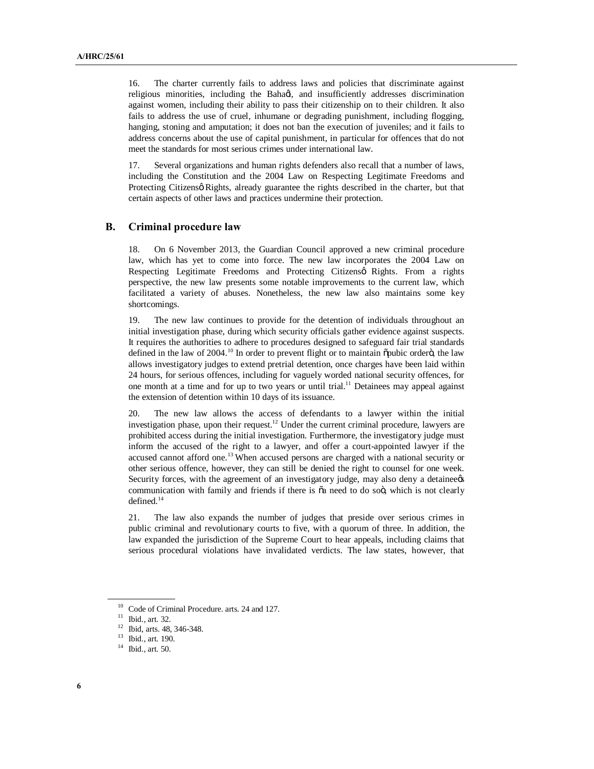16. The charter currently fails to address laws and policies that discriminate against religious minorities, including the Bahaģ, and insufficiently addresses discrimination against women, including their ability to pass their citizenship on to their children. It also fails to address the use of cruel, inhumane or degrading punishment, including flogging, hanging, stoning and amputation; it does not ban the execution of juveniles; and it fails to address concerns about the use of capital punishment, in particular for offences that do not meet the standards for most serious crimes under international law.

17. Several organizations and human rights defenders also recall that a number of laws, including the Constitution and the 2004 Law on Respecting Legitimate Freedoms and Protecting Citizensø Rights, already guarantee the rights described in the charter, but that certain aspects of other laws and practices undermine their protection.

## B. Criminal procedure law

18. On 6 November 2013, the Guardian Council approved a new criminal procedure law, which has yet to come into force. The new law incorporates the 2004 Law on Respecting Legitimate Freedoms and Protecting Citizensø Rights. From a rights perspective, the new law presents some notable improvements to the current law, which facilitated a variety of abuses. Nonetheless, the new law also maintains some key shortcomings.

19. The new law continues to provide for the detention of individuals throughout an initial investigation phase, during which security officials gather evidence against suspects. It requires the authorities to adhere to procedures designed to safeguard fair trial standards defined in the law of 2004.[10] In order to prevent flight or to maintain õpubic orderö, the law allows investigatory judges to extend pretrial detention, once charges have been laid within 24 hours, for serious offences, including for vaguely worded national security offences, for one month at a time and for up to two years or until trial.[11] Detainees may appeal against the extension of detention within 10 days of its issuance.

20. The new law allows the access of defendants to a lawyer within the initial investigation phase, upon their request.[12] Under the current criminal procedure, lawyers are prohibited access during the initial investigation. Furthermore, the investigatory judge must inform the accused of the right to a lawyer, and offer a court-appointed lawyer if the accused cannot afford one.[13] When accused persons are charged with a national security or other serious offence, however, they can still be denied the right to counsel for one week. Security forces, with the agreement of an investigatory judge, may also deny a detaineeøs communication with family and friends if there is õa need to do soö, which is not clearly defined.[14]

21. The law also expands the number of judges that preside over serious crimes in public criminal and revolutionary courts to five, with a quorum of three. In addition, the law expanded the jurisdiction of the Supreme Court to hear appeals, including claims that serious procedural violations have invalidated verdicts. The law states, however, that

---

[10] Code of Criminal Procedure. arts. 24 and 127.

[11] Ibid., art. 32.

[12] Ibid, arts. 48, 346-348.

[13] Ibid., art. 190.

[14] Ibid., art. 50.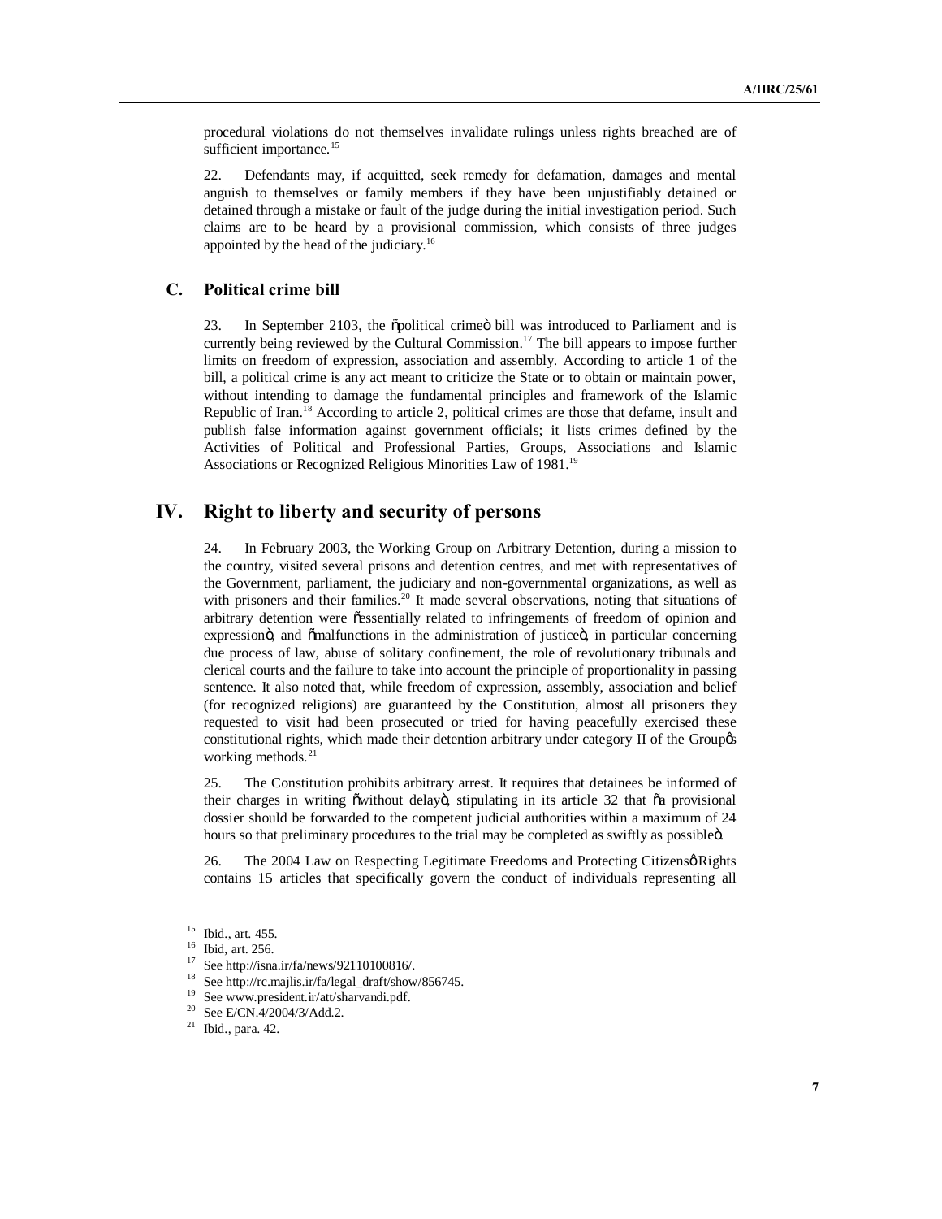procedural violations do not themselves invalidate rulings unless rights breached are of sufficient importance.[15]

22. Defendants may, if acquitted, seek remedy for defamation, damages and mental anguish to themselves or family members if they have been unjustifiably detained or detained through a mistake or fault of the judge during the initial investigation period. Such claims are to be heard by a provisional commission, which consists of three judges appointed by the head of the judiciary.[16]

## C. Political crime bill

23. In September 2103, the "political crime" bill was introduced to Parliament and is currently being reviewed by the Cultural Commission.[17] The bill appears to impose further limits on freedom of expression, association and assembly. According to article 1 of the bill, a political crime is any act meant to criticize the State or to obtain or maintain power, without intending to damage the fundamental principles and framework of the Islamic Republic of Iran.[18] According to article 2, political crimes are those that defame, insult and publish false information against government officials; it lists crimes defined by the Activities of Political and Professional Parties, Groups, Associations and Islamic Associations or Recognized Religious Minorities Law of 1981.[19]

# IV. Right to liberty and security of persons

24. In February 2003, the Working Group on Arbitrary Detention, during a mission to the country, visited several prisons and detention centres, and met with representatives of the Government, parliament, the judiciary and non-governmental organizations, as well as with prisoners and their families.[20] It made several observations, noting that situations of arbitrary detention were "essentially related to infringements of freedom of opinion and expression", and "malfunctions in the administration of justice", in particular concerning due process of law, abuse of solitary confinement, the role of revolutionary tribunals and clerical courts and the failure to take into account the principle of proportionality in passing sentence. It also noted that, while freedom of expression, assembly, association and belief (for recognized religions) are guaranteed by the Constitution, almost all prisoners they requested to visit had been prosecuted or tried for having peacefully exercised these constitutional rights, which made their detention arbitrary under category II of the Group's working methods.[21]

25. The Constitution prohibits arbitrary arrest. It requires that detainees be informed of their charges in writing "without delay", stipulating in its article 32 that "a provisional dossier should be forwarded to the competent judicial authorities within a maximum of 24 hours so that preliminary procedures to the trial may be completed as swiftly as possible".

26. The 2004 Law on Respecting Legitimate Freedoms and Protecting Citizens' Rights contains 15 articles that specifically govern the conduct of individuals representing all

---

[15] Ibid., art. 455.

[16] Ibid, art. 256.

[17] See http://isna.ir/fa/news/92110100816/.

[18] See http://rc.majlis.ir/fa/legal_draft/show/856745.

[19] See www.president.ir/att/sharvandi.pdf.

[20] See E/CN.4/2004/3/Add.2.

[21] Ibid., para. 42.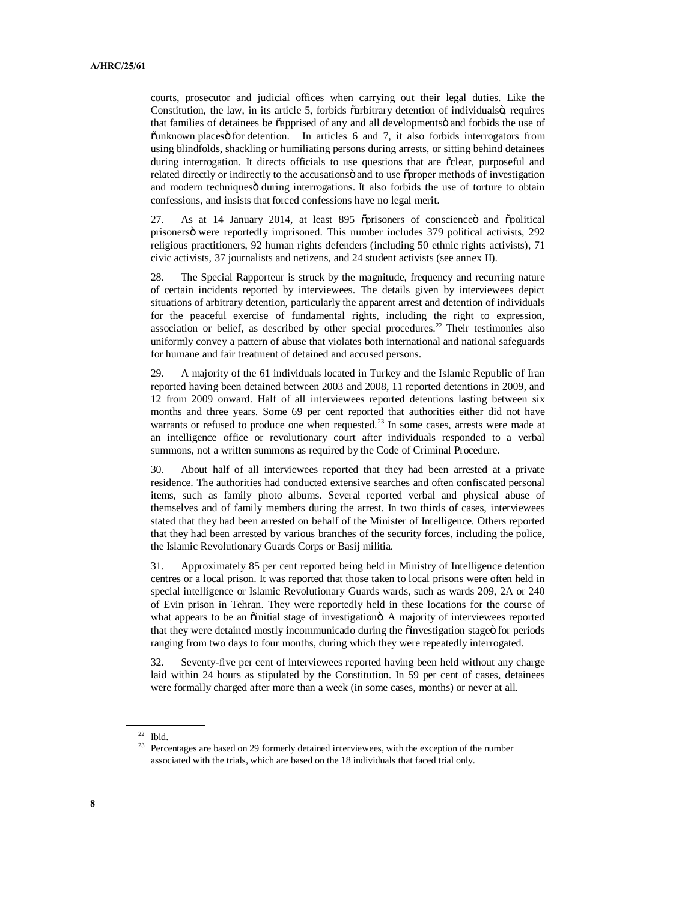courts, prosecutor and judicial offices when carrying out their legal duties. Like the Constitution, the law, in its article 5, forbids "arbitrary detention of individuals", requires that families of detainees be "apprised of any and all developments" and forbids the use of "unknown places" for detention. In articles 6 and 7, it also forbids interrogators from using blindfolds, shackling or humiliating persons during arrests, or sitting behind detainees during interrogation. It directs officials to use questions that are "clear, purposeful and related directly or indirectly to the accusations" and to use "proper methods of investigation and modern techniques" during interrogations. It also forbids the use of torture to obtain confessions, and insists that forced confessions have no legal merit.

27. As at 14 January 2014, at least 895 "prisoners of conscience" and "political prisoners" were reportedly imprisoned. This number includes 379 political activists, 292 religious practitioners, 92 human rights defenders (including 50 ethnic rights activists), 71 civic activists, 37 journalists and netizens, and 24 student activists (see annex II).

28. The Special Rapporteur is struck by the magnitude, frequency and recurring nature of certain incidents reported by interviewees. The details given by interviewees depict situations of arbitrary detention, particularly the apparent arrest and detention of individuals for the peaceful exercise of fundamental rights, including the right to expression, association or belief, as described by other special procedures.[22] Their testimonies also uniformly convey a pattern of abuse that violates both international and national safeguards for humane and fair treatment of detained and accused persons.

29. A majority of the 61 individuals located in Turkey and the Islamic Republic of Iran reported having been detained between 2003 and 2008, 11 reported detentions in 2009, and 12 from 2009 onward. Half of all interviewees reported detentions lasting between six months and three years. Some 69 per cent reported that authorities either did not have warrants or refused to produce one when requested.[23] In some cases, arrests were made at an intelligence office or revolutionary court after individuals responded to a verbal summons, not a written summons as required by the Code of Criminal Procedure.

30. About half of all interviewees reported that they had been arrested at a private residence. The authorities had conducted extensive searches and often confiscated personal items, such as family photo albums. Several reported verbal and physical abuse of themselves and of family members during the arrest. In two thirds of cases, interviewees stated that they had been arrested on behalf of the Minister of Intelligence. Others reported that they had been arrested by various branches of the security forces, including the police, the Islamic Revolutionary Guards Corps or Basij militia.

31. Approximately 85 per cent reported being held in Ministry of Intelligence detention centres or a local prison. It was reported that those taken to local prisons were often held in special intelligence or Islamic Revolutionary Guards wards, such as wards 209, 2A or 240 of Evin prison in Tehran. They were reportedly held in these locations for the course of what appears to be an "initial stage of investigation". A majority of interviewees reported that they were detained mostly incommunicado during the "investigation stage" for periods ranging from two days to four months, during which they were repeatedly interrogated.

32. Seventy-five per cent of interviewees reported having been held without any charge laid within 24 hours as stipulated by the Constitution. In 59 per cent of cases, detainees were formally charged after more than a week (in some cases, months) or never at all.

[22] Ibid.

[23] Percentages are based on 29 formerly detained interviewees, with the exception of the number associated with the trials, which are based on the 18 individuals that faced trial only.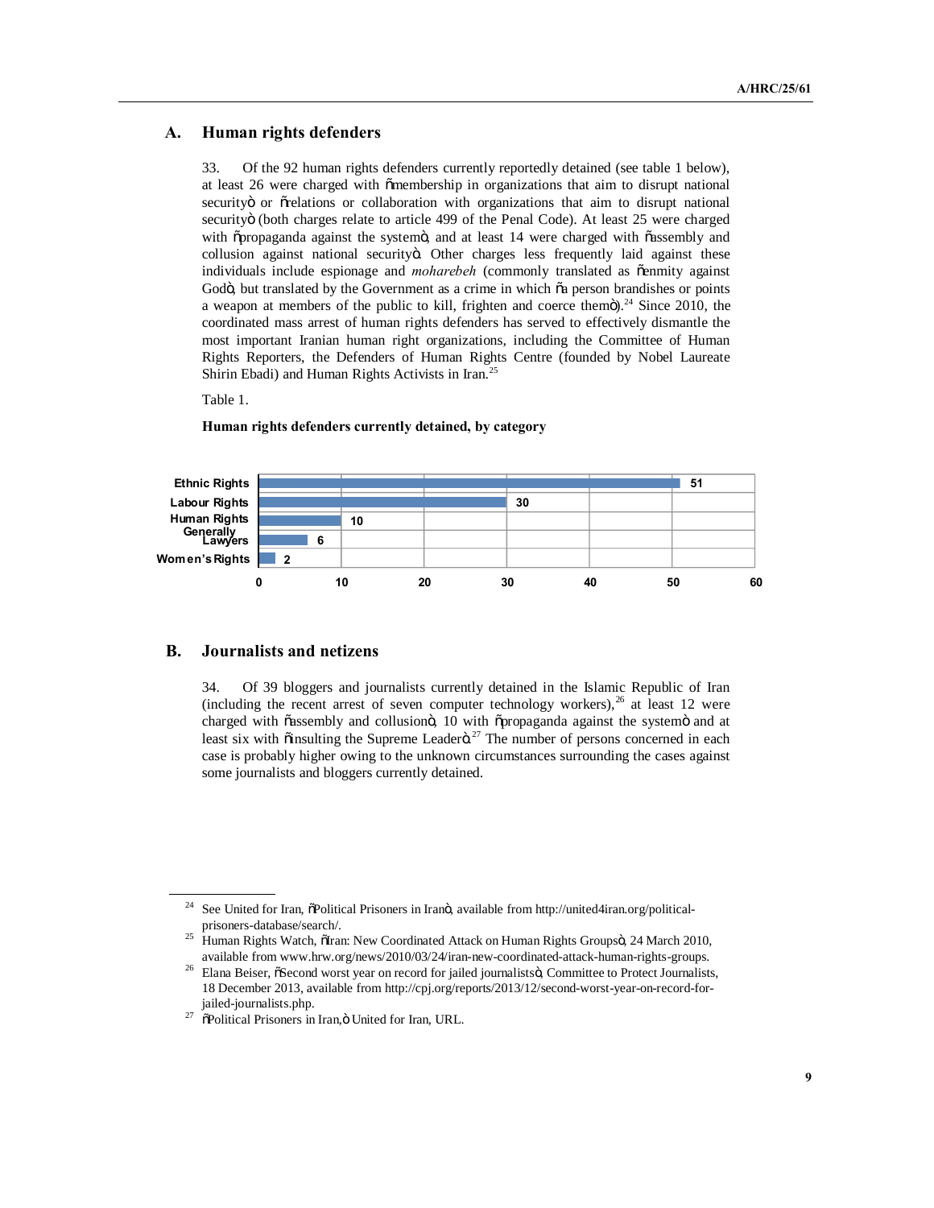## A. Human rights defenders

33. Of the 92 human rights defenders currently reportedly detained (see table 1 below), at least 26 were charged with "membership in organizations that aim to disrupt national security" or "relations or collaboration with organizations that aim to disrupt national security" (both charges relate to article 499 of the Penal Code). At least 25 were charged with "propaganda against the system", and at least 14 were charged with "assembly and collusion against national security". Other charges less frequently laid against these individuals include espionage and *moharebeh* (commonly translated as "enmity against God", but translated by the Government as a crime in which "a person brandishes or points a weapon at members of the public to kill, frighten and coerce them").[24] Since 2010, the coordinated mass arrest of human rights defenders has served to effectively dismantle the most important Iranian human right organizations, including the Committee of Human Rights Reporters, the Defenders of Human Rights Centre (founded by Nobel Laureate Shirin Ebadi) and Human Rights Activists in Iran.[25]

Table 1.

**Human rights defenders currently detained, by category**

| Category | Number |
| --- | --- |
| Ethnic Rights | 51 |
| Labour Rights | 30 |
| Human Rights Generally | 10 |
| Lawyers | 6 |
| Women's Rights | 2 |

## B. Journalists and netizens

34. Of 39 bloggers and journalists currently detained in the Islamic Republic of Iran (including the recent arrest of seven computer technology workers),[26] at least 12 were charged with "assembly and collusion", 10 with "propaganda against the system" and at least six with "insulting the Supreme Leader".[27] The number of persons concerned in each case is probably higher owing to the unknown circumstances surrounding the cases against some journalists and bloggers currently detained.

---

[24] See United for Iran, "Political Prisoners in Iran", available from http://united4iran.org/political-prisoners-database/search/.

[25] Human Rights Watch, "Iran: New Coordinated Attack on Human Rights Groups", 24 March 2010, available from www.hrw.org/news/2010/03/24/iran-new-coordinated-attack-human-rights-groups.

[26] Elana Beiser, "Second worst year on record for jailed journalists", Committee to Protect Journalists, 18 December 2013, available from http://cpj.org/reports/2013/12/second-worst-year-on-record-for-jailed-journalists.php.

[27] "Political Prisoners in Iran," United for Iran, URL.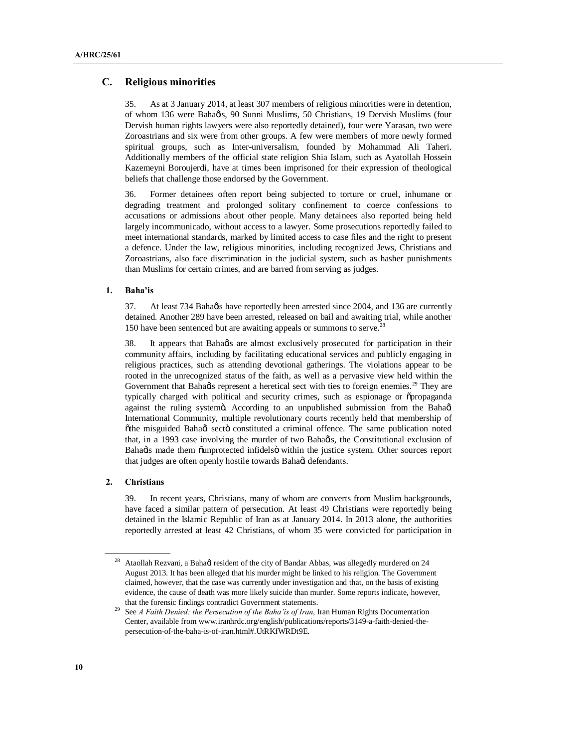## C. Religious minorities

35. As at 3 January 2014, at least 307 members of religious minorities were in detention, of whom 136 were Baha'is, 90 Sunni Muslims, 50 Christians, 19 Dervish Muslims (four Dervish human rights lawyers were also reportedly detained), four were Yarasan, two were Zoroastrians and six were from other groups. A few were members of more newly formed spiritual groups, such as Inter-universalism, founded by Mohammad Ali Taheri. Additionally members of the official state religion Shia Islam, such as Ayatollah Hossein Kazemeyni Boroujerdi, have at times been imprisoned for their expression of theological beliefs that challenge those endorsed by the Government.

36. Former detainees often report being subjected to torture or cruel, inhumane or degrading treatment and prolonged solitary confinement to coerce confessions to accusations or admissions about other people. Many detainees also reported being held largely incommunicado, without access to a lawyer. Some prosecutions reportedly failed to meet international standards, marked by limited access to case files and the right to present a defence. Under the law, religious minorities, including recognized Jews, Christians and Zoroastrians, also face discrimination in the judicial system, such as hasher punishments than Muslims for certain crimes, and are barred from serving as judges.

### 1. Baha'is

37. At least 734 Baha'is have reportedly been arrested since 2004, and 136 are currently detained. Another 289 have been arrested, released on bail and awaiting trial, while another 150 have been sentenced but are awaiting appeals or summons to serve.[28]

38. It appears that Baha'is are almost exclusively prosecuted for participation in their community affairs, including by facilitating educational services and publicly engaging in religious practices, such as attending devotional gatherings. The violations appear to be rooted in the unrecognized status of the faith, as well as a pervasive view held within the Government that Baha'is represent a heretical sect with ties to foreign enemies.[29] They are typically charged with political and security crimes, such as espionage or "propaganda against the ruling system". According to an unpublished submission from the Baha'i International Community, multiple revolutionary courts recently held that membership of "the misguided Baha'i sect" constituted a criminal offence. The same publication noted that, in a 1993 case involving the murder of two Baha'is, the Constitutional exclusion of Baha'is made them "unprotected infidels" within the justice system. Other sources report that judges are often openly hostile towards Baha'i defendants.

### 2. Christians

39. In recent years, Christians, many of whom are converts from Muslim backgrounds, have faced a similar pattern of persecution. At least 49 Christians were reportedly being detained in the Islamic Republic of Iran as at January 2014. In 2013 alone, the authorities reportedly arrested at least 42 Christians, of whom 35 were convicted for participation in

---

[28] Ataollah Rezvani, a Baha'i resident of the city of Bandar Abbas, was allegedly murdered on 24 August 2013. It has been alleged that his murder might be linked to his religion. The Government claimed, however, that the case was currently under investigation and that, on the basis of existing evidence, the cause of death was more likely suicide than murder. Some reports indicate, however, that the forensic findings contradict Government statements.

[29] See *A Faith Denied: the Persecution of the Baha'is of Iran*, Iran Human Rights Documentation Center, available from www.iranhrdc.org/english/publications/reports/3149-a-faith-denied-the-persecution-of-the-baha-is-of-iran.html#.UtRKfWRDt9E.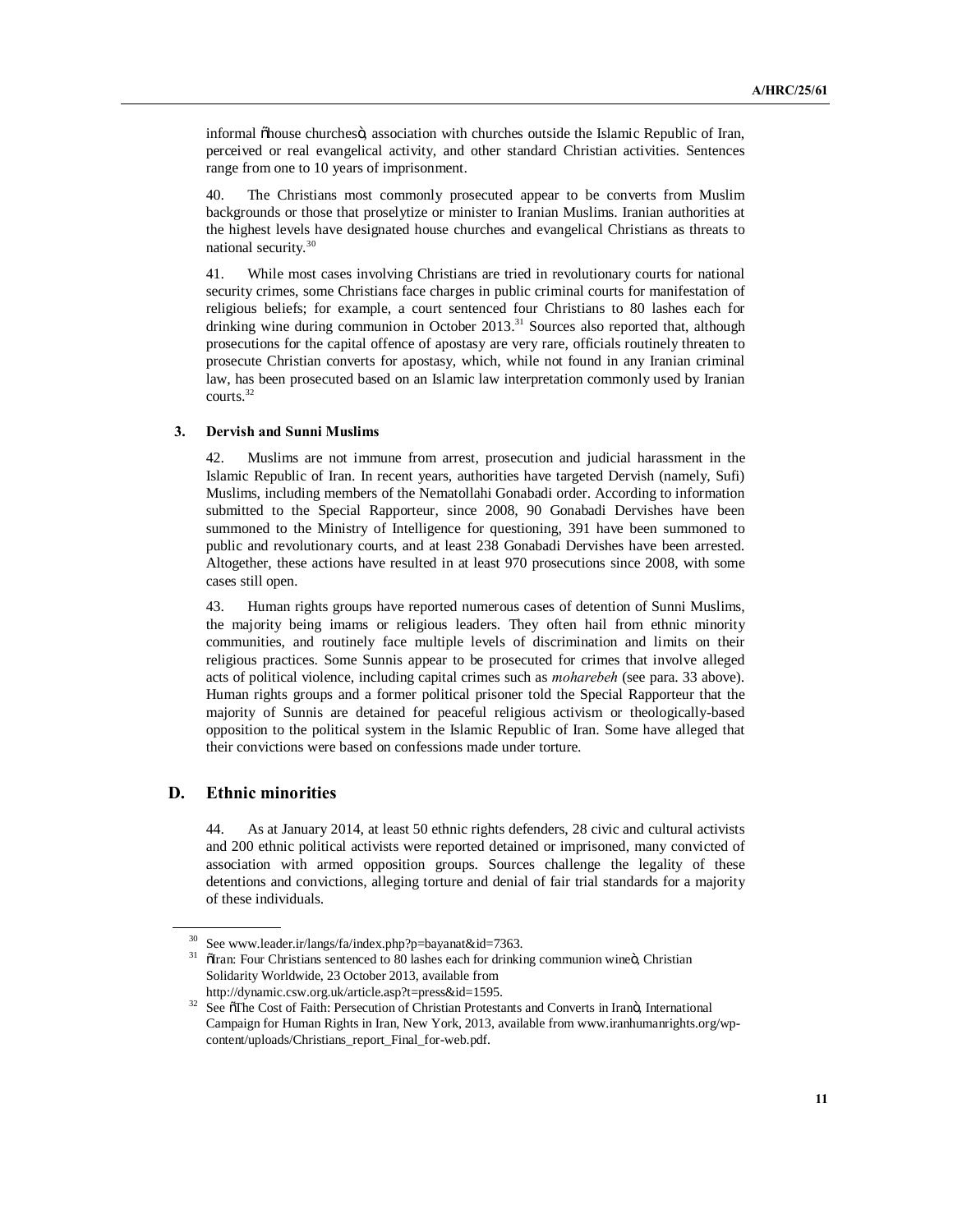informal “house churches”, association with churches outside the Islamic Republic of Iran, perceived or real evangelical activity, and other standard Christian activities. Sentences range from one to 10 years of imprisonment.

40. The Christians most commonly prosecuted appear to be converts from Muslim backgrounds or those that proselytize or minister to Iranian Muslims. Iranian authorities at the highest levels have designated house churches and evangelical Christians as threats to national security.[30]

41. While most cases involving Christians are tried in revolutionary courts for national security crimes, some Christians face charges in public criminal courts for manifestation of religious beliefs; for example, a court sentenced four Christians to 80 lashes each for drinking wine during communion in October 2013.[31] Sources also reported that, although prosecutions for the capital offence of apostasy are very rare, officials routinely threaten to prosecute Christian converts for apostasy, which, while not found in any Iranian criminal law, has been prosecuted based on an Islamic law interpretation commonly used by Iranian courts.[32]

### 3. Dervish and Sunni Muslims

42. Muslims are not immune from arrest, prosecution and judicial harassment in the Islamic Republic of Iran. In recent years, authorities have targeted Dervish (namely, Sufi) Muslims, including members of the Nematollahi Gonabadi order. According to information submitted to the Special Rapporteur, since 2008, 90 Gonabadi Dervishes have been summoned to the Ministry of Intelligence for questioning, 391 have been summoned to public and revolutionary courts, and at least 238 Gonabadi Dervishes have been arrested. Altogether, these actions have resulted in at least 970 prosecutions since 2008, with some cases still open.

43. Human rights groups have reported numerous cases of detention of Sunni Muslims, the majority being imams or religious leaders. They often hail from ethnic minority communities, and routinely face multiple levels of discrimination and limits on their religious practices. Some Sunnis appear to be prosecuted for crimes that involve alleged acts of political violence, including capital crimes such as *moharebeh* (see para. 33 above). Human rights groups and a former political prisoner told the Special Rapporteur that the majority of Sunnis are detained for peaceful religious activism or theologically-based opposition to the political system in the Islamic Republic of Iran. Some have alleged that their convictions were based on confessions made under torture.

## D. Ethnic minorities

44. As at January 2014, at least 50 ethnic rights defenders, 28 civic and cultural activists and 200 ethnic political activists were reported detained or imprisoned, many convicted of association with armed opposition groups. Sources challenge the legality of these detentions and convictions, alleging torture and denial of fair trial standards for a majority of these individuals.

---

[30] See www.leader.ir/langs/fa/index.php?p=bayanat&id=7363.

[31] “Iran: Four Christians sentenced to 80 lashes each for drinking communion wine”, Christian Solidarity Worldwide, 23 October 2013, available from http://dynamic.csw.org.uk/article.asp?t=press&id=1595.

[32] See “The Cost of Faith: Persecution of Christian Protestants and Converts in Iran”, International Campaign for Human Rights in Iran, New York, 2013, available from www.iranhumanrights.org/wp-content/uploads/Christians_report_Final_for-web.pdf.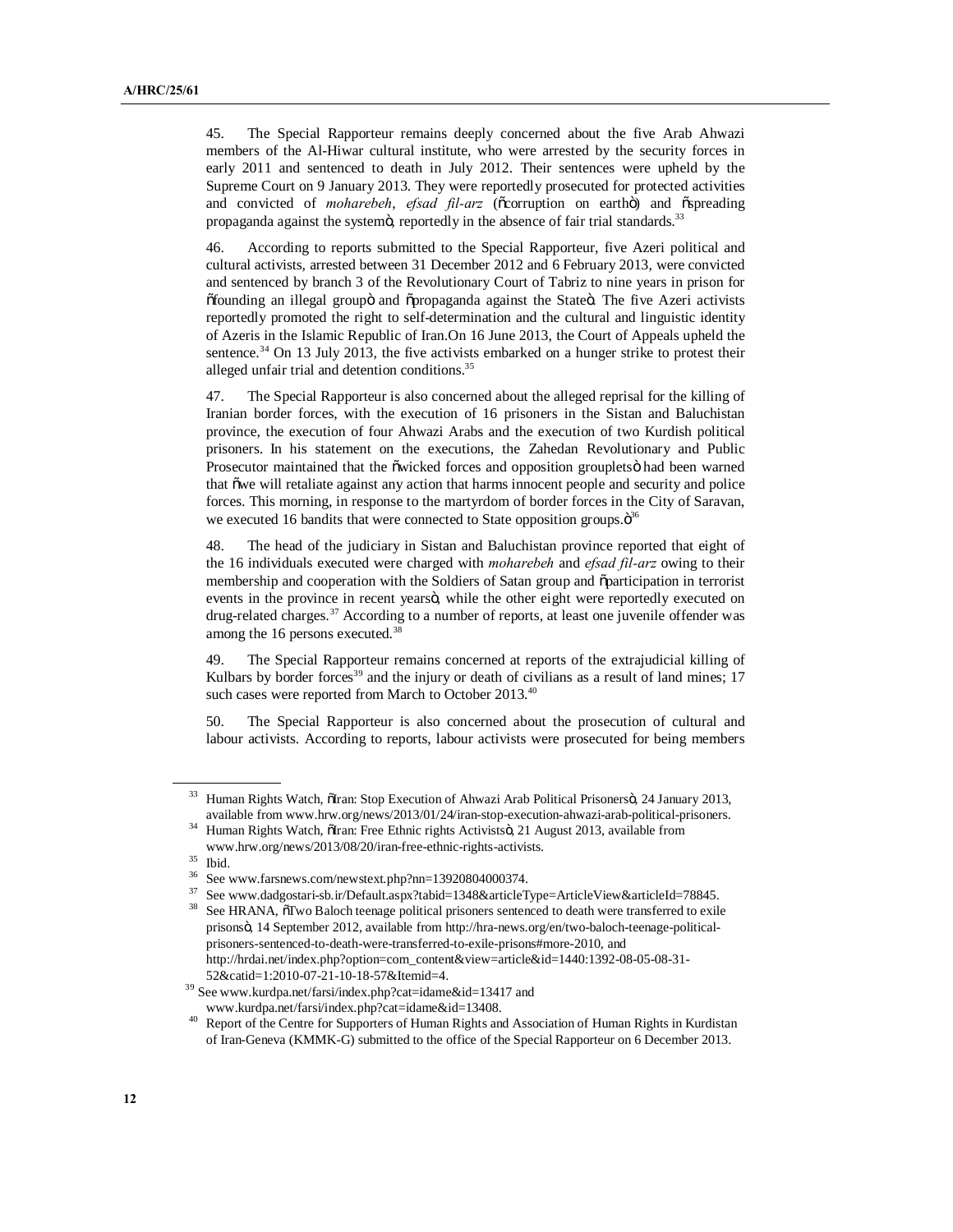45. The Special Rapporteur remains deeply concerned about the five Arab Ahwazi members of the Al-Hiwar cultural institute, who were arrested by the security forces in early 2011 and sentenced to death in July 2012. Their sentences were upheld by the Supreme Court on 9 January 2013. They were reportedly prosecuted for protected activities and convicted of *moharebeh*, *efsad fil-arz* ("corruption on earth") and "spreading propaganda against the system", reportedly in the absence of fair trial standards.[33]

46. According to reports submitted to the Special Rapporteur, five Azeri political and cultural activists, arrested between 31 December 2012 and 6 February 2013, were convicted and sentenced by branch 3 of the Revolutionary Court of Tabriz to nine years in prison for "founding an illegal group" and "propaganda against the State". The five Azeri activists reportedly promoted the right to self-determination and the cultural and linguistic identity of Azeris in the Islamic Republic of Iran.On 16 June 2013, the Court of Appeals upheld the sentence.[34] On 13 July 2013, the five activists embarked on a hunger strike to protest their alleged unfair trial and detention conditions.[35]

47. The Special Rapporteur is also concerned about the alleged reprisal for the killing of Iranian border forces, with the execution of 16 prisoners in the Sistan and Baluchistan province, the execution of four Ahwazi Arabs and the execution of two Kurdish political prisoners. In his statement on the executions, the Zahedan Revolutionary and Public Prosecutor maintained that the "wicked forces and opposition grouplets" had been warned that "we will retaliate against any action that harms innocent people and security and police forces. This morning, in response to the martyrdom of border forces in the City of Saravan, we executed 16 bandits that were connected to State opposition groups."[36]

48. The head of the judiciary in Sistan and Baluchistan province reported that eight of the 16 individuals executed were charged with *moharebeh* and *efsad fil-arz* owing to their membership and cooperation with the Soldiers of Satan group and "participation in terrorist events in the province in recent years", while the other eight were reportedly executed on drug-related charges.[37] According to a number of reports, at least one juvenile offender was among the 16 persons executed.[38]

49. The Special Rapporteur remains concerned at reports of the extrajudicial killing of Kulbars by border forces[39] and the injury or death of civilians as a result of land mines; 17 such cases were reported from March to October 2013.[40]

50. The Special Rapporteur is also concerned about the prosecution of cultural and labour activists. According to reports, labour activists were prosecuted for being members

---

[33] Human Rights Watch, "Iran: Stop Execution of Ahwazi Arab Political Prisoners", 24 January 2013, available from www.hrw.org/news/2013/01/24/iran-stop-execution-ahwazi-arab-political-prisoners.

[34] Human Rights Watch, "Iran: Free Ethnic rights Activists", 21 August 2013, available from www.hrw.org/news/2013/08/20/iran-free-ethnic-rights-activists.

[35] Ibid.

[36] See www.farsnews.com/newstext.php?nn=13920804000374.

[37] See www.dadgostari-sb.ir/Default.aspx?tabid=1348&articleType=ArticleView&articleId=78845.

[38] See HRANA, "Two Baloch teenage political prisoners sentenced to death were transferred to exile prisons", 14 September 2012, available from http://hra-news.org/en/two-baloch-teenage-political-prisoners-sentenced-to-death-were-transferred-to-exile-prisons#more-2010, and http://hrdai.net/index.php?option=com_content&view=article&id=1440:1392-08-05-08-31-52&catid=1:2010-07-21-10-18-57&Itemid=4.

[39] See www.kurdpa.net/farsi/index.php?cat=idame&id=13417 and www.kurdpa.net/farsi/index.php?cat=idame&id=13408.

[40] Report of the Centre for Supporters of Human Rights and Association of Human Rights in Kurdistan of Iran-Geneva (KMMK-G) submitted to the office of the Special Rapporteur on 6 December 2013.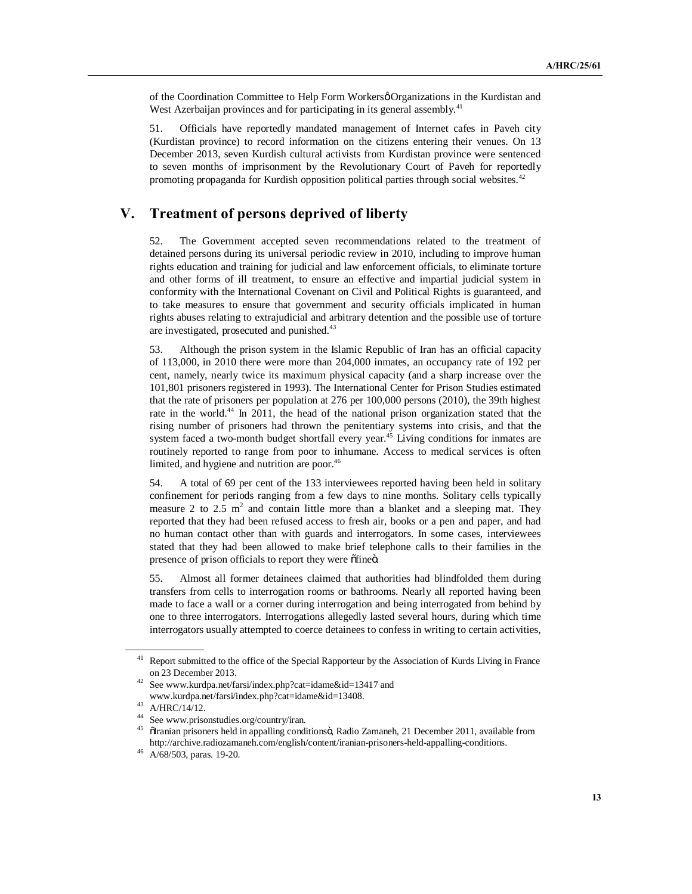of the Coordination Committee to Help Form Workersø Organizations in the Kurdistan and West Azerbaijan provinces and for participating in its general assembly.[41]

51. Officials have reportedly mandated management of Internet cafes in Paveh city (Kurdistan province) to record information on the citizens entering their venues. On 13 December 2013, seven Kurdish cultural activists from Kurdistan province were sentenced to seven months of imprisonment by the Revolutionary Court of Paveh for reportedly promoting propaganda for Kurdish opposition political parties through social websites.[42]

## V. Treatment of persons deprived of liberty

52. The Government accepted seven recommendations related to the treatment of detained persons during its universal periodic review in 2010, including to improve human rights education and training for judicial and law enforcement officials, to eliminate torture and other forms of ill treatment, to ensure an effective and impartial judicial system in conformity with the International Covenant on Civil and Political Rights is guaranteed, and to take measures to ensure that government and security officials implicated in human rights abuses relating to extrajudicial and arbitrary detention and the possible use of torture are investigated, prosecuted and punished.[43]

53. Although the prison system in the Islamic Republic of Iran has an official capacity of 113,000, in 2010 there were more than 204,000 inmates, an occupancy rate of 192 per cent, namely, nearly twice its maximum physical capacity (and a sharp increase over the 101,801 prisoners registered in 1993). The International Center for Prison Studies estimated that the rate of prisoners per population at 276 per 100,000 persons (2010), the 39th highest rate in the world.[44] In 2011, the head of the national prison organization stated that the rising number of prisoners had thrown the penitentiary systems into crisis, and that the system faced a two-month budget shortfall every year.[45] Living conditions for inmates are routinely reported to range from poor to inhumane. Access to medical services is often limited, and hygiene and nutrition are poor.[46]

54. A total of 69 per cent of the 133 interviewees reported having been held in solitary confinement for periods ranging from a few days to nine months. Solitary cells typically measure 2 to 2.5 m$^2$ and contain little more than a blanket and a sleeping mat. They reported that they had been refused access to fresh air, books or a pen and paper, and had no human contact other than with guards and interrogators. In some cases, interviewees stated that they had been allowed to make brief telephone calls to their families in the presence of prison officials to report they were õfineö.

55. Almost all former detainees claimed that authorities had blindfolded them during transfers from cells to interrogation rooms or bathrooms. Nearly all reported having been made to face a wall or a corner during interrogation and being interrogated from behind by one to three interrogators. Interrogations allegedly lasted several hours, during which time interrogators usually attempted to coerce detainees to confess in writing to certain activities,

---

[41] Report submitted to the office of the Special Rapporteur by the Association of Kurds Living in France on 23 December 2013.

[42] See www.kurdpa.net/farsi/index.php?cat=idame&id=13417 and www.kurdpa.net/farsi/index.php?cat=idame&id=13408.

[43] A/HRC/14/12.

[44] See www.prisonstudies.org/country/iran.

[45] õIranian prisoners held in appalling conditionsö, Radio Zamaneh, 21 December 2011, available from http://archive.radiozamaneh.com/english/content/iranian-prisoners-held-appalling-conditions.

[46] A/68/503, paras. 19-20.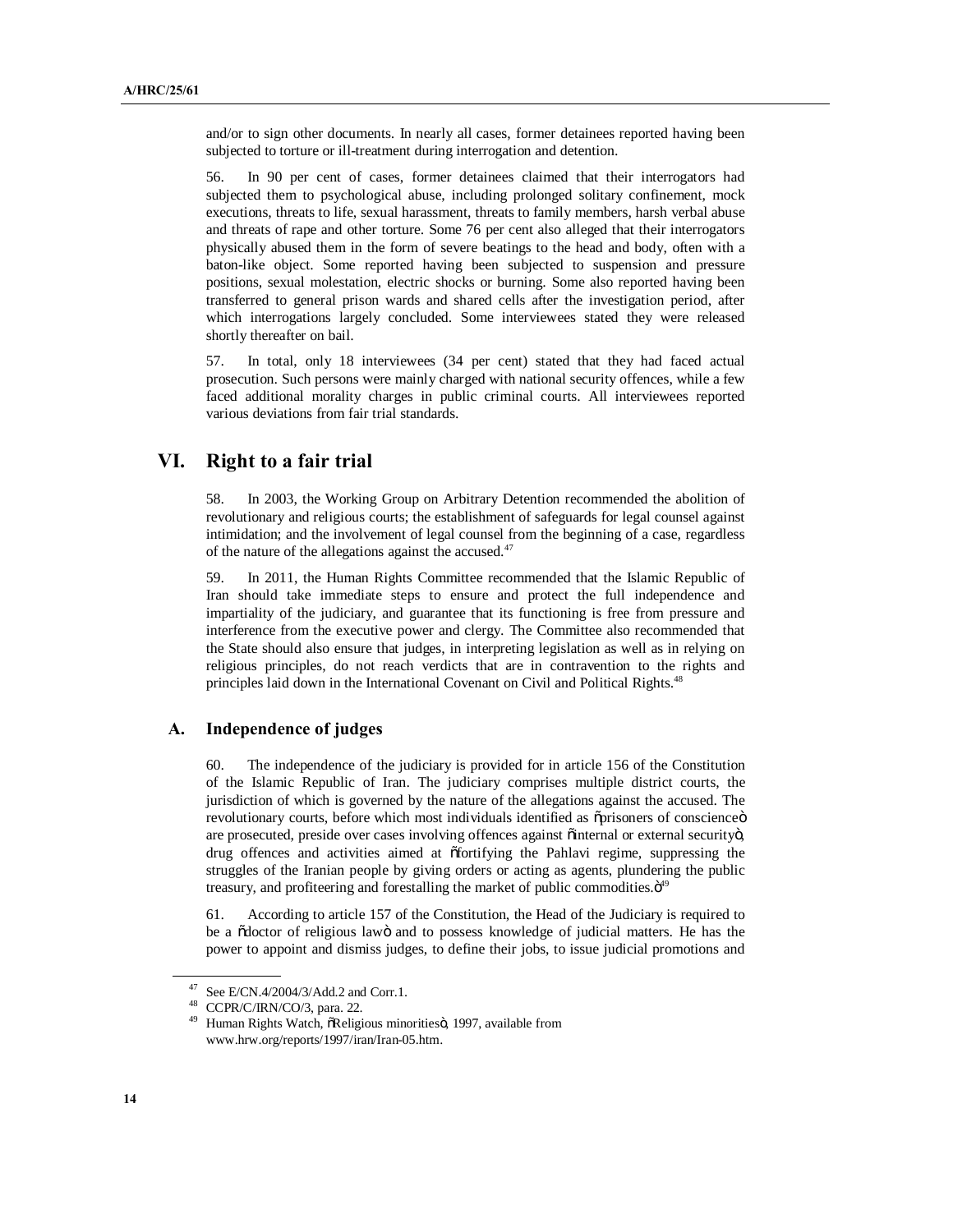and/or to sign other documents. In nearly all cases, former detainees reported having been subjected to torture or ill-treatment during interrogation and detention.

56. In 90 per cent of cases, former detainees claimed that their interrogators had subjected them to psychological abuse, including prolonged solitary confinement, mock executions, threats to life, sexual harassment, threats to family members, harsh verbal abuse and threats of rape and other torture. Some 76 per cent also alleged that their interrogators physically abused them in the form of severe beatings to the head and body, often with a baton-like object. Some reported having been subjected to suspension and pressure positions, sexual molestation, electric shocks or burning. Some also reported having been transferred to general prison wards and shared cells after the investigation period, after which interrogations largely concluded. Some interviewees stated they were released shortly thereafter on bail.

57. In total, only 18 interviewees (34 per cent) stated that they had faced actual prosecution. Such persons were mainly charged with national security offences, while a few faced additional morality charges in public criminal courts. All interviewees reported various deviations from fair trial standards.

# VI. Right to a fair trial

58. In 2003, the Working Group on Arbitrary Detention recommended the abolition of revolutionary and religious courts; the establishment of safeguards for legal counsel against intimidation; and the involvement of legal counsel from the beginning of a case, regardless of the nature of the allegations against the accused.[47]

59. In 2011, the Human Rights Committee recommended that the Islamic Republic of Iran should take immediate steps to ensure and protect the full independence and impartiality of the judiciary, and guarantee that its functioning is free from pressure and interference from the executive power and clergy. The Committee also recommended that the State should also ensure that judges, in interpreting legislation as well as in relying on religious principles, do not reach verdicts that are in contravention to the rights and principles laid down in the International Covenant on Civil and Political Rights.[48]

## A. Independence of judges

60. The independence of the judiciary is provided for in article 156 of the Constitution of the Islamic Republic of Iran. The judiciary comprises multiple district courts, the jurisdiction of which is governed by the nature of the allegations against the accused. The revolutionary courts, before which most individuals identified as "prisoners of conscience" are prosecuted, preside over cases involving offences against "internal or external security", drug offences and activities aimed at "fortifying the Pahlavi regime, suppressing the struggles of the Iranian people by giving orders or acting as agents, plundering the public treasury, and profiteering and forestalling the market of public commodities."[49]

61. According to article 157 of the Constitution, the Head of the Judiciary is required to be a "doctor of religious law" and to possess knowledge of judicial matters. He has the power to appoint and dismiss judges, to define their jobs, to issue judicial promotions and

---

[47] See E/CN.4/2004/3/Add.2 and Corr.1.

[48] CCPR/C/IRN/CO/3, para. 22.

[49] Human Rights Watch, "Religious minorities", 1997, available from www.hrw.org/reports/1997/iran/Iran-05.htm.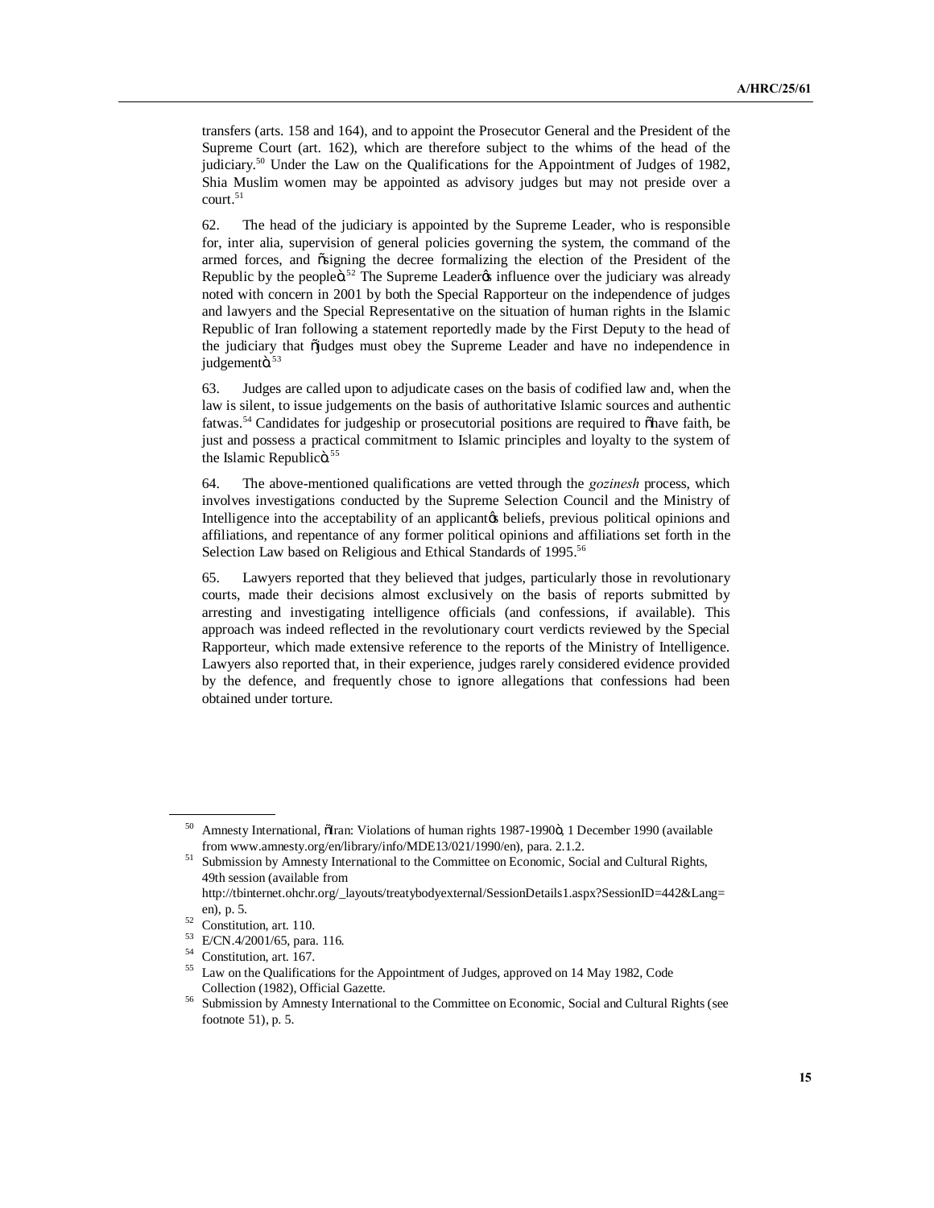transfers (arts. 158 and 164), and to appoint the Prosecutor General and the President of the Supreme Court (art. 162), which are therefore subject to the whims of the head of the judiciary.[50] Under the Law on the Qualifications for the Appointment of Judges of 1982, Shia Muslim women may be appointed as advisory judges but may not preside over a court.[51]

62. The head of the judiciary is appointed by the Supreme Leader, who is responsible for, inter alia, supervision of general policies governing the system, the command of the armed forces, and "signing the decree formalizing the election of the President of the Republic by the people".[52] The Supreme Leader's influence over the judiciary was already noted with concern in 2001 by both the Special Rapporteur on the independence of judges and lawyers and the Special Representative on the situation of human rights in the Islamic Republic of Iran following a statement reportedly made by the First Deputy to the head of the judiciary that "judges must obey the Supreme Leader and have no independence in judgement".[53]

63. Judges are called upon to adjudicate cases on the basis of codified law and, when the law is silent, to issue judgements on the basis of authoritative Islamic sources and authentic fatwas.[54] Candidates for judgeship or prosecutorial positions are required to "have faith, be just and possess a practical commitment to Islamic principles and loyalty to the system of the Islamic Republic".[55]

64. The above-mentioned qualifications are vetted through the *gozinesh* process, which involves investigations conducted by the Supreme Selection Council and the Ministry of Intelligence into the acceptability of an applicant's beliefs, previous political opinions and affiliations, and repentance of any former political opinions and affiliations set forth in the Selection Law based on Religious and Ethical Standards of 1995.[56]

65. Lawyers reported that they believed that judges, particularly those in revolutionary courts, made their decisions almost exclusively on the basis of reports submitted by arresting and investigating intelligence officials (and confessions, if available). This approach was indeed reflected in the revolutionary court verdicts reviewed by the Special Rapporteur, which made extensive reference to the reports of the Ministry of Intelligence. Lawyers also reported that, in their experience, judges rarely considered evidence provided by the defence, and frequently chose to ignore allegations that confessions had been obtained under torture.

---

[50] Amnesty International, "Iran: Violations of human rights 1987-1990", 1 December 1990 (available from www.amnesty.org/en/library/info/MDE13/021/1990/en), para. 2.1.2.

[51] Submission by Amnesty International to the Committee on Economic, Social and Cultural Rights, 49th session (available from http://tbinternet.ohchr.org/_layouts/treatybodyexternal/SessionDetails1.aspx?SessionID=442&Lang=en), p. 5.

[52] Constitution, art. 110.

[53] E/CN.4/2001/65, para. 116.

[54] Constitution, art. 167.

[55] Law on the Qualifications for the Appointment of Judges, approved on 14 May 1982, Code Collection (1982), Official Gazette.

[56] Submission by Amnesty International to the Committee on Economic, Social and Cultural Rights (see footnote 51), p. 5.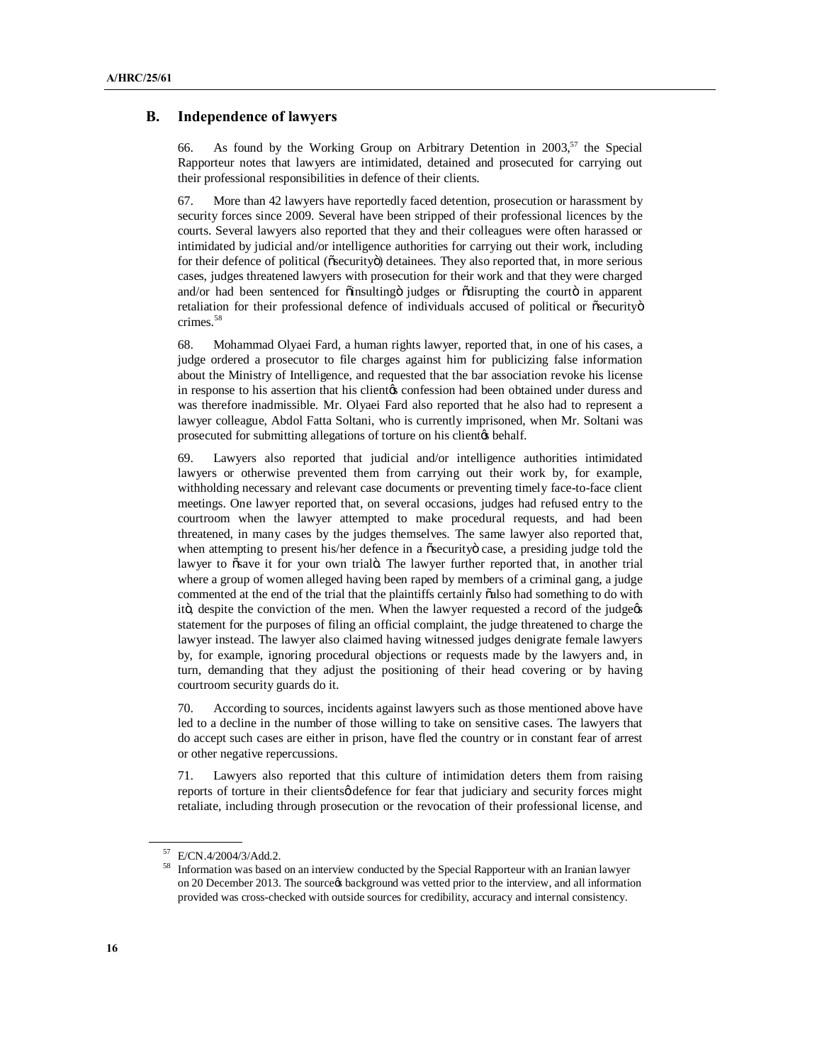## B. Independence of lawyers

66. As found by the Working Group on Arbitrary Detention in 2003,[57] the Special Rapporteur notes that lawyers are intimidated, detained and prosecuted for carrying out their professional responsibilities in defence of their clients.

67. More than 42 lawyers have reportedly faced detention, prosecution or harassment by security forces since 2009. Several have been stripped of their professional licences by the courts. Several lawyers also reported that they and their colleagues were often harassed or intimidated by judicial and/or intelligence authorities for carrying out their work, including for their defence of political ("security") detainees. They also reported that, in more serious cases, judges threatened lawyers with prosecution for their work and that they were charged and/or had been sentenced for "insulting" judges or "disrupting the court" in apparent retaliation for their professional defence of individuals accused of political or "security" crimes.[58]

68. Mohammad Olyaei Fard, a human rights lawyer, reported that, in one of his cases, a judge ordered a prosecutor to file charges against him for publicizing false information about the Ministry of Intelligence, and requested that the bar association revoke his license in response to his assertion that his client's confession had been obtained under duress and was therefore inadmissible. Mr. Olyaei Fard also reported that he also had to represent a lawyer colleague, Abdol Fatta Soltani, who is currently imprisoned, when Mr. Soltani was prosecuted for submitting allegations of torture on his client's behalf.

69. Lawyers also reported that judicial and/or intelligence authorities intimidated lawyers or otherwise prevented them from carrying out their work by, for example, withholding necessary and relevant case documents or preventing timely face-to-face client meetings. One lawyer reported that, on several occasions, judges had refused entry to the courtroom when the lawyer attempted to make procedural requests, and had been threatened, in many cases by the judges themselves. The same lawyer also reported that, when attempting to present his/her defence in a "security" case, a presiding judge told the lawyer to "save it for your own trial". The lawyer further reported that, in another trial where a group of women alleged having been raped by members of a criminal gang, a judge commented at the end of the trial that the plaintiffs certainly "also had something to do with it", despite the conviction of the men. When the lawyer requested a record of the judge's statement for the purposes of filing an official complaint, the judge threatened to charge the lawyer instead. The lawyer also claimed having witnessed judges denigrate female lawyers by, for example, ignoring procedural objections or requests made by the lawyers and, in turn, demanding that they adjust the positioning of their head covering or by having courtroom security guards do it.

70. According to sources, incidents against lawyers such as those mentioned above have led to a decline in the number of those willing to take on sensitive cases. The lawyers that do accept such cases are either in prison, have fled the country or in constant fear of arrest or other negative repercussions.

71. Lawyers also reported that this culture of intimidation deters them from raising reports of torture in their clients' defence for fear that judiciary and security forces might retaliate, including through prosecution or the revocation of their professional license, and

---

[57] E/CN.4/2004/3/Add.2.

[58] Information was based on an interview conducted by the Special Rapporteur with an Iranian lawyer on 20 December 2013. The source's background was vetted prior to the interview, and all information provided was cross-checked with outside sources for credibility, accuracy and internal consistency.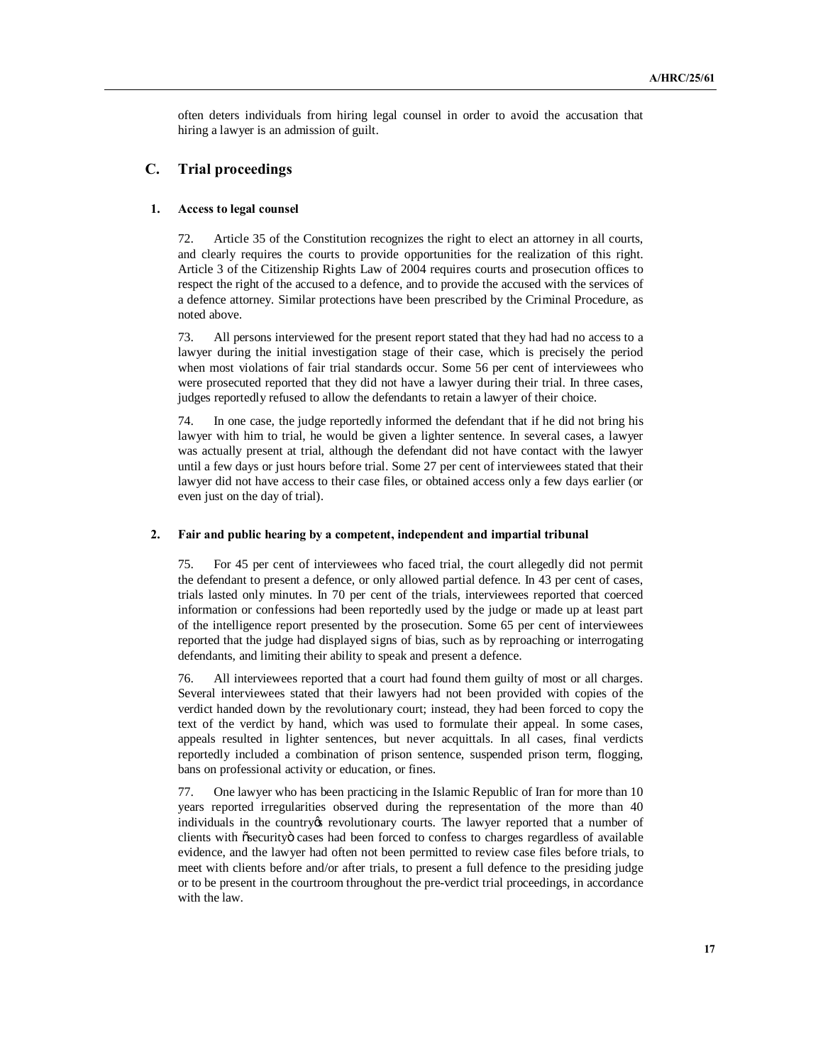often deters individuals from hiring legal counsel in order to avoid the accusation that hiring a lawyer is an admission of guilt.

## C. Trial proceedings

### 1. Access to legal counsel

72. Article 35 of the Constitution recognizes the right to elect an attorney in all courts, and clearly requires the courts to provide opportunities for the realization of this right. Article 3 of the Citizenship Rights Law of 2004 requires courts and prosecution offices to respect the right of the accused to a defence, and to provide the accused with the services of a defence attorney. Similar protections have been prescribed by the Criminal Procedure, as noted above.

73. All persons interviewed for the present report stated that they had had no access to a lawyer during the initial investigation stage of their case, which is precisely the period when most violations of fair trial standards occur. Some 56 per cent of interviewees who were prosecuted reported that they did not have a lawyer during their trial. In three cases, judges reportedly refused to allow the defendants to retain a lawyer of their choice.

74. In one case, the judge reportedly informed the defendant that if he did not bring his lawyer with him to trial, he would be given a lighter sentence. In several cases, a lawyer was actually present at trial, although the defendant did not have contact with the lawyer until a few days or just hours before trial. Some 27 per cent of interviewees stated that their lawyer did not have access to their case files, or obtained access only a few days earlier (or even just on the day of trial).

### 2. Fair and public hearing by a competent, independent and impartial tribunal

75. For 45 per cent of interviewees who faced trial, the court allegedly did not permit the defendant to present a defence, or only allowed partial defence. In 43 per cent of cases, trials lasted only minutes. In 70 per cent of the trials, interviewees reported that coerced information or confessions had been reportedly used by the judge or made up at least part of the intelligence report presented by the prosecution. Some 65 per cent of interviewees reported that the judge had displayed signs of bias, such as by reproaching or interrogating defendants, and limiting their ability to speak and present a defence.

76. All interviewees reported that a court had found them guilty of most or all charges. Several interviewees stated that their lawyers had not been provided with copies of the verdict handed down by the revolutionary court; instead, they had been forced to copy the text of the verdict by hand, which was used to formulate their appeal. In some cases, appeals resulted in lighter sentences, but never acquittals. In all cases, final verdicts reportedly included a combination of prison sentence, suspended prison term, flogging, bans on professional activity or education, or fines.

77. One lawyer who has been practicing in the Islamic Republic of Iran for more than 10 years reported irregularities observed during the representation of the more than 40 individuals in the country's revolutionary courts. The lawyer reported that a number of clients with "security" cases had been forced to confess to charges regardless of available evidence, and the lawyer had often not been permitted to review case files before trials, to meet with clients before and/or after trials, to present a full defence to the presiding judge or to be present in the courtroom throughout the pre-verdict trial proceedings, in accordance with the law.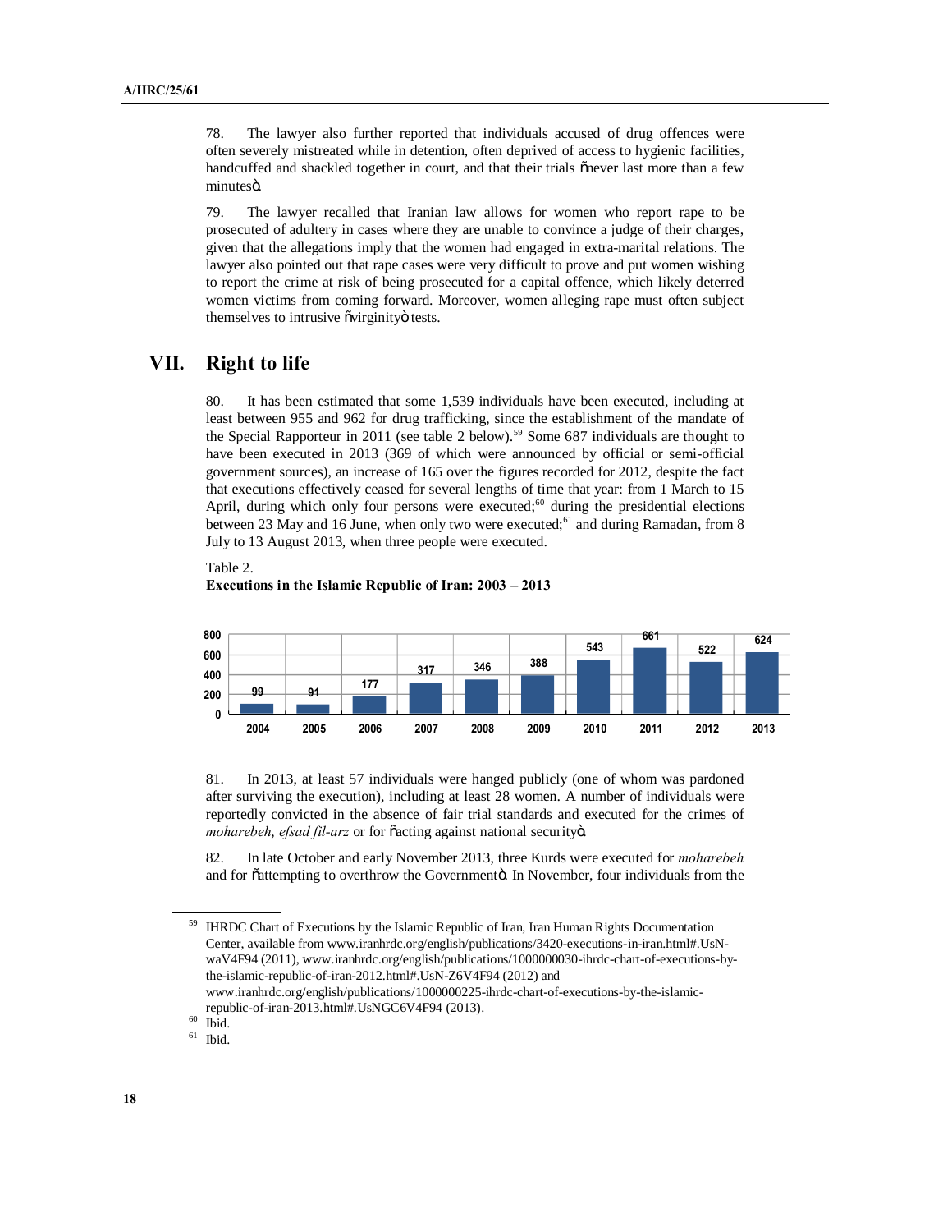78. The lawyer also further reported that individuals accused of drug offences were often severely mistreated while in detention, often deprived of access to hygienic facilities, handcuffed and shackled together in court, and that their trials "never last more than a few minutes".

79. The lawyer recalled that Iranian law allows for women who report rape to be prosecuted of adultery in cases where they are unable to convince a judge of their charges, given that the allegations imply that the women had engaged in extra-marital relations. The lawyer also pointed out that rape cases were very difficult to prove and put women wishing to report the crime at risk of being prosecuted for a capital offence, which likely deterred women victims from coming forward. Moreover, women alleging rape must often subject themselves to intrusive "virginity" tests.

# VII. Right to life

80. It has been estimated that some 1,539 individuals have been executed, including at least between 955 and 962 for drug trafficking, since the establishment of the mandate of the Special Rapporteur in 2011 (see table 2 below).[59] Some 687 individuals are thought to have been executed in 2013 (369 of which were announced by official or semi-official government sources), an increase of 165 over the figures recorded for 2012, despite the fact that executions effectively ceased for several lengths of time that year: from 1 March to 15 April, during which only four persons were executed;[60] during the presidential elections between 23 May and 16 June, when only two were executed;[61] and during Ramadan, from 8 July to 13 August 2013, when three people were executed.

Table 2.
**Executions in the Islamic Republic of Iran: 2003 – 2013**

| Year | 2004 | 2005 | 2006 | 2007 | 2008 | 2009 | 2010 | 2011 | 2012 | 2013 |
|---|---|---|---|---|---|---|---|---|---|---|
| Executions | 99 | 91 | 177 | 317 | 346 | 388 | 543 | 661 | 522 | 624 |

81. In 2013, at least 57 individuals were hanged publicly (one of whom was pardoned after surviving the execution), including at least 28 women. A number of individuals were reportedly convicted in the absence of fair trial standards and executed for the crimes of *moharebeh*, *efsad fil-arz* or for "acting against national security".

82. In late October and early November 2013, three Kurds were executed for *moharebeh* and for "attempting to overthrow the Government". In November, four individuals from the

---

[59] IHRDC Chart of Executions by the Islamic Republic of Iran, Iran Human Rights Documentation Center, available from www.iranhrdc.org/english/publications/3420-executions-in-iran.html#.UsN-waV4F94 (2011), www.iranhrdc.org/english/publications/1000000030-ihrdc-chart-of-executions-by-the-islamic-republic-of-iran-2012.html#.UsN-Z6V4F94 (2012) and www.iranhrdc.org/english/publications/1000000225-ihrdc-chart-of-executions-by-the-islamic-republic-of-iran-2013.html#.UsNGC6V4F94 (2013).

[60] Ibid.

[61] Ibid.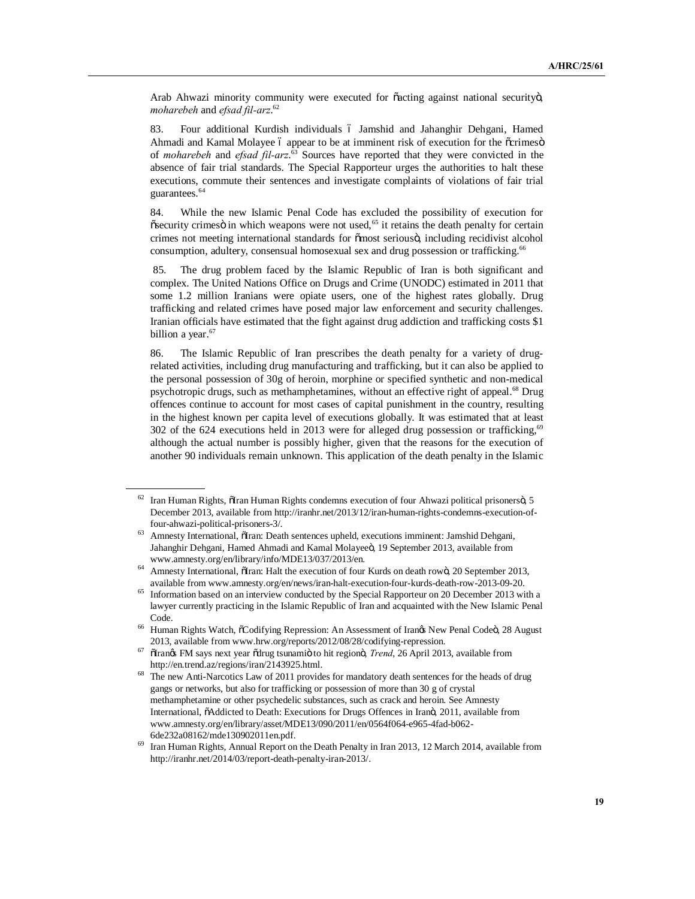Arab Ahwazi minority community were executed for "acting against national security", *moharebeh* and *efsad fil-arz*.[62]

83. Four additional Kurdish individuals – Jamshid and Jahanghir Dehgani, Hamed Ahmadi and Kamal Molayee – appear to be at imminent risk of execution for the "crimes" of *moharebeh* and *efsad fil-arz*.[63] Sources have reported that they were convicted in the absence of fair trial standards. The Special Rapporteur urges the authorities to halt these executions, commute their sentences and investigate complaints of violations of fair trial guarantees.[64]

84. While the new Islamic Penal Code has excluded the possibility of execution for "security crimes" in which weapons were not used,[65] it retains the death penalty for certain crimes not meeting international standards for "most serious", including recidivist alcohol consumption, adultery, consensual homosexual sex and drug possession or trafficking.[66]

85. The drug problem faced by the Islamic Republic of Iran is both significant and complex. The United Nations Office on Drugs and Crime (UNODC) estimated in 2011 that some 1.2 million Iranians were opiate users, one of the highest rates globally. Drug trafficking and related crimes have posed major law enforcement and security challenges. Iranian officials have estimated that the fight against drug addiction and trafficking costs $1 billion a year.[67]

86. The Islamic Republic of Iran prescribes the death penalty for a variety of drug-related activities, including drug manufacturing and trafficking, but it can also be applied to the personal possession of 30g of heroin, morphine or specified synthetic and non-medical psychotropic drugs, such as methamphetamines, without an effective right of appeal.[68] Drug offences continue to account for most cases of capital punishment in the country, resulting in the highest known per capita level of executions globally. It was estimated that at least 302 of the 624 executions held in 2013 were for alleged drug possession or trafficking,[69] although the actual number is possibly higher, given that the reasons for the execution of another 90 individuals remain unknown. This application of the death penalty in the Islamic

---

[62] Iran Human Rights, "Iran Human Rights condemns execution of four Ahwazi political prisoners", 5 December 2013, available from http://iranhr.net/2013/12/iran-human-rights-condemns-execution-of-four-ahwazi-political-prisoners-3/.

[63] Amnesty International, "Iran: Death sentences upheld, executions imminent: Jamshid Dehgani, Jahanghir Dehgani, Hamed Ahmadi and Kamal Molayee", 19 September 2013, available from www.amnesty.org/en/library/info/MDE13/037/2013/en.

[64] Amnesty International, "Iran: Halt the execution of four Kurds on death row", 20 September 2013, available from www.amnesty.org/en/news/iran-halt-execution-four-kurds-death-row-2013-09-20.

[65] Information based on an interview conducted by the Special Rapporteur on 20 December 2013 with a lawyer currently practicing in the Islamic Republic of Iran and acquainted with the New Islamic Penal Code.

[66] Human Rights Watch, "Codifying Repression: An Assessment of Iran's New Penal Code", 28 August 2013, available from www.hrw.org/reports/2012/08/28/codifying-repression.

[67] "Iran's FM says next year "drug tsunami" to hit region", *Trend*, 26 April 2013, available from http://en.trend.az/regions/iran/2143925.html.

[68] The new Anti-Narcotics Law of 2011 provides for mandatory death sentences for the heads of drug gangs or networks, but also for trafficking or possession of more than 30 g of crystal methamphetamine or other psychedelic substances, such as crack and heroin. See Amnesty International, "Addicted to Death: Executions for Drugs Offences in Iran", 2011, available from www.amnesty.org/en/library/asset/MDE13/090/2011/en/0564f064-e965-4fad-b062-6de232a08162/mde130902011en.pdf.

[69] Iran Human Rights, Annual Report on the Death Penalty in Iran 2013, 12 March 2014, available from http://iranhr.net/2014/03/report-death-penalty-iran-2013/.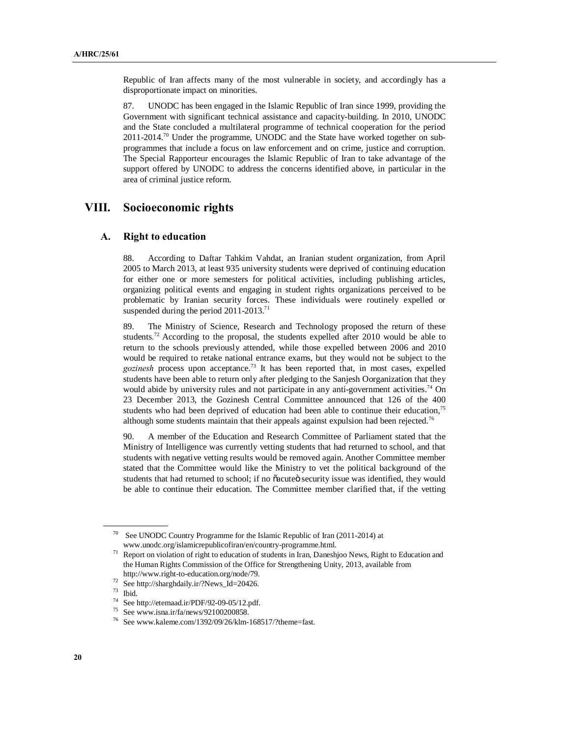Republic of Iran affects many of the most vulnerable in society, and accordingly has a disproportionate impact on minorities.

87. UNODC has been engaged in the Islamic Republic of Iran since 1999, providing the Government with significant technical assistance and capacity-building. In 2010, UNODC and the State concluded a multilateral programme of technical cooperation for the period 2011-2014.[70] Under the programme, UNODC and the State have worked together on sub-programmes that include a focus on law enforcement and on crime, justice and corruption. The Special Rapporteur encourages the Islamic Republic of Iran to take advantage of the support offered by UNODC to address the concerns identified above, in particular in the area of criminal justice reform.

# VIII. Socioeconomic rights

## A. Right to education

88. According to Daftar Tahkim Vahdat, an Iranian student organization, from April 2005 to March 2013, at least 935 university students were deprived of continuing education for either one or more semesters for political activities, including publishing articles, organizing political events and engaging in student rights organizations perceived to be problematic by Iranian security forces. These individuals were routinely expelled or suspended during the period 2011-2013.[71]

89. The Ministry of Science, Research and Technology proposed the return of these students.[72] According to the proposal, the students expelled after 2010 would be able to return to the schools previously attended, while those expelled between 2006 and 2010 would be required to retake national entrance exams, but they would not be subject to the *gozinesh* process upon acceptance.[73] It has been reported that, in most cases, expelled students have been able to return only after pledging to the Sanjesh Oorganization that they would abide by university rules and not participate in any anti-government activities.[74] On 23 December 2013, the Gozinesh Central Committee announced that 126 of the 400 students who had been deprived of education had been able to continue their education,[75] although some students maintain that their appeals against expulsion had been rejected.[76]

90. A member of the Education and Research Committee of Parliament stated that the Ministry of Intelligence was currently vetting students that had returned to school, and that students with negative vetting results would be removed again. Another Committee member stated that the Committee would like the Ministry to vet the political background of the students that had returned to school; if no "acute" security issue was identified, they would be able to continue their education. The Committee member clarified that, if the vetting

---

[70] See UNODC Country Programme for the Islamic Republic of Iran (2011-2014) at www.unodc.org/islamicrepublicofiran/en/country-programme.html.

[71] Report on violation of right to education of students in Iran, Daneshjoo News, Right to Education and the Human Rights Commission of the Office for Strengthening Unity, 2013, available from http://www.right-to-education.org/node/79.

[72] See http://sharghdaily.ir/?News_Id=20426.

[73] Ibid.

[74] See http://etemaad.ir/PDF/92-09-05/12.pdf.

[75] See www.isna.ir/fa/news/92100200858.

[76] See www.kaleme.com/1392/09/26/klm-168517/?theme=fast.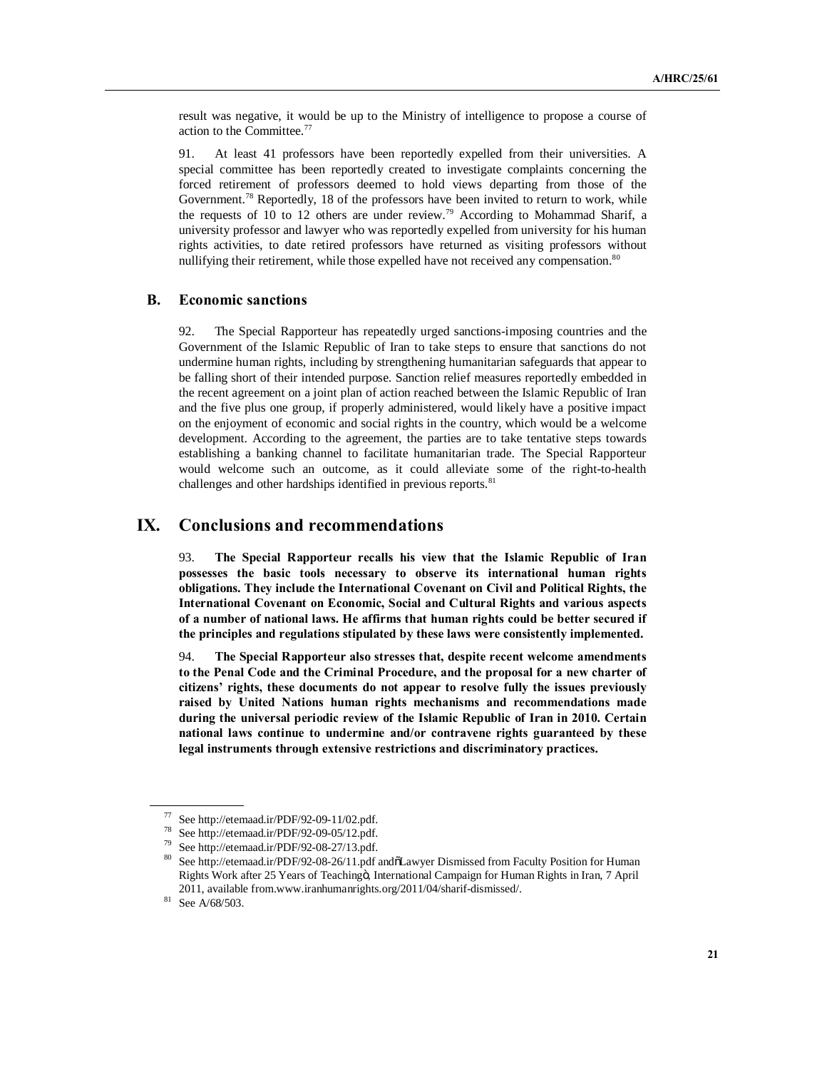result was negative, it would be up to the Ministry of intelligence to propose a course of action to the Committee.[77]

91. At least 41 professors have been reportedly expelled from their universities. A special committee has been reportedly created to investigate complaints concerning the forced retirement of professors deemed to hold views departing from those of the Government.[78] Reportedly, 18 of the professors have been invited to return to work, while the requests of 10 to 12 others are under review.[79] According to Mohammad Sharif, a university professor and lawyer who was reportedly expelled from university for his human rights activities, to date retired professors have returned as visiting professors without nullifying their retirement, while those expelled have not received any compensation.[80]

### B. Economic sanctions

92. The Special Rapporteur has repeatedly urged sanctions-imposing countries and the Government of the Islamic Republic of Iran to take steps to ensure that sanctions do not undermine human rights, including by strengthening humanitarian safeguards that appear to be falling short of their intended purpose. Sanction relief measures reportedly embedded in the recent agreement on a joint plan of action reached between the Islamic Republic of Iran and the five plus one group, if properly administered, would likely have a positive impact on the enjoyment of economic and social rights in the country, which would be a welcome development. According to the agreement, the parties are to take tentative steps towards establishing a banking channel to facilitate humanitarian trade. The Special Rapporteur would welcome such an outcome, as it could alleviate some of the right-to-health challenges and other hardships identified in previous reports.[81]

## IX. Conclusions and recommendations

93. **The Special Rapporteur recalls his view that the Islamic Republic of Iran possesses the basic tools necessary to observe its international human rights obligations. They include the International Covenant on Civil and Political Rights, the International Covenant on Economic, Social and Cultural Rights and various aspects of a number of national laws. He affirms that human rights could be better secured if the principles and regulations stipulated by these laws were consistently implemented.**

94. **The Special Rapporteur also stresses that, despite recent welcome amendments to the Penal Code and the Criminal Procedure, and the proposal for a new charter of citizens' rights, these documents do not appear to resolve fully the issues previously raised by United Nations human rights mechanisms and recommendations made during the universal periodic review of the Islamic Republic of Iran in 2010. Certain national laws continue to undermine and/or contravene rights guaranteed by these legal instruments through extensive restrictions and discriminatory practices.**

---

[77] See http://etemaad.ir/PDF/92-09-11/02.pdf.

[78] See http://etemaad.ir/PDF/92-09-05/12.pdf.

[79] See http://etemaad.ir/PDF/92-08-27/13.pdf.

[80] See http://etemaad.ir/PDF/92-08-26/11.pdf and "Lawyer Dismissed from Faculty Position for Human Rights Work after 25 Years of Teaching", International Campaign for Human Rights in Iran, 7 April 2011, available from.www.iranhumanrights.org/2011/04/sharif-dismissed/.

[81] See A/68/503.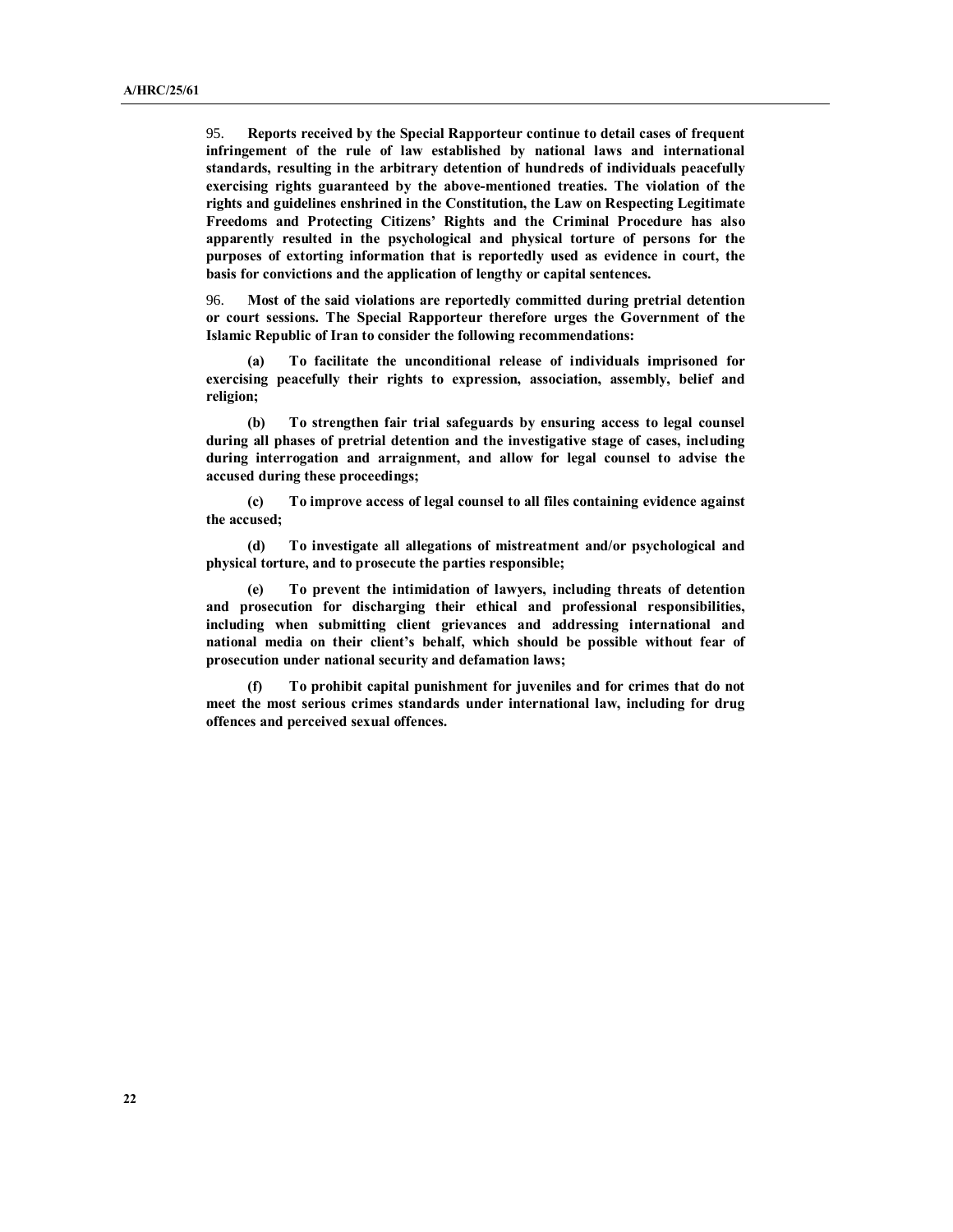95. **Reports received by the Special Rapporteur continue to detail cases of frequent infringement of the rule of law established by national laws and international standards, resulting in the arbitrary detention of hundreds of individuals peacefully exercising rights guaranteed by the above-mentioned treaties. The violation of the rights and guidelines enshrined in the Constitution, the Law on Respecting Legitimate Freedoms and Protecting Citizens' Rights and the Criminal Procedure has also apparently resulted in the psychological and physical torture of persons for the purposes of extorting information that is reportedly used as evidence in court, the basis for convictions and the application of lengthy or capital sentences.**

96. **Most of the said violations are reportedly committed during pretrial detention or court sessions. The Special Rapporteur therefore urges the Government of the Islamic Republic of Iran to consider the following recommendations:**

**(a) To facilitate the unconditional release of individuals imprisoned for exercising peacefully their rights to expression, association, assembly, belief and religion;**

**(b) To strengthen fair trial safeguards by ensuring access to legal counsel during all phases of pretrial detention and the investigative stage of cases, including during interrogation and arraignment, and allow for legal counsel to advise the accused during these proceedings;**

**(c) To improve access of legal counsel to all files containing evidence against the accused;**

**(d) To investigate all allegations of mistreatment and/or psychological and physical torture, and to prosecute the parties responsible;**

**(e) To prevent the intimidation of lawyers, including threats of detention and prosecution for discharging their ethical and professional responsibilities, including when submitting client grievances and addressing international and national media on their client's behalf, which should be possible without fear of prosecution under national security and defamation laws;**

**(f) To prohibit capital punishment for juveniles and for crimes that do not meet the most serious crimes standards under international law, including for drug offences and perceived sexual offences.**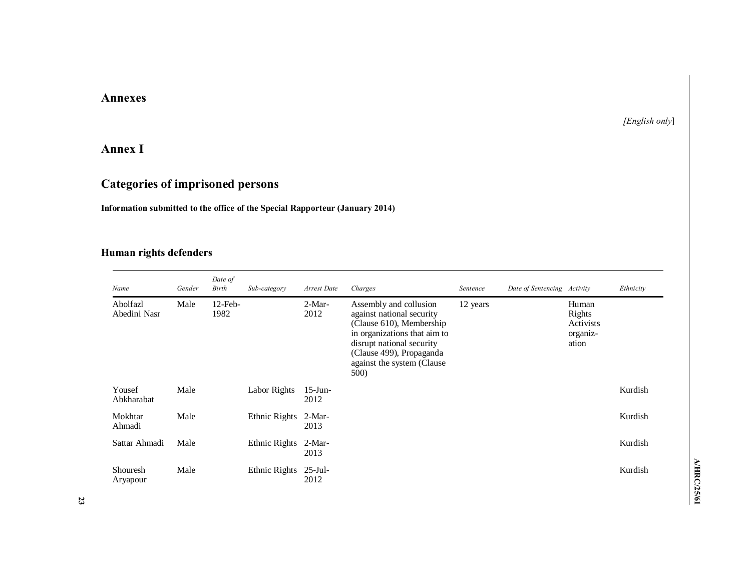# Annexes

*[English only]*

## Annex I

## Categories of imprisoned persons

**Information submitted to the office of the Special Rapporteur (January 2014)**

### Human rights defenders

| *Name* | *Gender* | *Date of Birth* | *Sub-category* | *Arrest Date* | *Charges* | *Sentence* | *Date of Sentencing* | *Activity* | *Ethnicity* |
|---|---|---|---|---|---|---|---|---|---|
| Abolfazl Abedini Nasr | Male | 12-Feb-1982 | | 2-Mar-2012 | Assembly and collusion against national security (Clause 610), Membership in organizations that aim to disrupt national security (Clause 499), Propaganda against the system (Clause 500) | 12 years | | Human Rights Activists organiz-ation | |
| Yousef Abkharabat | Male | | Labor Rights | 15-Jun-2012 | | | | | Kurdish |
| Mokhtar Ahmadi | Male | | Ethnic Rights | 2-Mar-2013 | | | | | Kurdish |
| Sattar Ahmadi | Male | | Ethnic Rights | 2-Mar-2013 | | | | | Kurdish |
| Shouresh Aryapour | Male | | Ethnic Rights | 25-Jul-2012 | | | | | Kurdish |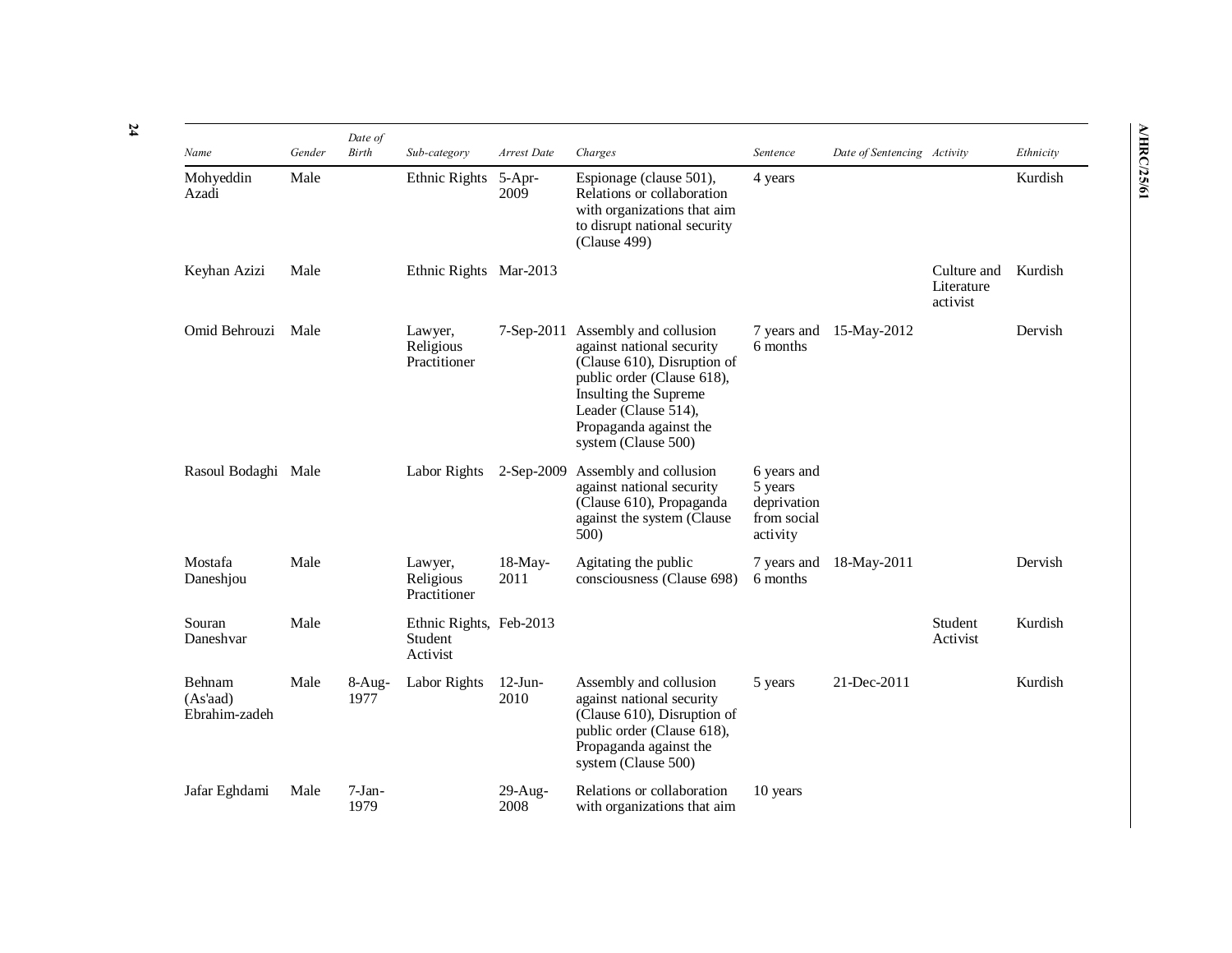| Name | Gender | Date of Birth | Sub-category | Arrest Date | Charges | Sentence | Date of Sentencing | Activity | Ethnicity |
| --- | --- | --- | --- | --- | --- | --- | --- | --- | --- |
| Mohyeddin Azadi | Male | | Ethnic Rights | 5-Apr-2009 | Espionage (clause 501), Relations or collaboration with organizations that aim to disrupt national security (Clause 499) | 4 years | | | Kurdish |
| Keyhan Azizi | Male | | Ethnic Rights | Mar-2013 | | | | Culture and Literature activist | Kurdish |
| Omid Behrouzi | Male | | Lawyer, Religious Practitioner | 7-Sep-2011 | Assembly and collusion against national security (Clause 610), Disruption of public order (Clause 618), Insulting the Supreme Leader (Clause 514), Propaganda against the system (Clause 500) | 7 years and 6 months | 15-May-2012 | | Dervish |
| Rasoul Bodaghi | Male | | Labor Rights | 2-Sep-2009 | Assembly and collusion against national security (Clause 610), Propaganda against the system (Clause 500) | 6 years and 5 years deprivation from social activity | | | |
| Mostafa Daneshjou | Male | | Lawyer, Religious Practitioner | 18-May-2011 | Agitating the public consciousness (Clause 698) | 7 years and 6 months | 18-May-2011 | | Dervish |
| Souran Daneshvar | Male | | Ethnic Rights, Student Activist | Feb-2013 | | | | Student Activist | Kurdish |
| Behnam (As'aad) Ebrahim-zadeh | Male | 8-Aug-1977 | Labor Rights | 12-Jun-2010 | Assembly and collusion against national security (Clause 610), Disruption of public order (Clause 618), Propaganda against the system (Clause 500) | 5 years | 21-Dec-2011 | | Kurdish |
| Jafar Eghdami | Male | 7-Jan-1979 | | 29-Aug-2008 | Relations or collaboration with organizations that aim | 10 years | | | |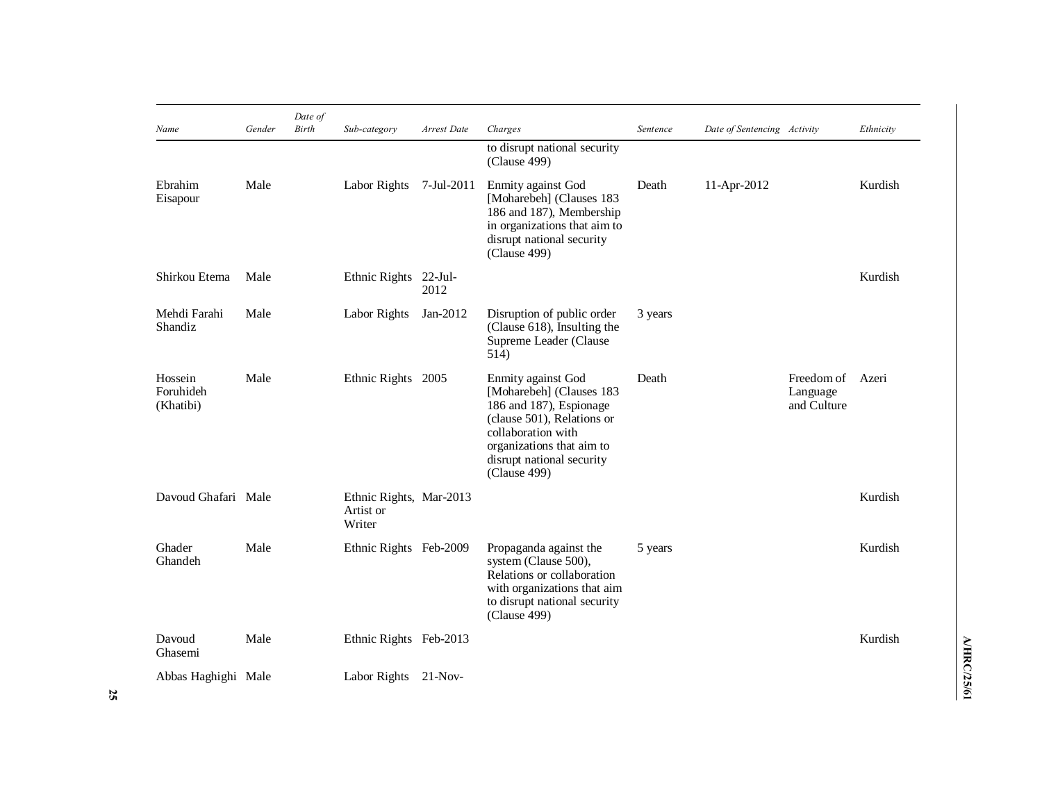| Name | Gender | Date of Birth | Sub-category | Arrest Date | Charges | Sentence | Date of Sentencing | Activity | Ethnicity |
|---|---|---|---|---|---|---|---|---|---|
| | | | | | to disrupt national security (Clause 499) | | | | |
| Ebrahim Eisapour | Male | | Labor Rights | 7-Jul-2011 | Enmity against God [Moharebeh] (Clauses 183 186 and 187), Membership in organizations that aim to disrupt national security (Clause 499) | Death | 11-Apr-2012 | | Kurdish |
| Shirkou Etema | Male | | Ethnic Rights | 22-Jul-2012 | | | | | Kurdish |
| Mehdi Farahi Shandiz | Male | | Labor Rights | Jan-2012 | Disruption of public order (Clause 618), Insulting the Supreme Leader (Clause 514) | 3 years | | | |
| Hossein Foruhideh (Khatibi) | Male | | Ethnic Rights | 2005 | Enmity against God [Moharebeh] (Clauses 183 186 and 187), Espionage (clause 501), Relations or collaboration with organizations that aim to disrupt national security (Clause 499) | Death | | Freedom of Language and Culture | Azeri |
| Davoud Ghafari | Male | | Ethnic Rights, Artist or Writer | Mar-2013 | | | | | Kurdish |
| Ghader Ghandeh | Male | | Ethnic Rights | Feb-2009 | Propaganda against the system (Clause 500), Relations or collaboration with organizations that aim to disrupt national security (Clause 499) | 5 years | | | Kurdish |
| Davoud Ghasemi | Male | | Ethnic Rights | Feb-2013 | | | | | Kurdish |
| Abbas Haghighi | Male | | Labor Rights | 21-Nov- | | | | | |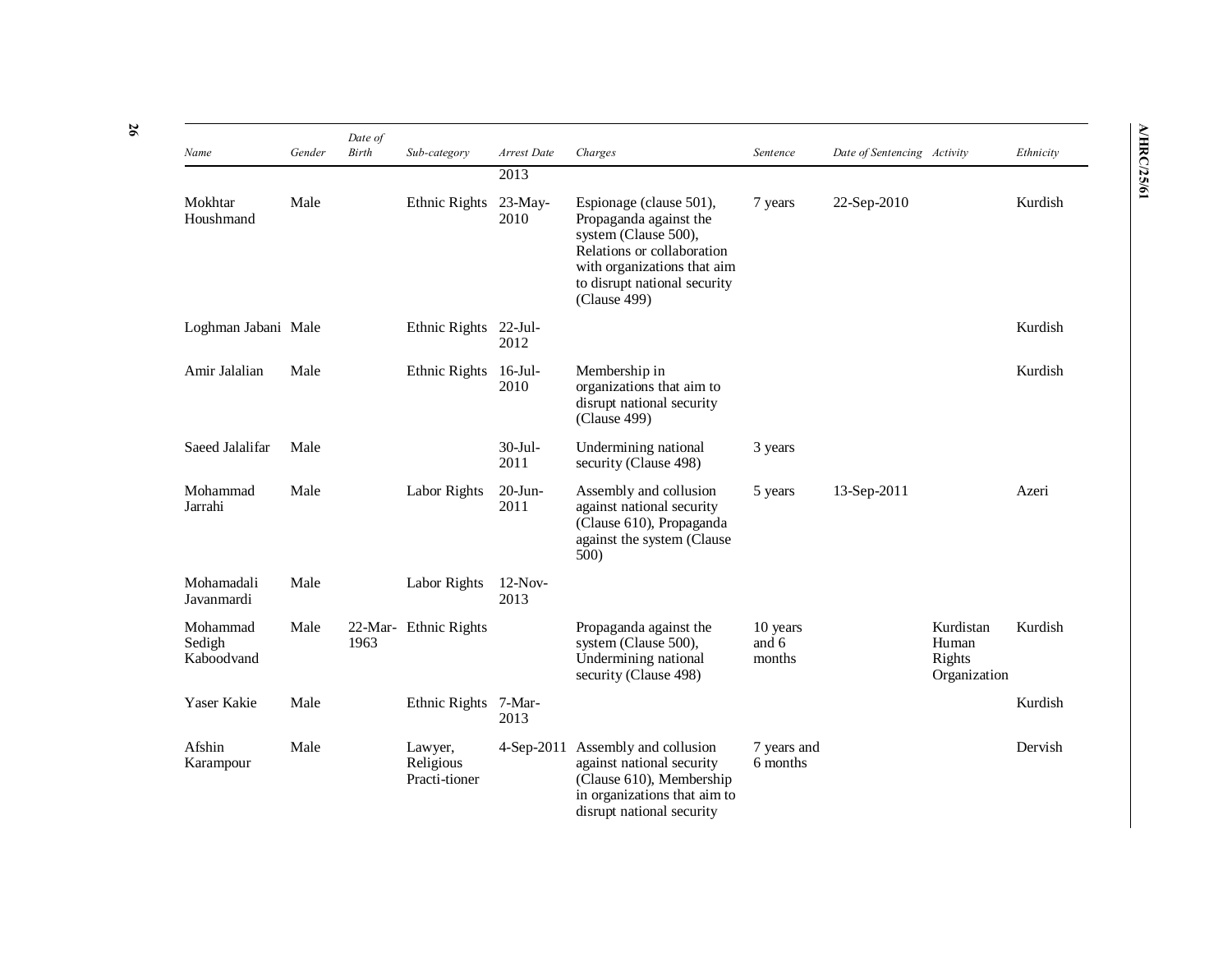| *Name* | *Gender* | *Date of Birth* | *Sub-category* | *Arrest Date* | *Charges* | *Sentence* | *Date of Sentencing* | *Activity* | *Ethnicity* |
|---|---|---|---|---|---|---|---|---|---|
| | | | | 2013 | | | | | |
| Mokhtar Houshmand | Male | | Ethnic Rights | 23-May-2010 | Espionage (clause 501), Propaganda against the system (Clause 500), Relations or collaboration with organizations that aim to disrupt national security (Clause 499) | 7 years | 22-Sep-2010 | | Kurdish |
| Loghman Jabani | Male | | Ethnic Rights | 22-Jul-2012 | | | | | Kurdish |
| Amir Jalalian | Male | | Ethnic Rights | 16-Jul-2010 | Membership in organizations that aim to disrupt national security (Clause 499) | | | | Kurdish |
| Saeed Jalalifar | Male | | | 30-Jul-2011 | Undermining national security (Clause 498) | 3 years | | | |
| Mohammad Jarrahi | Male | | Labor Rights | 20-Jun-2011 | Assembly and collusion against national security (Clause 610), Propaganda against the system (Clause 500) | 5 years | 13-Sep-2011 | | Azeri |
| Mohamadali Javanmardi | Male | | Labor Rights | 12-Nov-2013 | | | | | |
| Mohammad Sedigh Kaboodvand | Male | 22-Mar-1963 | Ethnic Rights | | Propaganda against the system (Clause 500), Undermining national security (Clause 498) | 10 years and 6 months | | Kurdistan Human Rights Organization | Kurdish |
| Yaser Kakie | Male | | Ethnic Rights | 7-Mar-2013 | | | | | Kurdish |
| Afshin Karampour | Male | | Lawyer, Religious Practi-tioner | 4-Sep-2011 | Assembly and collusion against national security (Clause 610), Membership in organizations that aim to disrupt national security | 7 years and 6 months | | | Dervish |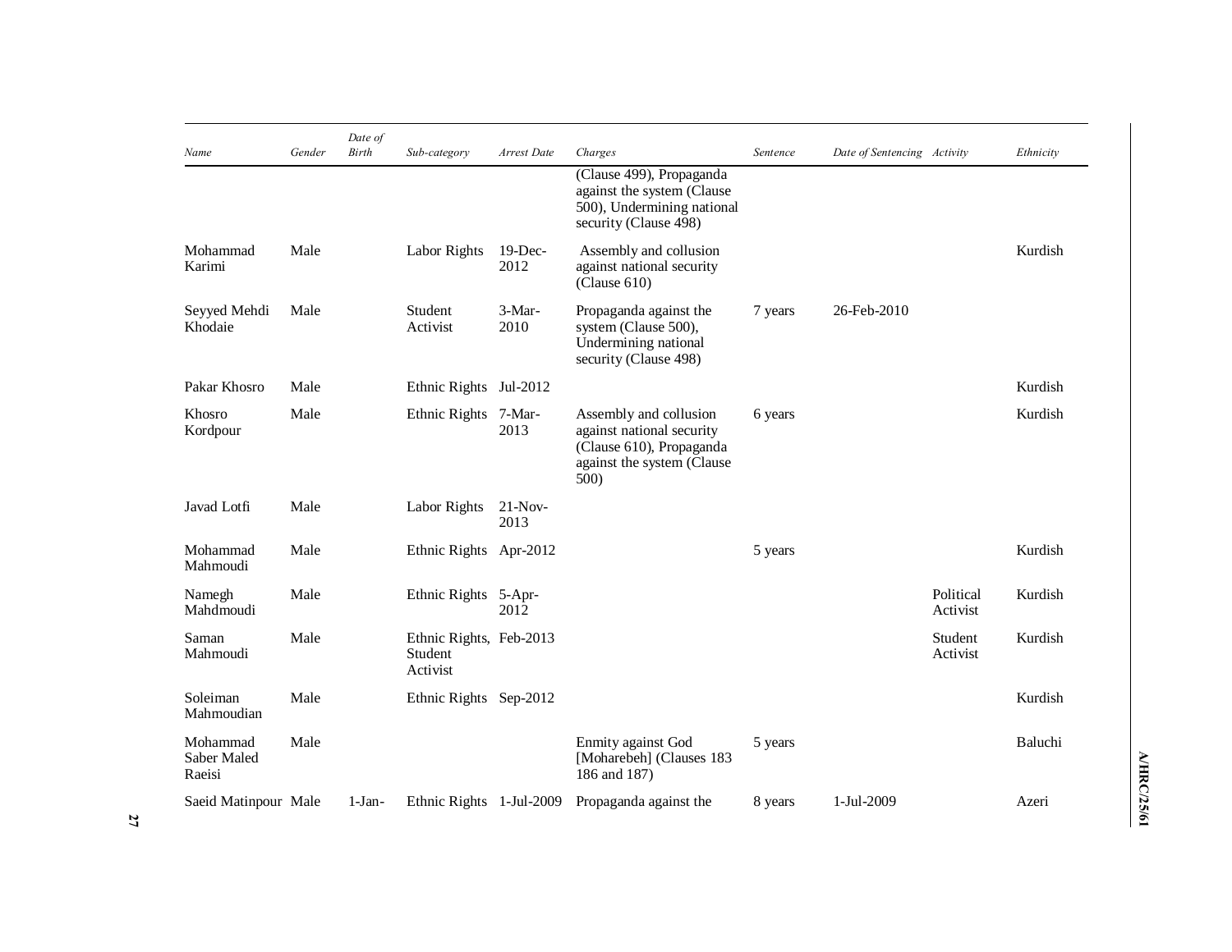| Name | Gender | Date of Birth | Sub-category | Arrest Date | Charges | Sentence | Date of Sentencing | Activity | Ethnicity |
|---|---|---|---|---|---|---|---|---|---|
| | | | | | (Clause 499), Propaganda against the system (Clause 500), Undermining national security (Clause 498) | | | | |
| Mohammad Karimi | Male | | Labor Rights | 19-Dec-2012 | Assembly and collusion against national security (Clause 610) | | | | Kurdish |
| Seyyed Mehdi Khodaie | Male | | Student Activist | 3-Mar-2010 | Propaganda against the system (Clause 500), Undermining national security (Clause 498) | 7 years | 26-Feb-2010 | | |
| Pakar Khosro | Male | | Ethnic Rights | Jul-2012 | | | | | Kurdish |
| Khosro Kordpour | Male | | Ethnic Rights | 7-Mar-2013 | Assembly and collusion against national security (Clause 610), Propaganda against the system (Clause 500) | 6 years | | | Kurdish |
| Javad Lotfi | Male | | Labor Rights | 21-Nov-2013 | | | | | |
| Mohammad Mahmoudi | Male | | Ethnic Rights | Apr-2012 | | 5 years | | | Kurdish |
| Namegh Mahdmoudi | Male | | Ethnic Rights | 5-Apr-2012 | | | | Political Activist | Kurdish |
| Saman Mahmoudi | Male | | Ethnic Rights, Student Activist | Feb-2013 | | | | Student Activist | Kurdish |
| Soleiman Mahmoudian | Male | | Ethnic Rights | Sep-2012 | | | | | Kurdish |
| Mohammad Saber Maled Raeisi | Male | | | | Enmity against God [Moharebeh] (Clauses 183 186 and 187) | 5 years | | | Baluchi |
| Saeid Matinpour | Male | 1-Jan- | Ethnic Rights | 1-Jul-2009 | Propaganda against the | 8 years | 1-Jul-2009 | | Azeri |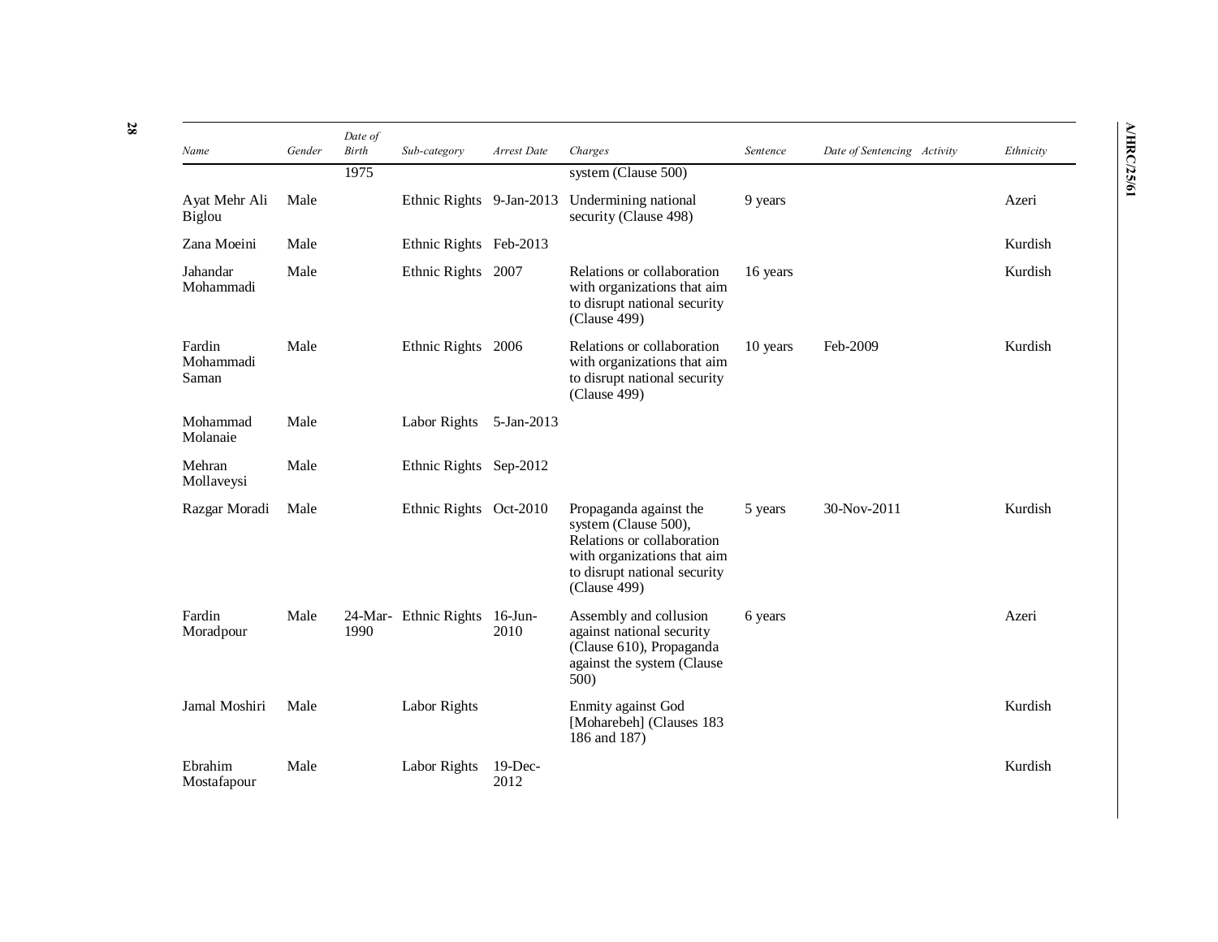| Name | Gender | Date of Birth | Sub-category | Arrest Date | Charges | Sentence | Date of Sentencing | Activity | Ethnicity |
|---|---|---|---|---|---|---|---|---|---|
| | | 1975 | | | system (Clause 500) | | | | |
| Ayat Mehr Ali Biglou | Male | | Ethnic Rights | 9-Jan-2013 | Undermining national security (Clause 498) | 9 years | | | Azeri |
| Zana Moeini | Male | | Ethnic Rights | Feb-2013 | | | | | Kurdish |
| Jahandar Mohammadi | Male | | Ethnic Rights | 2007 | Relations or collaboration with organizations that aim to disrupt national security (Clause 499) | 16 years | | | Kurdish |
| Fardin Mohammadi Saman | Male | | Ethnic Rights | 2006 | Relations or collaboration with organizations that aim to disrupt national security (Clause 499) | 10 years | Feb-2009 | | Kurdish |
| Mohammad Molanaie | Male | | Labor Rights | 5-Jan-2013 | | | | | |
| Mehran Mollaveysi | Male | | Ethnic Rights | Sep-2012 | | | | | |
| Razgar Moradi | Male | | Ethnic Rights | Oct-2010 | Propaganda against the system (Clause 500), Relations or collaboration with organizations that aim to disrupt national security (Clause 499) | 5 years | 30-Nov-2011 | | Kurdish |
| Fardin Moradpour | Male | 24-Mar-1990 | Ethnic Rights | 16-Jun-2010 | Assembly and collusion against national security (Clause 610), Propaganda against the system (Clause 500) | 6 years | | | Azeri |
| Jamal Moshiri | Male | | Labor Rights | | Enmity against God [Moharebeh] (Clauses 183 186 and 187) | | | | Kurdish |
| Ebrahim Mostafapour | Male | | Labor Rights | 19-Dec-2012 | | | | | Kurdish |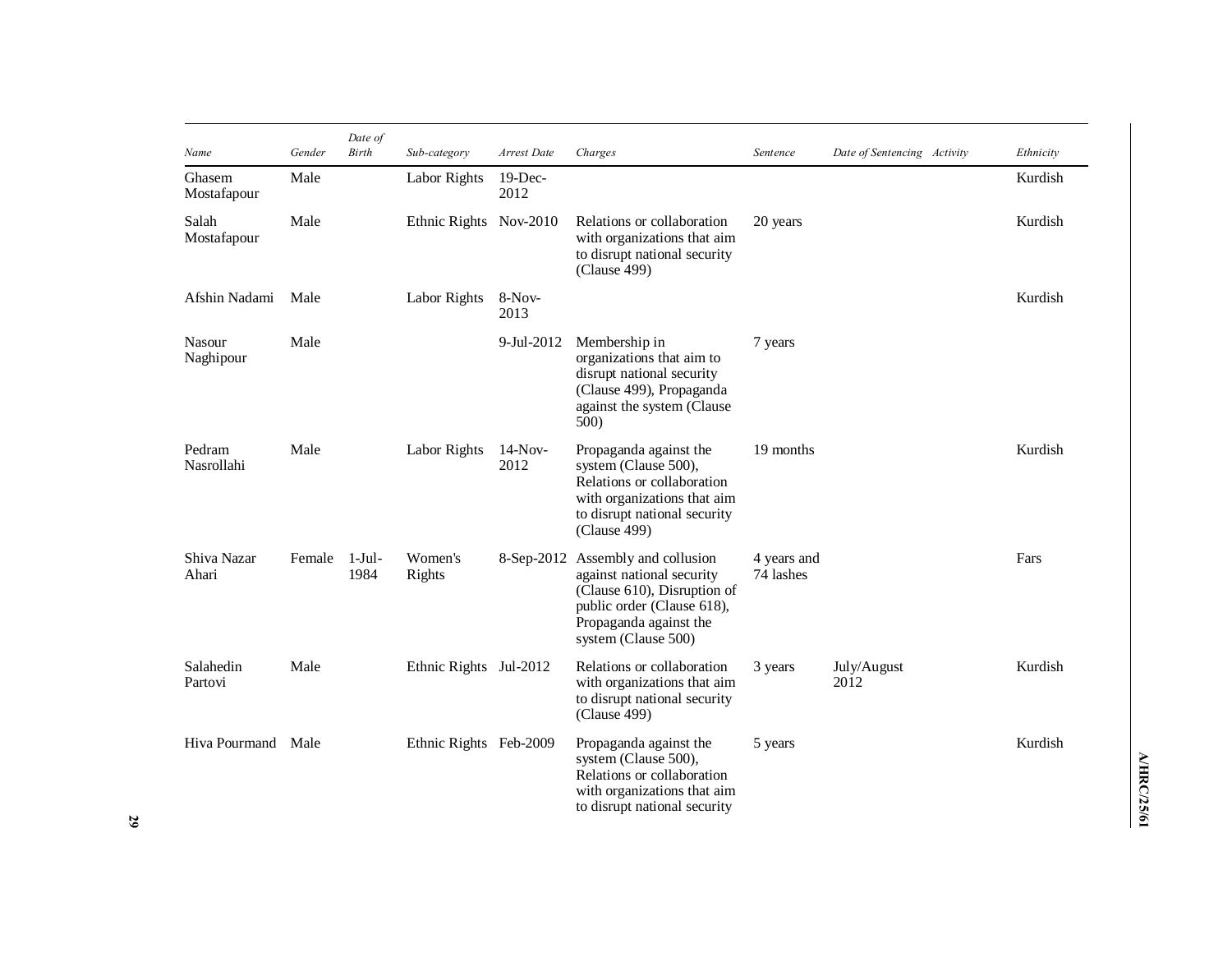| Name | Gender | Date of Birth | Sub-category | Arrest Date | Charges | Sentence | Date of Sentencing | Activity | Ethnicity |
|---|---|---|---|---|---|---|---|---|---|
| Ghasem Mostafapour | Male | | Labor Rights | 19-Dec-2012 | | | | | Kurdish |
| Salah Mostafapour | Male | | Ethnic Rights | Nov-2010 | Relations or collaboration with organizations that aim to disrupt national security (Clause 499) | 20 years | | | Kurdish |
| Afshin Nadami | Male | | Labor Rights | 8-Nov-2013 | | | | | Kurdish |
| Nasour Naghipour | Male | | | 9-Jul-2012 | Membership in organizations that aim to disrupt national security (Clause 499), Propaganda against the system (Clause 500) | 7 years | | | |
| Pedram Nasrollahi | Male | | Labor Rights | 14-Nov-2012 | Propaganda against the system (Clause 500), Relations or collaboration with organizations that aim to disrupt national security (Clause 499) | 19 months | | | Kurdish |
| Shiva Nazar Ahari | Female | 1-Jul-1984 | Women's Rights | 8-Sep-2012 | Assembly and collusion against national security (Clause 610), Disruption of public order (Clause 618), Propaganda against the system (Clause 500) | 4 years and 74 lashes | | | Fars |
| Salahedin Partovi | Male | | Ethnic Rights | Jul-2012 | Relations or collaboration with organizations that aim to disrupt national security (Clause 499) | 3 years | July/August 2012 | | Kurdish |
| Hiva Pourmand | Male | | Ethnic Rights | Feb-2009 | Propaganda against the system (Clause 500), Relations or collaboration with organizations that aim to disrupt national security | 5 years | | | Kurdish |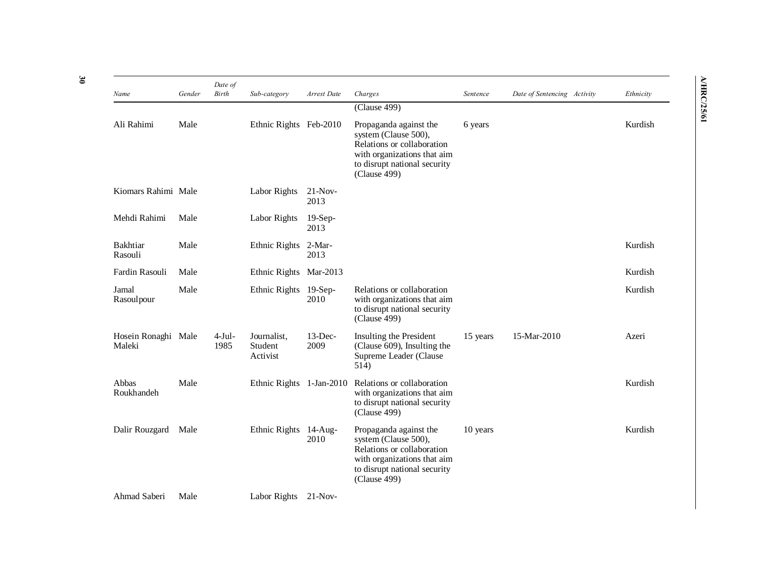| Name | Gender | Date of Birth | Sub-category | Arrest Date | Charges | Sentence | Date of Sentencing | Activity | Ethnicity |
|---|---|---|---|---|---|---|---|---|---|
| | | | | | (Clause 499) | | | | |
| Ali Rahimi | Male | | Ethnic Rights | Feb-2010 | Propaganda against the system (Clause 500), Relations or collaboration with organizations that aim to disrupt national security (Clause 499) | 6 years | | | Kurdish |
| Kiomars Rahimi | Male | | Labor Rights | 21-Nov-2013 | | | | | |
| Mehdi Rahimi | Male | | Labor Rights | 19-Sep-2013 | | | | | |
| Bakhtiar Rasouli | Male | | Ethnic Rights | 2-Mar-2013 | | | | | Kurdish |
| Fardin Rasouli | Male | | Ethnic Rights | Mar-2013 | | | | | Kurdish |
| Jamal Rasoulpour | Male | | Ethnic Rights | 19-Sep-2010 | Relations or collaboration with organizations that aim to disrupt national security (Clause 499) | | | | Kurdish |
| Hosein Ronaghi Maleki | Male | 4-Jul-1985 | Journalist, Student Activist | 13-Dec-2009 | Insulting the President (Clause 609), Insulting the Supreme Leader (Clause 514) | 15 years | 15-Mar-2010 | | Azeri |
| Abbas Roukhandeh | Male | | Ethnic Rights | 1-Jan-2010 | Relations or collaboration with organizations that aim to disrupt national security (Clause 499) | | | | Kurdish |
| Dalir Rouzgard | Male | | Ethnic Rights | 14-Aug-2010 | Propaganda against the system (Clause 500), Relations or collaboration with organizations that aim to disrupt national security (Clause 499) | 10 years | | | Kurdish |
| Ahmad Saberi | Male | | Labor Rights | 21-Nov- | | | | | |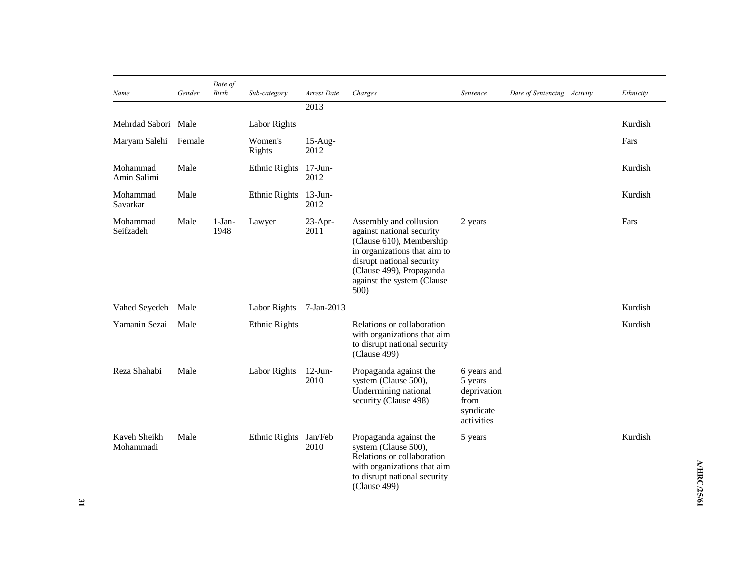| Name | Gender | Date of Birth | Sub-category | Arrest Date | Charges | Sentence | Date of Sentencing | Activity | Ethnicity |
|---|---|---|---|---|---|---|---|---|---|
| | | | | 2013 | | | | | |
| Mehrdad Sabori | Male | | Labor Rights | | | | | | Kurdish |
| Maryam Salehi | Female | | Women's Rights | 15-Aug-2012 | | | | | Fars |
| Mohammad Amin Salimi | Male | | Ethnic Rights | 17-Jun-2012 | | | | | Kurdish |
| Mohammad Savarkar | Male | | Ethnic Rights | 13-Jun-2012 | | | | | Kurdish |
| Mohammad Seifzadeh | Male | 1-Jan-1948 | Lawyer | 23-Apr-2011 | Assembly and collusion against national security (Clause 610), Membership in organizations that aim to disrupt national security (Clause 499), Propaganda against the system (Clause 500) | 2 years | | | Fars |
| Vahed Seyedeh | Male | | Labor Rights | 7-Jan-2013 | | | | | Kurdish |
| Yamanin Sezai | Male | | Ethnic Rights | | Relations or collaboration with organizations that aim to disrupt national security (Clause 499) | | | | Kurdish |
| Reza Shahabi | Male | | Labor Rights | 12-Jun-2010 | Propaganda against the system (Clause 500), Undermining national security (Clause 498) | 6 years and 5 years deprivation from syndicate activities | | | |
| Kaveh Sheikh Mohammadi | Male | | Ethnic Rights | Jan/Feb 2010 | Propaganda against the system (Clause 500), Relations or collaboration with organizations that aim to disrupt national security (Clause 499) | 5 years | | | Kurdish |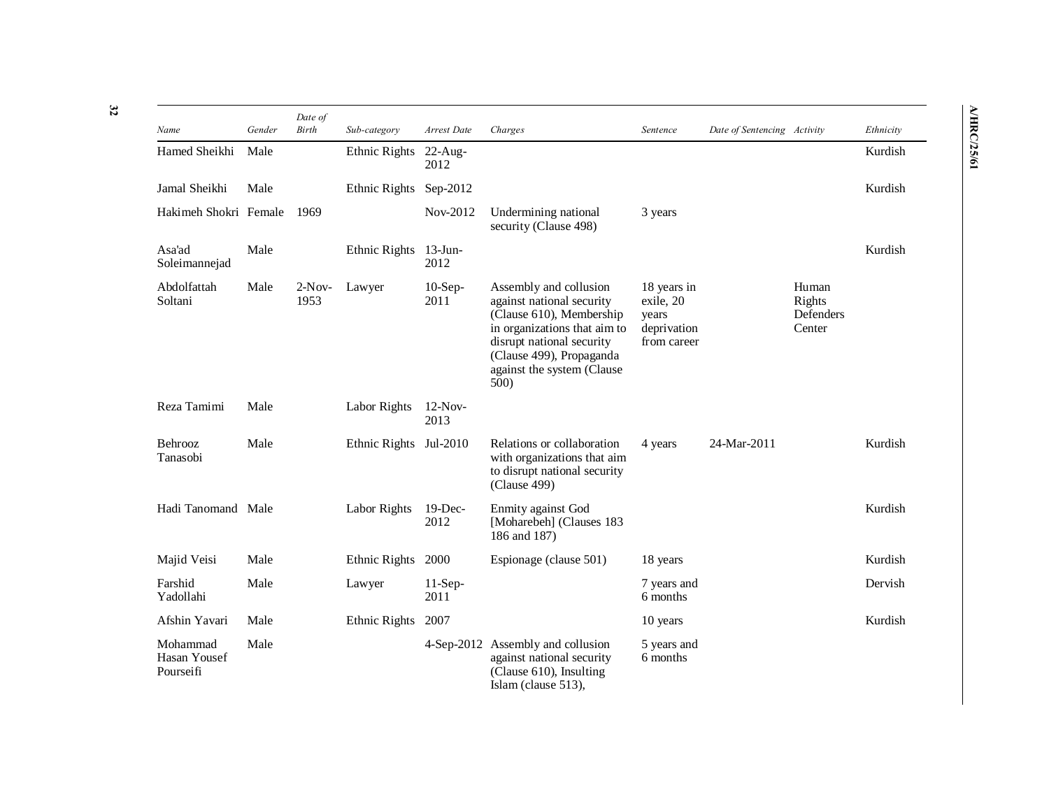| Name | Gender | Date of Birth | Sub-category | Arrest Date | Charges | Sentence | Date of Sentencing | Activity | Ethnicity |
|---|---|---|---|---|---|---|---|---|---|
| Hamed Sheikhi | Male | | Ethnic Rights | 22-Aug-2012 | | | | | Kurdish |
| Jamal Sheikhi | Male | | Ethnic Rights | Sep-2012 | | | | | Kurdish |
| Hakimeh Shokri | Female | 1969 | | Nov-2012 | Undermining national security (Clause 498) | 3 years | | | |
| Asa'ad Soleimannejad | Male | | Ethnic Rights | 13-Jun-2012 | | | | | Kurdish |
| Abdolfattah Soltani | Male | 2-Nov-1953 | Lawyer | 10-Sep-2011 | Assembly and collusion against national security (Clause 610), Membership in organizations that aim to disrupt national security (Clause 499), Propaganda against the system (Clause 500) | 18 years in exile, 20 years deprivation from career | | Human Rights Defenders Center | |
| Reza Tamimi | Male | | Labor Rights | 12-Nov-2013 | | | | | |
| Behrooz Tanasobi | Male | | Ethnic Rights | Jul-2010 | Relations or collaboration with organizations that aim to disrupt national security (Clause 499) | 4 years | 24-Mar-2011 | | Kurdish |
| Hadi Tanomand | Male | | Labor Rights | 19-Dec-2012 | Enmity against God [Moharebeh] (Clauses 183 186 and 187) | | | | Kurdish |
| Majid Veisi | Male | | Ethnic Rights | 2000 | Espionage (clause 501) | 18 years | | | Kurdish |
| Farshid Yadollahi | Male | | Lawyer | 11-Sep-2011 | | 7 years and 6 months | | | Dervish |
| Afshin Yavari | Male | | Ethnic Rights | 2007 | | 10 years | | | Kurdish |
| Mohammad Hasan Yousef Pourseifi | Male | | | 4-Sep-2012 | Assembly and collusion against national security (Clause 610), Insulting Islam (clause 513), | 5 years and 6 months | | | |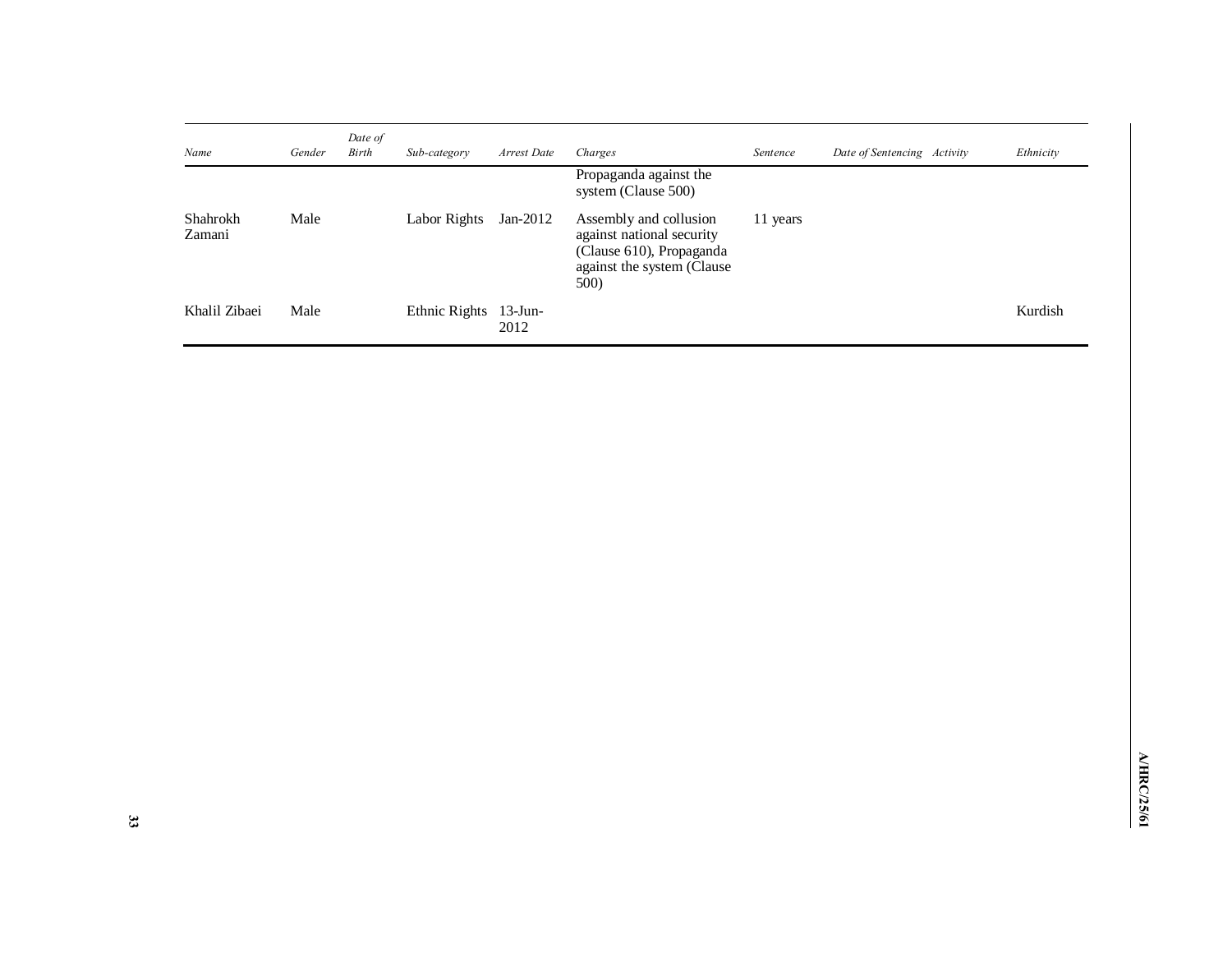| Name | Gender | Date of Birth | Sub-category | Arrest Date | Charges | Sentence | Date of Sentencing | Activity | Ethnicity |
|---|---|---|---|---|---|---|---|---|---|
| | | | | | Propaganda against the system (Clause 500) | | | | |
| Shahrokh Zamani | Male | | Labor Rights | Jan-2012 | Assembly and collusion against national security (Clause 610), Propaganda against the system (Clause 500) | 11 years | | | |
| Khalil Zibaei | Male | | Ethnic Rights | 13-Jun-2012 | | | | | Kurdish |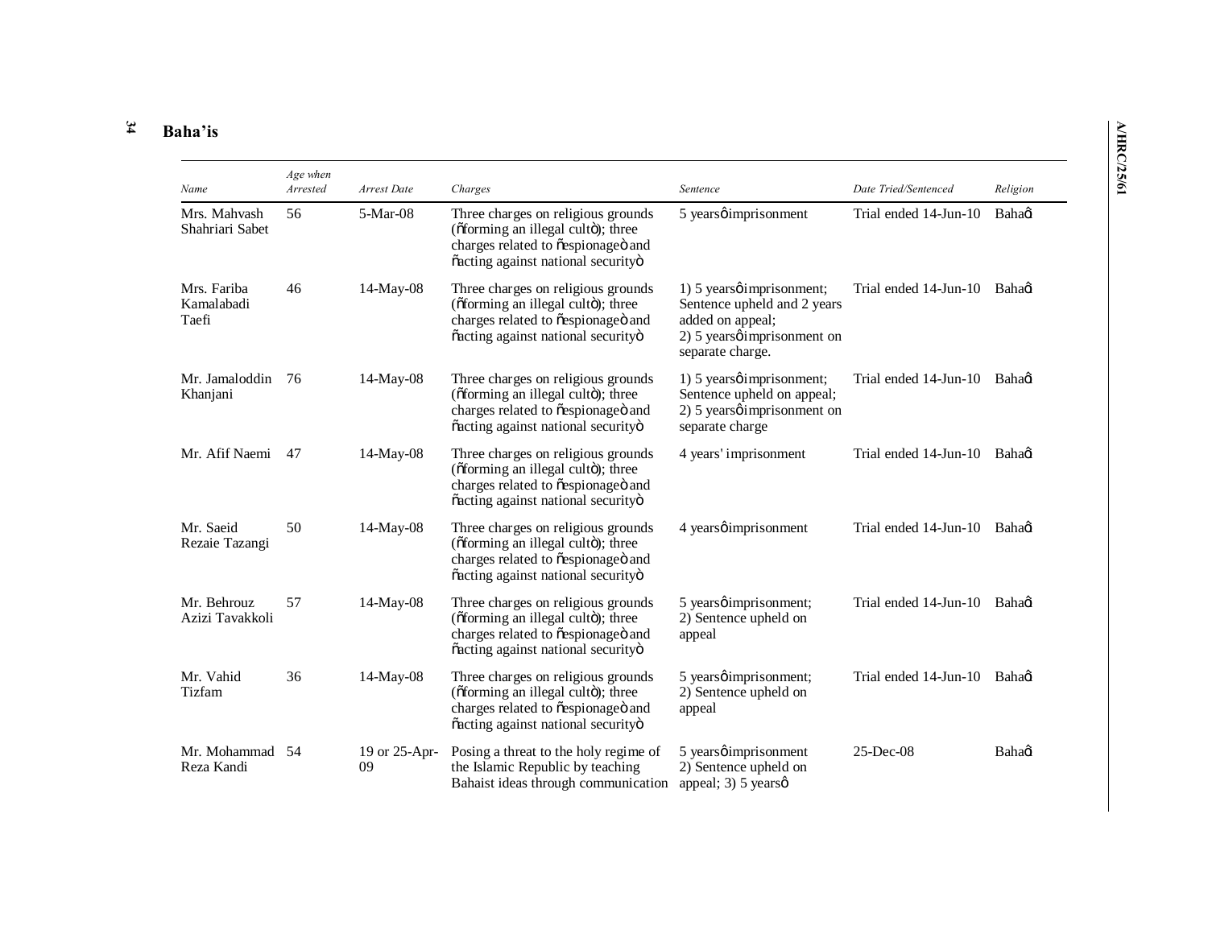## Baha'is

| Name | Age when Arrested | Arrest Date | Charges | Sentence | Date Tried/Sentenced | Religion |
|---|---|---|---|---|---|---|
| Mrs. Mahvash Shahriari Sabet | 56 | 5-Mar-08 | Three charges on religious grounds ("forming an illegal cult"); three charges related to "espionage" and "acting against national security" | 5 years' imprisonment | Trial ended 14-Jun-10 | Baha'i |
| Mrs. Fariba Kamalabadi Taefi | 46 | 14-May-08 | Three charges on religious grounds ("forming an illegal cult"); three charges related to "espionage" and "acting against national security" | 1) 5 years' imprisonment; Sentence upheld and 2 years added on appeal; 2) 5 years' imprisonment on separate charge. | Trial ended 14-Jun-10 | Baha'i |
| Mr. Jamaloddin Khanjani | 76 | 14-May-08 | Three charges on religious grounds ("forming an illegal cult"); three charges related to "espionage" and "acting against national security" | 1) 5 years' imprisonment; Sentence upheld on appeal; 2) 5 years' imprisonment on separate charge | Trial ended 14-Jun-10 | Baha'i |
| Mr. Afif Naemi | 47 | 14-May-08 | Three charges on religious grounds ("forming an illegal cult"); three charges related to "espionage" and "acting against national security" | 4 years' imprisonment | Trial ended 14-Jun-10 | Baha'i |
| Mr. Saeid Rezaie Tazangi | 50 | 14-May-08 | Three charges on religious grounds ("forming an illegal cult"); three charges related to "espionage" and "acting against national security" | 4 years' imprisonment | Trial ended 14-Jun-10 | Baha'i |
| Mr. Behrouz Azizi Tavakkoli | 57 | 14-May-08 | Three charges on religious grounds ("forming an illegal cult"); three charges related to "espionage" and "acting against national security" | 5 years' imprisonment; 2) Sentence upheld on appeal | Trial ended 14-Jun-10 | Baha'i |
| Mr. Vahid Tizfam | 36 | 14-May-08 | Three charges on religious grounds ("forming an illegal cult"); three charges related to "espionage" and "acting against national security" | 5 years' imprisonment; 2) Sentence upheld on appeal | Trial ended 14-Jun-10 | Baha'i |
| Mr. Mohammad Reza Kandi | 54 | 19 or 25-Apr-09 | Posing a threat to the holy regime of the Islamic Republic by teaching Bahaist ideas through communication | 5 years' imprisonment 2) Sentence upheld on appeal; 3) 5 years' | 25-Dec-08 | Baha'i |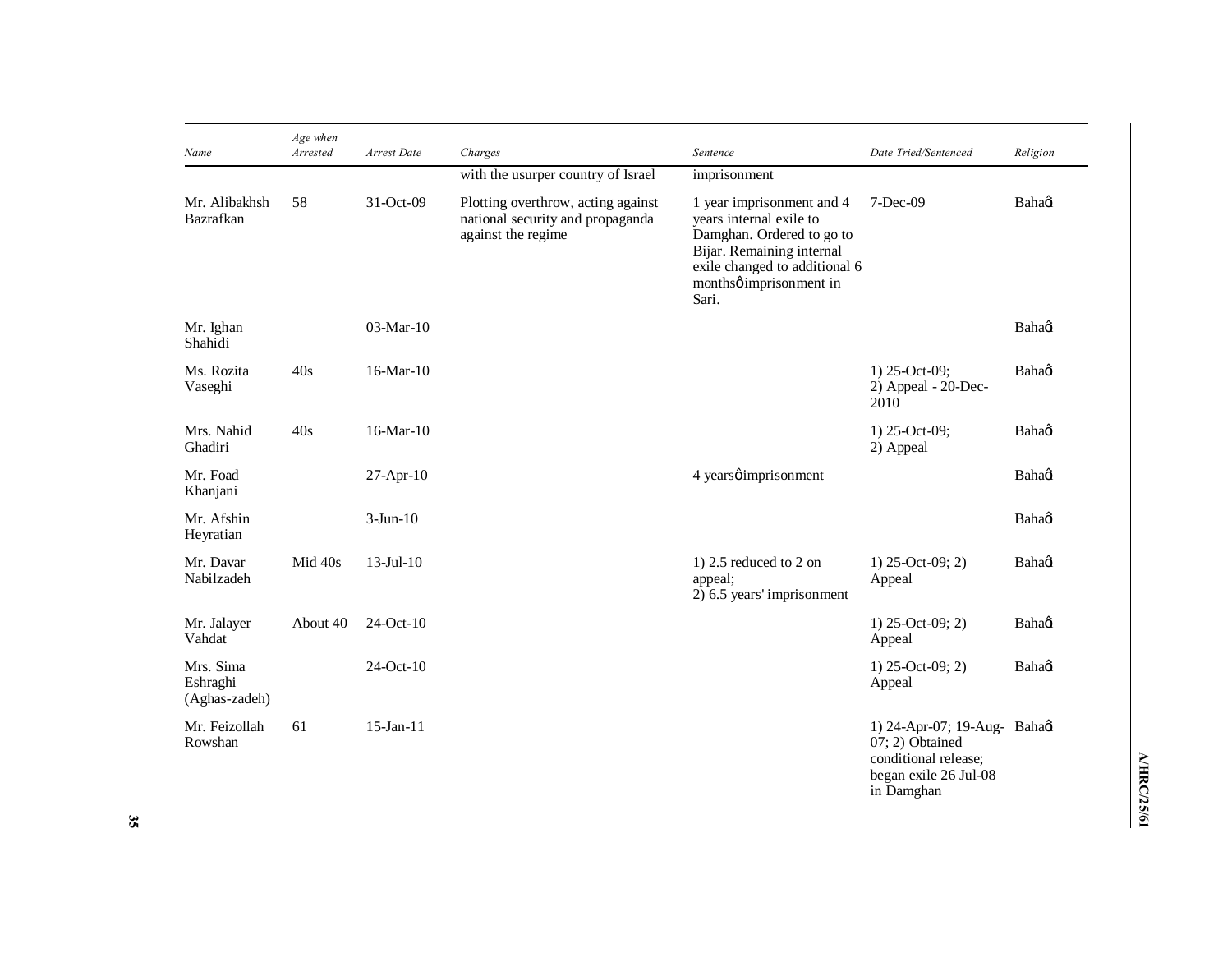| Name | Age when Arrested | Arrest Date | Charges | Sentence | Date Tried/Sentenced | Religion |
|---|---|---|---|---|---|---|
| | | | with the usurper country of Israel | imprisonment | | |
| Mr. Alibakhsh Bazrafkan | 58 | 31-Oct-09 | Plotting overthrow, acting against national security and propaganda against the regime | 1 year imprisonment and 4 years internal exile to Damghan. Ordered to go to Bijar. Remaining internal exile changed to additional 6 monthsô imprisonment in Sari. | 7-Dec-09 | Bahaœ |
| Mr. Ighan Shahidi | | 03-Mar-10 | | | | Bahaœ |
| Ms. Rozita Vaseghi | 40s | 16-Mar-10 | | | 1) 25-Oct-09; 2) Appeal - 20-Dec-2010 | Bahaœ |
| Mrs. Nahid Ghadiri | 40s | 16-Mar-10 | | | 1) 25-Oct-09; 2) Appeal | Bahaœ |
| Mr. Foad Khanjani | | 27-Apr-10 | | 4 yearsô imprisonment | | Bahaœ |
| Mr. Afshin Heyratian | | 3-Jun-10 | | | | Bahaœ |
| Mr. Davar Nabilzadeh | Mid 40s | 13-Jul-10 | | 1) 2.5 reduced to 2 on appeal; 2) 6.5 years' imprisonment | 1) 25-Oct-09; 2) Appeal | Bahaœ |
| Mr. Jalayer Vahdat | About 40 | 24-Oct-10 | | | 1) 25-Oct-09; 2) Appeal | Bahaœ |
| Mrs. Sima Eshraghi (Aghas-zadeh) | | 24-Oct-10 | | | 1) 25-Oct-09; 2) Appeal | Bahaœ |
| Mr. Feizollah Rowshan | 61 | 15-Jan-11 | | | 1) 24-Apr-07; 19-Aug-07; 2) Obtained conditional release; began exile 26 Jul-08 in Damghan | Bahaœ |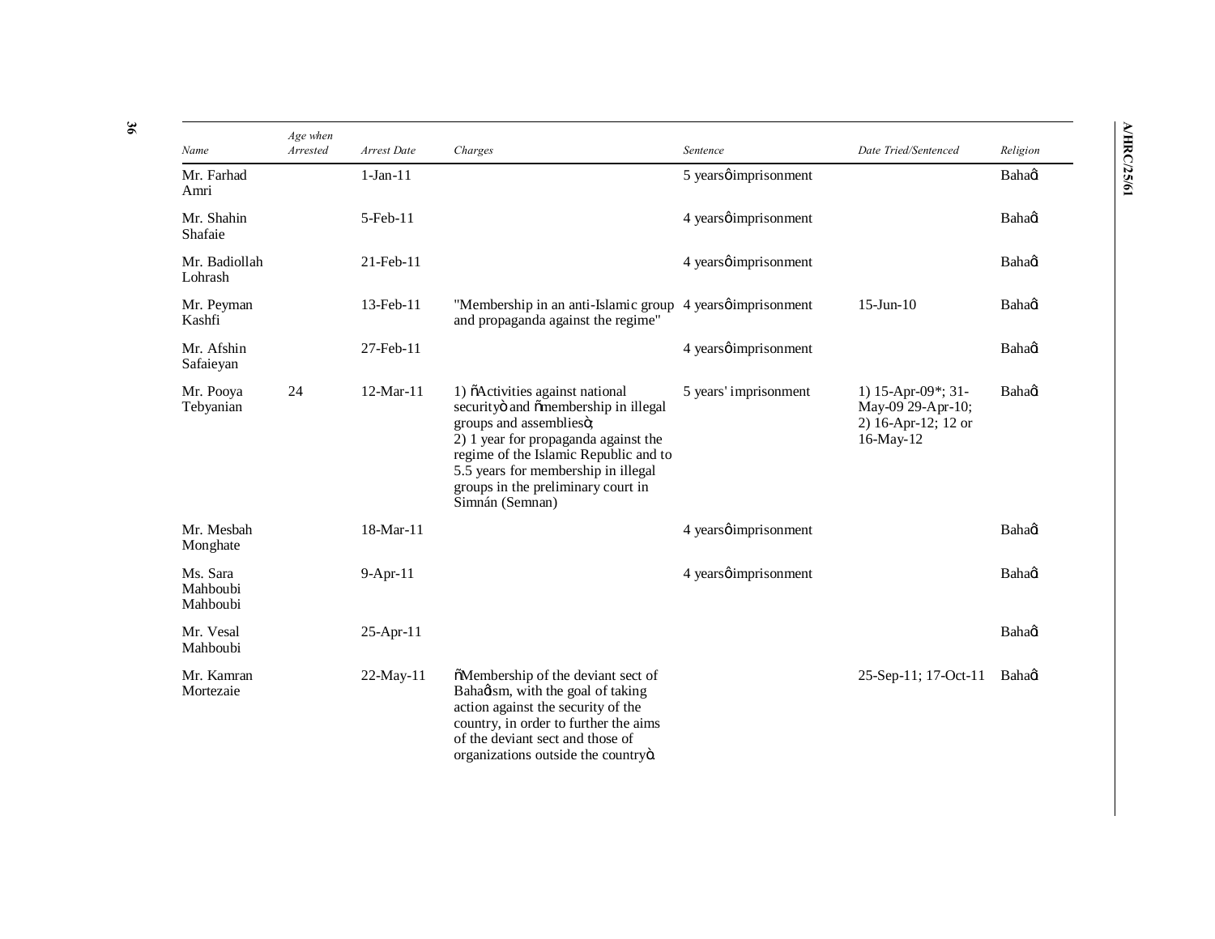| Name | Age when Arrested | Arrest Date | Charges | Sentence | Date Tried/Sentenced | Religion |
|---|---|---|---|---|---|---|
| Mr. Farhad Amri | | 1-Jan-11 | | 5 years' imprisonment | | Baha'i |
| Mr. Shahin Shafaie | | 5-Feb-11 | | 4 years' imprisonment | | Baha'i |
| Mr. Badiollah Lohrash | | 21-Feb-11 | | 4 years' imprisonment | | Baha'i |
| Mr. Peyman Kashfi | | 13-Feb-11 | "Membership in an anti-Islamic group and propaganda against the regime" | 4 years' imprisonment | 15-Jun-10 | Baha'i |
| Mr. Afshin Safaieyan | | 27-Feb-11 | | 4 years' imprisonment | | Baha'i |
| Mr. Pooya Tebyanian | 24 | 12-Mar-11 | 1) "Activities against national security" and "membership in illegal groups and assemblies"; 2) 1 year for propaganda against the regime of the Islamic Republic and to 5.5 years for membership in illegal groups in the preliminary court in Simnán (Semnan) | 5 years' imprisonment | 1) 15-Apr-09*; 31-May-09 29-Apr-10; 2) 16-Apr-12; 12 or 16-May-12 | Baha'i |
| Mr. Mesbah Monghate | | 18-Mar-11 | | 4 years' imprisonment | | Baha'i |
| Ms. Sara Mahboubi Mahboubi | | 9-Apr-11 | | 4 years' imprisonment | | Baha'i |
| Mr. Vesal Mahboubi | | 25-Apr-11 | | | | Baha'i |
| Mr. Kamran Mortezaie | | 22-May-11 | "Membership of the deviant sect of Baha'ism, with the goal of taking action against the security of the country, in order to further the aims of the deviant sect and those of organizations outside the country". | | 25-Sep-11; 17-Oct-11 | Baha'i |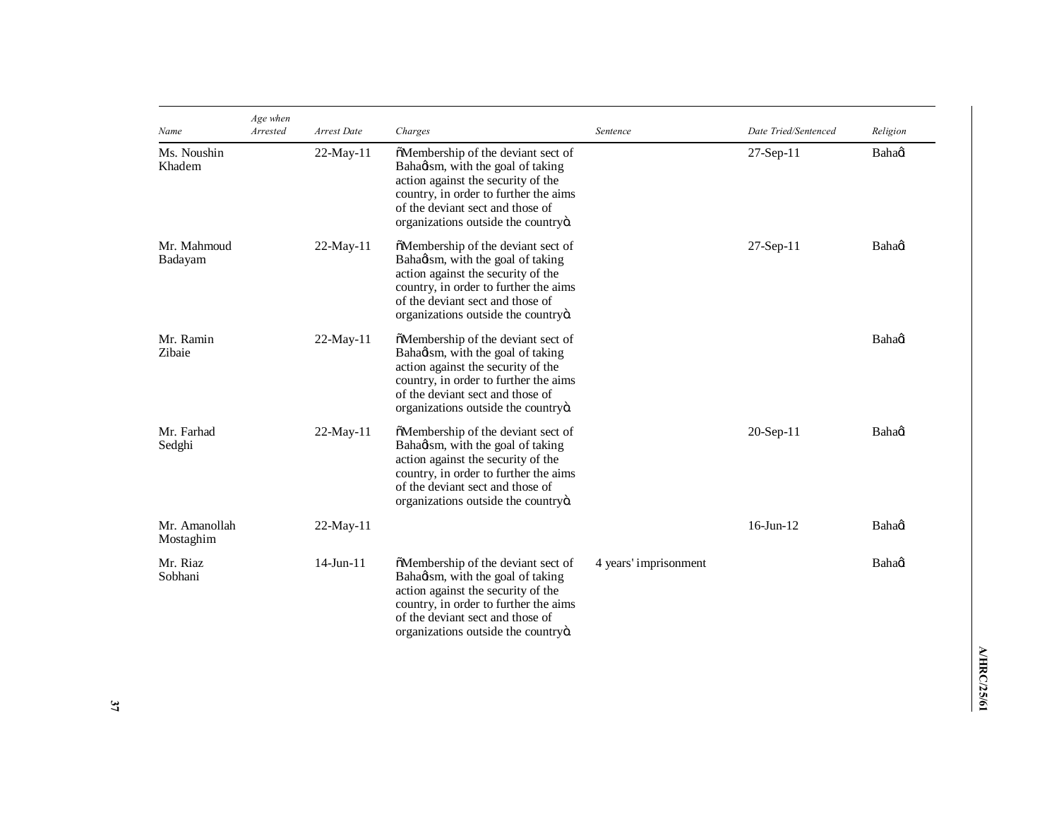| Name | Age when Arrested | Arrest Date | Charges | Sentence | Date Tried/Sentenced | Religion |
|---|---|---|---|---|---|---|
| Ms. Noushin Khadem | | 22-May-11 | "Membership of the deviant sect of Baha'ism, with the goal of taking action against the security of the country, in order to further the aims of the deviant sect and those of organizations outside the country". | | 27-Sep-11 | Baha'i |
| Mr. Mahmoud Badayam | | 22-May-11 | "Membership of the deviant sect of Baha'ism, with the goal of taking action against the security of the country, in order to further the aims of the deviant sect and those of organizations outside the country". | | 27-Sep-11 | Baha'i |
| Mr. Ramin Zibaie | | 22-May-11 | "Membership of the deviant sect of Baha'ism, with the goal of taking action against the security of the country, in order to further the aims of the deviant sect and those of organizations outside the country". | | | Baha'i |
| Mr. Farhad Sedghi | | 22-May-11 | "Membership of the deviant sect of Baha'ism, with the goal of taking action against the security of the country, in order to further the aims of the deviant sect and those of organizations outside the country". | | 20-Sep-11 | Baha'i |
| Mr. Amanollah Mostaghim | | 22-May-11 | | | 16-Jun-12 | Baha'i |
| Mr. Riaz Sobhani | | 14-Jun-11 | "Membership of the deviant sect of Baha'ism, with the goal of taking action against the security of the country, in order to further the aims of the deviant sect and those of organizations outside the country". | 4 years' imprisonment | | Baha'i |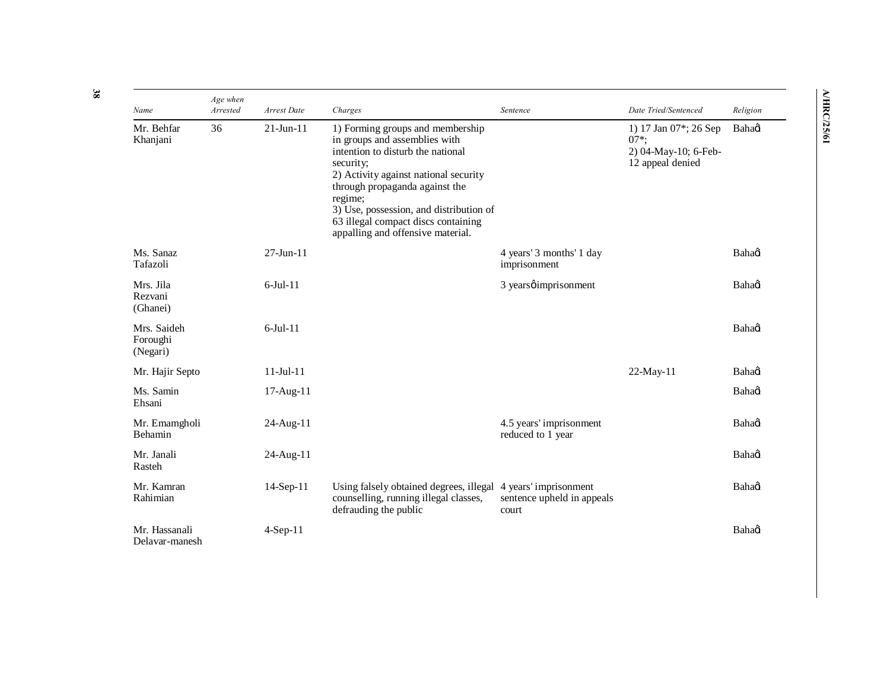| Name | Age when Arrested | Arrest Date | Charges | Sentence | Date Tried/Sentenced | Religion |
|---|---|---|---|---|---|---|
| Mr. Behfar Khanjani | 36 | 21-Jun-11 | 1) Forming groups and membership in groups and assemblies with intention to disturb the national security; 2) Activity against national security through propaganda against the regime; 3) Use, possession, and distribution of 63 illegal compact discs containing appalling and offensive material. | | 1) 17 Jan 07*; 26 Sep 07*; 2) 04-May-10; 6-Feb-12 appeal denied | Bahaΰ |
| Ms. Sanaz Tafazoli | | 27-Jun-11 | | 4 years' 3 months' 1 day imprisonment | | Bahaΰ |
| Mrs. Jila Rezvani (Ghanei) | | 6-Jul-11 | | 3 yearsφimprisonment | | Bahaΰ |
| Mrs. Saideh Foroughi (Negari) | | 6-Jul-11 | | | | Bahaΰ |
| Mr. Hajir Septo | | 11-Jul-11 | | | 22-May-11 | Bahaΰ |
| Ms. Samin Ehsani | | 17-Aug-11 | | | | Bahaΰ |
| Mr. Emamgholi Behamin | | 24-Aug-11 | | 4.5 years' imprisonment reduced to 1 year | | Bahaΰ |
| Mr. Janali Rasteh | | 24-Aug-11 | | | | Bahaΰ |
| Mr. Kamran Rahimian | | 14-Sep-11 | Using falsely obtained degrees, illegal counselling, running illegal classes, defrauding the public | 4 years' imprisonment sentence upheld in appeals court | | Bahaΰ |
| Mr. Hassanali Delavar-manesh | | 4-Sep-11 | | | | Bahaΰ |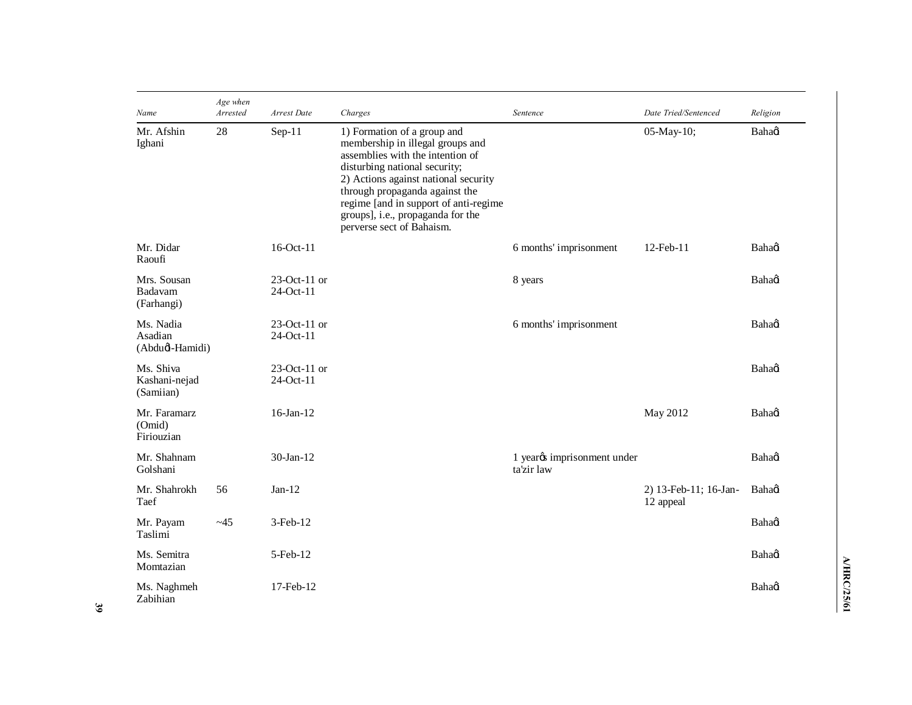| Name | Age when Arrested | Arrest Date | Charges | Sentence | Date Tried/Sentenced | Religion |
|---|---|---|---|---|---|---|
| Mr. Afshin Ighani | 28 | Sep-11 | 1) Formation of a group and membership in illegal groups and assemblies with the intention of disturbing national security; 2) Actions against national security through propaganda against the regime [and in support of anti-regime groups], i.e., propaganda for the perverse sect of Bahaism. | | 05-May-10; | Bahaő |
| Mr. Didar Raoufi | | 16-Oct-11 | | 6 months' imprisonment | 12-Feb-11 | Bahaő |
| Mrs. Sousan Badavam (Farhangi) | | 23-Oct-11 or 24-Oct-11 | | 8 years | | Bahaő |
| Ms. Nadia Asadian (Abduő-Hamidi) | | 23-Oct-11 or 24-Oct-11 | | 6 months' imprisonment | | Bahaő |
| Ms. Shiva Kashani-nejad (Samiian) | | 23-Oct-11 or 24-Oct-11 | | | | Bahaő |
| Mr. Faramarz (Omid) Firiouzian | | 16-Jan-12 | | | May 2012 | Bahaő |
| Mr. Shahnam Golshani | | 30-Jan-12 | | 1 yearőş imprisonment under ta'zir law | | Bahaő |
| Mr. Shahrokh Taef | 56 | Jan-12 | | | 2) 13-Feb-11; 16-Jan-12 appeal | Bahaő |
| Mr. Payam Taslimi | ~45 | 3-Feb-12 | | | | Bahaő |
| Ms. Semitra Momtazian | | 5-Feb-12 | | | | Bahaő |
| Ms. Naghmeh Zabihian | | 17-Feb-12 | | | | Bahaő |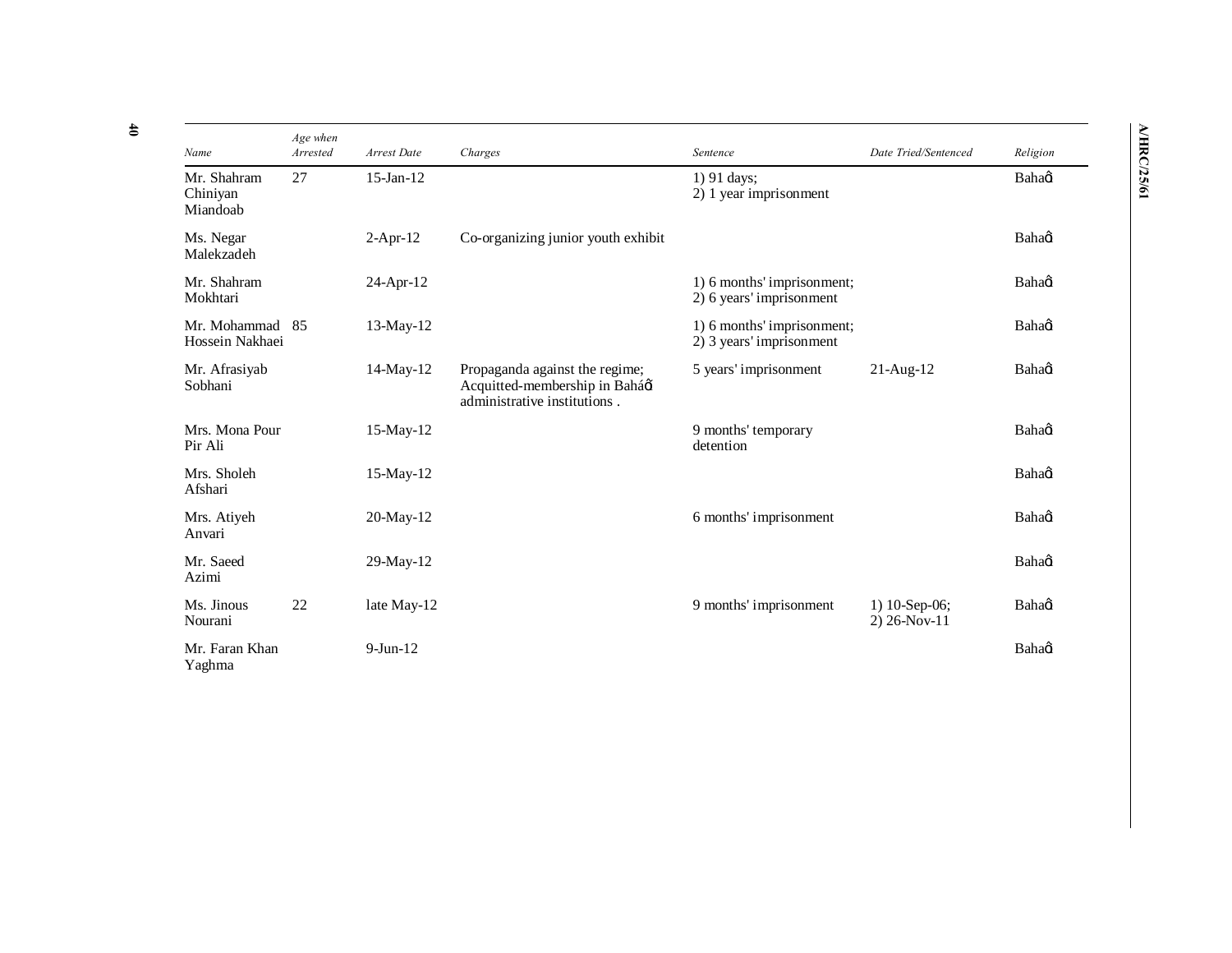| Name | Age when Arrested | Arrest Date | Charges | Sentence | Date Tried/Sentenced | Religion |
|---|---|---|---|---|---|---|
| Mr. Shahram Chiniyan Miandoab | 27 | 15-Jan-12 | | 1) 91 days; 2) 1 year imprisonment | | Bahaú |
| Ms. Negar Malekzadeh | | 2-Apr-12 | Co-organizing junior youth exhibit | | | Bahaú |
| Mr. Shahram Mokhtari | | 24-Apr-12 | | 1) 6 months' imprisonment; 2) 6 years' imprisonment | | Bahaú |
| Mr. Mohammad Hossein Nakhaei | 85 | 13-May-12 | | 1) 6 months' imprisonment; 2) 3 years' imprisonment | | Bahaú |
| Mr. Afrasiyab Sobhani | | 14-May-12 | Propaganda against the regime; Acquitted-membership in Baháú administrative institutions . | 5 years' imprisonment | 21-Aug-12 | Bahaú |
| Mrs. Mona Pour Pir Ali | | 15-May-12 | | 9 months' temporary detention | | Bahaú |
| Mrs. Sholeh Afshari | | 15-May-12 | | | | Bahaú |
| Mrs. Atiyeh Anvari | | 20-May-12 | | 6 months' imprisonment | | Bahaú |
| Mr. Saeed Azimi | | 29-May-12 | | | | Bahaú |
| Ms. Jinous Nourani | 22 | late May-12 | | 9 months' imprisonment | 1) 10-Sep-06; 2) 26-Nov-11 | Bahaú |
| Mr. Faran Khan Yaghma | | 9-Jun-12 | | | | Bahaú |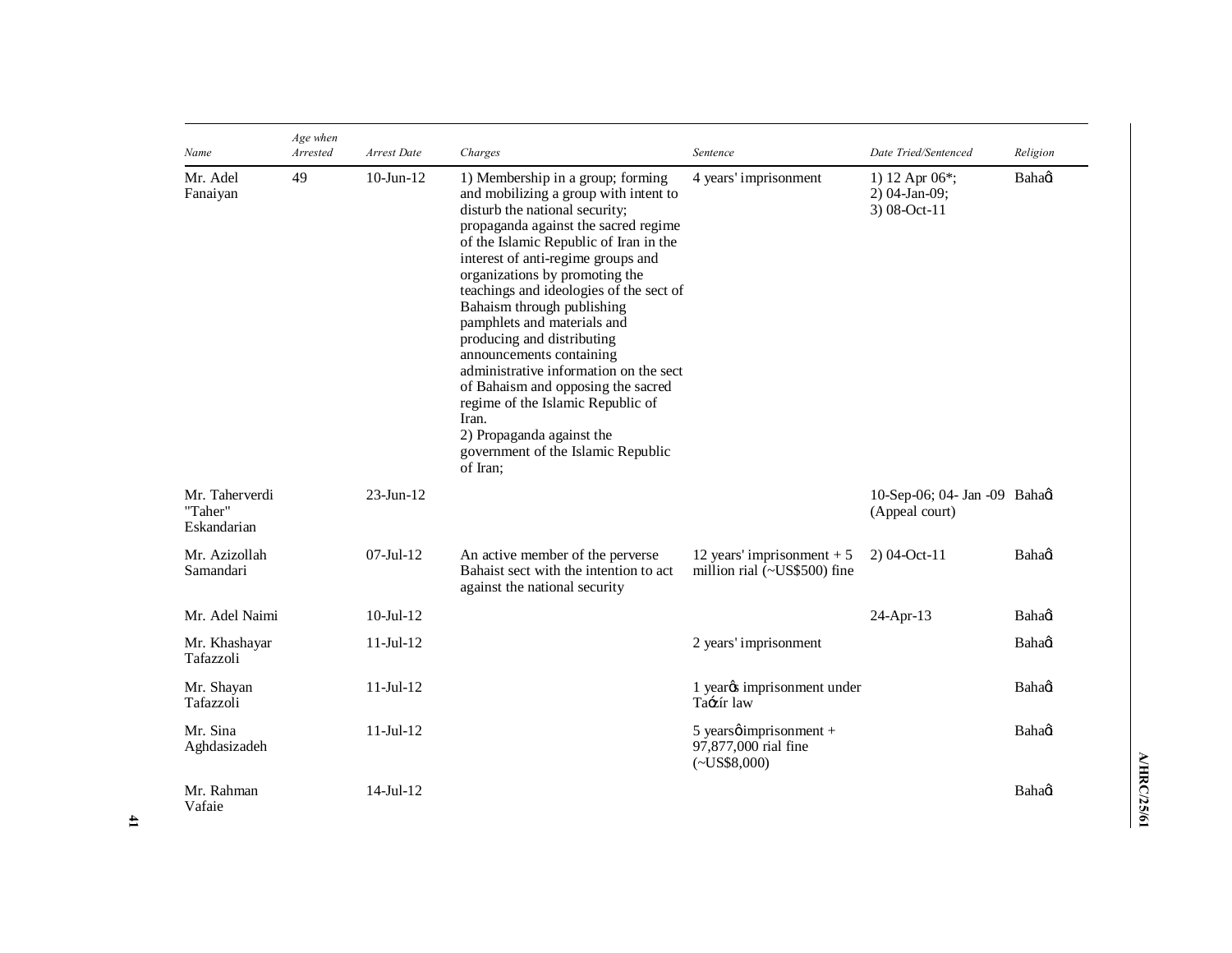| Name | Age when Arrested | Arrest Date | Charges | Sentence | Date Tried/Sentenced | Religion |
|---|---|---|---|---|---|---|
| Mr. Adel Fanaiyan | 49 | 10-Jun-12 | 1) Membership in a group; forming and mobilizing a group with intent to disturb the national security; propaganda against the sacred regime of the Islamic Republic of Iran in the interest of anti-regime groups and organizations by promoting the teachings and ideologies of the sect of Bahaism through publishing pamphlets and materials and producing and distributing announcements containing administrative information on the sect of Bahaism and opposing the sacred regime of the Islamic Republic of Iran. 2) Propaganda against the government of the Islamic Republic of Iran; | 4 years' imprisonment | 1) 12 Apr 06*; 2) 04-Jan-09; 3) 08-Oct-11 | Bahaí |
| Mr. Taherverdi "Taher" Eskandarian | | 23-Jun-12 | | | 10-Sep-06; 04- Jan -09 (Appeal court) | Bahaí |
| Mr. Azizollah Samandari | | 07-Jul-12 | An active member of the perverse Bahaist sect with the intention to act against the national security | 12 years' imprisonment + 5 million rial (~US$500) fine | 2) 04-Oct-11 | Bahaí |
| Mr. Adel Naimi | | 10-Jul-12 | | | 24-Apr-13 | Bahaí |
| Mr. Khashayar Tafazzoli | | 11-Jul-12 | | 2 years' imprisonment | | Bahaí |
| Mr. Shayan Tafazzoli | | 11-Jul-12 | | 1 year's imprisonment under Ta'zír law | | Bahaí |
| Mr. Sina Aghdasizadeh | | 11-Jul-12 | | 5 years' imprisonment + 97,877,000 rial fine (~US$8,000) | | Bahaí |
| Mr. Rahman Vafaie | | 14-Jul-12 | | | | Bahaí |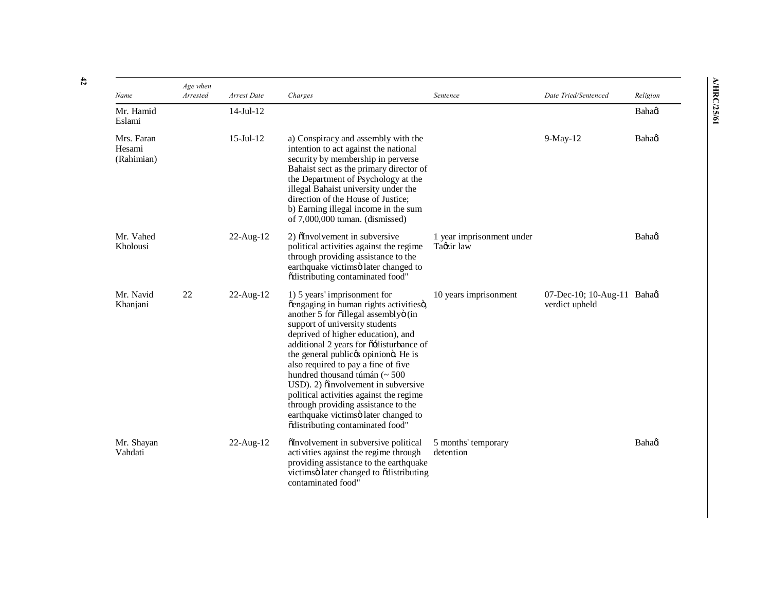| Name | Age when Arrested | Arrest Date | Charges | Sentence | Date Tried/Sentenced | Religion |
|---|---|---|---|---|---|---|
| Mr. Hamid Eslami | | 14-Jul-12 | | | | Bahaí |
| Mrs. Faran Hesami (Rahimian) | | 15-Jul-12 | a) Conspiracy and assembly with the intention to act against the national security by membership in perverse Bahaist sect as the primary director of the Department of Psychology at the illegal Bahaist university under the direction of the House of Justice; b) Earning illegal income in the sum of 7,000,000 tuman. (dismissed) | | 9-May-12 | Bahaí |
| Mr. Vahed Kholousi | | 22-Aug-12 | 2) "Involvement in subversive political activities against the regime through providing assistance to the earthquake victims" later changed to "distributing contaminated food" | 1 year imprisonment under Ta'zir law | | Bahaí |
| Mr. Navid Khanjani | 22 | 22-Aug-12 | 1) 5 years' imprisonment for "engaging in human rights activities", another 5 for "illegal assembly" (in support of university students deprived of higher education), and additional 2 years for "'disturbance of the general public's opinion". He is also required to pay a fine of five hundred thousand túmán (~ 500 USD). 2) "involvement in subversive political activities against the regime through providing assistance to the earthquake victims" later changed to "distributing contaminated food" | 10 years imprisonment | 07-Dec-10; 10-Aug-11 verdict upheld | Bahaí |
| Mr. Shayan Vahdati | | 22-Aug-12 | "Involvement in subversive political activities against the regime through providing assistance to the earthquake victims" later changed to "distributing contaminated food" | 5 months' temporary detention | | Bahaí |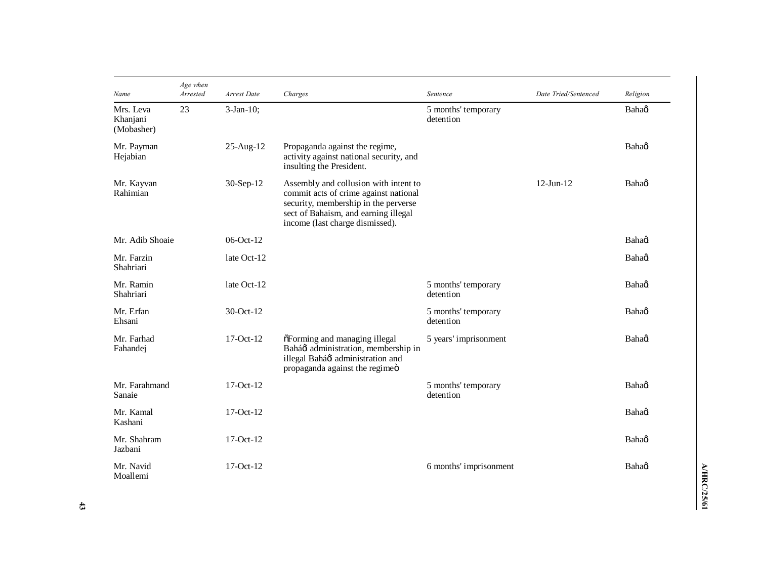| Name | Age when Arrested | Arrest Date | Charges | Sentence | Date Tried/Sentenced | Religion |
|---|---|---|---|---|---|---|
| Mrs. Leva Khanjani (Mobasher) | 23 | 3-Jan-10; | | 5 months' temporary detention | | Bahaꞌi |
| Mr. Payman Hejabian | | 25-Aug-12 | Propaganda against the regime, activity against national security, and insulting the President. | | | Bahaꞌi |
| Mr. Kayvan Rahimian | | 30-Sep-12 | Assembly and collusion with intent to commit acts of crime against national security, membership in the perverse sect of Bahaism, and earning illegal income (last charge dismissed). | | 12-Jun-12 | Bahaꞌi |
| Mr. Adib Shoaie | | 06-Oct-12 | | | | Bahaꞌi |
| Mr. Farzin Shahriari | | late Oct-12 | | | | Bahaꞌi |
| Mr. Ramin Shahriari | | late Oct-12 | | 5 months' temporary detention | | Bahaꞌi |
| Mr. Erfan Ehsani | | 30-Oct-12 | | 5 months' temporary detention | | Bahaꞌi |
| Mr. Farhad Fahandej | | 17-Oct-12 | "Forming and managing illegal Baháꞌí administration, membership in illegal Baháꞌí administration and propaganda against the regime" | 5 years' imprisonment | | Bahaꞌi |
| Mr. Farahmand Sanaie | | 17-Oct-12 | | 5 months' temporary detention | | Bahaꞌi |
| Mr. Kamal Kashani | | 17-Oct-12 | | | | Bahaꞌi |
| Mr. Shahram Jazbani | | 17-Oct-12 | | | | Bahaꞌi |
| Mr. Navid Moallemi | | 17-Oct-12 | | 6 months' imprisonment | | Bahaꞌi |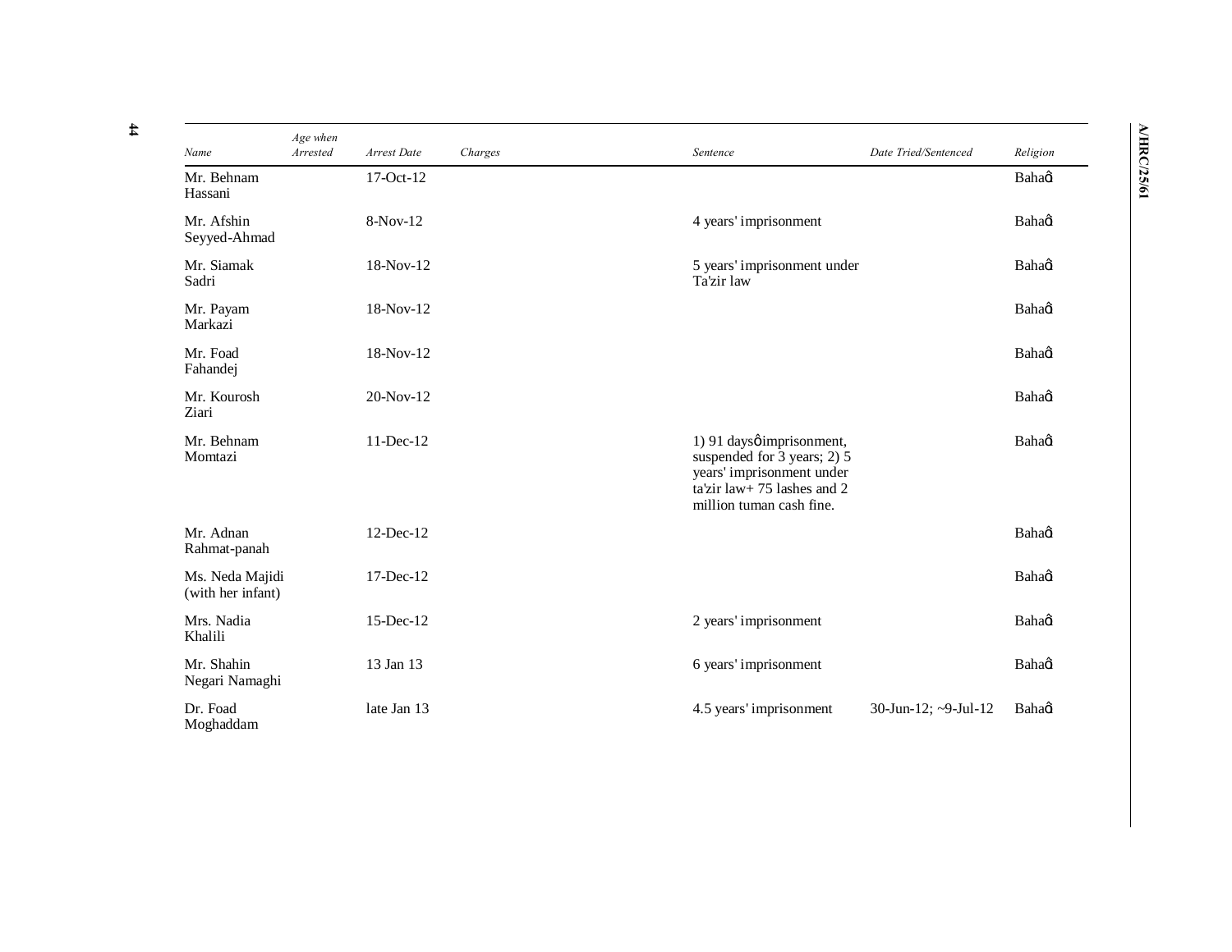| Name | Age when Arrested | Arrest Date | Charges | Sentence | Date Tried/Sentenced | Religion |
|---|---|---|---|---|---|---|
| Mr. Behnam Hassani | | 17-Oct-12 | | | | Bahaģ |
| Mr. Afshin Seyyed-Ahmad | | 8-Nov-12 | | 4 years' imprisonment | | Bahaģ |
| Mr. Siamak Sadri | | 18-Nov-12 | | 5 years' imprisonment under Ta'zir law | | Bahaģ |
| Mr. Payam Markazi | | 18-Nov-12 | | | | Bahaģ |
| Mr. Foad Fahandej | | 18-Nov-12 | | | | Bahaģ |
| Mr. Kourosh Ziari | | 20-Nov-12 | | | | Bahaģ |
| Mr. Behnam Momtazi | | 11-Dec-12 | | 1) 91 daysģimprisonment, suspended for 3 years; 2) 5 years' imprisonment under ta'zir law+ 75 lashes and 2 million tuman cash fine. | | Bahaģ |
| Mr. Adnan Rahmat-panah | | 12-Dec-12 | | | | Bahaģ |
| Ms. Neda Majidi (with her infant) | | 17-Dec-12 | | | | Bahaģ |
| Mrs. Nadia Khalili | | 15-Dec-12 | | 2 years' imprisonment | | Bahaģ |
| Mr. Shahin Negari Namaghi | | 13 Jan 13 | | 6 years' imprisonment | | Bahaģ |
| Dr. Foad Moghaddam | | late Jan 13 | | 4.5 years' imprisonment | 30-Jun-12; ~9-Jul-12 | Bahaģ |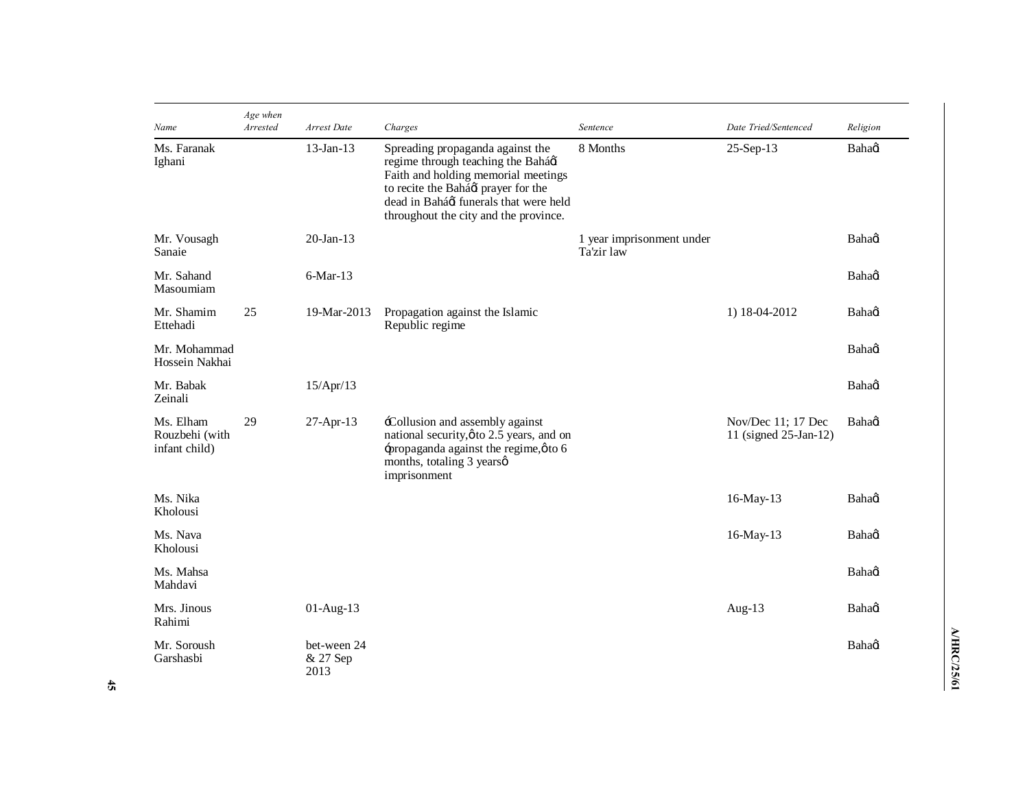| *Name* | *Age when Arrested* | *Arrest Date* | *Charges* | *Sentence* | *Date Tried/Sentenced* | *Religion* |
|---|---|---|---|---|---|---|
| Ms. Faranak Ighani | | 13-Jan-13 | Spreading propaganda against the regime through teaching the Baháߣ Faith and holding memorial meetings to recite the Baháߣ prayer for the dead in Baháߣ funerals that were held throughout the city and the province. | 8 Months | 25-Sep-13 | Bahaߣ |
| Mr. Vousagh Sanaie | | 20-Jan-13 | | 1 year imprisonment under Ta'zir law | | Bahaߣ |
| Mr. Sahand Masoumiam | | 6-Mar-13 | | | | Bahaߣ |
| Mr. Shamim Ettehadi | 25 | 19-Mar-2013 | Propagation against the Islamic Republic regime | | 1) 18-04-2012 | Bahaߣ |
| Mr. Mohammad Hossein Nakhai | | | | | | Bahaߣ |
| Mr. Babak Zeinali | | 15/Apr/13 | | | | Bahaߣ |
| Ms. Elham Rouzbehi (with infant child) | 29 | 27-Apr-13 | ߳Collusion and assembly against national security,ߴ to 2.5 years, and on ߳propaganda against the regime,ߴ to 6 months, totaling 3 yearsߴ imprisonment | | Nov/Dec 11; 17 Dec 11 (signed 25-Jan-12) | Bahaߣ |
| Ms. Nika Kholousi | | | | | 16-May-13 | Bahaߣ |
| Ms. Nava Kholousi | | | | | 16-May-13 | Bahaߣ |
| Ms. Mahsa Mahdavi | | | | | | Bahaߣ |
| Mrs. Jinous Rahimi | | 01-Aug-13 | | | Aug-13 | Bahaߣ |
| Mr. Soroush Garshasbi | | bet-ween 24 & 27 Sep 2013 | | | | Bahaߣ |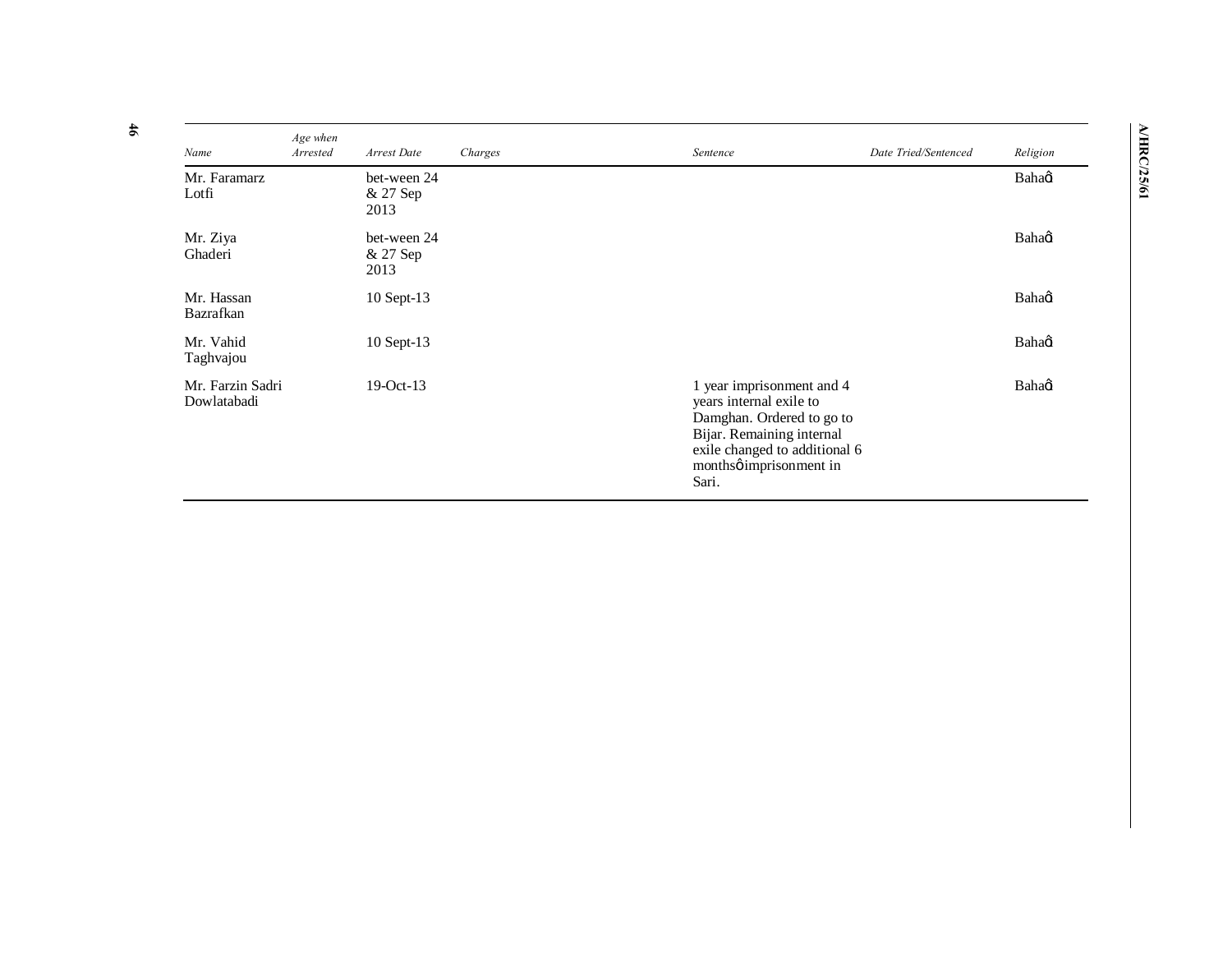| Name | Age when Arrested | Arrest Date | Charges | Sentence | Date Tried/Sentenced | Religion |
|---|---|---|---|---|---|---|
| Mr. Faramarz Lotfi | | bet-ween 24 & 27 Sep 2013 | | | | Bahaŉ |
| Mr. Ziya Ghaderi | | bet-ween 24 & 27 Sep 2013 | | | | Bahaŉ |
| Mr. Hassan Bazrafkan | | 10 Sept-13 | | | | Bahaŉ |
| Mr. Vahid Taghvajou | | 10 Sept-13 | | | | Bahaŉ |
| Mr. Farzin Sadri Dowlatabadi | | 19-Oct-13 | | 1 year imprisonment and 4 years internal exile to Damghan. Ordered to go to Bijar. Remaining internal exile changed to additional 6 monthsŉ imprisonment in Sari. | | Bahaŉ |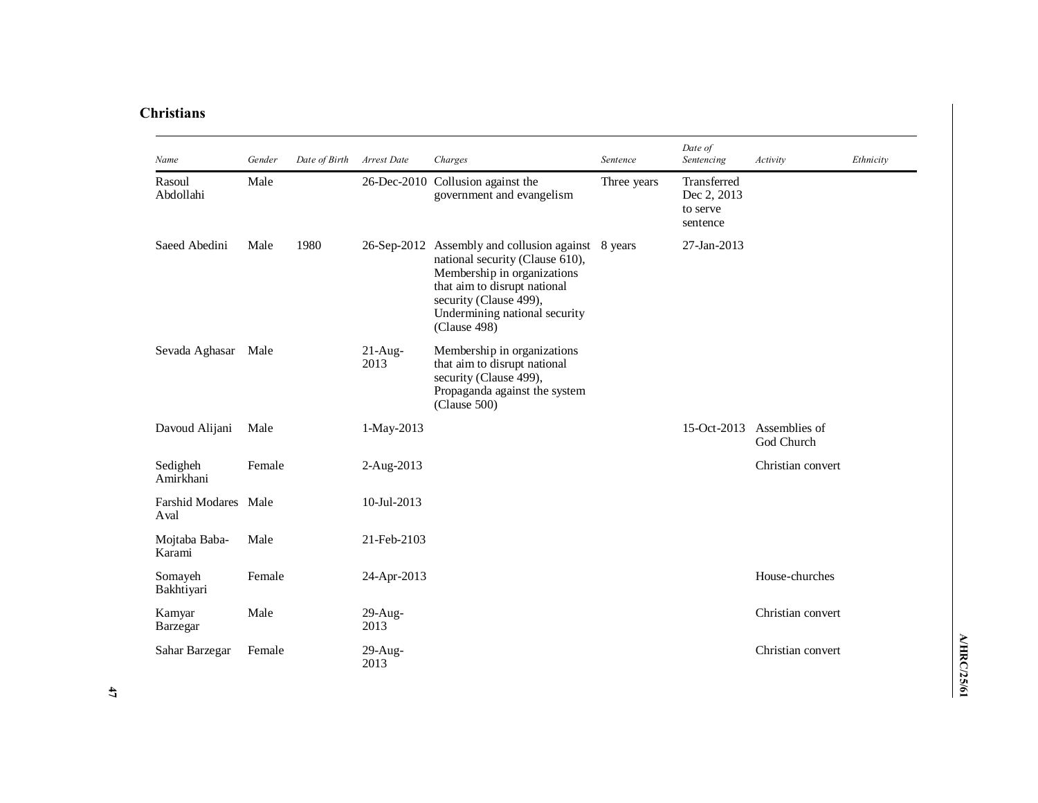## Christians

| Name | Gender | Date of Birth | Arrest Date | Charges | Sentence | Date of Sentencing | Activity | Ethnicity |
|---|---|---|---|---|---|---|---|---|
| Rasoul Abdollahi | Male | | 26-Dec-2010 | Collusion against the government and evangelism | Three years | Transferred Dec 2, 2013 to serve sentence | | |
| Saeed Abedini | Male | 1980 | 26-Sep-2012 | Assembly and collusion against national security (Clause 610), Membership in organizations that aim to disrupt national security (Clause 499), Undermining national security (Clause 498) | 8 years | 27-Jan-2013 | | |
| Sevada Aghasar | Male | | 21-Aug-2013 | Membership in organizations that aim to disrupt national security (Clause 499), Propaganda against the system (Clause 500) | | | | |
| Davoud Alijani | Male | | 1-May-2013 | | | 15-Oct-2013 | Assemblies of God Church | |
| Sedigheh Amirkhani | Female | | 2-Aug-2013 | | | | Christian convert | |
| Farshid Modares Aval | Male | | 10-Jul-2013 | | | | | |
| Mojtaba Baba-Karami | Male | | 21-Feb-2103 | | | | | |
| Somayeh Bakhtiyari | Female | | 24-Apr-2013 | | | | House-churches | |
| Kamyar Barzegar | Male | | 29-Aug-2013 | | | | Christian convert | |
| Sahar Barzegar | Female | | 29-Aug-2013 | | | | Christian convert | |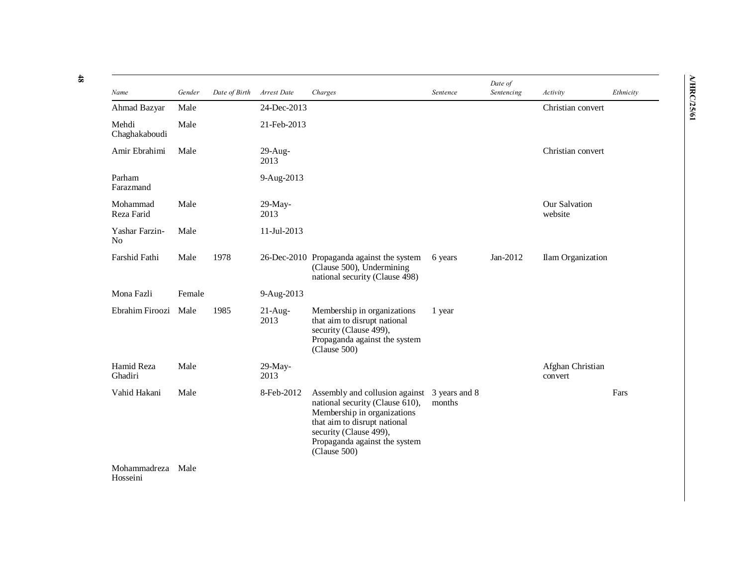| Name | Gender | Date of Birth | Arrest Date | Charges | Sentence | Date of Sentencing | Activity | Ethnicity |
|---|---|---|---|---|---|---|---|---|
| Ahmad Bazyar | Male | | 24-Dec-2013 | | | | Christian convert | |
| Mehdi Chaghakaboudi | Male | | 21-Feb-2013 | | | | | |
| Amir Ebrahimi | Male | | 29-Aug-2013 | | | | Christian convert | |
| Parham Farazmand | | | 9-Aug-2013 | | | | | |
| Mohammad Reza Farid | Male | | 29-May-2013 | | | | Our Salvation website | |
| Yashar Farzin-No | Male | | 11-Jul-2013 | | | | | |
| Farshid Fathi | Male | 1978 | 26-Dec-2010 | Propaganda against the system (Clause 500), Undermining national security (Clause 498) | 6 years | Jan-2012 | Ilam Organization | |
| Mona Fazli | Female | | 9-Aug-2013 | | | | | |
| Ebrahim Firoozi | Male | 1985 | 21-Aug-2013 | Membership in organizations that aim to disrupt national security (Clause 499), Propaganda against the system (Clause 500) | 1 year | | | |
| Hamid Reza Ghadiri | Male | | 29-May-2013 | | | | Afghan Christian convert | |
| Vahid Hakani | Male | | 8-Feb-2012 | Assembly and collusion against national security (Clause 610), Membership in organizations that aim to disrupt national security (Clause 499), Propaganda against the system (Clause 500) | 3 years and 8 months | | | Fars |
| Mohammadreza Hosseini | Male | | | | | | | |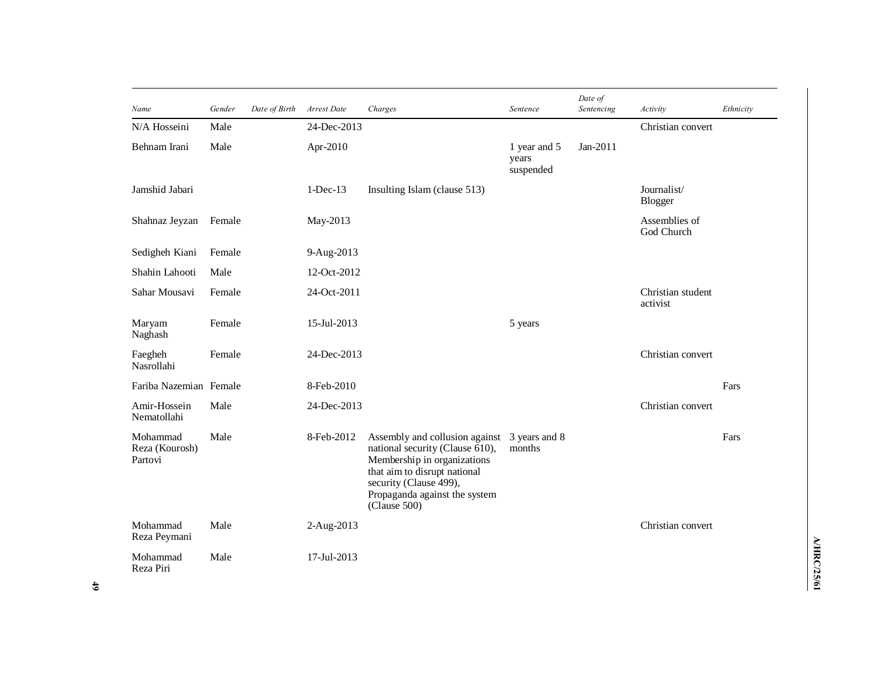| Name | Gender | Date of Birth | Arrest Date | Charges | Sentence | Date of Sentencing | Activity | Ethnicity |
|---|---|---|---|---|---|---|---|---|
| N/A Hosseini | Male | | 24-Dec-2013 | | | | Christian convert | |
| Behnam Irani | Male | | Apr-2010 | | 1 year and 5 years suspended | Jan-2011 | | |
| Jamshid Jabari | | | 1-Dec-13 | Insulting Islam (clause 513) | | | Journalist/ Blogger | |
| Shahnaz Jeyzan | Female | | May-2013 | | | | Assemblies of God Church | |
| Sedigheh Kiani | Female | | 9-Aug-2013 | | | | | |
| Shahin Lahooti | Male | | 12-Oct-2012 | | | | | |
| Sahar Mousavi | Female | | 24-Oct-2011 | | | | Christian student activist | |
| Maryam Naghash | Female | | 15-Jul-2013 | | 5 years | | | |
| Faegheh Nasrollahi | Female | | 24-Dec-2013 | | | | Christian convert | |
| Fariba Nazemian | Female | | 8-Feb-2010 | | | | | Fars |
| Amir-Hossein Nematollahi | Male | | 24-Dec-2013 | | | | Christian convert | |
| Mohammad Reza (Kourosh) Partovi | Male | | 8-Feb-2012 | Assembly and collusion against national security (Clause 610), Membership in organizations that aim to disrupt national security (Clause 499), Propaganda against the system (Clause 500) | 3 years and 8 months | | | Fars |
| Mohammad Reza Peymani | Male | | 2-Aug-2013 | | | | Christian convert | |
| Mohammad Reza Piri | Male | | 17-Jul-2013 | | | | | |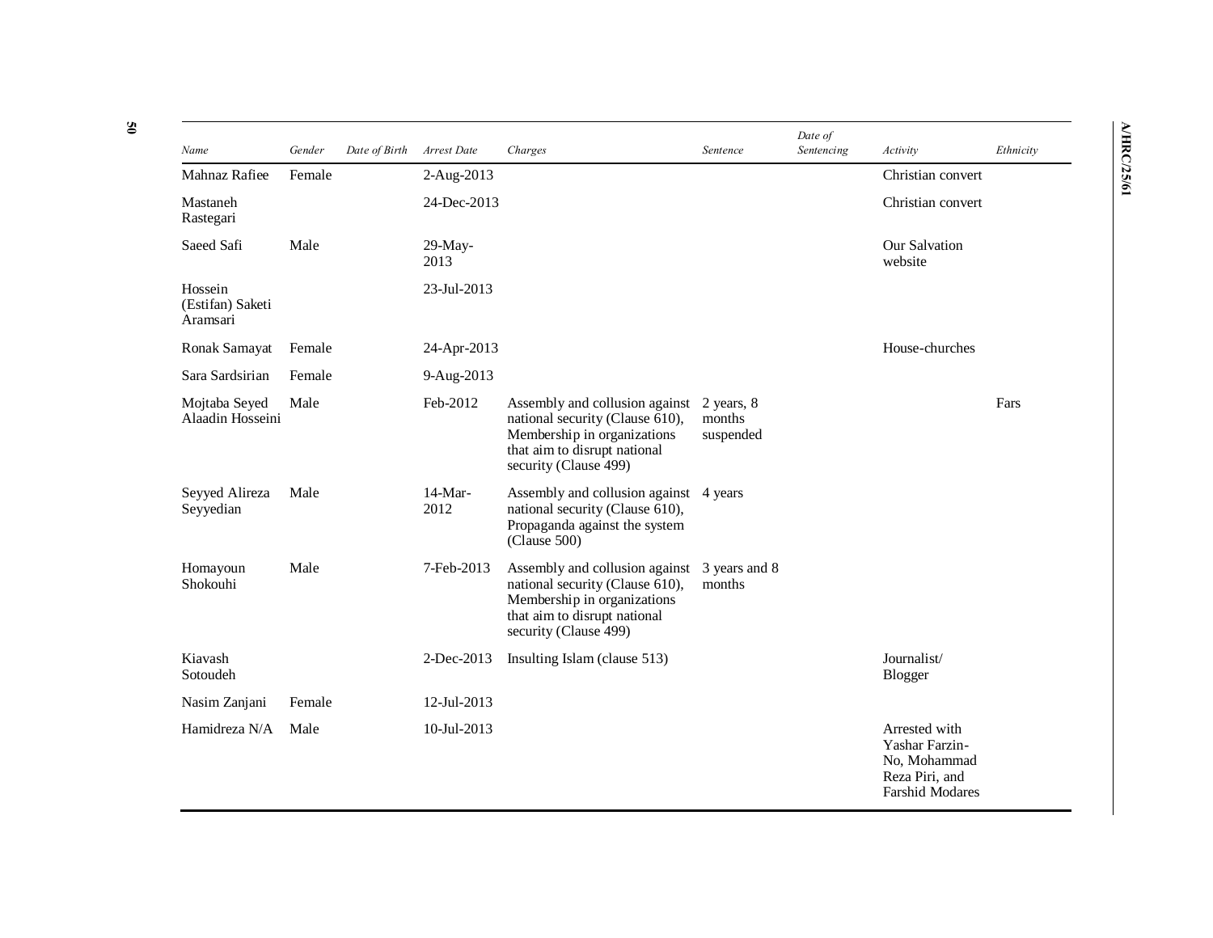| Name | Gender | Date of Birth | Arrest Date | Charges | Sentence | Date of Sentencing | Activity | Ethnicity |
|---|---|---|---|---|---|---|---|---|
| Mahnaz Rafiee | Female | | 2-Aug-2013 | | | | Christian convert | |
| Mastaneh Rastegari | | | 24-Dec-2013 | | | | Christian convert | |
| Saeed Safi | Male | | 29-May-2013 | | | | Our Salvation website | |
| Hossein (Estifan) Saketi Aramsari | | | 23-Jul-2013 | | | | | |
| Ronak Samayat | Female | | 24-Apr-2013 | | | | House-churches | |
| Sara Sardsirian | Female | | 9-Aug-2013 | | | | | |
| Mojtaba Seyed Alaadin Hosseini | Male | | Feb-2012 | Assembly and collusion against national security (Clause 610), Membership in organizations that aim to disrupt national security (Clause 499) | 2 years, 8 months suspended | | | Fars |
| Seyyed Alireza Seyyedian | Male | | 14-Mar-2012 | Assembly and collusion against national security (Clause 610), Propaganda against the system (Clause 500) | 4 years | | | |
| Homayoun Shokouhi | Male | | 7-Feb-2013 | Assembly and collusion against national security (Clause 610), Membership in organizations that aim to disrupt national security (Clause 499) | 3 years and 8 months | | | |
| Kiavash Sotoudeh | | | 2-Dec-2013 | Insulting Islam (clause 513) | | | Journalist/ Blogger | |
| Nasim Zanjani | Female | | 12-Jul-2013 | | | | | |
| Hamidreza N/A | Male | | 10-Jul-2013 | | | | Arrested with Yashar Farzin-No, Mohammad Reza Piri, and Farshid Modares | |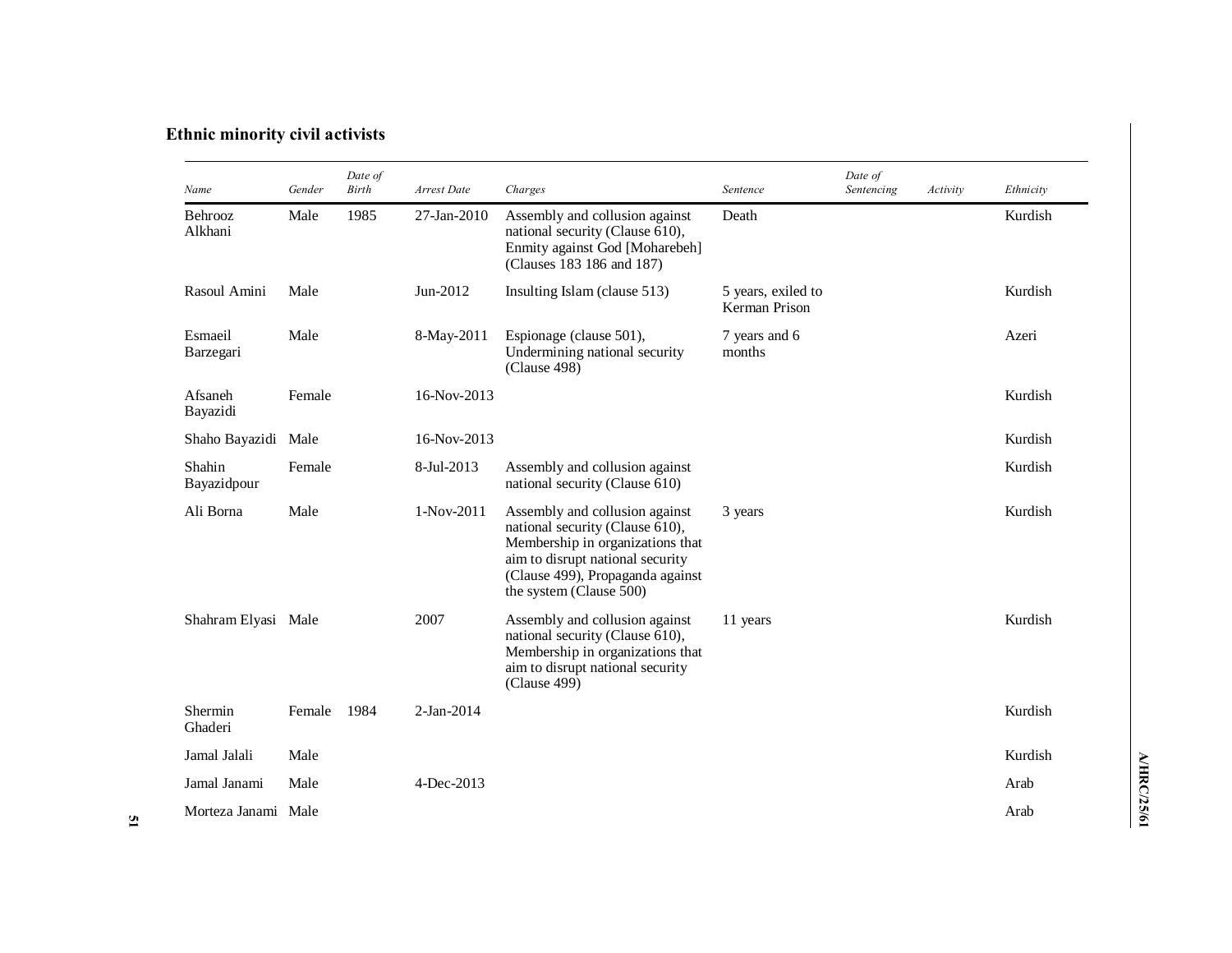### Ethnic minority civil activists

| Name | Gender | Date of Birth | Arrest Date | Charges | Sentence | Date of Sentencing | Activity | Ethnicity |
|---|---|---|---|---|---|---|---|---|
| Behrooz Alkhani | Male | 1985 | 27-Jan-2010 | Assembly and collusion against national security (Clause 610), Enmity against God [Moharebeh] (Clauses 183 186 and 187) | Death | | | Kurdish |
| Rasoul Amini | Male | | Jun-2012 | Insulting Islam (clause 513) | 5 years, exiled to Kerman Prison | | | Kurdish |
| Esmaeil Barzegari | Male | | 8-May-2011 | Espionage (clause 501), Undermining national security (Clause 498) | 7 years and 6 months | | | Azeri |
| Afsaneh Bayazidi | Female | | 16-Nov-2013 | | | | | Kurdish |
| Shaho Bayazidi | Male | | 16-Nov-2013 | | | | | Kurdish |
| Shahin Bayazidpour | Female | | 8-Jul-2013 | Assembly and collusion against national security (Clause 610) | | | | Kurdish |
| Ali Borna | Male | | 1-Nov-2011 | Assembly and collusion against national security (Clause 610), Membership in organizations that aim to disrupt national security (Clause 499), Propaganda against the system (Clause 500) | 3 years | | | Kurdish |
| Shahram Elyasi | Male | | 2007 | Assembly and collusion against national security (Clause 610), Membership in organizations that aim to disrupt national security (Clause 499) | 11 years | | | Kurdish |
| Shermin Ghaderi | Female | 1984 | 2-Jan-2014 | | | | | Kurdish |
| Jamal Jalali | Male | | | | | | | Kurdish |
| Jamal Janami | Male | | 4-Dec-2013 | | | | | Arab |
| Morteza Janami | Male | | | | | | | Arab |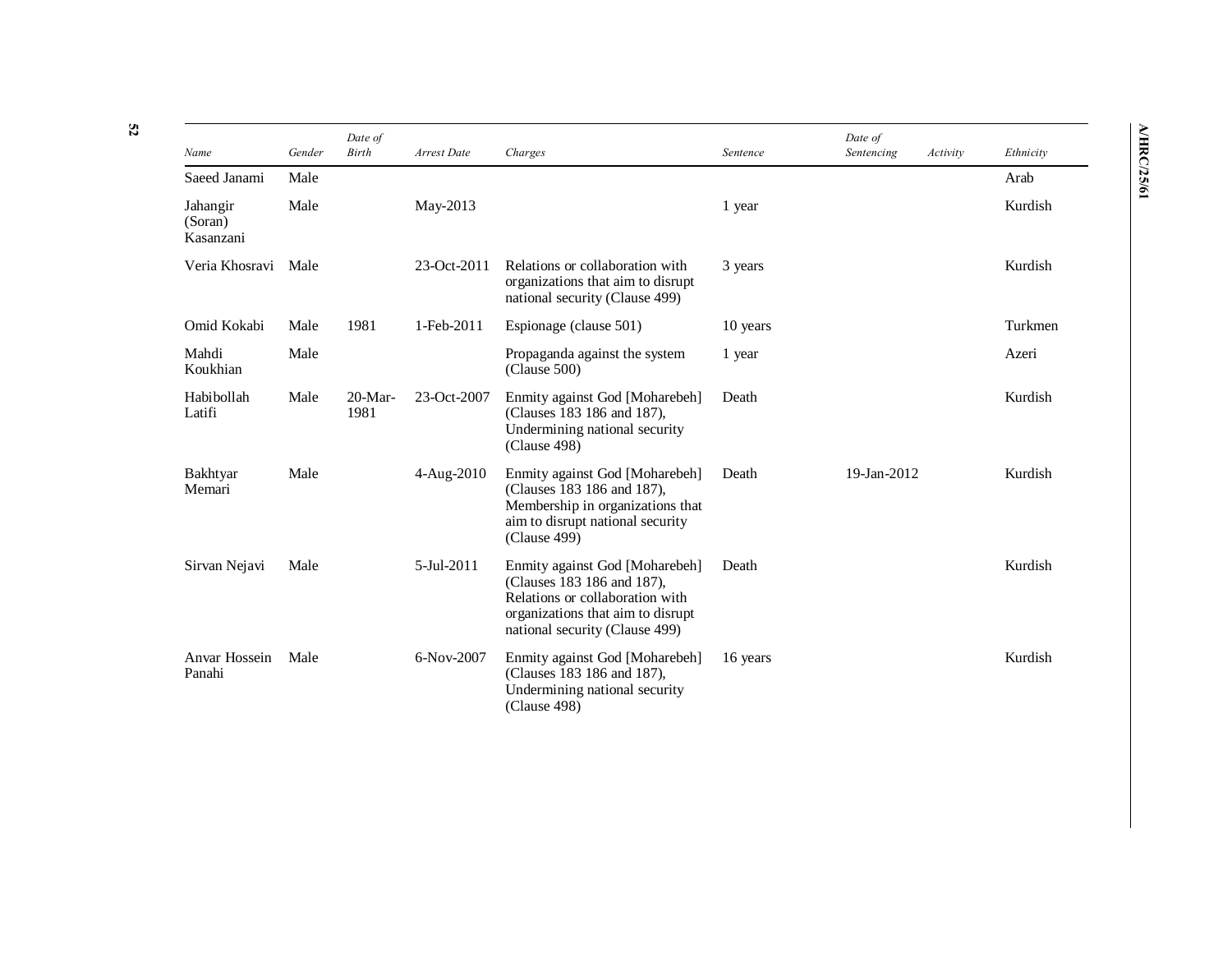| Name | Gender | Date of Birth | Arrest Date | Charges | Sentence | Date of Sentencing | Activity | Ethnicity |
|---|---|---|---|---|---|---|---|---|
| Saeed Janami | Male | | | | | | | Arab |
| Jahangir (Soran) Kasanzani | Male | | May-2013 | | 1 year | | | Kurdish |
| Veria Khosravi | Male | | 23-Oct-2011 | Relations or collaboration with organizations that aim to disrupt national security (Clause 499) | 3 years | | | Kurdish |
| Omid Kokabi | Male | 1981 | 1-Feb-2011 | Espionage (clause 501) | 10 years | | | Turkmen |
| Mahdi Koukhian | Male | | | Propaganda against the system (Clause 500) | 1 year | | | Azeri |
| Habibollah Latifi | Male | 20-Mar-1981 | 23-Oct-2007 | Enmity against God [Moharebeh] (Clauses 183 186 and 187), Undermining national security (Clause 498) | Death | | | Kurdish |
| Bakhtyar Memari | Male | | 4-Aug-2010 | Enmity against God [Moharebeh] (Clauses 183 186 and 187), Membership in organizations that aim to disrupt national security (Clause 499) | Death | 19-Jan-2012 | | Kurdish |
| Sirvan Nejavi | Male | | 5-Jul-2011 | Enmity against God [Moharebeh] (Clauses 183 186 and 187), Relations or collaboration with organizations that aim to disrupt national security (Clause 499) | Death | | | Kurdish |
| Anvar Hossein Panahi | Male | | 6-Nov-2007 | Enmity against God [Moharebeh] (Clauses 183 186 and 187), Undermining national security (Clause 498) | 16 years | | | Kurdish |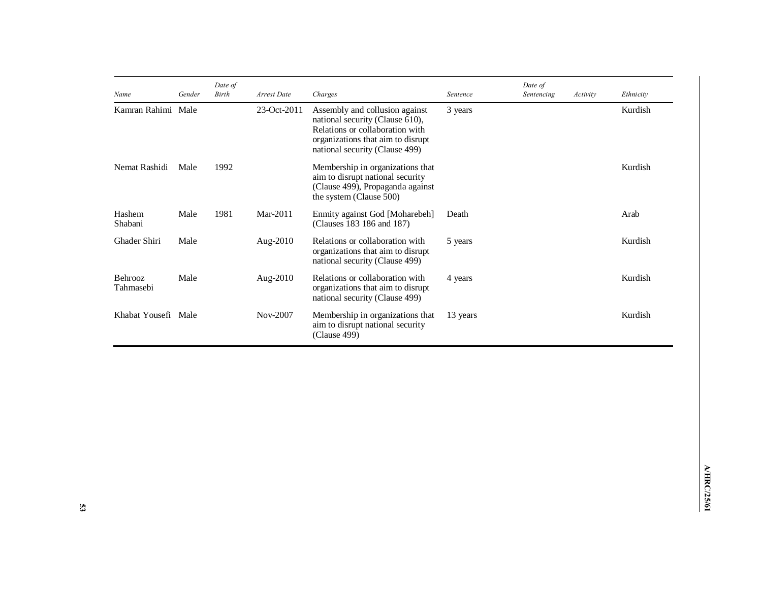| Name | Gender | Date of Birth | Arrest Date | Charges | Sentence | Date of Sentencing | Activity | Ethnicity |
|---|---|---|---|---|---|---|---|---|
| Kamran Rahimi | Male | | 23-Oct-2011 | Assembly and collusion against national security (Clause 610), Relations or collaboration with organizations that aim to disrupt national security (Clause 499) | 3 years | | | Kurdish |
| Nemat Rashidi | Male | 1992 | | Membership in organizations that aim to disrupt national security (Clause 499), Propaganda against the system (Clause 500) | | | | Kurdish |
| Hashem Shabani | Male | 1981 | Mar-2011 | Enmity against God [Moharebeh] (Clauses 183 186 and 187) | Death | | | Arab |
| Ghader Shiri | Male | | Aug-2010 | Relations or collaboration with organizations that aim to disrupt national security (Clause 499) | 5 years | | | Kurdish |
| Behrooz Tahmasebi | Male | | Aug-2010 | Relations or collaboration with organizations that aim to disrupt national security (Clause 499) | 4 years | | | Kurdish |
| Khabat Yousefi | Male | | Nov-2007 | Membership in organizations that aim to disrupt national security (Clause 499) | 13 years | | | Kurdish |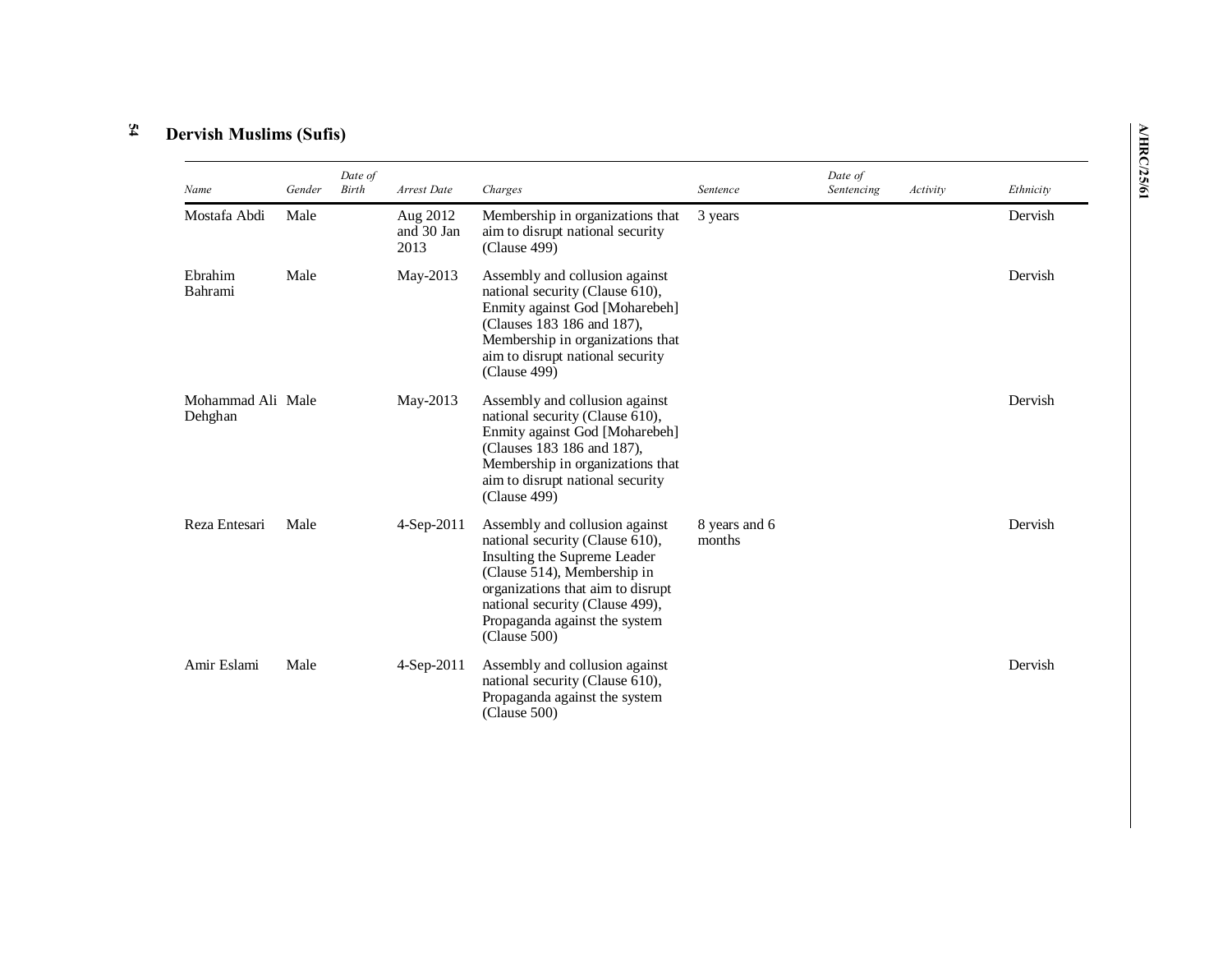## Dervish Muslims (Sufis)

| *Name* | *Gender* | *Date of Birth* | *Arrest Date* | *Charges* | *Sentence* | *Date of Sentencing* | *Activity* | *Ethnicity* |
|---|---|---|---|---|---|---|---|---|
| Mostafa Abdi | Male | | Aug 2012 and 30 Jan 2013 | Membership in organizations that aim to disrupt national security (Clause 499) | 3 years | | | Dervish |
| Ebrahim Bahrami | Male | | May-2013 | Assembly and collusion against national security (Clause 610), Enmity against God [Moharebeh] (Clauses 183 186 and 187), Membership in organizations that aim to disrupt national security (Clause 499) | | | | Dervish |
| Mohammad Ali Dehghan | Male | | May-2013 | Assembly and collusion against national security (Clause 610), Enmity against God [Moharebeh] (Clauses 183 186 and 187), Membership in organizations that aim to disrupt national security (Clause 499) | | | | Dervish |
| Reza Entesari | Male | | 4-Sep-2011 | Assembly and collusion against national security (Clause 610), Insulting the Supreme Leader (Clause 514), Membership in organizations that aim to disrupt national security (Clause 499), Propaganda against the system (Clause 500) | 8 years and 6 months | | | Dervish |
| Amir Eslami | Male | | 4-Sep-2011 | Assembly and collusion against national security (Clause 610), Propaganda against the system (Clause 500) | | | | Dervish |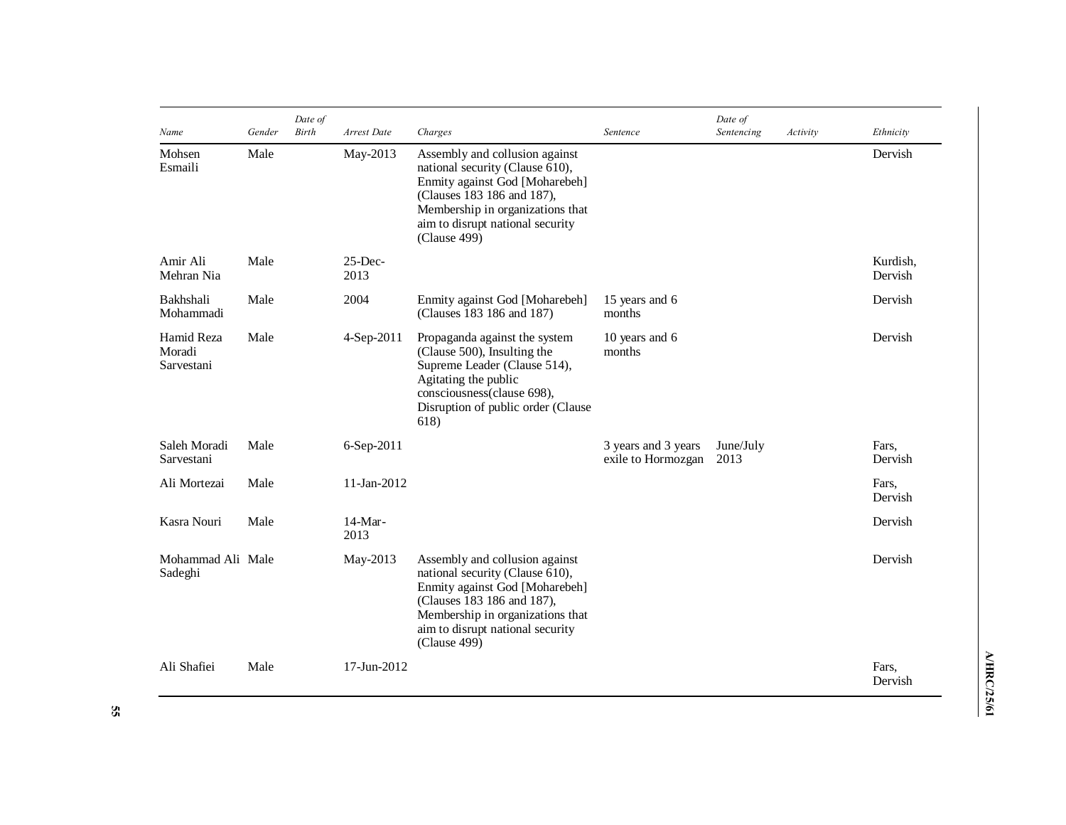| Name | Gender | Date of Birth | Arrest Date | Charges | Sentence | Date of Sentencing | Activity | Ethnicity |
|---|---|---|---|---|---|---|---|---|
| Mohsen Esmaili | Male | | May-2013 | Assembly and collusion against national security (Clause 610), Enmity against God [Moharebeh] (Clauses 183 186 and 187), Membership in organizations that aim to disrupt national security (Clause 499) | | | | Dervish |
| Amir Ali Mehran Nia | Male | | 25-Dec-2013 | | | | | Kurdish, Dervish |
| Bakhshali Mohammadi | Male | | 2004 | Enmity against God [Moharebeh] (Clauses 183 186 and 187) | 15 years and 6 months | | | Dervish |
| Hamid Reza Moradi Sarvestani | Male | | 4-Sep-2011 | Propaganda against the system (Clause 500), Insulting the Supreme Leader (Clause 514), Agitating the public consciousness(clause 698), Disruption of public order (Clause 618) | 10 years and 6 months | | | Dervish |
| Saleh Moradi Sarvestani | Male | | 6-Sep-2011 | | 3 years and 3 years exile to Hormozgan | June/July 2013 | | Fars, Dervish |
| Ali Mortezai | Male | | 11-Jan-2012 | | | | | Fars, Dervish |
| Kasra Nouri | Male | | 14-Mar-2013 | | | | | Dervish |
| Mohammad Ali Sadeghi | Male | | May-2013 | Assembly and collusion against national security (Clause 610), Enmity against God [Moharebeh] (Clauses 183 186 and 187), Membership in organizations that aim to disrupt national security (Clause 499) | | | | Dervish |
| Ali Shafiei | Male | | 17-Jun-2012 | | | | | Fars, Dervish |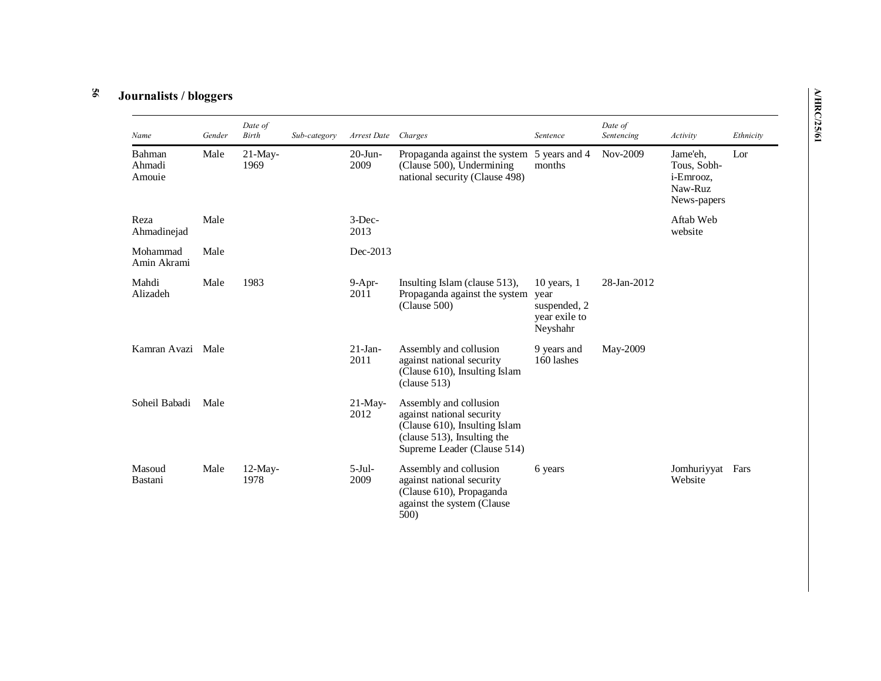## Journalists / bloggers

| *Name* | *Gender* | *Date of Birth* | *Sub-category* | *Arrest Date* | *Charges* | *Sentence* | *Date of Sentencing* | *Activity* | *Ethnicity* |
|---|---|---|---|---|---|---|---|---|---|
| Bahman Ahmadi Amouie | Male | 21-May-1969 | | 20-Jun-2009 | Propaganda against the system (Clause 500), Undermining national security (Clause 498) | 5 years and 4 months | Nov-2009 | Jame'eh, Tous, Sobh-i-Emrooz, Naw-Ruz News-papers | Lor |
| Reza Ahmadinejad | Male | | | 3-Dec-2013 | | | | Aftab Web website | |
| Mohammad Amin Akrami | Male | | | Dec-2013 | | | | | |
| Mahdi Alizadeh | Male | 1983 | | 9-Apr-2011 | Insulting Islam (clause 513), Propaganda against the system (Clause 500) | 10 years, 1 year suspended, 2 year exile to Neyshahr | 28-Jan-2012 | | |
| Kamran Avazi | Male | | | 21-Jan-2011 | Assembly and collusion against national security (Clause 610), Insulting Islam (clause 513) | 9 years and 160 lashes | May-2009 | | |
| Soheil Babadi | Male | | | 21-May-2012 | Assembly and collusion against national security (Clause 610), Insulting Islam (clause 513), Insulting the Supreme Leader (Clause 514) | | | | |
| Masoud Bastani | Male | 12-May-1978 | | 5-Jul-2009 | Assembly and collusion against national security (Clause 610), Propaganda against the system (Clause 500) | 6 years | | Jomhuriyyat Website | Fars |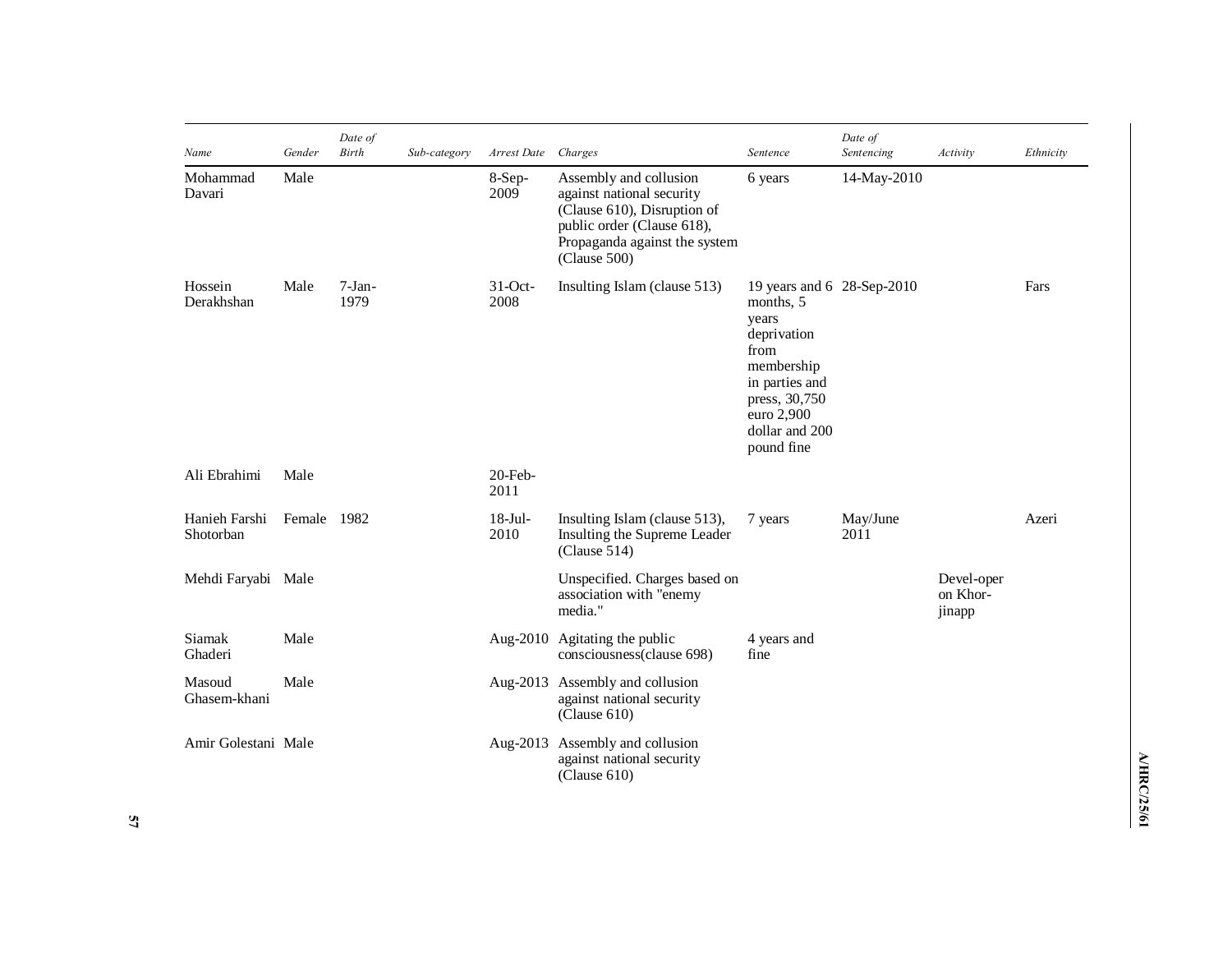| Name | Gender | Date of Birth | Sub-category | Arrest Date | Charges | Sentence | Date of Sentencing | Activity | Ethnicity |
| --- | --- | --- | --- | --- | --- | --- | --- | --- | --- |
| Mohammad Davari | Male | | | 8-Sep-2009 | Assembly and collusion against national security (Clause 610), Disruption of public order (Clause 618), Propaganda against the system (Clause 500) | 6 years | 14-May-2010 | | |
| Hossein Derakhshan | Male | 7-Jan-1979 | | 31-Oct-2008 | Insulting Islam (clause 513) | 19 years and 6 months, 5 years deprivation from membership in parties and press, 30,750 euro 2,900 dollar and 200 pound fine | 28-Sep-2010 | | Fars |
| Ali Ebrahimi | Male | | | 20-Feb-2011 | | | | | |
| Hanieh Farshi Shotorban | Female | 1982 | | 18-Jul-2010 | Insulting Islam (clause 513), Insulting the Supreme Leader (Clause 514) | 7 years | May/June 2011 | | Azeri |
| Mehdi Faryabi | Male | | | | Unspecified. Charges based on association with "enemy media." | | | Devel-oper on Khor-jinapp | |
| Siamak Ghaderi | Male | | | Aug-2010 | Agitating the public consciousness(clause 698) | 4 years and fine | | | |
| Masoud Ghasem-khani | Male | | | Aug-2013 | Assembly and collusion against national security (Clause 610) | | | | |
| Amir Golestani | Male | | | Aug-2013 | Assembly and collusion against national security (Clause 610) | | | | |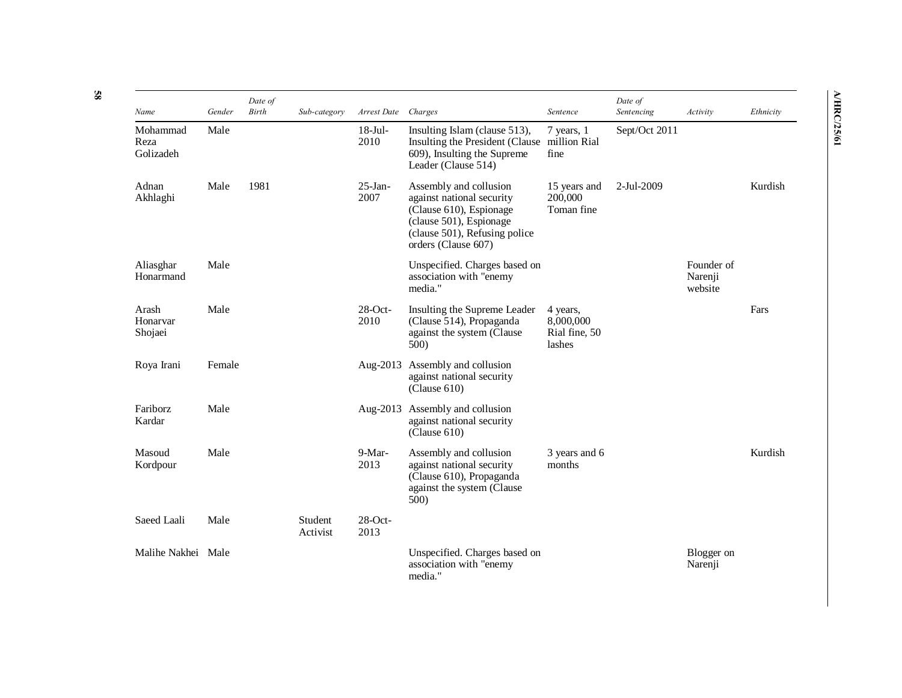| Name | Gender | Date of Birth | Sub-category | Arrest Date | Charges | Sentence | Date of Sentencing | Activity | Ethnicity |
|---|---|---|---|---|---|---|---|---|---|
| Mohammad Reza Golizadeh | Male | | | 18-Jul-2010 | Insulting Islam (clause 513), Insulting the President (Clause 609), Insulting the Supreme Leader (Clause 514) | 7 years, 1 million Rial fine | Sept/Oct 2011 | | |
| Adnan Akhlaghi | Male | 1981 | | 25-Jan-2007 | Assembly and collusion against national security (Clause 610), Espionage (clause 501), Espionage (clause 501), Refusing police orders (Clause 607) | 15 years and 200,000 Toman fine | 2-Jul-2009 | | Kurdish |
| Aliasghar Honarmand | Male | | | | Unspecified. Charges based on association with "enemy media." | | | Founder of Narenji website | |
| Arash Honarvar Shojaei | Male | | | 28-Oct-2010 | Insulting the Supreme Leader (Clause 514), Propaganda against the system (Clause 500) | 4 years, 8,000,000 Rial fine, 50 lashes | | | Fars |
| Roya Irani | Female | | | Aug-2013 | Assembly and collusion against national security (Clause 610) | | | | |
| Fariborz Kardar | Male | | | Aug-2013 | Assembly and collusion against national security (Clause 610) | | | | |
| Masoud Kordpour | Male | | | 9-Mar-2013 | Assembly and collusion against national security (Clause 610), Propaganda against the system (Clause 500) | 3 years and 6 months | | | Kurdish |
| Saeed Laali | Male | | Student Activist | 28-Oct-2013 | | | | | |
| Malihe Nakhei | Male | | | | Unspecified. Charges based on association with "enemy media." | | | Blogger on Narenji | |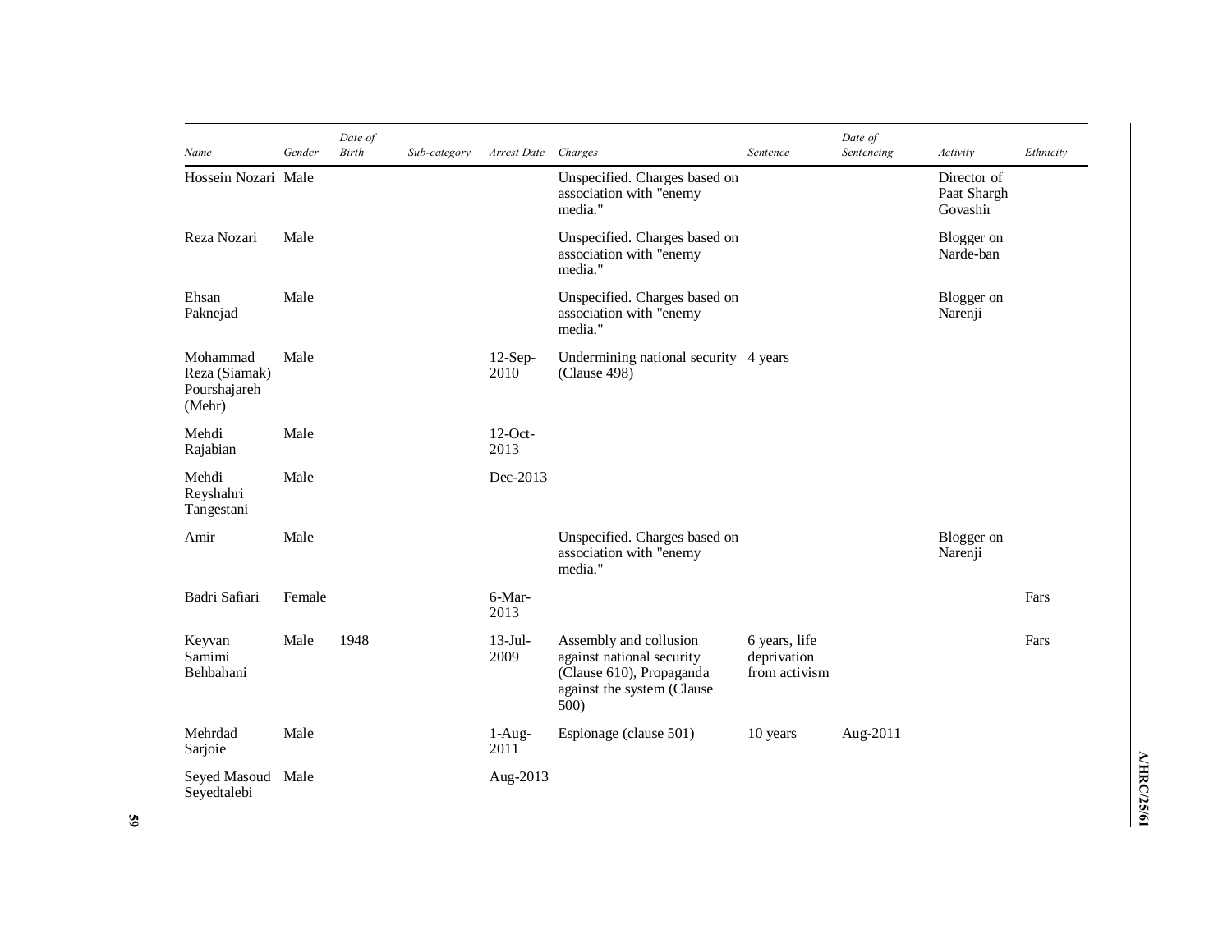| Name | Gender | Date of Birth | Sub-category | Arrest Date | Charges | Sentence | Date of Sentencing | Activity | Ethnicity |
|---|---|---|---|---|---|---|---|---|---|
| Hossein Nozari | Male | | | | Unspecified. Charges based on association with "enemy media." | | | Director of Paat Shargh Govashir | |
| Reza Nozari | Male | | | | Unspecified. Charges based on association with "enemy media." | | | Blogger on Narde-ban | |
| Ehsan Paknejad | Male | | | | Unspecified. Charges based on association with "enemy media." | | | Blogger on Narenji | |
| Mohammad Reza (Siamak) Pourshajareh (Mehr) | Male | | | 12-Sep-2010 | Undermining national security (Clause 498) | 4 years | | | |
| Mehdi Rajabian | Male | | | 12-Oct-2013 | | | | | |
| Mehdi Reyshahri Tangestani | Male | | | Dec-2013 | | | | | |
| Amir | Male | | | | Unspecified. Charges based on association with "enemy media." | | | Blogger on Narenji | |
| Badri Safiari | Female | | | 6-Mar-2013 | | | | | Fars |
| Keyvan Samimi Behbahani | Male | 1948 | | 13-Jul-2009 | Assembly and collusion against national security (Clause 610), Propaganda against the system (Clause 500) | 6 years, life deprivation from activism | | | Fars |
| Mehrdad Sarjoie | Male | | | 1-Aug-2011 | Espionage (clause 501) | 10 years | Aug-2011 | | |
| Seyed Masoud Seyedtalebi | Male | | | Aug-2013 | | | | | |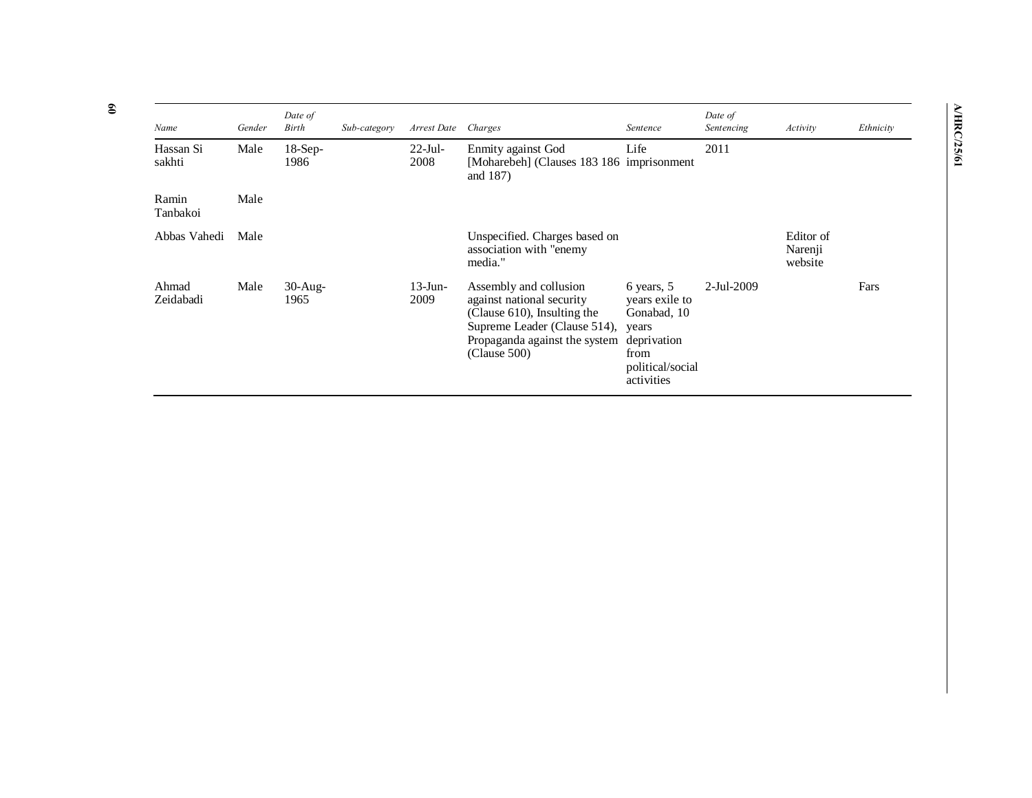| Name | Gender | Date of Birth | Sub-category | Arrest Date | Charges | Sentence | Date of Sentencing | Activity | Ethnicity |
|---|---|---|---|---|---|---|---|---|---|
| Hassan Si sakhti | Male | 18-Sep-1986 | | 22-Jul-2008 | Enmity against God [Moharebeh] (Clauses 183 186 and 187) | Life imprisonment | 2011 | | |
| Ramin Tanbakoi | Male | | | | | | | | |
| Abbas Vahedi | Male | | | | Unspecified. Charges based on association with "enemy media." | | | Editor of Narenji website | |
| Ahmad Zeidabadi | Male | 30-Aug-1965 | | 13-Jun-2009 | Assembly and collusion against national security (Clause 610), Insulting the Supreme Leader (Clause 514), Propaganda against the system (Clause 500) | 6 years, 5 years exile to Gonabad, 10 years deprivation from political/social activities | 2-Jul-2009 | | Fars |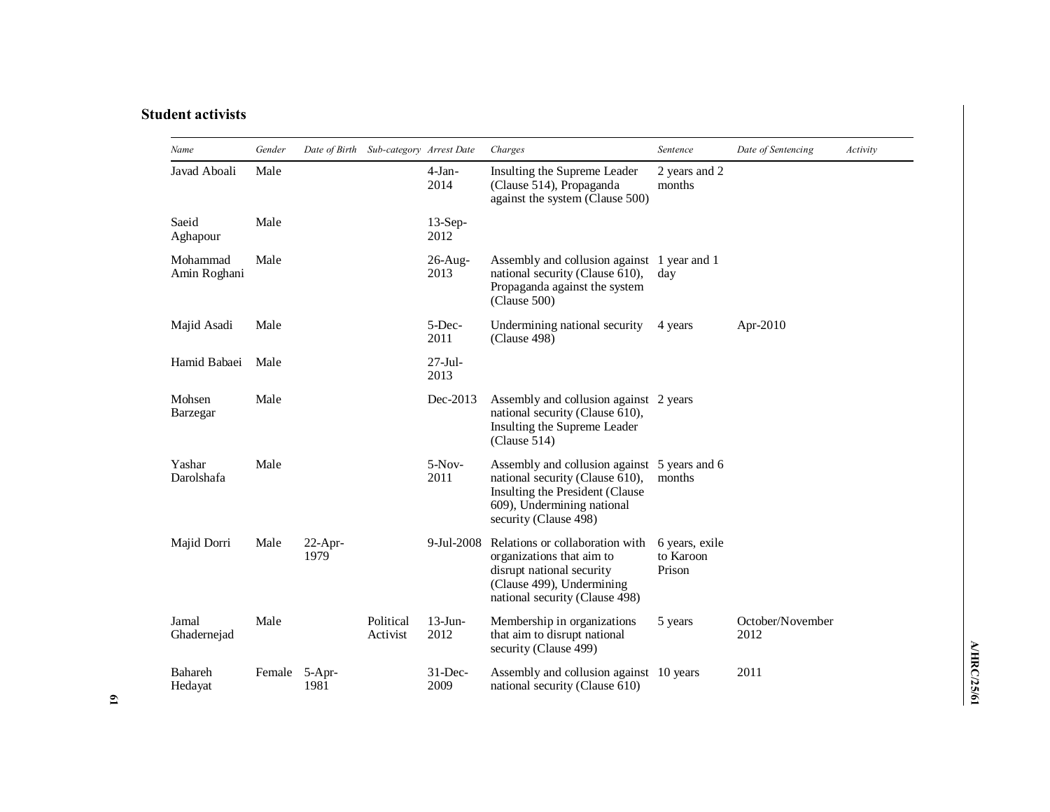### Student activists

| Name | Gender | Date of Birth | Sub-category | Arrest Date | Charges | Sentence | Date of Sentencing | Activity |
|---|---|---|---|---|---|---|---|---|
| Javad Aboali | Male | | | 4-Jan-2014 | Insulting the Supreme Leader (Clause 514), Propaganda against the system (Clause 500) | 2 years and 2 months | | |
| Saeid Aghapour | Male | | | 13-Sep-2012 | | | | |
| Mohammad Amin Roghani | Male | | | 26-Aug-2013 | Assembly and collusion against national security (Clause 610), Propaganda against the system (Clause 500) | 1 year and 1 day | | |
| Majid Asadi | Male | | | 5-Dec-2011 | Undermining national security (Clause 498) | 4 years | Apr-2010 | |
| Hamid Babaei | Male | | | 27-Jul-2013 | | | | |
| Mohsen Barzegar | Male | | | Dec-2013 | Assembly and collusion against national security (Clause 610), Insulting the Supreme Leader (Clause 514) | 2 years | | |
| Yashar Darolshafa | Male | | | 5-Nov-2011 | Assembly and collusion against national security (Clause 610), Insulting the President (Clause 609), Undermining national security (Clause 498) | 5 years and 6 months | | |
| Majid Dorri | Male | 22-Apr-1979 | | 9-Jul-2008 | Relations or collaboration with organizations that aim to disrupt national security (Clause 499), Undermining national security (Clause 498) | 6 years, exile to Karoon Prison | | |
| Jamal Ghadernejad | Male | | Political Activist | 13-Jun-2012 | Membership in organizations that aim to disrupt national security (Clause 499) | 5 years | October/November 2012 | |
| Bahareh Hedayat | Female | 5-Apr-1981 | | 31-Dec-2009 | Assembly and collusion against national security (Clause 610) | 10 years | 2011 | |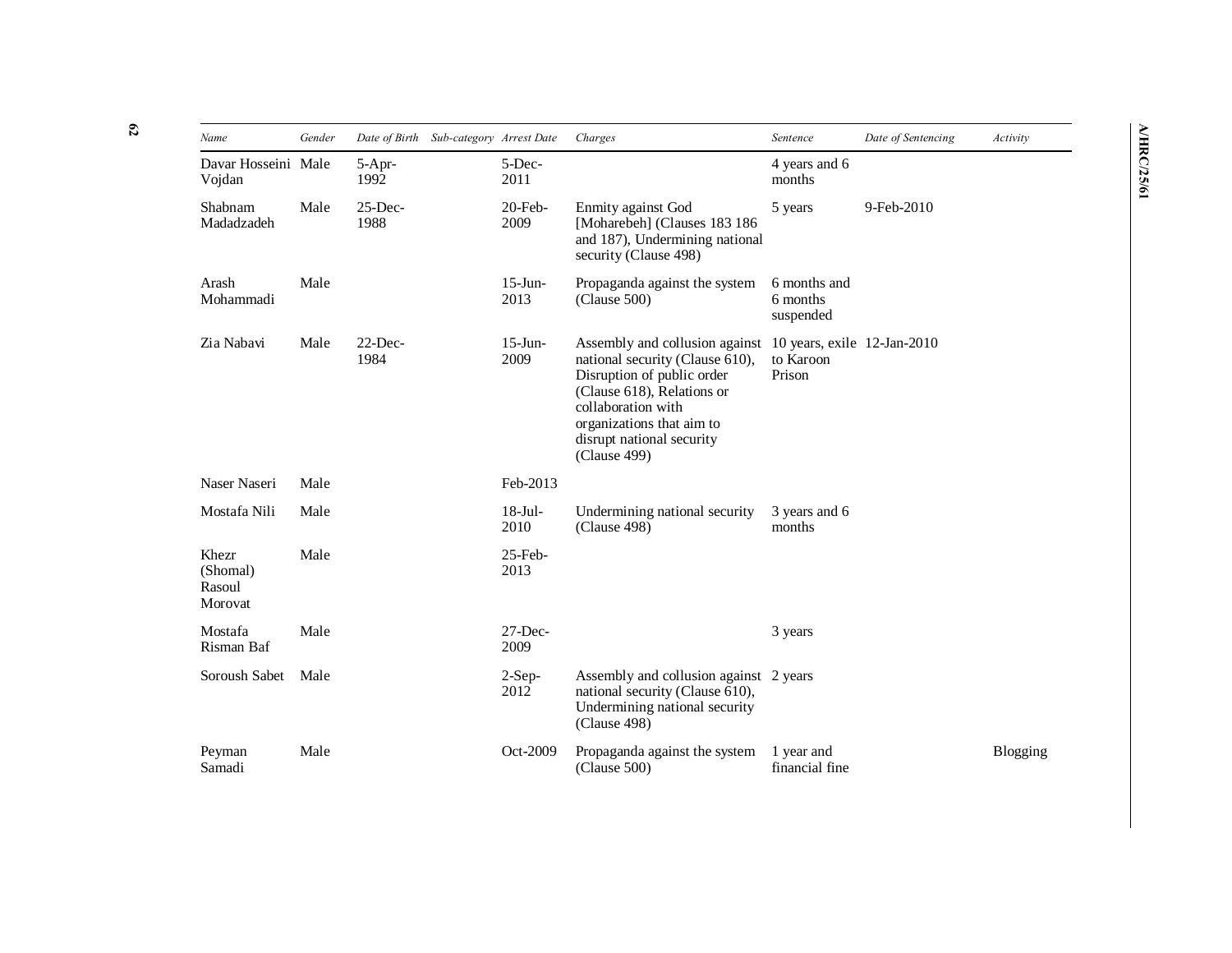| Name | Gender | Date of Birth | Sub-category | Arrest Date | Charges | Sentence | Date of Sentencing | Activity |
|---|---|---|---|---|---|---|---|---|
| Davar Hosseini Vojdan | Male | 5-Apr-1992 | | 5-Dec-2011 | | 4 years and 6 months | | |
| Shabnam Madadzadeh | Male | 25-Dec-1988 | | 20-Feb-2009 | Enmity against God [Moharebeh] (Clauses 183 186 and 187), Undermining national security (Clause 498) | 5 years | 9-Feb-2010 | |
| Arash Mohammadi | Male | | | 15-Jun-2013 | Propaganda against the system (Clause 500) | 6 months and 6 months suspended | | |
| Zia Nabavi | Male | 22-Dec-1984 | | 15-Jun-2009 | Assembly and collusion against national security (Clause 610), Disruption of public order (Clause 618), Relations or collaboration with organizations that aim to disrupt national security (Clause 499) | 10 years, exile to Karoon Prison | 12-Jan-2010 | |
| Naser Naseri | Male | | | Feb-2013 | | | | |
| Mostafa Nili | Male | | | 18-Jul-2010 | Undermining national security (Clause 498) | 3 years and 6 months | | |
| Khezr (Shomal) Rasoul Morovat | Male | | | 25-Feb-2013 | | | | |
| Mostafa Risman Baf | Male | | | 27-Dec-2009 | | 3 years | | |
| Soroush Sabet | Male | | | 2-Sep-2012 | Assembly and collusion against national security (Clause 610), Undermining national security (Clause 498) | 2 years | | |
| Peyman Samadi | Male | | | Oct-2009 | Propaganda against the system (Clause 500) | 1 year and financial fine | | Blogging |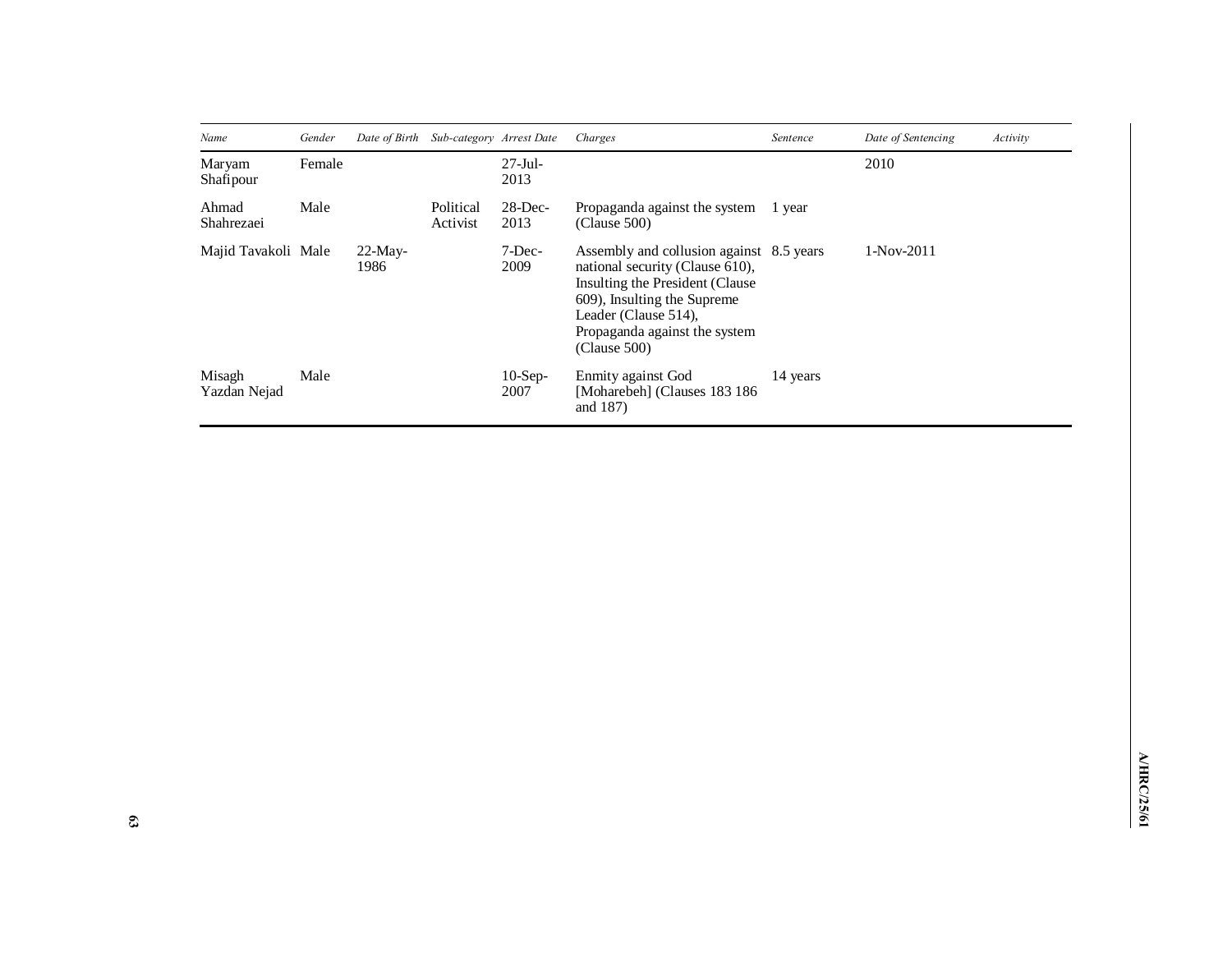| *Name* | *Gender* | *Date of Birth* | *Sub-category* | *Arrest Date* | *Charges* | *Sentence* | *Date of Sentencing* | *Activity* |
|---|---|---|---|---|---|---|---|---|
| Maryam Shafipour | Female | | | 27-Jul-2013 | | | 2010 | |
| Ahmad Shahrezaei | Male | | Political Activist | 28-Dec-2013 | Propaganda against the system (Clause 500) | 1 year | | |
| Majid Tavakoli | Male | 22-May-1986 | | 7-Dec-2009 | Assembly and collusion against national security (Clause 610), Insulting the President (Clause 609), Insulting the Supreme Leader (Clause 514), Propaganda against the system (Clause 500) | 8.5 years | 1-Nov-2011 | |
| Misagh Yazdan Nejad | Male | | | 10-Sep-2007 | Enmity against God [Moharebeh] (Clauses 183 186 and 187) | 14 years | | |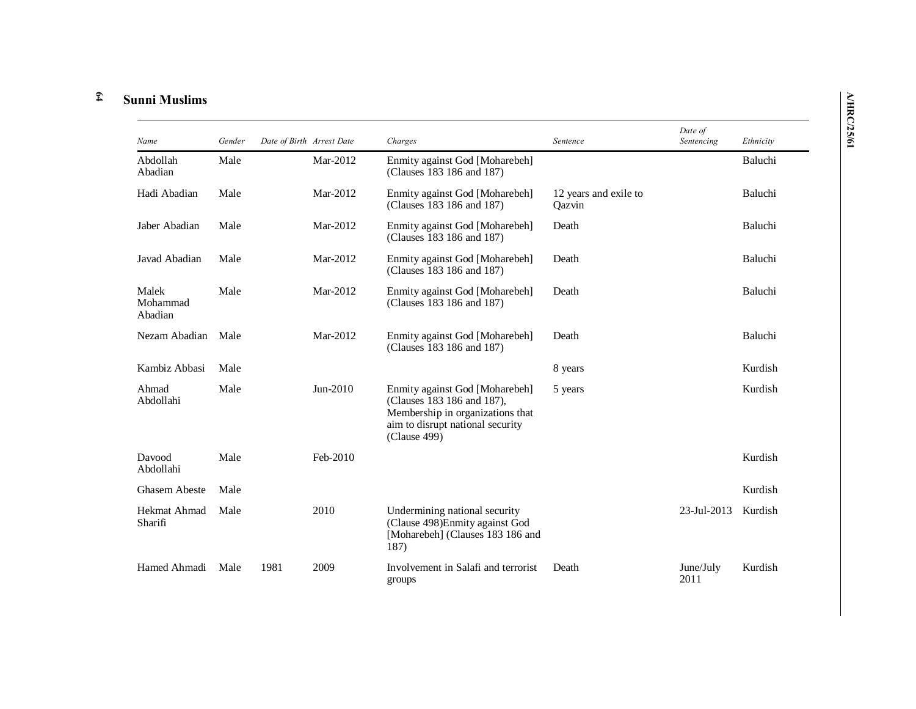## Sunni Muslims

| *Name* | *Gender* | *Date of Birth* | *Arrest Date* | *Charges* | *Sentence* | *Date of Sentencing* | *Ethnicity* |
|---|---|---|---|---|---|---|---|
| Abdollah Abadian | Male | | Mar-2012 | Enmity against God [Moharebeh] (Clauses 183 186 and 187) | | | Baluchi |
| Hadi Abadian | Male | | Mar-2012 | Enmity against God [Moharebeh] (Clauses 183 186 and 187) | 12 years and exile to Qazvin | | Baluchi |
| Jaber Abadian | Male | | Mar-2012 | Enmity against God [Moharebeh] (Clauses 183 186 and 187) | Death | | Baluchi |
| Javad Abadian | Male | | Mar-2012 | Enmity against God [Moharebeh] (Clauses 183 186 and 187) | Death | | Baluchi |
| Malek Mohammad Abadian | Male | | Mar-2012 | Enmity against God [Moharebeh] (Clauses 183 186 and 187) | Death | | Baluchi |
| Nezam Abadian | Male | | Mar-2012 | Enmity against God [Moharebeh] (Clauses 183 186 and 187) | Death | | Baluchi |
| Kambiz Abbasi | Male | | | | 8 years | | Kurdish |
| Ahmad Abdollahi | Male | | Jun-2010 | Enmity against God [Moharebeh] (Clauses 183 186 and 187), Membership in organizations that aim to disrupt national security (Clause 499) | 5 years | | Kurdish |
| Davood Abdollahi | Male | | Feb-2010 | | | | Kurdish |
| Ghasem Abeste | Male | | | | | | Kurdish |
| Hekmat Ahmad Sharifi | Male | | 2010 | Undermining national security (Clause 498)Enmity against God [Moharebeh] (Clauses 183 186 and 187) | | 23-Jul-2013 | Kurdish |
| Hamed Ahmadi | Male | 1981 | 2009 | Involvement in Salafi and terrorist groups | Death | June/July 2011 | Kurdish |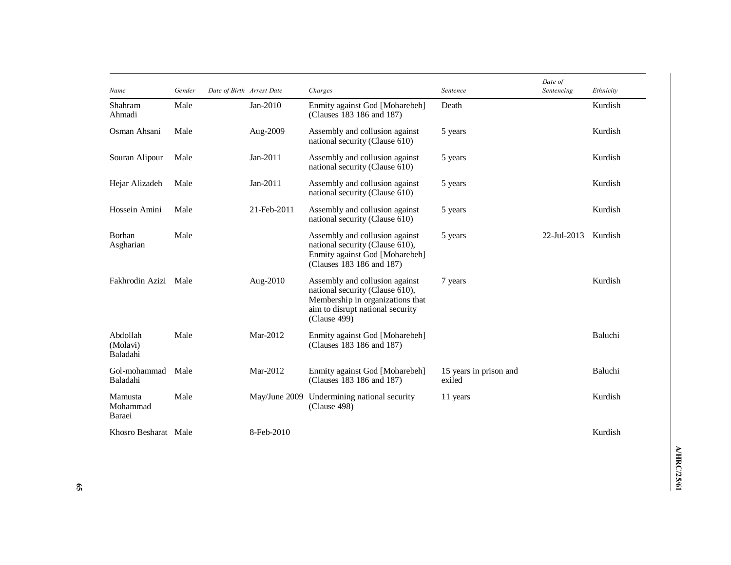| Name | Gender | Date of Birth | Arrest Date | Charges | Sentence | Date of Sentencing | Ethnicity |
|---|---|---|---|---|---|---|---|
| Shahram Ahmadi | Male | | Jan-2010 | Enmity against God [Moharebeh] (Clauses 183 186 and 187) | Death | | Kurdish |
| Osman Ahsani | Male | | Aug-2009 | Assembly and collusion against national security (Clause 610) | 5 years | | Kurdish |
| Souran Alipour | Male | | Jan-2011 | Assembly and collusion against national security (Clause 610) | 5 years | | Kurdish |
| Hejar Alizadeh | Male | | Jan-2011 | Assembly and collusion against national security (Clause 610) | 5 years | | Kurdish |
| Hossein Amini | Male | | 21-Feb-2011 | Assembly and collusion against national security (Clause 610) | 5 years | | Kurdish |
| Borhan Asgharian | Male | | | Assembly and collusion against national security (Clause 610), Enmity against God [Moharebeh] (Clauses 183 186 and 187) | 5 years | 22-Jul-2013 | Kurdish |
| Fakhrodin Azizi | Male | | Aug-2010 | Assembly and collusion against national security (Clause 610), Membership in organizations that aim to disrupt national security (Clause 499) | 7 years | | Kurdish |
| Abdollah (Molavi) Baladahi | Male | | Mar-2012 | Enmity against God [Moharebeh] (Clauses 183 186 and 187) | | | Baluchi |
| Gol-mohammad Baladahi | Male | | Mar-2012 | Enmity against God [Moharebeh] (Clauses 183 186 and 187) | 15 years in prison and exiled | | Baluchi |
| Mamusta Mohammad Baraei | Male | | May/June 2009 | Undermining national security (Clause 498) | 11 years | | Kurdish |
| Khosro Besharat | Male | | 8-Feb-2010 | | | | Kurdish |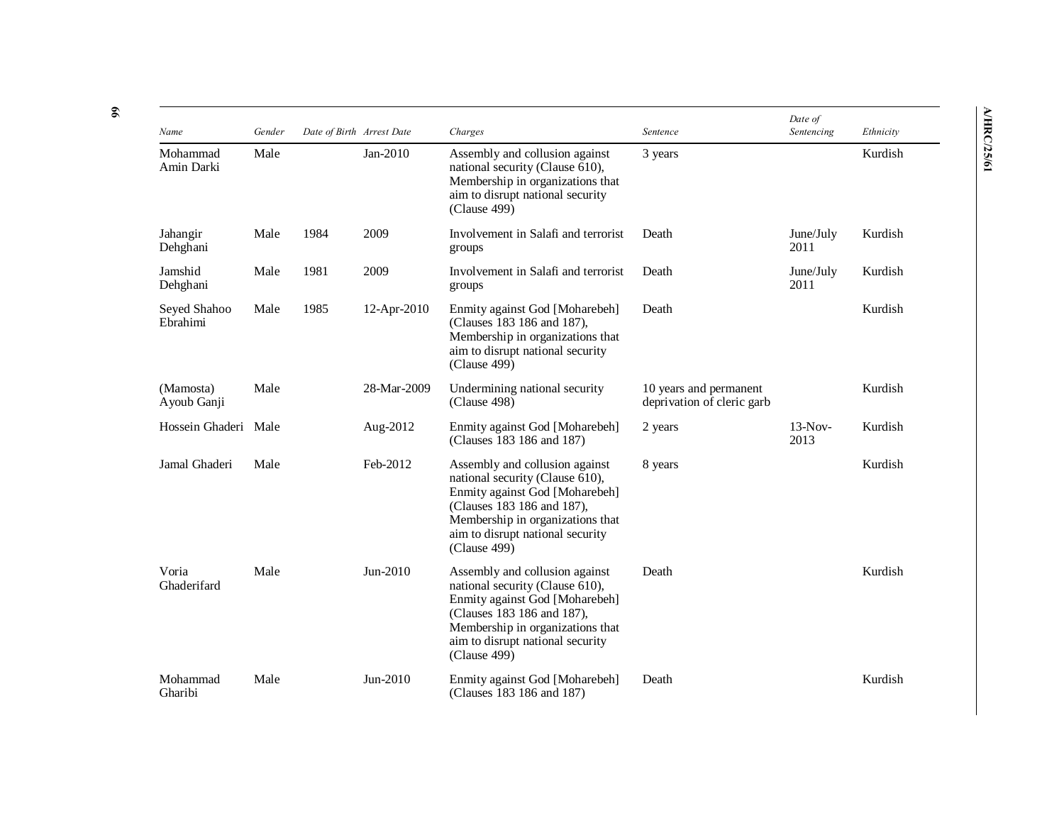| Name | Gender | Date of Birth | Arrest Date | Charges | Sentence | Date of Sentencing | Ethnicity |
|---|---|---|---|---|---|---|---|
| Mohammad Amin Darki | Male | | Jan-2010 | Assembly and collusion against national security (Clause 610), Membership in organizations that aim to disrupt national security (Clause 499) | 3 years | | Kurdish |
| Jahangir Dehghani | Male | 1984 | 2009 | Involvement in Salafi and terrorist groups | Death | June/July 2011 | Kurdish |
| Jamshid Dehghani | Male | 1981 | 2009 | Involvement in Salafi and terrorist groups | Death | June/July 2011 | Kurdish |
| Seyed Shahoo Ebrahimi | Male | 1985 | 12-Apr-2010 | Enmity against God [Moharebeh] (Clauses 183 186 and 187), Membership in organizations that aim to disrupt national security (Clause 499) | Death | | Kurdish |
| (Mamosta) Ayoub Ganji | Male | | 28-Mar-2009 | Undermining national security (Clause 498) | 10 years and permanent deprivation of cleric garb | | Kurdish |
| Hossein Ghaderi | Male | | Aug-2012 | Enmity against God [Moharebeh] (Clauses 183 186 and 187) | 2 years | 13-Nov-2013 | Kurdish |
| Jamal Ghaderi | Male | | Feb-2012 | Assembly and collusion against national security (Clause 610), Enmity against God [Moharebeh] (Clauses 183 186 and 187), Membership in organizations that aim to disrupt national security (Clause 499) | 8 years | | Kurdish |
| Voria Ghaderifard | Male | | Jun-2010 | Assembly and collusion against national security (Clause 610), Enmity against God [Moharebeh] (Clauses 183 186 and 187), Membership in organizations that aim to disrupt national security (Clause 499) | Death | | Kurdish |
| Mohammad Gharibi | Male | | Jun-2010 | Enmity against God [Moharebeh] (Clauses 183 186 and 187) | Death | | Kurdish |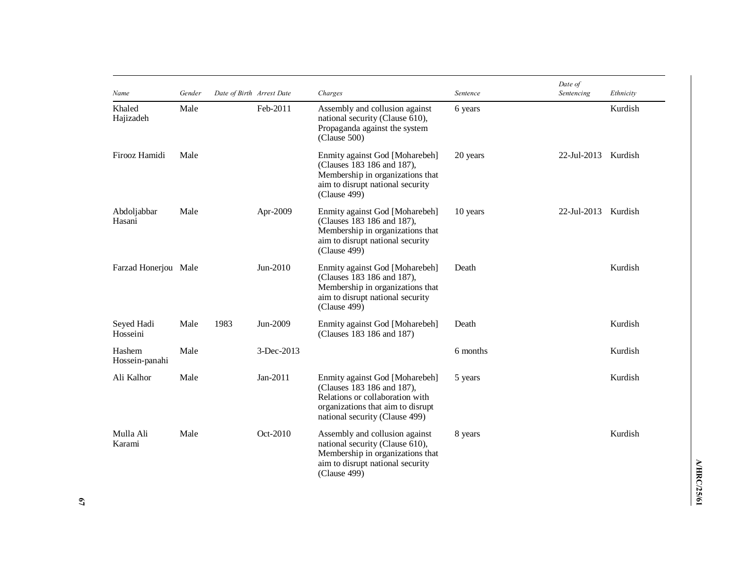| Name | Gender | Date of Birth | Arrest Date | Charges | Sentence | Date of Sentencing | Ethnicity |
|---|---|---|---|---|---|---|---|
| Khaled Hajizadeh | Male | | Feb-2011 | Assembly and collusion against national security (Clause 610), Propaganda against the system (Clause 500) | 6 years | | Kurdish |
| Firooz Hamidi | Male | | | Enmity against God [Moharebeh] (Clauses 183 186 and 187), Membership in organizations that aim to disrupt national security (Clause 499) | 20 years | 22-Jul-2013 | Kurdish |
| Abdoljabbar Hasani | Male | | Apr-2009 | Enmity against God [Moharebeh] (Clauses 183 186 and 187), Membership in organizations that aim to disrupt national security (Clause 499) | 10 years | 22-Jul-2013 | Kurdish |
| Farzad Honerjou | Male | | Jun-2010 | Enmity against God [Moharebeh] (Clauses 183 186 and 187), Membership in organizations that aim to disrupt national security (Clause 499) | Death | | Kurdish |
| Seyed Hadi Hosseini | Male | 1983 | Jun-2009 | Enmity against God [Moharebeh] (Clauses 183 186 and 187) | Death | | Kurdish |
| Hashem Hossein-panahi | Male | | 3-Dec-2013 | | 6 months | | Kurdish |
| Ali Kalhor | Male | | Jan-2011 | Enmity against God [Moharebeh] (Clauses 183 186 and 187), Relations or collaboration with organizations that aim to disrupt national security (Clause 499) | 5 years | | Kurdish |
| Mulla Ali Karami | Male | | Oct-2010 | Assembly and collusion against national security (Clause 610), Membership in organizations that aim to disrupt national security (Clause 499) | 8 years | | Kurdish |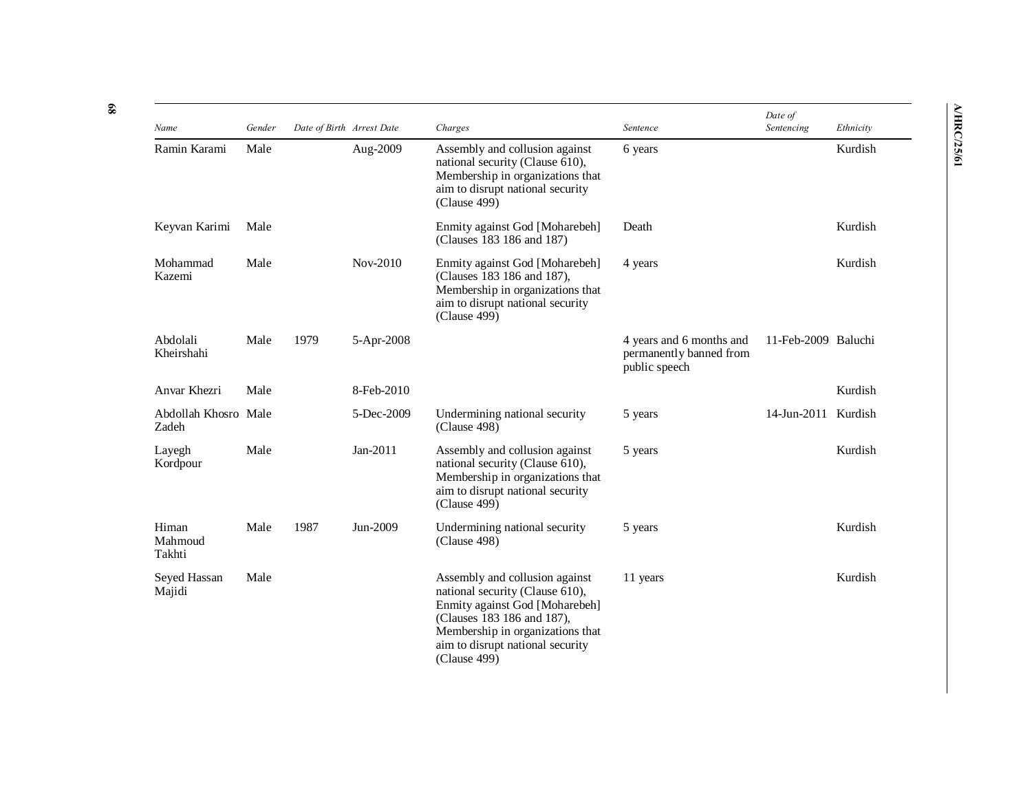| Name | Gender | Date of Birth | Arrest Date | Charges | Sentence | Date of Sentencing | Ethnicity |
|---|---|---|---|---|---|---|---|
| Ramin Karami | Male | | Aug-2009 | Assembly and collusion against national security (Clause 610), Membership in organizations that aim to disrupt national security (Clause 499) | 6 years | | Kurdish |
| Keyvan Karimi | Male | | | Enmity against God [Moharebeh] (Clauses 183 186 and 187) | Death | | Kurdish |
| Mohammad Kazemi | Male | | Nov-2010 | Enmity against God [Moharebeh] (Clauses 183 186 and 187), Membership in organizations that aim to disrupt national security (Clause 499) | 4 years | | Kurdish |
| Abdolali Kheirshahi | Male | 1979 | 5-Apr-2008 | | 4 years and 6 months and permanently banned from public speech | 11-Feb-2009 | Baluchi |
| Anvar Khezri | Male | | 8-Feb-2010 | | | | Kurdish |
| Abdollah Khosro Zadeh | Male | | 5-Dec-2009 | Undermining national security (Clause 498) | 5 years | 14-Jun-2011 | Kurdish |
| Layegh Kordpour | Male | | Jan-2011 | Assembly and collusion against national security (Clause 610), Membership in organizations that aim to disrupt national security (Clause 499) | 5 years | | Kurdish |
| Himan Mahmoud Takhti | Male | 1987 | Jun-2009 | Undermining national security (Clause 498) | 5 years | | Kurdish |
| Seyed Hassan Majidi | Male | | | Assembly and collusion against national security (Clause 610), Enmity against God [Moharebeh] (Clauses 183 186 and 187), Membership in organizations that aim to disrupt national security (Clause 499) | 11 years | | Kurdish |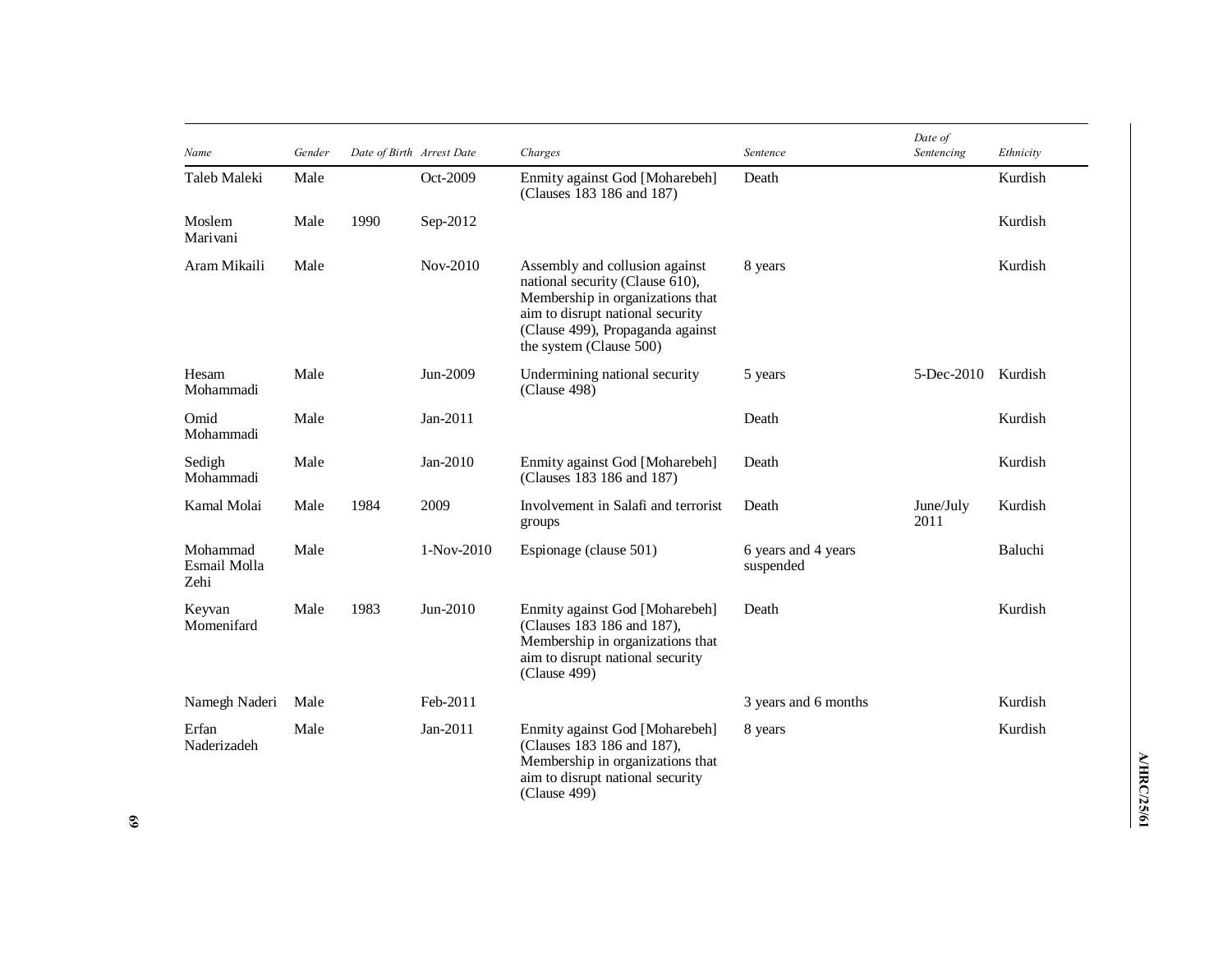| Name | Gender | Date of Birth | Arrest Date | Charges | Sentence | Date of Sentencing | Ethnicity |
|---|---|---|---|---|---|---|---|
| Taleb Maleki | Male | | Oct-2009 | Enmity against God [Moharebeh] (Clauses 183 186 and 187) | Death | | Kurdish |
| Moslem Marivani | Male | 1990 | Sep-2012 | | | | Kurdish |
| Aram Mikaili | Male | | Nov-2010 | Assembly and collusion against national security (Clause 610), Membership in organizations that aim to disrupt national security (Clause 499), Propaganda against the system (Clause 500) | 8 years | | Kurdish |
| Hesam Mohammadi | Male | | Jun-2009 | Undermining national security (Clause 498) | 5 years | 5-Dec-2010 | Kurdish |
| Omid Mohammadi | Male | | Jan-2011 | | Death | | Kurdish |
| Sedigh Mohammadi | Male | | Jan-2010 | Enmity against God [Moharebeh] (Clauses 183 186 and 187) | Death | | Kurdish |
| Kamal Molai | Male | 1984 | 2009 | Involvement in Salafi and terrorist groups | Death | June/July 2011 | Kurdish |
| Mohammad Esmail Molla Zehi | Male | | 1-Nov-2010 | Espionage (clause 501) | 6 years and 4 years suspended | | Baluchi |
| Keyvan Momenifard | Male | 1983 | Jun-2010 | Enmity against God [Moharebeh] (Clauses 183 186 and 187), Membership in organizations that aim to disrupt national security (Clause 499) | Death | | Kurdish |
| Namegh Naderi | Male | | Feb-2011 | | 3 years and 6 months | | Kurdish |
| Erfan Naderizadeh | Male | | Jan-2011 | Enmity against God [Moharebeh] (Clauses 183 186 and 187), Membership in organizations that aim to disrupt national security (Clause 499) | 8 years | | Kurdish |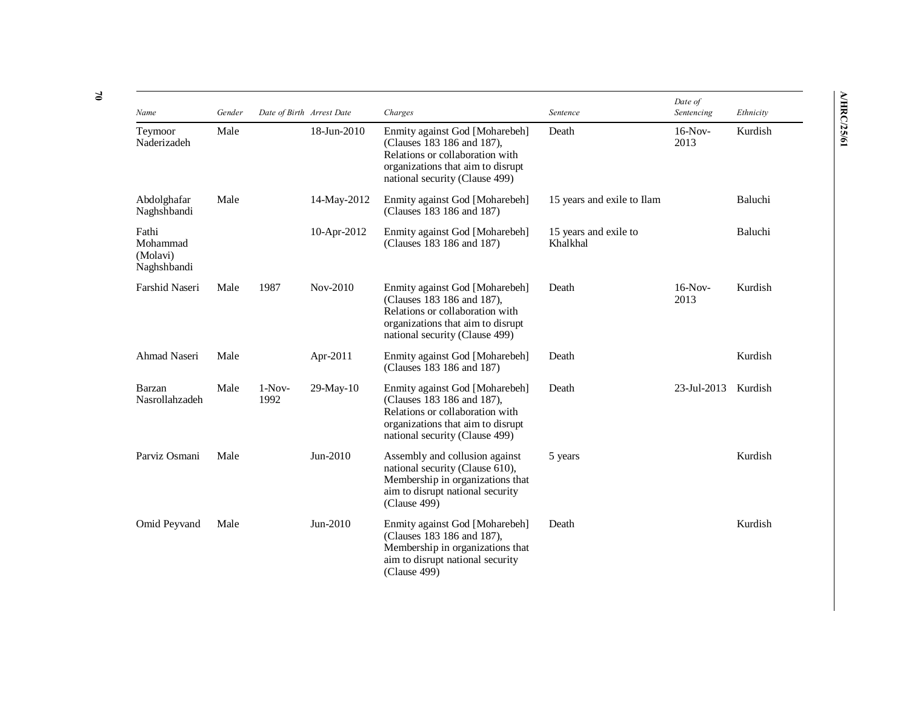| Name | Gender | Date of Birth | Arrest Date | Charges | Sentence | Date of Sentencing | Ethnicity |
|---|---|---|---|---|---|---|---|
| Teymoor Naderizadeh | Male | | 18-Jun-2010 | Enmity against God [Moharebeh] (Clauses 183 186 and 187), Relations or collaboration with organizations that aim to disrupt national security (Clause 499) | Death | 16-Nov-2013 | Kurdish |
| Abdolghafar Naghshbandi | Male | | 14-May-2012 | Enmity against God [Moharebeh] (Clauses 183 186 and 187) | 15 years and exile to Ilam | | Baluchi |
| Fathi Mohammad (Molavi) Naghshbandi | | | 10-Apr-2012 | Enmity against God [Moharebeh] (Clauses 183 186 and 187) | 15 years and exile to Khalkhal | | Baluchi |
| Farshid Naseri | Male | 1987 | Nov-2010 | Enmity against God [Moharebeh] (Clauses 183 186 and 187), Relations or collaboration with organizations that aim to disrupt national security (Clause 499) | Death | 16-Nov-2013 | Kurdish |
| Ahmad Naseri | Male | | Apr-2011 | Enmity against God [Moharebeh] (Clauses 183 186 and 187) | Death | | Kurdish |
| Barzan Nasrollahzadeh | Male | 1-Nov-1992 | 29-May-10 | Enmity against God [Moharebeh] (Clauses 183 186 and 187), Relations or collaboration with organizations that aim to disrupt national security (Clause 499) | Death | 23-Jul-2013 | Kurdish |
| Parviz Osmani | Male | | Jun-2010 | Assembly and collusion against national security (Clause 610), Membership in organizations that aim to disrupt national security (Clause 499) | 5 years | | Kurdish |
| Omid Peyvand | Male | | Jun-2010 | Enmity against God [Moharebeh] (Clauses 183 186 and 187), Membership in organizations that aim to disrupt national security (Clause 499) | Death | | Kurdish |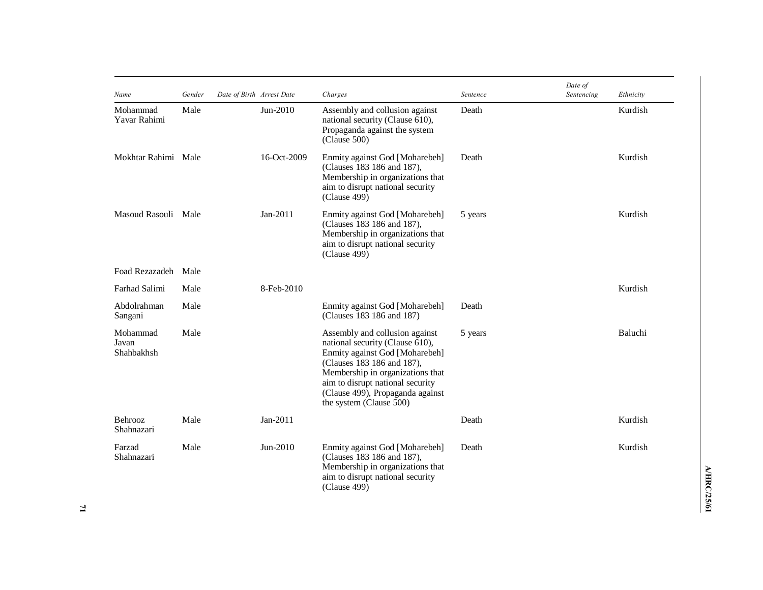| Name | Gender | Date of Birth | Arrest Date | Charges | Sentence | Date of Sentencing | Ethnicity |
|---|---|---|---|---|---|---|---|
| Mohammad Yavar Rahimi | Male | | Jun-2010 | Assembly and collusion against national security (Clause 610), Propaganda against the system (Clause 500) | Death | | Kurdish |
| Mokhtar Rahimi | Male | | 16-Oct-2009 | Enmity against God [Moharebeh] (Clauses 183 186 and 187), Membership in organizations that aim to disrupt national security (Clause 499) | Death | | Kurdish |
| Masoud Rasouli | Male | | Jan-2011 | Enmity against God [Moharebeh] (Clauses 183 186 and 187), Membership in organizations that aim to disrupt national security (Clause 499) | 5 years | | Kurdish |
| Foad Rezazadeh | Male | | | | | | |
| Farhad Salimi | Male | | 8-Feb-2010 | | | | Kurdish |
| Abdolrahman Sangani | Male | | | Enmity against God [Moharebeh] (Clauses 183 186 and 187) | Death | | |
| Mohammad Javan Shahbakhsh | Male | | | Assembly and collusion against national security (Clause 610), Enmity against God [Moharebeh] (Clauses 183 186 and 187), Membership in organizations that aim to disrupt national security (Clause 499), Propaganda against the system (Clause 500) | 5 years | | Baluchi |
| Behrooz Shahnazari | Male | | Jan-2011 | | Death | | Kurdish |
| Farzad Shahnazari | Male | | Jun-2010 | Enmity against God [Moharebeh] (Clauses 183 186 and 187), Membership in organizations that aim to disrupt national security (Clause 499) | Death | | Kurdish |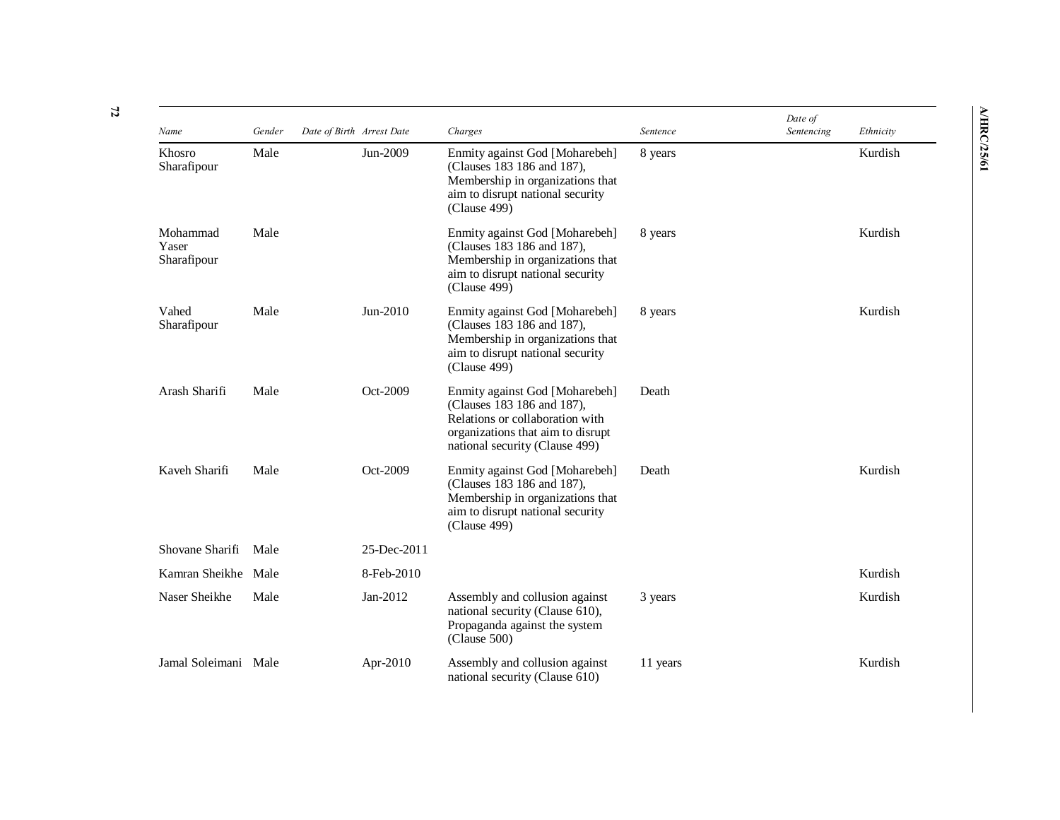| Name | Gender | Date of Birth | Arrest Date | Charges | Sentence | Date of Sentencing | Ethnicity |
|---|---|---|---|---|---|---|---|
| Khosro Sharafipour | Male | | Jun-2009 | Enmity against God [Moharebeh] (Clauses 183 186 and 187), Membership in organizations that aim to disrupt national security (Clause 499) | 8 years | | Kurdish |
| Mohammad Yaser Sharafipour | Male | | | Enmity against God [Moharebeh] (Clauses 183 186 and 187), Membership in organizations that aim to disrupt national security (Clause 499) | 8 years | | Kurdish |
| Vahed Sharafipour | Male | | Jun-2010 | Enmity against God [Moharebeh] (Clauses 183 186 and 187), Membership in organizations that aim to disrupt national security (Clause 499) | 8 years | | Kurdish |
| Arash Sharifi | Male | | Oct-2009 | Enmity against God [Moharebeh] (Clauses 183 186 and 187), Relations or collaboration with organizations that aim to disrupt national security (Clause 499) | Death | | |
| Kaveh Sharifi | Male | | Oct-2009 | Enmity against God [Moharebeh] (Clauses 183 186 and 187), Membership in organizations that aim to disrupt national security (Clause 499) | Death | | Kurdish |
| Shovane Sharifi | Male | | 25-Dec-2011 | | | | |
| Kamran Sheikhe | Male | | 8-Feb-2010 | | | | Kurdish |
| Naser Sheikhe | Male | | Jan-2012 | Assembly and collusion against national security (Clause 610), Propaganda against the system (Clause 500) | 3 years | | Kurdish |
| Jamal Soleimani | Male | | Apr-2010 | Assembly and collusion against national security (Clause 610) | 11 years | | Kurdish |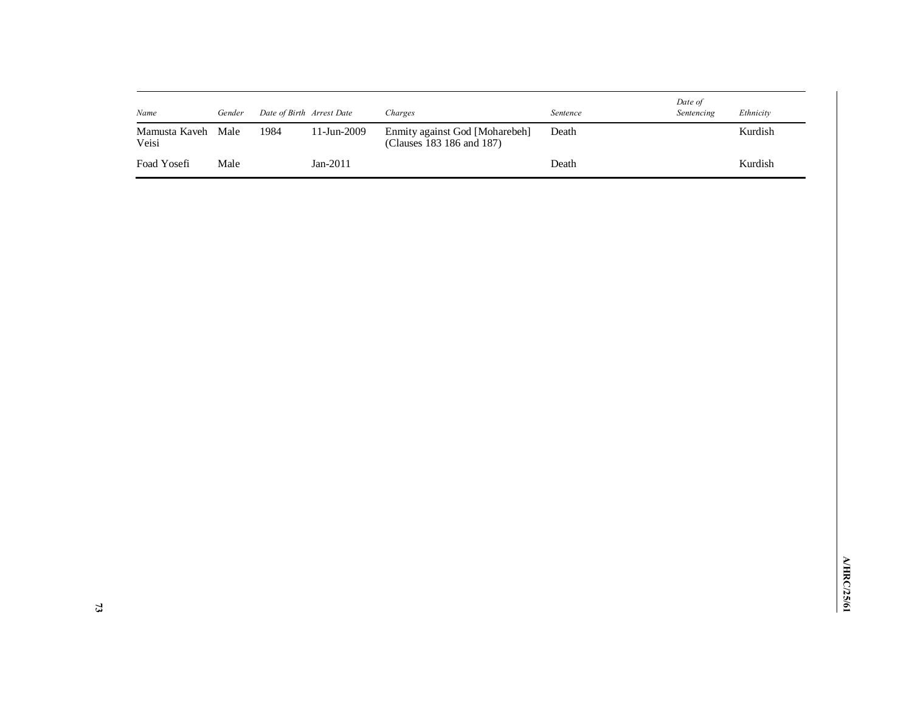| *Name* | *Gender* | *Date of Birth* | *Arrest Date* | *Charges* | *Sentence* | *Date of Sentencing* | *Ethnicity* |
|---|---|---|---|---|---|---|---|
| Mamusta Kaveh Veisi | Male | 1984 | 11-Jun-2009 | Enmity against God [Moharebeh] (Clauses 183 186 and 187) | Death | | Kurdish |
| Foad Yosefi | Male | | Jan-2011 | | Death | | Kurdish |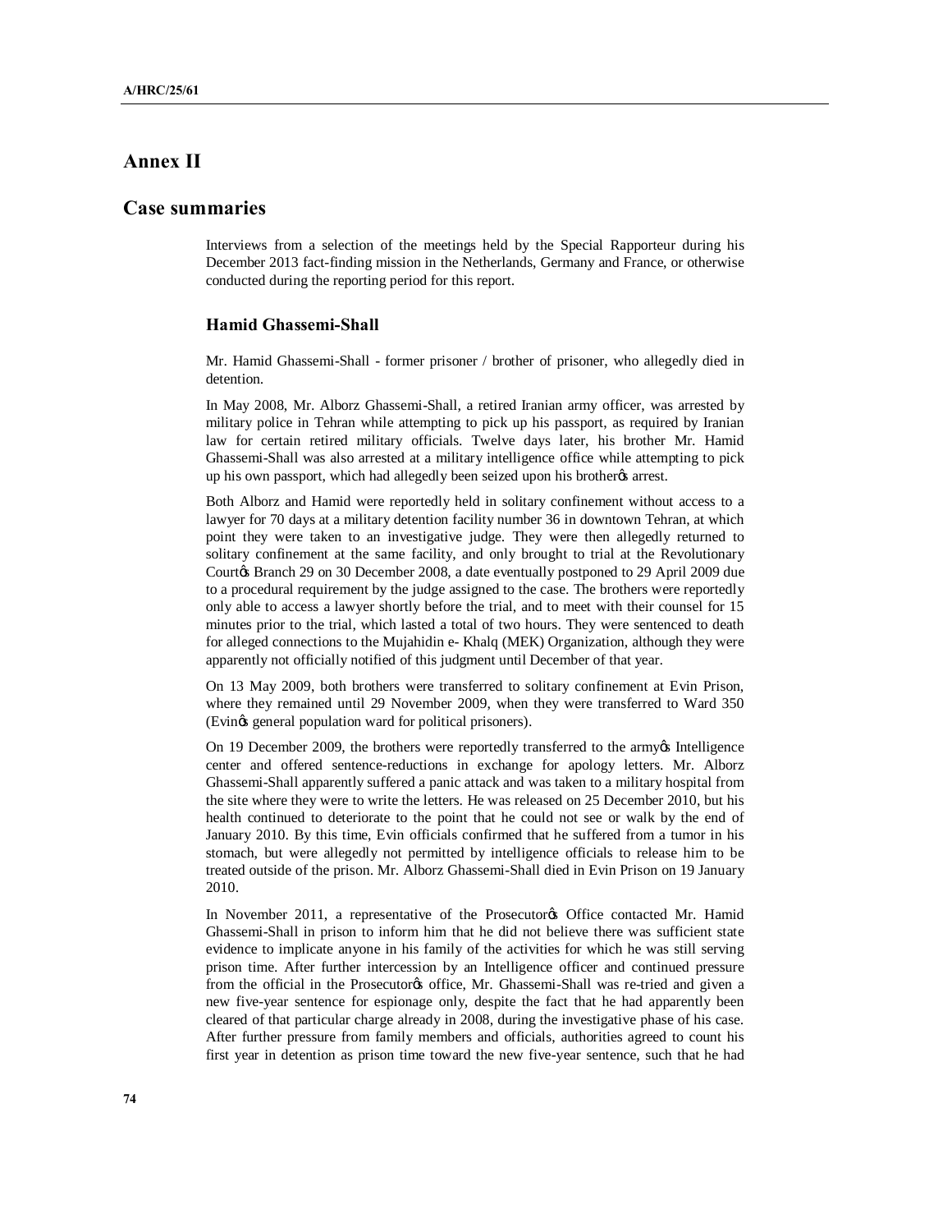# Annex II

## Case summaries

Interviews from a selection of the meetings held by the Special Rapporteur during his December 2013 fact-finding mission in the Netherlands, Germany and France, or otherwise conducted during the reporting period for this report.

### Hamid Ghassemi-Shall

Mr. Hamid Ghassemi-Shall - former prisoner / brother of prisoner, who allegedly died in detention.

In May 2008, Mr. Alborz Ghassemi-Shall, a retired Iranian army officer, was arrested by military police in Tehran while attempting to pick up his passport, as required by Iranian law for certain retired military officials. Twelve days later, his brother Mr. Hamid Ghassemi-Shall was also arrested at a military intelligence office while attempting to pick up his own passport, which had allegedly been seized upon his brother's arrest.

Both Alborz and Hamid were reportedly held in solitary confinement without access to a lawyer for 70 days at a military detention facility number 36 in downtown Tehran, at which point they were taken to an investigative judge. They were then allegedly returned to solitary confinement at the same facility, and only brought to trial at the Revolutionary Court's Branch 29 on 30 December 2008, a date eventually postponed to 29 April 2009 due to a procedural requirement by the judge assigned to the case. The brothers were reportedly only able to access a lawyer shortly before the trial, and to meet with their counsel for 15 minutes prior to the trial, which lasted a total of two hours. They were sentenced to death for alleged connections to the Mujahidin e- Khalq (MEK) Organization, although they were apparently not officially notified of this judgment until December of that year.

On 13 May 2009, both brothers were transferred to solitary confinement at Evin Prison, where they remained until 29 November 2009, when they were transferred to Ward 350 (Evin's general population ward for political prisoners).

On 19 December 2009, the brothers were reportedly transferred to the army's Intelligence center and offered sentence-reductions in exchange for apology letters. Mr. Alborz Ghassemi-Shall apparently suffered a panic attack and was taken to a military hospital from the site where they were to write the letters. He was released on 25 December 2010, but his health continued to deteriorate to the point that he could not see or walk by the end of January 2010. By this time, Evin officials confirmed that he suffered from a tumor in his stomach, but were allegedly not permitted by intelligence officials to release him to be treated outside of the prison. Mr. Alborz Ghassemi-Shall died in Evin Prison on 19 January 2010.

In November 2011, a representative of the Prosecutor's Office contacted Mr. Hamid Ghassemi-Shall in prison to inform him that he did not believe there was sufficient state evidence to implicate anyone in his family of the activities for which he was still serving prison time. After further intercession by an Intelligence officer and continued pressure from the official in the Prosecutor's office, Mr. Ghassemi-Shall was re-tried and given a new five-year sentence for espionage only, despite the fact that he had apparently been cleared of that particular charge already in 2008, during the investigative phase of his case. After further pressure from family members and officials, authorities agreed to count his first year in detention as prison time toward the new five-year sentence, such that he had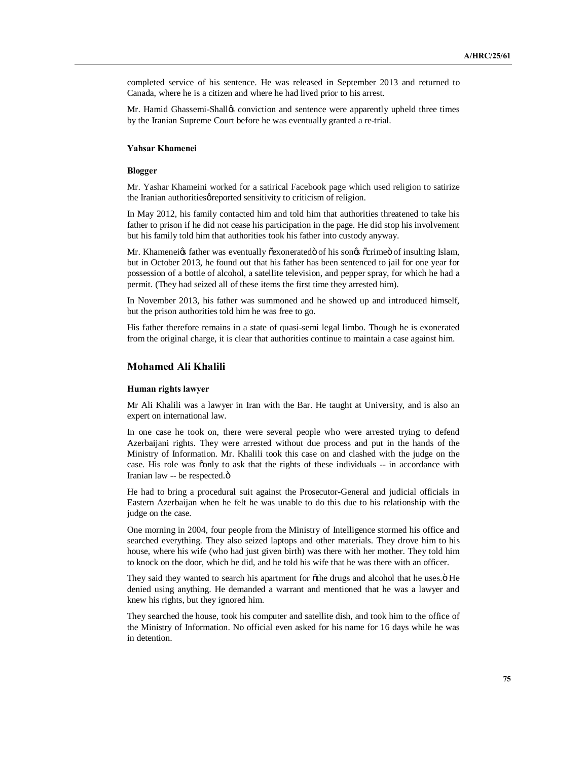completed service of his sentence. He was released in September 2013 and returned to Canada, where he is a citizen and where he had lived prior to his arrest.

Mr. Hamid Ghassemi-Shall's conviction and sentence were apparently upheld three times by the Iranian Supreme Court before he was eventually granted a re-trial.

### Yahsar Khamenei

#### Blogger

Mr. Yashar Khameini worked for a satirical Facebook page which used religion to satirize the Iranian authorities' reported sensitivity to criticism of religion.

In May 2012, his family contacted him and told him that authorities threatened to take his father to prison if he did not cease his participation in the page. He did stop his involvement but his family told him that authorities took his father into custody anyway.

Mr. Khamenei's father was eventually "exonerated" of his son's "crime" of insulting Islam, but in October 2013, he found out that his father has been sentenced to jail for one year for possession of a bottle of alcohol, a satellite television, and pepper spray, for which he had a permit. (They had seized all of these items the first time they arrested him).

In November 2013, his father was summoned and he showed up and introduced himself, but the prison authorities told him he was free to go.

His father therefore remains in a state of quasi-semi legal limbo. Though he is exonerated from the original charge, it is clear that authorities continue to maintain a case against him.

## Mohamed Ali Khalili

#### Human rights lawyer

Mr Ali Khalili was a lawyer in Iran with the Bar. He taught at University, and is also an expert on international law.

In one case he took on, there were several people who were arrested trying to defend Azerbaijani rights. They were arrested without due process and put in the hands of the Ministry of Information. Mr. Khalili took this case on and clashed with the judge on the case. His role was "only to ask that the rights of these individuals -- in accordance with Iranian law -- be respected."

He had to bring a procedural suit against the Prosecutor-General and judicial officials in Eastern Azerbaijan when he felt he was unable to do this due to his relationship with the judge on the case.

One morning in 2004, four people from the Ministry of Intelligence stormed his office and searched everything. They also seized laptops and other materials. They drove him to his house, where his wife (who had just given birth) was there with her mother. They told him to knock on the door, which he did, and he told his wife that he was there with an officer.

They said they wanted to search his apartment for "the drugs and alcohol that he uses." He denied using anything. He demanded a warrant and mentioned that he was a lawyer and knew his rights, but they ignored him.

They searched the house, took his computer and satellite dish, and took him to the office of the Ministry of Information. No official even asked for his name for 16 days while he was in detention.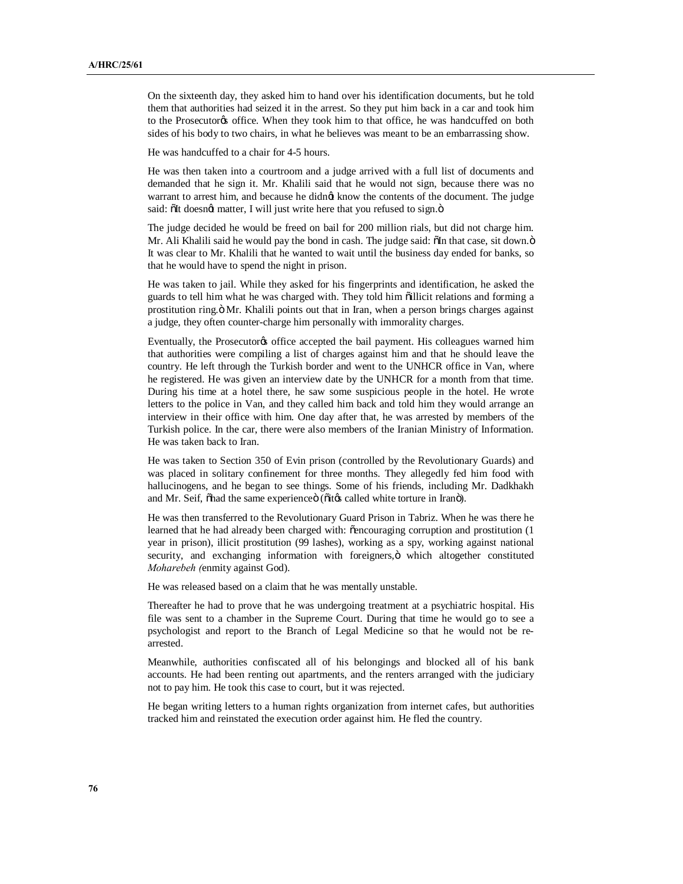On the sixteenth day, they asked him to hand over his identification documents, but he told them that authorities had seized it in the arrest. So they put him back in a car and took him to the Prosecutor's office. When they took him to that office, he was handcuffed on both sides of his body to two chairs, in what he believes was meant to be an embarrassing show.

He was handcuffed to a chair for 4-5 hours.

He was then taken into a courtroom and a judge arrived with a full list of documents and demanded that he sign it. Mr. Khalili said that he would not sign, because there was no warrant to arrest him, and because he didn't know the contents of the document. The judge said: "It doesn't matter, I will just write here that you refused to sign."

The judge decided he would be freed on bail for 200 million rials, but did not charge him. Mr. Ali Khalili said he would pay the bond in cash. The judge said: "In that case, sit down." It was clear to Mr. Khalili that he wanted to wait until the business day ended for banks, so that he would have to spend the night in prison.

He was taken to jail. While they asked for his fingerprints and identification, he asked the guards to tell him what he was charged with. They told him "illicit relations and forming a prostitution ring." Mr. Khalili points out that in Iran, when a person brings charges against a judge, they often counter-charge him personally with immorality charges.

Eventually, the Prosecutor's office accepted the bail payment. His colleagues warned him that authorities were compiling a list of charges against him and that he should leave the country. He left through the Turkish border and went to the UNHCR office in Van, where he registered. He was given an interview date by the UNHCR for a month from that time. During his time at a hotel there, he saw some suspicious people in the hotel. He wrote letters to the police in Van, and they called him back and told him they would arrange an interview in their office with him. One day after that, he was arrested by members of the Turkish police. In the car, there were also members of the Iranian Ministry of Information. He was taken back to Iran.

He was taken to Section 350 of Evin prison (controlled by the Revolutionary Guards) and was placed in solitary confinement for three months. They allegedly fed him food with hallucinogens, and he began to see things. Some of his friends, including Mr. Dadkhakh and Mr. Seif, "had the same experience" ("it's called white torture in Iran").

He was then transferred to the Revolutionary Guard Prison in Tabriz. When he was there he learned that he had already been charged with: "encouraging corruption and prostitution (1 year in prison), illicit prostitution (99 lashes), working as a spy, working against national security, and exchanging information with foreigners," which altogether constituted *Moharebeh (*enmity against God).

He was released based on a claim that he was mentally unstable.

Thereafter he had to prove that he was undergoing treatment at a psychiatric hospital. His file was sent to a chamber in the Supreme Court. During that time he would go to see a psychologist and report to the Branch of Legal Medicine so that he would not be re-arrested.

Meanwhile, authorities confiscated all of his belongings and blocked all of his bank accounts. He had been renting out apartments, and the renters arranged with the judiciary not to pay him. He took this case to court, but it was rejected.

He began writing letters to a human rights organization from internet cafes, but authorities tracked him and reinstated the execution order against him. He fled the country.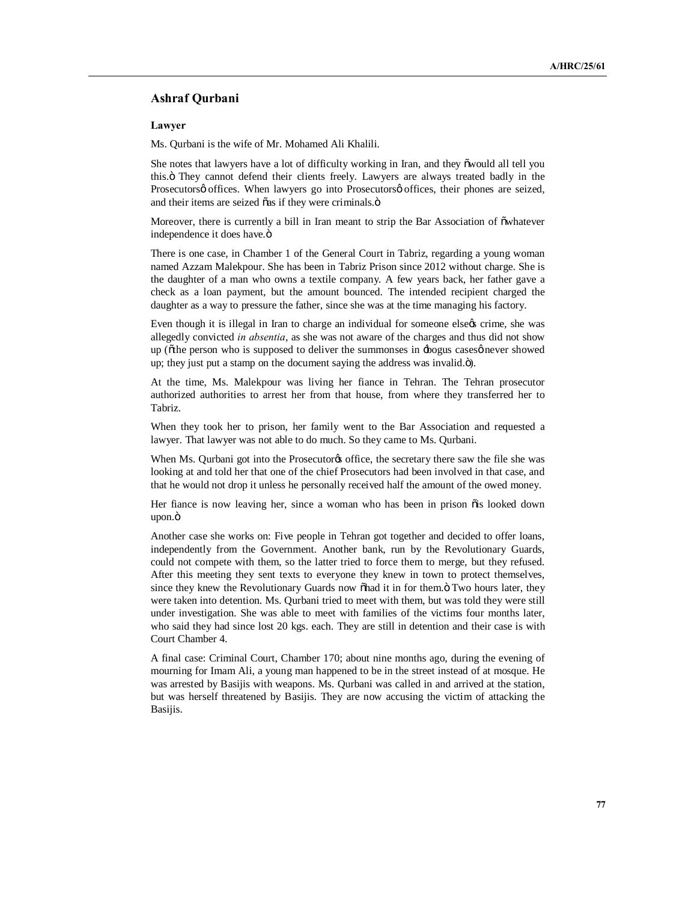## Ashraf Qurbani

### Lawyer

Ms. Qurbani is the wife of Mr. Mohamed Ali Khalili.

She notes that lawyers have a lot of difficulty working in Iran, and they "would all tell you this." They cannot defend their clients freely. Lawyers are always treated badly in the Prosecutors' offices. When lawyers go into Prosecutors' offices, their phones are seized, and their items are seized "as if they were criminals."

Moreover, there is currently a bill in Iran meant to strip the Bar Association of "whatever independence it does have."

There is one case, in Chamber 1 of the General Court in Tabriz, regarding a young woman named Azzam Malekpour. She has been in Tabriz Prison since 2012 without charge. She is the daughter of a man who owns a textile company. A few years back, her father gave a check as a loan payment, but the amount bounced. The intended recipient charged the daughter as a way to pressure the father, since she was at the time managing his factory.

Even though it is illegal in Iran to charge an individual for someone else's crime, she was allegedly convicted *in absentia*, as she was not aware of the charges and thus did not show up ("the person who is supposed to deliver the summonses in 'bogus cases' never showed up; they just put a stamp on the document saying the address was invalid.").

At the time, Ms. Malekpour was living her fiance in Tehran. The Tehran prosecutor authorized authorities to arrest her from that house, from where they transferred her to Tabriz.

When they took her to prison, her family went to the Bar Association and requested a lawyer. That lawyer was not able to do much. So they came to Ms. Qurbani.

When Ms. Qurbani got into the Prosecutor's office, the secretary there saw the file she was looking at and told her that one of the chief Prosecutors had been involved in that case, and that he would not drop it unless he personally received half the amount of the owed money.

Her fiance is now leaving her, since a woman who has been in prison "is looked down upon."

Another case she works on: Five people in Tehran got together and decided to offer loans, independently from the Government. Another bank, run by the Revolutionary Guards, could not compete with them, so the latter tried to force them to merge, but they refused. After this meeting they sent texts to everyone they knew in town to protect themselves, since they knew the Revolutionary Guards now "had it in for them." Two hours later, they were taken into detention. Ms. Qurbani tried to meet with them, but was told they were still under investigation. She was able to meet with families of the victims four months later, who said they had since lost 20 kgs. each. They are still in detention and their case is with Court Chamber 4.

A final case: Criminal Court, Chamber 170; about nine months ago, during the evening of mourning for Imam Ali, a young man happened to be in the street instead of at mosque. He was arrested by Basijis with weapons. Ms. Qurbani was called in and arrived at the station, but was herself threatened by Basijis. They are now accusing the victim of attacking the Basijis.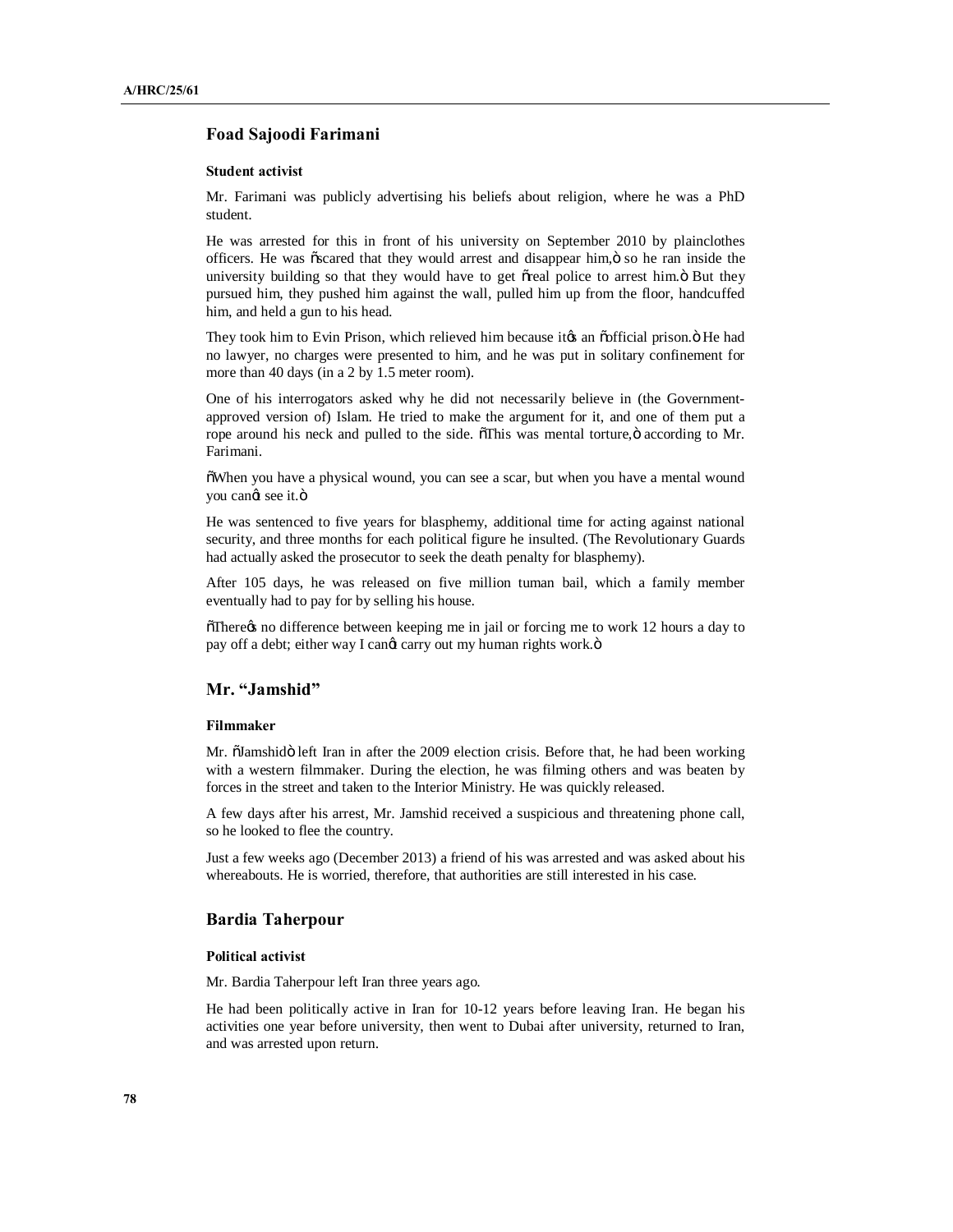## Foad Sajoodi Farimani

#### Student activist

Mr. Farimani was publicly advertising his beliefs about religion, where he was a PhD student.

He was arrested for this in front of his university on September 2010 by plainclothes officers. He was "scared that they would arrest and disappear him," so he ran inside the university building so that they would have to get "real police to arrest him." But they pursued him, they pushed him against the wall, pulled him up from the floor, handcuffed him, and held a gun to his head.

They took him to Evin Prison, which relieved him because it's an "official prison." He had no lawyer, no charges were presented to him, and he was put in solitary confinement for more than 40 days (in a 2 by 1.5 meter room).

One of his interrogators asked why he did not necessarily believe in (the Government-approved version of) Islam. He tried to make the argument for it, and one of them put a rope around his neck and pulled to the side. "This was mental torture," according to Mr. Farimani.

"When you have a physical wound, you can see a scar, but when you have a mental wound you can't see it."

He was sentenced to five years for blasphemy, additional time for acting against national security, and three months for each political figure he insulted. (The Revolutionary Guards had actually asked the prosecutor to seek the death penalty for blasphemy).

After 105 days, he was released on five million tuman bail, which a family member eventually had to pay for by selling his house.

"There's no difference between keeping me in jail or forcing me to work 12 hours a day to pay off a debt; either way I can't carry out my human rights work."

## Mr. "Jamshid"

#### Filmmaker

Mr. "Jamshid" left Iran in after the 2009 election crisis. Before that, he had been working with a western filmmaker. During the election, he was filming others and was beaten by forces in the street and taken to the Interior Ministry. He was quickly released.

A few days after his arrest, Mr. Jamshid received a suspicious and threatening phone call, so he looked to flee the country.

Just a few weeks ago (December 2013) a friend of his was arrested and was asked about his whereabouts. He is worried, therefore, that authorities are still interested in his case.

## Bardia Taherpour

#### Political activist

Mr. Bardia Taherpour left Iran three years ago.

He had been politically active in Iran for 10-12 years before leaving Iran. He began his activities one year before university, then went to Dubai after university, returned to Iran, and was arrested upon return.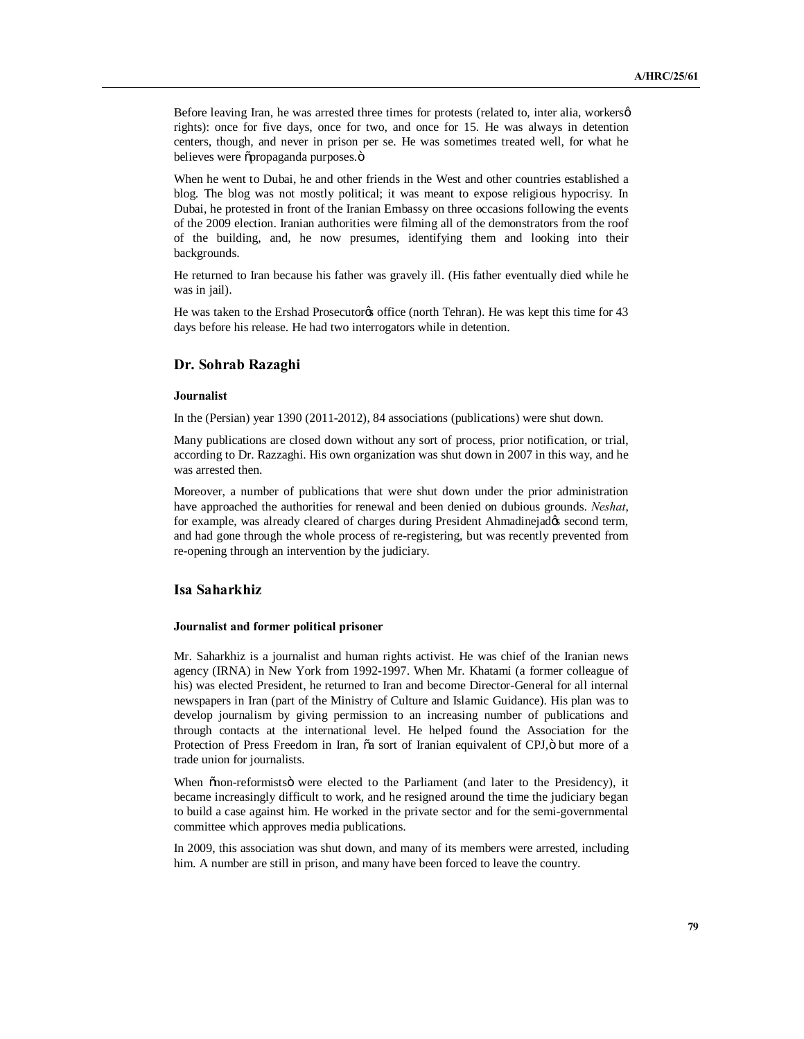Before leaving Iran, he was arrested three times for protests (related to, inter alia, workers' rights): once for five days, once for two, and once for 15. He was always in detention centers, though, and never in prison per se. He was sometimes treated well, for what he believes were "propaganda purposes."

When he went to Dubai, he and other friends in the West and other countries established a blog. The blog was not mostly political; it was meant to expose religious hypocrisy. In Dubai, he protested in front of the Iranian Embassy on three occasions following the events of the 2009 election. Iranian authorities were filming all of the demonstrators from the roof of the building, and, he now presumes, identifying them and looking into their backgrounds.

He returned to Iran because his father was gravely ill. (His father eventually died while he was in jail).

He was taken to the Ershad Prosecutor's office (north Tehran). He was kept this time for 43 days before his release. He had two interrogators while in detention.

## Dr. Sohrab Razaghi

#### Journalist

In the (Persian) year 1390 (2011-2012), 84 associations (publications) were shut down.

Many publications are closed down without any sort of process, prior notification, or trial, according to Dr. Razzaghi. His own organization was shut down in 2007 in this way, and he was arrested then.

Moreover, a number of publications that were shut down under the prior administration have approached the authorities for renewal and been denied on dubious grounds. *Neshat*, for example, was already cleared of charges during President Ahmadinejad's second term, and had gone through the whole process of re-registering, but was recently prevented from re-opening through an intervention by the judiciary.

## Isa Saharkhiz

#### Journalist and former political prisoner

Mr. Saharkhiz is a journalist and human rights activist. He was chief of the Iranian news agency (IRNA) in New York from 1992-1997. When Mr. Khatami (a former colleague of his) was elected President, he returned to Iran and become Director-General for all internal newspapers in Iran (part of the Ministry of Culture and Islamic Guidance). His plan was to develop journalism by giving permission to an increasing number of publications and through contacts at the international level. He helped found the Association for the Protection of Press Freedom in Iran, "a sort of Iranian equivalent of CPJ," but more of a trade union for journalists.

When "non-reformists" were elected to the Parliament (and later to the Presidency), it became increasingly difficult to work, and he resigned around the time the judiciary began to build a case against him. He worked in the private sector and for the semi-governmental committee which approves media publications.

In 2009, this association was shut down, and many of its members were arrested, including him. A number are still in prison, and many have been forced to leave the country.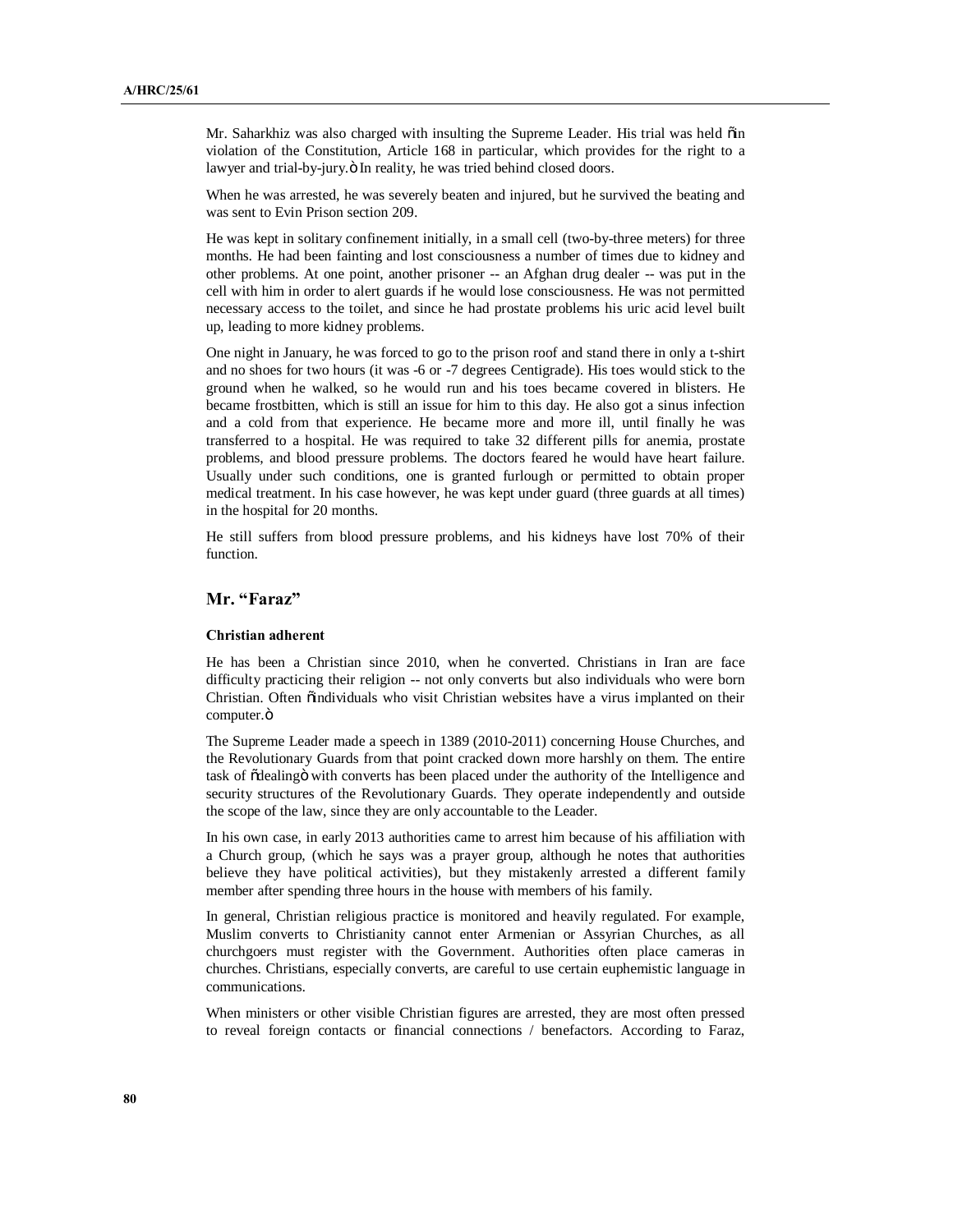Mr. Saharkhiz was also charged with insulting the Supreme Leader. His trial was held "in violation of the Constitution, Article 168 in particular, which provides for the right to a lawyer and trial-by-jury." In reality, he was tried behind closed doors.

When he was arrested, he was severely beaten and injured, but he survived the beating and was sent to Evin Prison section 209.

He was kept in solitary confinement initially, in a small cell (two-by-three meters) for three months. He had been fainting and lost consciousness a number of times due to kidney and other problems. At one point, another prisoner -- an Afghan drug dealer -- was put in the cell with him in order to alert guards if he would lose consciousness. He was not permitted necessary access to the toilet, and since he had prostate problems his uric acid level built up, leading to more kidney problems.

One night in January, he was forced to go to the prison roof and stand there in only a t-shirt and no shoes for two hours (it was -6 or -7 degrees Centigrade). His toes would stick to the ground when he walked, so he would run and his toes became covered in blisters. He became frostbitten, which is still an issue for him to this day. He also got a sinus infection and a cold from that experience. He became more and more ill, until finally he was transferred to a hospital. He was required to take 32 different pills for anemia, prostate problems, and blood pressure problems. The doctors feared he would have heart failure. Usually under such conditions, one is granted furlough or permitted to obtain proper medical treatment. In his case however, he was kept under guard (three guards at all times) in the hospital for 20 months.

He still suffers from blood pressure problems, and his kidneys have lost 70% of their function.

## Mr. "Faraz"

#### Christian adherent

He has been a Christian since 2010, when he converted. Christians in Iran are face difficulty practicing their religion -- not only converts but also individuals who were born Christian. Often "individuals who visit Christian websites have a virus implanted on their computer."

The Supreme Leader made a speech in 1389 (2010-2011) concerning House Churches, and the Revolutionary Guards from that point cracked down more harshly on them. The entire task of "dealing" with converts has been placed under the authority of the Intelligence and security structures of the Revolutionary Guards. They operate independently and outside the scope of the law, since they are only accountable to the Leader.

In his own case, in early 2013 authorities came to arrest him because of his affiliation with a Church group, (which he says was a prayer group, although he notes that authorities believe they have political activities), but they mistakenly arrested a different family member after spending three hours in the house with members of his family.

In general, Christian religious practice is monitored and heavily regulated. For example, Muslim converts to Christianity cannot enter Armenian or Assyrian Churches, as all churchgoers must register with the Government. Authorities often place cameras in churches. Christians, especially converts, are careful to use certain euphemistic language in communications.

When ministers or other visible Christian figures are arrested, they are most often pressed to reveal foreign contacts or financial connections / benefactors. According to Faraz,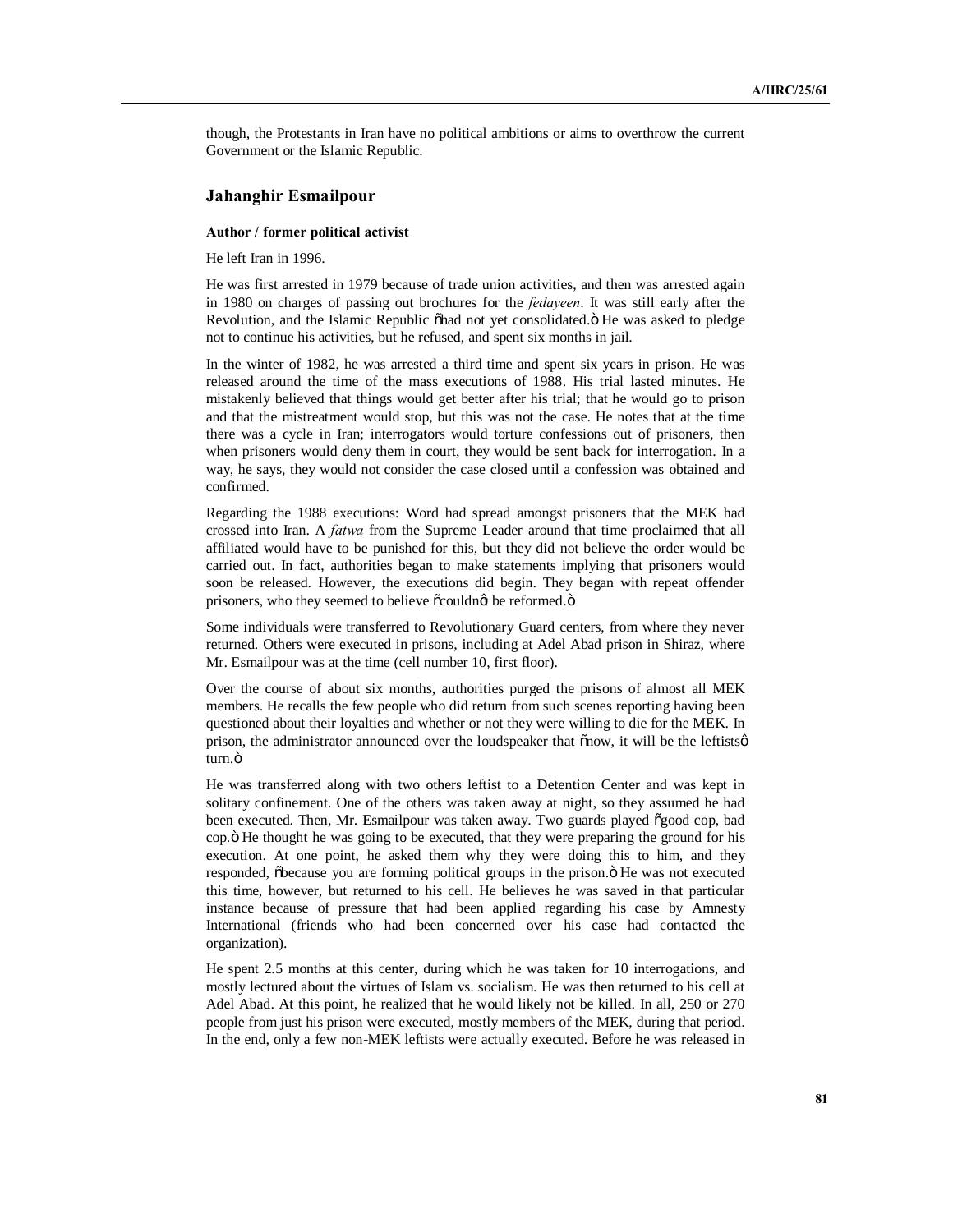though, the Protestants in Iran have no political ambitions or aims to overthrow the current Government or the Islamic Republic.

## Jahanghir Esmailpour

**Author / former political activist**

He left Iran in 1996.

He was first arrested in 1979 because of trade union activities, and then was arrested again in 1980 on charges of passing out brochures for the *fedayeen*. It was still early after the Revolution, and the Islamic Republic "had not yet consolidated." He was asked to pledge not to continue his activities, but he refused, and spent six months in jail.

In the winter of 1982, he was arrested a third time and spent six years in prison. He was released around the time of the mass executions of 1988. His trial lasted minutes. He mistakenly believed that things would get better after his trial; that he would go to prison and that the mistreatment would stop, but this was not the case. He notes that at the time there was a cycle in Iran; interrogators would torture confessions out of prisoners, then when prisoners would deny them in court, they would be sent back for interrogation. In a way, he says, they would not consider the case closed until a confession was obtained and confirmed.

Regarding the 1988 executions: Word had spread amongst prisoners that the MEK had crossed into Iran. A *fatwa* from the Supreme Leader around that time proclaimed that all affiliated would have to be punished for this, but they did not believe the order would be carried out. In fact, authorities began to make statements implying that prisoners would soon be released. However, the executions did begin. They began with repeat offender prisoners, who they seemed to believe "couldn't be reformed."

Some individuals were transferred to Revolutionary Guard centers, from where they never returned. Others were executed in prisons, including at Adel Abad prison in Shiraz, where Mr. Esmailpour was at the time (cell number 10, first floor).

Over the course of about six months, authorities purged the prisons of almost all MEK members. He recalls the few people who did return from such scenes reporting having been questioned about their loyalties and whether or not they were willing to die for the MEK. In prison, the administrator announced over the loudspeaker that "now, it will be the leftists' turn."

He was transferred along with two others leftist to a Detention Center and was kept in solitary confinement. One of the others was taken away at night, so they assumed he had been executed. Then, Mr. Esmailpour was taken away. Two guards played "good cop, bad cop." He thought he was going to be executed, that they were preparing the ground for his execution. At one point, he asked them why they were doing this to him, and they responded, "because you are forming political groups in the prison." He was not executed this time, however, but returned to his cell. He believes he was saved in that particular instance because of pressure that had been applied regarding his case by Amnesty International (friends who had been concerned over his case had contacted the organization).

He spent 2.5 months at this center, during which he was taken for 10 interrogations, and mostly lectured about the virtues of Islam vs. socialism. He was then returned to his cell at Adel Abad. At this point, he realized that he would likely not be killed. In all, 250 or 270 people from just his prison were executed, mostly members of the MEK, during that period. In the end, only a few non-MEK leftists were actually executed. Before he was released in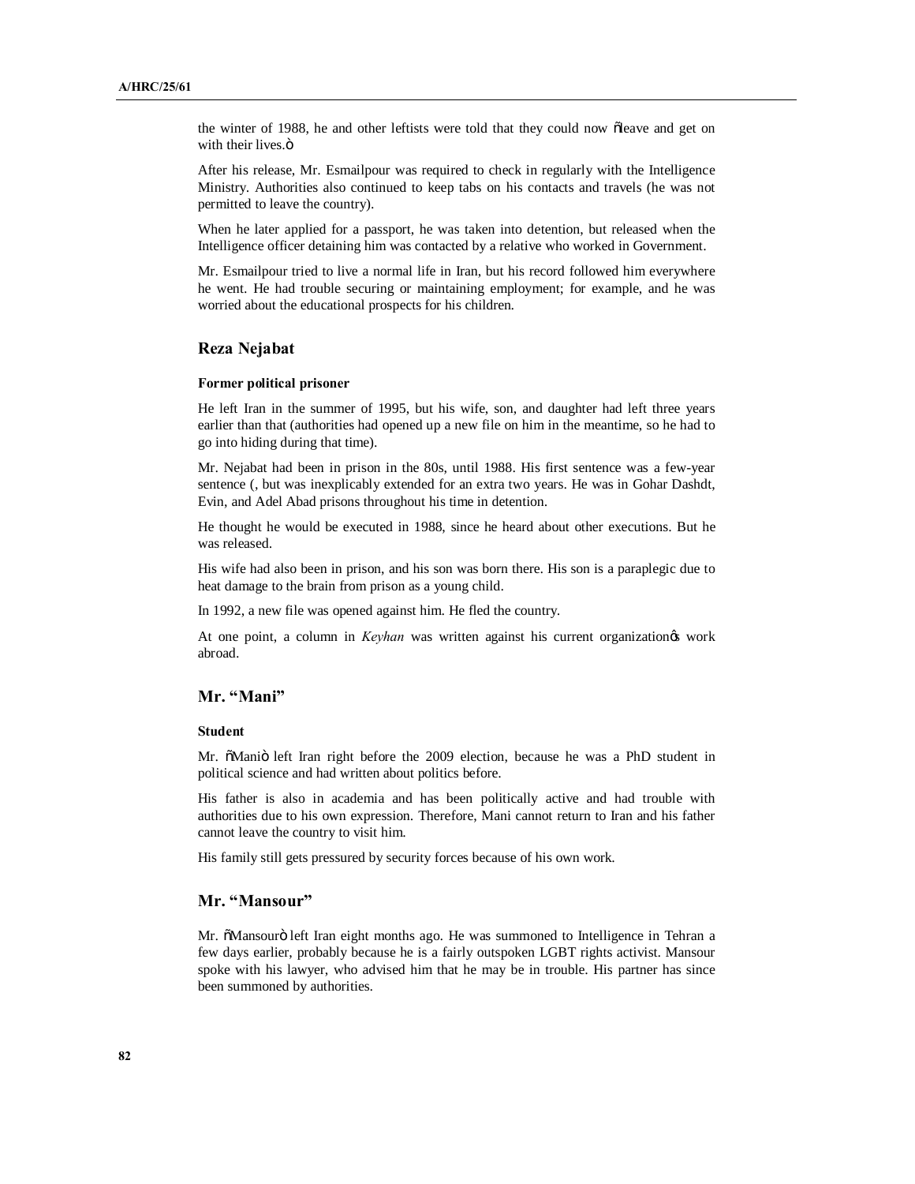the winter of 1988, he and other leftists were told that they could now "leave and get on with their lives."

After his release, Mr. Esmailpour was required to check in regularly with the Intelligence Ministry. Authorities also continued to keep tabs on his contacts and travels (he was not permitted to leave the country).

When he later applied for a passport, he was taken into detention, but released when the Intelligence officer detaining him was contacted by a relative who worked in Government.

Mr. Esmailpour tried to live a normal life in Iran, but his record followed him everywhere he went. He had trouble securing or maintaining employment; for example, and he was worried about the educational prospects for his children.

## Reza Nejabat

#### Former political prisoner

He left Iran in the summer of 1995, but his wife, son, and daughter had left three years earlier than that (authorities had opened up a new file on him in the meantime, so he had to go into hiding during that time).

Mr. Nejabat had been in prison in the 80s, until 1988. His first sentence was a few-year sentence (, but was inexplicably extended for an extra two years. He was in Gohar Dashdt, Evin, and Adel Abad prisons throughout his time in detention.

He thought he would be executed in 1988, since he heard about other executions. But he was released.

His wife had also been in prison, and his son was born there. His son is a paraplegic due to heat damage to the brain from prison as a young child.

In 1992, a new file was opened against him. He fled the country.

At one point, a column in *Keyhan* was written against his current organization's work abroad.

## Mr. "Mani"

#### Student

Mr. "Mani" left Iran right before the 2009 election, because he was a PhD student in political science and had written about politics before.

His father is also in academia and has been politically active and had trouble with authorities due to his own expression. Therefore, Mani cannot return to Iran and his father cannot leave the country to visit him.

His family still gets pressured by security forces because of his own work.

## Mr. "Mansour"

Mr. "Mansour" left Iran eight months ago. He was summoned to Intelligence in Tehran a few days earlier, probably because he is a fairly outspoken LGBT rights activist. Mansour spoke with his lawyer, who advised him that he may be in trouble. His partner has since been summoned by authorities.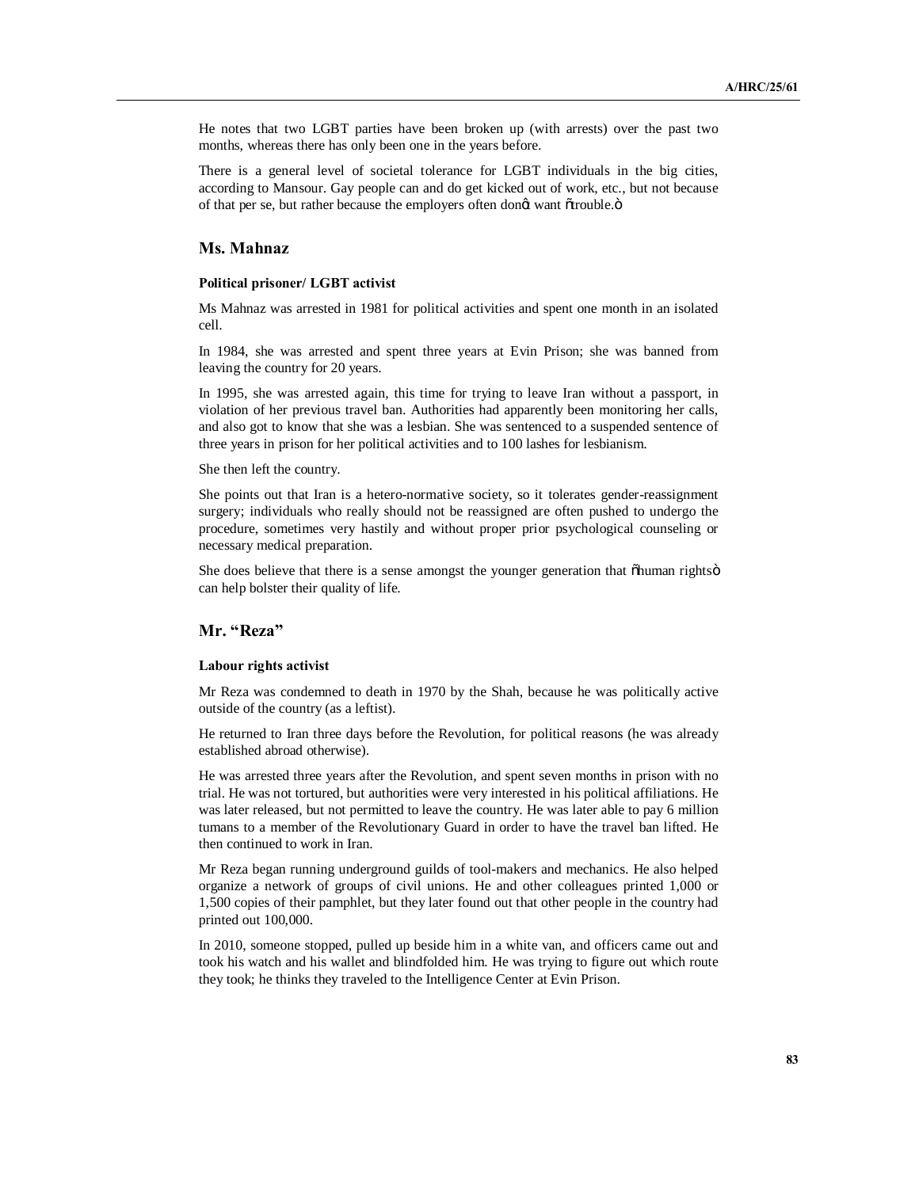He notes that two LGBT parties have been broken up (with arrests) over the past two months, whereas there has only been one in the years before.

There is a general level of societal tolerance for LGBT individuals in the big cities, according to Mansour. Gay people can and do get kicked out of work, etc., but not because of that per se, but rather because the employers often don't want "trouble."

## Ms. Mahnaz

### Political prisoner/ LGBT activist

Ms Mahnaz was arrested in 1981 for political activities and spent one month in an isolated cell.

In 1984, she was arrested and spent three years at Evin Prison; she was banned from leaving the country for 20 years.

In 1995, she was arrested again, this time for trying to leave Iran without a passport, in violation of her previous travel ban. Authorities had apparently been monitoring her calls, and also got to know that she was a lesbian. She was sentenced to a suspended sentence of three years in prison for her political activities and to 100 lashes for lesbianism.

She then left the country.

She points out that Iran is a hetero-normative society, so it tolerates gender-reassignment surgery; individuals who really should not be reassigned are often pushed to undergo the procedure, sometimes very hastily and without proper prior psychological counseling or necessary medical preparation.

She does believe that there is a sense amongst the younger generation that "human rights" can help bolster their quality of life.

## Mr. "Reza"

### Labour rights activist

Mr Reza was condemned to death in 1970 by the Shah, because he was politically active outside of the country (as a leftist).

He returned to Iran three days before the Revolution, for political reasons (he was already established abroad otherwise).

He was arrested three years after the Revolution, and spent seven months in prison with no trial. He was not tortured, but authorities were very interested in his political affiliations. He was later released, but not permitted to leave the country. He was later able to pay 6 million tumans to a member of the Revolutionary Guard in order to have the travel ban lifted. He then continued to work in Iran.

Mr Reza began running underground guilds of tool-makers and mechanics. He also helped organize a network of groups of civil unions. He and other colleagues printed 1,000 or 1,500 copies of their pamphlet, but they later found out that other people in the country had printed out 100,000.

In 2010, someone stopped, pulled up beside him in a white van, and officers came out and took his watch and his wallet and blindfolded him. He was trying to figure out which route they took; he thinks they traveled to the Intelligence Center at Evin Prison.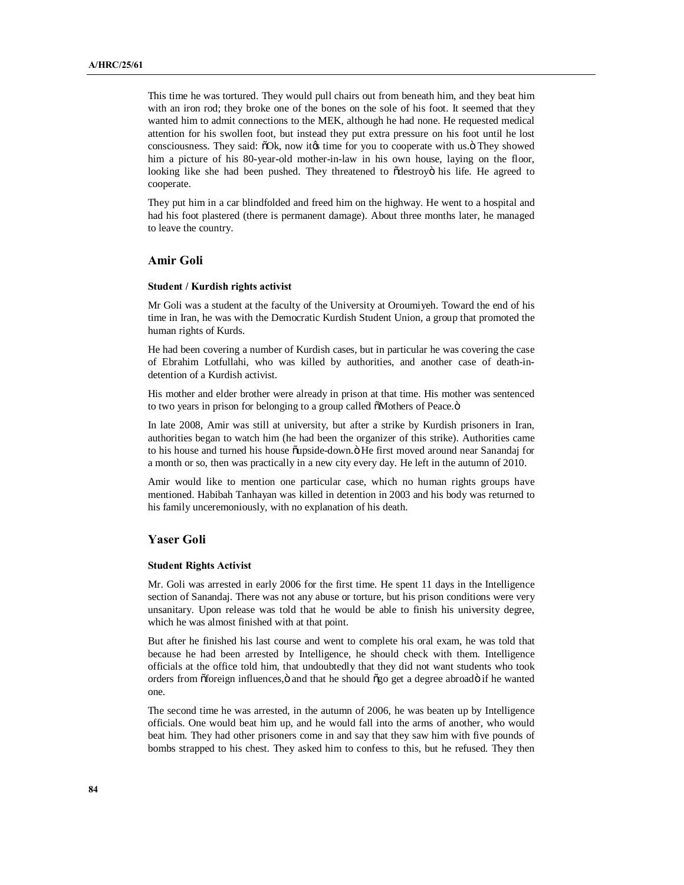This time he was tortured. They would pull chairs out from beneath him, and they beat him with an iron rod; they broke one of the bones on the sole of his foot. It seemed that they wanted him to admit connections to the MEK, although he had none. He requested medical attention for his swollen foot, but instead they put extra pressure on his foot until he lost consciousness. They said: "Ok, now it's time for you to cooperate with us." They showed him a picture of his 80-year-old mother-in-law in his own house, laying on the floor, looking like she had been pushed. They threatened to "destroy" his life. He agreed to cooperate.

They put him in a car blindfolded and freed him on the highway. He went to a hospital and had his foot plastered (there is permanent damage). About three months later, he managed to leave the country.

## Amir Goli

#### Student / Kurdish rights activist

Mr Goli was a student at the faculty of the University at Oroumiyeh. Toward the end of his time in Iran, he was with the Democratic Kurdish Student Union, a group that promoted the human rights of Kurds.

He had been covering a number of Kurdish cases, but in particular he was covering the case of Ebrahim Lotfullahi, who was killed by authorities, and another case of death-in-detention of a Kurdish activist.

His mother and elder brother were already in prison at that time. His mother was sentenced to two years in prison for belonging to a group called "Mothers of Peace."

In late 2008, Amir was still at university, but after a strike by Kurdish prisoners in Iran, authorities began to watch him (he had been the organizer of this strike). Authorities came to his house and turned his house "upside-down." He first moved around near Sanandaj for a month or so, then was practically in a new city every day. He left in the autumn of 2010.

Amir would like to mention one particular case, which no human rights groups have mentioned. Habibah Tanhayan was killed in detention in 2003 and his body was returned to his family unceremoniously, with no explanation of his death.

## Yaser Goli

#### Student Rights Activist

Mr. Goli was arrested in early 2006 for the first time. He spent 11 days in the Intelligence section of Sanandaj. There was not any abuse or torture, but his prison conditions were very unsanitary. Upon release was told that he would be able to finish his university degree, which he was almost finished with at that point.

But after he finished his last course and went to complete his oral exam, he was told that because he had been arrested by Intelligence, he should check with them. Intelligence officials at the office told him, that undoubtedly that they did not want students who took orders from "foreign influences," and that he should "go get a degree abroad" if he wanted one.

The second time he was arrested, in the autumn of 2006, he was beaten up by Intelligence officials. One would beat him up, and he would fall into the arms of another, who would beat him. They had other prisoners come in and say that they saw him with five pounds of bombs strapped to his chest. They asked him to confess to this, but he refused. They then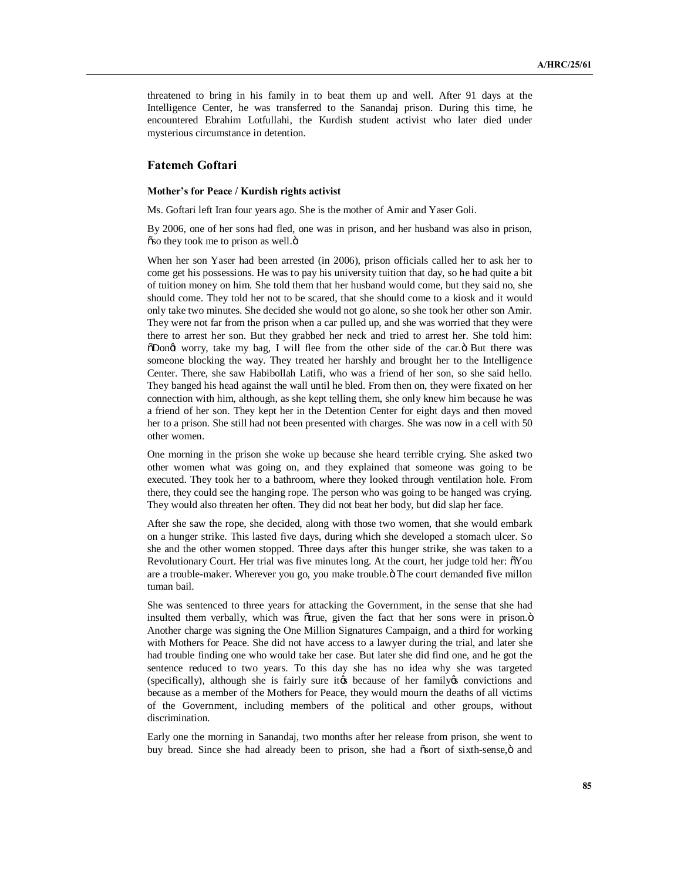threatened to bring in his family in to beat them up and well. After 91 days at the Intelligence Center, he was transferred to the Sanandaj prison. During this time, he encountered Ebrahim Lotfullahi, the Kurdish student activist who later died under mysterious circumstance in detention.

## Fatemeh Goftari

### Mother's for Peace / Kurdish rights activist

Ms. Goftari left Iran four years ago. She is the mother of Amir and Yaser Goli.

By 2006, one of her sons had fled, one was in prison, and her husband was also in prison, "so they took me to prison as well."

When her son Yaser had been arrested (in 2006), prison officials called her to ask her to come get his possessions. He was to pay his university tuition that day, so he had quite a bit of tuition money on him. She told them that her husband would come, but they said no, she should come. They told her not to be scared, that she should come to a kiosk and it would only take two minutes. She decided she would not go alone, so she took her other son Amir. They were not far from the prison when a car pulled up, and she was worried that they were there to arrest her son. But they grabbed her neck and tried to arrest her. She told him: "Don't worry, take my bag, I will flee from the other side of the car." But there was someone blocking the way. They treated her harshly and brought her to the Intelligence Center. There, she saw Habibollah Latifi, who was a friend of her son, so she said hello. They banged his head against the wall until he bled. From then on, they were fixated on her connection with him, although, as she kept telling them, she only knew him because he was a friend of her son. They kept her in the Detention Center for eight days and then moved her to a prison. She still had not been presented with charges. She was now in a cell with 50 other women.

One morning in the prison she woke up because she heard terrible crying. She asked two other women what was going on, and they explained that someone was going to be executed. They took her to a bathroom, where they looked through ventilation hole. From there, they could see the hanging rope. The person who was going to be hanged was crying. They would also threaten her often. They did not beat her body, but did slap her face.

After she saw the rope, she decided, along with those two women, that she would embark on a hunger strike. This lasted five days, during which she developed a stomach ulcer. So she and the other women stopped. Three days after this hunger strike, she was taken to a Revolutionary Court. Her trial was five minutes long. At the court, her judge told her: "You are a trouble-maker. Wherever you go, you make trouble." The court demanded five millon tuman bail.

She was sentenced to three years for attacking the Government, in the sense that she had insulted them verbally, which was "true, given the fact that her sons were in prison." Another charge was signing the One Million Signatures Campaign, and a third for working with Mothers for Peace. She did not have access to a lawyer during the trial, and later she had trouble finding one who would take her case. But later she did find one, and he got the sentence reduced to two years. To this day she has no idea why she was targeted (specifically), although she is fairly sure it's because of her family's convictions and because as a member of the Mothers for Peace, they would mourn the deaths of all victims of the Government, including members of the political and other groups, without discrimination.

Early one the morning in Sanandaj, two months after her release from prison, she went to buy bread. Since she had already been to prison, she had a "sort of sixth-sense," and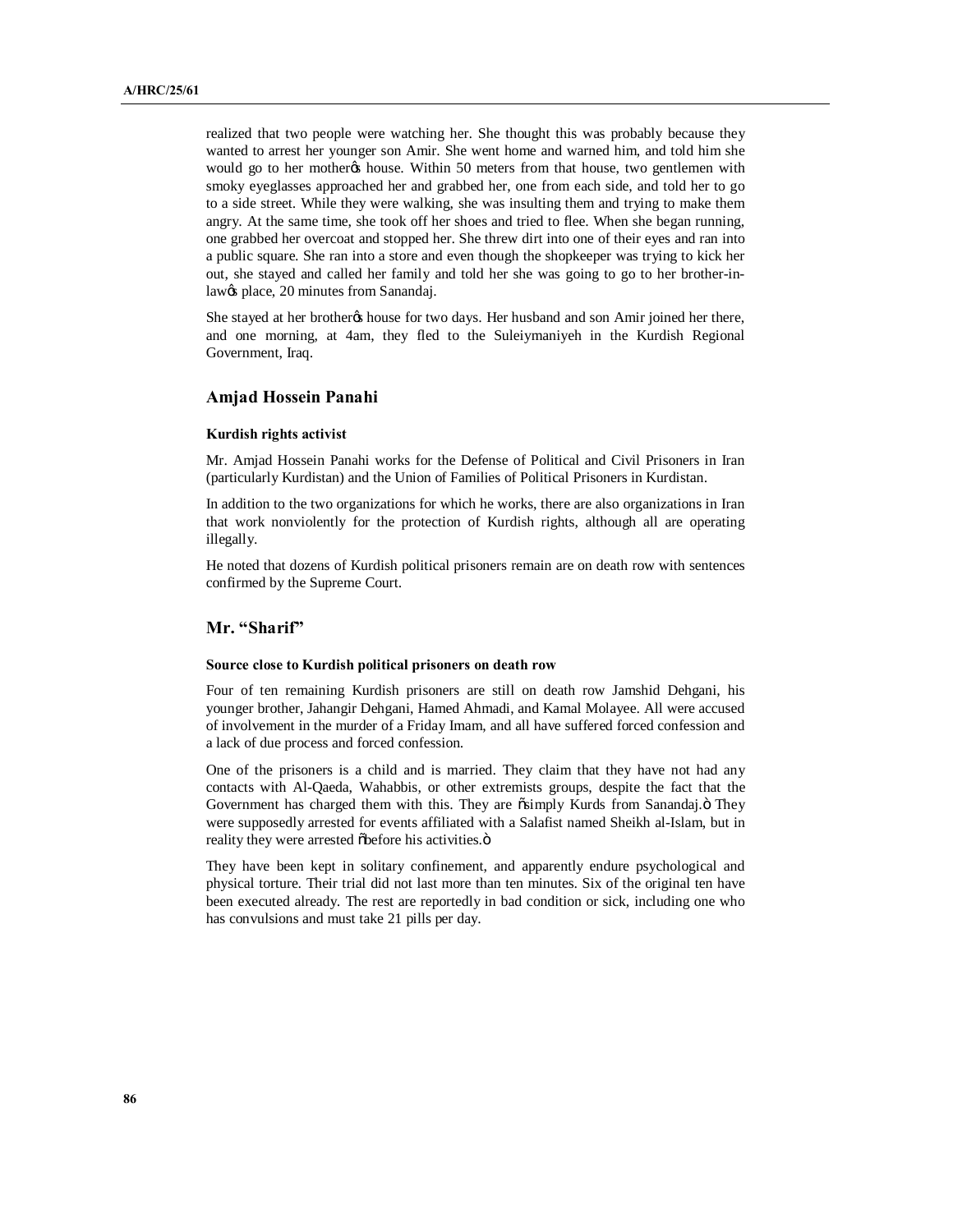realized that two people were watching her. She thought this was probably because they wanted to arrest her younger son Amir. She went home and warned him, and told him she would go to her motherœ house. Within 50 meters from that house, two gentlemen with smoky eyeglasses approached her and grabbed her, one from each side, and told her to go to a side street. While they were walking, she was insulting them and trying to make them angry. At the same time, she took off her shoes and tried to flee. When she began running, one grabbed her overcoat and stopped her. She threw dirt into one of their eyes and ran into a public square. She ran into a store and even though the shopkeeper was trying to kick her out, she stayed and called her family and told her she was going to go to her brother-in-lawœ place, 20 minutes from Sanandaj.

She stayed at her brotherœ house for two days. Her husband and son Amir joined her there, and one morning, at 4am, they fled to the Suleiymaniyeh in the Kurdish Regional Government, Iraq.

## Amjad Hossein Panahi

#### Kurdish rights activist

Mr. Amjad Hossein Panahi works for the Defense of Political and Civil Prisoners in Iran (particularly Kurdistan) and the Union of Families of Political Prisoners in Kurdistan.

In addition to the two organizations for which he works, there are also organizations in Iran that work nonviolently for the protection of Kurdish rights, although all are operating illegally.

He noted that dozens of Kurdish political prisoners remain are on death row with sentences confirmed by the Supreme Court.

## Mr. "Sharif"

#### Source close to Kurdish political prisoners on death row

Four of ten remaining Kurdish prisoners are still on death row Jamshid Dehgani, his younger brother, Jahangir Dehgani, Hamed Ahmadi, and Kamal Molayee. All were accused of involvement in the murder of a Friday Imam, and all have suffered forced confession and a lack of due process and forced confession.

One of the prisoners is a child and is married. They claim that they have not had any contacts with Al-Qaeda, Wahabbis, or other extremists groups, despite the fact that the Government has charged them with this. They are õsimply Kurds from Sanandaj.ö They were supposedly arrested for events affiliated with a Salafist named Sheikh al-Islam, but in reality they were arrested õbefore his activities.ö

They have been kept in solitary confinement, and apparently endure psychological and physical torture. Their trial did not last more than ten minutes. Six of the original ten have been executed already. The rest are reportedly in bad condition or sick, including one who has convulsions and must take 21 pills per day.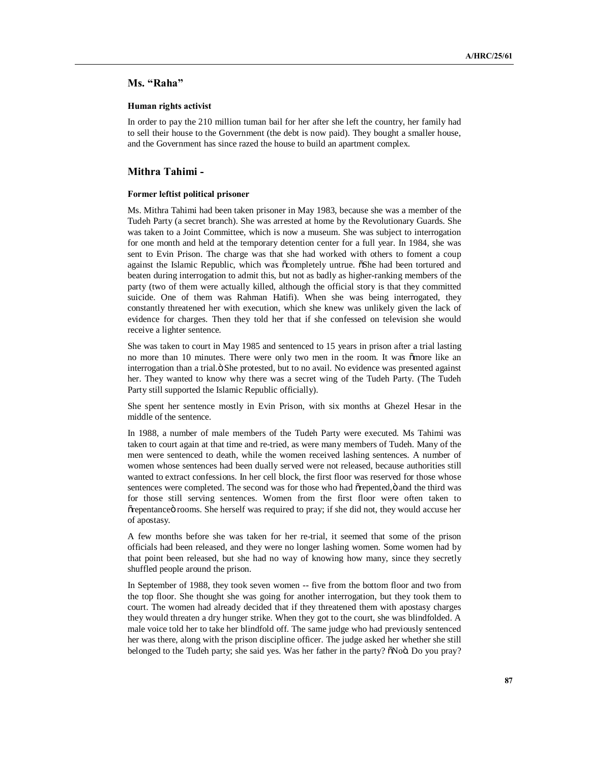## Ms. "Raha"

#### Human rights activist

In order to pay the 210 million tuman bail for her after she left the country, her family had to sell their house to the Government (the debt is now paid). They bought a smaller house, and the Government has since razed the house to build an apartment complex.

## Mithra Tahimi -

#### Former leftist political prisoner

Ms. Mithra Tahimi had been taken prisoner in May 1983, because she was a member of the Tudeh Party (a secret branch). She was arrested at home by the Revolutionary Guards. She was taken to a Joint Committee, which is now a museum. She was subject to interrogation for one month and held at the temporary detention center for a full year. In 1984, she was sent to Evin Prison. The charge was that she had worked with others to foment a coup against the Islamic Republic, which was "completely untrue. "She had been tortured and beaten during interrogation to admit this, but not as badly as higher-ranking members of the party (two of them were actually killed, although the official story is that they committed suicide. One of them was Rahman Hatifi). When she was being interrogated, they constantly threatened her with execution, which she knew was unlikely given the lack of evidence for charges. Then they told her that if she confessed on television she would receive a lighter sentence.

She was taken to court in May 1985 and sentenced to 15 years in prison after a trial lasting no more than 10 minutes. There were only two men in the room. It was "more like an interrogation than a trial." She protested, but to no avail. No evidence was presented against her. They wanted to know why there was a secret wing of the Tudeh Party. (The Tudeh Party still supported the Islamic Republic officially).

She spent her sentence mostly in Evin Prison, with six months at Ghezel Hesar in the middle of the sentence.

In 1988, a number of male members of the Tudeh Party were executed. Ms Tahimi was taken to court again at that time and re-tried, as were many members of Tudeh. Many of the men were sentenced to death, while the women received lashing sentences. A number of women whose sentences had been dually served were not released, because authorities still wanted to extract confessions. In her cell block, the first floor was reserved for those whose sentences were completed. The second was for those who had "repented," and the third was for those still serving sentences. Women from the first floor were often taken to "repentance" rooms. She herself was required to pray; if she did not, they would accuse her of apostasy.

A few months before she was taken for her re-trial, it seemed that some of the prison officials had been released, and they were no longer lashing women. Some women had by that point been released, but she had no way of knowing how many, since they secretly shuffled people around the prison.

In September of 1988, they took seven women -- five from the bottom floor and two from the top floor. She thought she was going for another interrogation, but they took them to court. The women had already decided that if they threatened them with apostasy charges they would threaten a dry hunger strike. When they got to the court, she was blindfolded. A male voice told her to take her blindfold off. The same judge who had previously sentenced her was there, along with the prison discipline officer. The judge asked her whether she still belonged to the Tudeh party; she said yes. Was her father in the party? "No". Do you pray?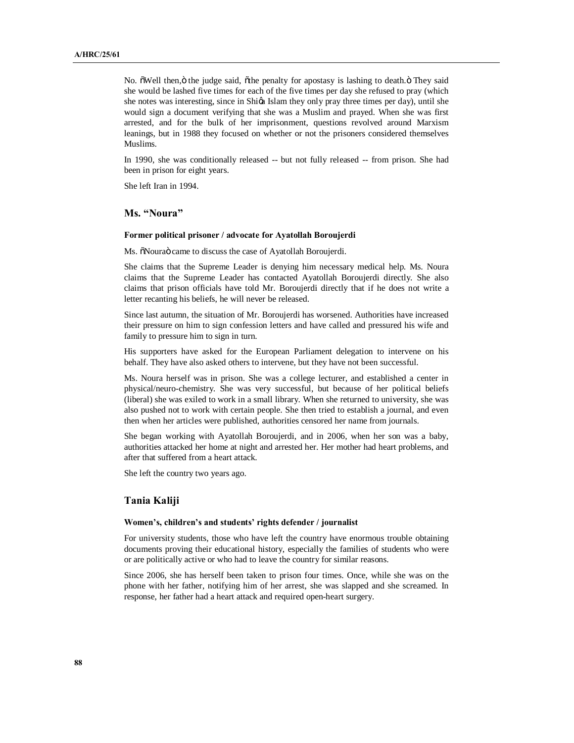No. "Well then," the judge said, "the penalty for apostasy is lashing to death." They said she would be lashed five times for each of the five times per day she refused to pray (which she notes was interesting, since in Shi'a Islam they only pray three times per day), until she would sign a document verifying that she was a Muslim and prayed. When she was first arrested, and for the bulk of her imprisonment, questions revolved around Marxism leanings, but in 1988 they focused on whether or not the prisoners considered themselves Muslims.

In 1990, she was conditionally released -- but not fully released -- from prison. She had been in prison for eight years.

She left Iran in 1994.

## Ms. "Noura"

#### Former political prisoner / advocate for Ayatollah Boroujerdi

Ms. "Noura" came to discuss the case of Ayatollah Boroujerdi.

She claims that the Supreme Leader is denying him necessary medical help. Ms. Noura claims that the Supreme Leader has contacted Ayatollah Boroujerdi directly. She also claims that prison officials have told Mr. Boroujerdi directly that if he does not write a letter recanting his beliefs, he will never be released.

Since last autumn, the situation of Mr. Boroujerdi has worsened. Authorities have increased their pressure on him to sign confession letters and have called and pressured his wife and family to pressure him to sign in turn.

His supporters have asked for the European Parliament delegation to intervene on his behalf. They have also asked others to intervene, but they have not been successful.

Ms. Noura herself was in prison. She was a college lecturer, and established a center in physical/neuro-chemistry. She was very successful, but because of her political beliefs (liberal) she was exiled to work in a small library. When she returned to university, she was also pushed not to work with certain people. She then tried to establish a journal, and even then when her articles were published, authorities censored her name from journals.

She began working with Ayatollah Boroujerdi, and in 2006, when her son was a baby, authorities attacked her home at night and arrested her. Her mother had heart problems, and after that suffered from a heart attack.

She left the country two years ago.

## Tania Kaliji

#### Women's, children's and students' rights defender / journalist

For university students, those who have left the country have enormous trouble obtaining documents proving their educational history, especially the families of students who were or are politically active or who had to leave the country for similar reasons.

Since 2006, she has herself been taken to prison four times. Once, while she was on the phone with her father, notifying him of her arrest, she was slapped and she screamed. In response, her father had a heart attack and required open-heart surgery.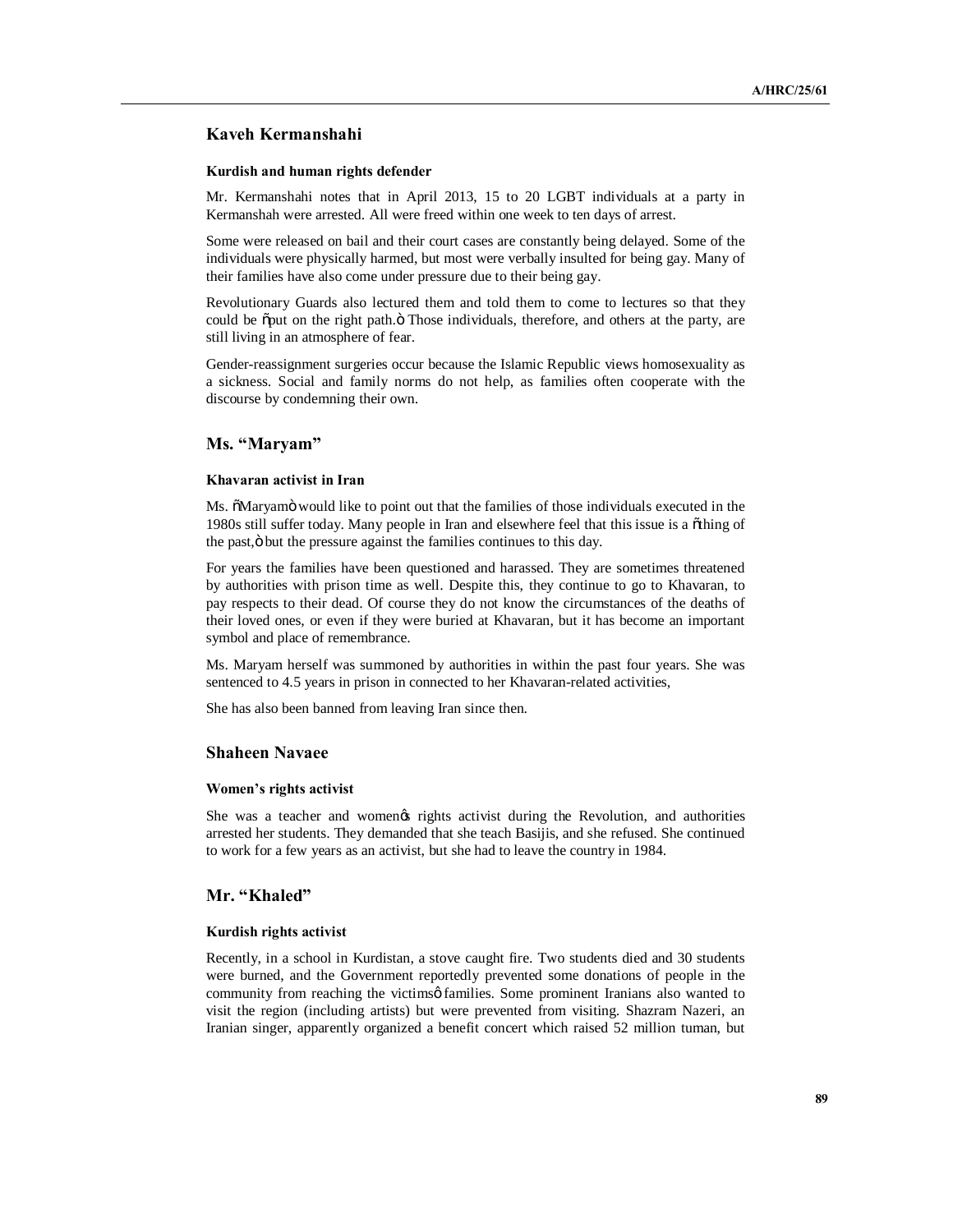## Kaveh Kermanshahi

### Kurdish and human rights defender

Mr. Kermanshahi notes that in April 2013, 15 to 20 LGBT individuals at a party in Kermanshah were arrested. All were freed within one week to ten days of arrest.

Some were released on bail and their court cases are constantly being delayed. Some of the individuals were physically harmed, but most were verbally insulted for being gay. Many of their families have also come under pressure due to their being gay.

Revolutionary Guards also lectured them and told them to come to lectures so that they could be "put on the right path." Those individuals, therefore, and others at the party, are still living in an atmosphere of fear.

Gender-reassignment surgeries occur because the Islamic Republic views homosexuality as a sickness. Social and family norms do not help, as families often cooperate with the discourse by condemning their own.

## Ms. "Maryam"

### Khavaran activist in Iran

Ms. "Maryam" would like to point out that the families of those individuals executed in the 1980s still suffer today. Many people in Iran and elsewhere feel that this issue is a "thing of the past," but the pressure against the families continues to this day.

For years the families have been questioned and harassed. They are sometimes threatened by authorities with prison time as well. Despite this, they continue to go to Khavaran, to pay respects to their dead. Of course they do not know the circumstances of the deaths of their loved ones, or even if they were buried at Khavaran, but it has become an important symbol and place of remembrance.

Ms. Maryam herself was summoned by authorities in within the past four years. She was sentenced to 4.5 years in prison in connected to her Khavaran-related activities,

She has also been banned from leaving Iran since then.

## Shaheen Navaee

### Women's rights activist

She was a teacher and women's rights activist during the Revolution, and authorities arrested her students. They demanded that she teach Basijis, and she refused. She continued to work for a few years as an activist, but she had to leave the country in 1984.

## Mr. "Khaled"

### Kurdish rights activist

Recently, in a school in Kurdistan, a stove caught fire. Two students died and 30 students were burned, and the Government reportedly prevented some donations of people in the community from reaching the victims' families. Some prominent Iranians also wanted to visit the region (including artists) but were prevented from visiting. Shazram Nazeri, an Iranian singer, apparently organized a benefit concert which raised 52 million tuman, but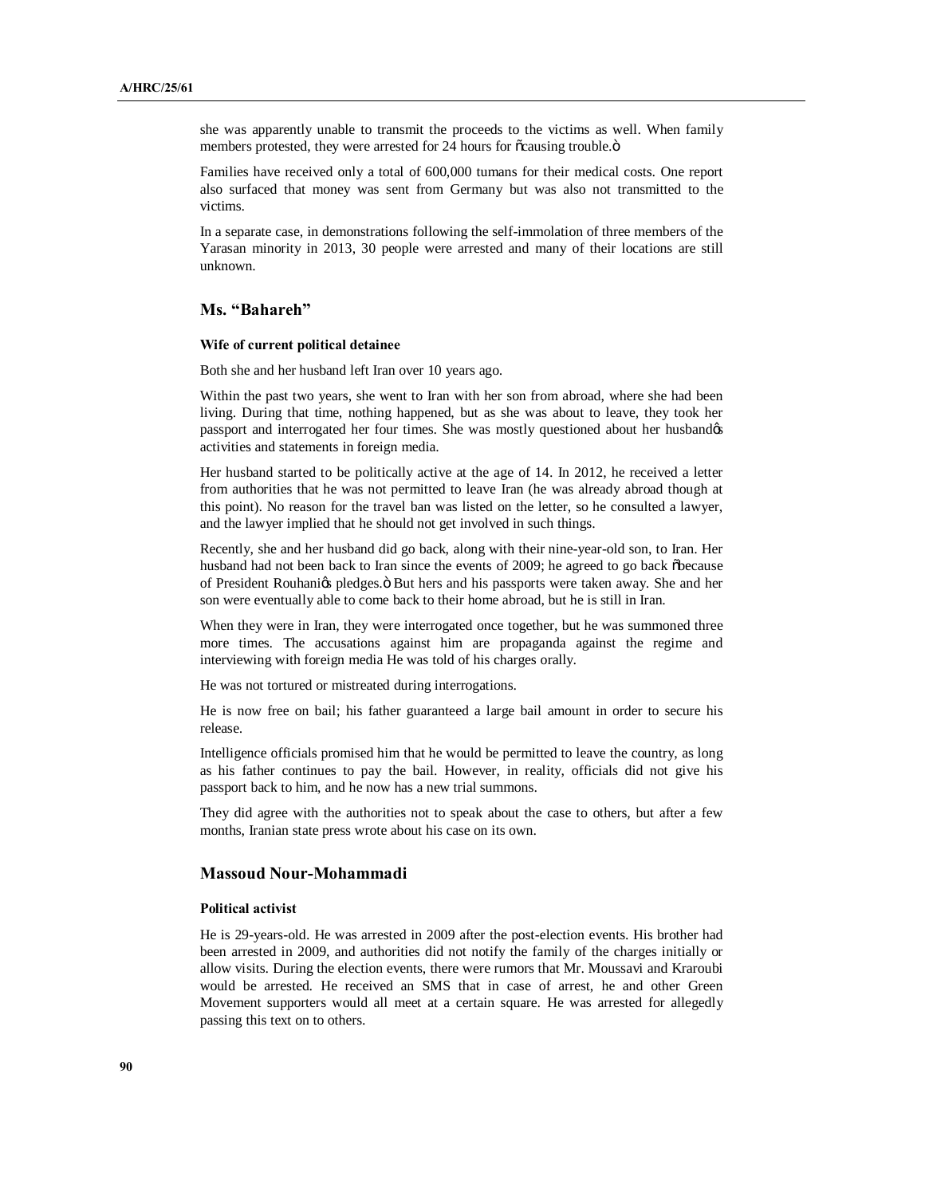she was apparently unable to transmit the proceeds to the victims as well. When family members protested, they were arrested for 24 hours for "causing trouble."

Families have received only a total of 600,000 tumans for their medical costs. One report also surfaced that money was sent from Germany but was also not transmitted to the victims.

In a separate case, in demonstrations following the self-immolation of three members of the Yarasan minority in 2013, 30 people were arrested and many of their locations are still unknown.

## Ms. "Bahareh"

### Wife of current political detainee

Both she and her husband left Iran over 10 years ago.

Within the past two years, she went to Iran with her son from abroad, where she had been living. During that time, nothing happened, but as she was about to leave, they took her passport and interrogated her four times. She was mostly questioned about her husband's activities and statements in foreign media.

Her husband started to be politically active at the age of 14. In 2012, he received a letter from authorities that he was not permitted to leave Iran (he was already abroad though at this point). No reason for the travel ban was listed on the letter, so he consulted a lawyer, and the lawyer implied that he should not get involved in such things.

Recently, she and her husband did go back, along with their nine-year-old son, to Iran. Her husband had not been back to Iran since the events of 2009; he agreed to go back "because of President Rouhani's pledges." But hers and his passports were taken away. She and her son were eventually able to come back to their home abroad, but he is still in Iran.

When they were in Iran, they were interrogated once together, but he was summoned three more times. The accusations against him are propaganda against the regime and interviewing with foreign media He was told of his charges orally.

He was not tortured or mistreated during interrogations.

He is now free on bail; his father guaranteed a large bail amount in order to secure his release.

Intelligence officials promised him that he would be permitted to leave the country, as long as his father continues to pay the bail. However, in reality, officials did not give his passport back to him, and he now has a new trial summons.

They did agree with the authorities not to speak about the case to others, but after a few months, Iranian state press wrote about his case on its own.

## Massoud Nour-Mohammadi

### Political activist

He is 29-years-old. He was arrested in 2009 after the post-election events. His brother had been arrested in 2009, and authorities did not notify the family of the charges initially or allow visits. During the election events, there were rumors that Mr. Moussavi and Kraroubi would be arrested. He received an SMS that in case of arrest, he and other Green Movement supporters would all meet at a certain square. He was arrested for allegedly passing this text on to others.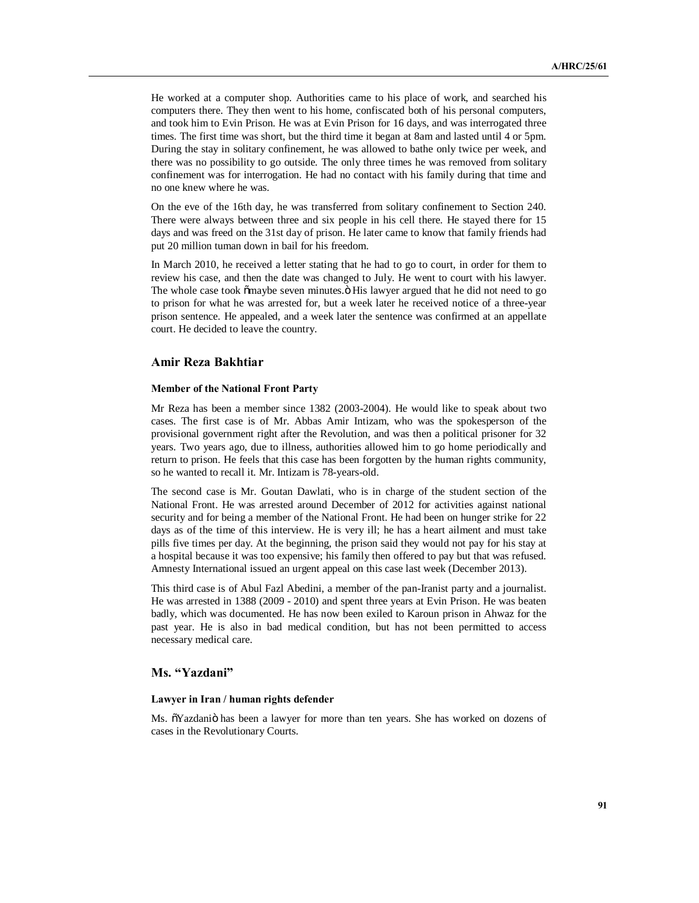He worked at a computer shop. Authorities came to his place of work, and searched his computers there. They then went to his home, confiscated both of his personal computers, and took him to Evin Prison. He was at Evin Prison for 16 days, and was interrogated three times. The first time was short, but the third time it began at 8am and lasted until 4 or 5pm. During the stay in solitary confinement, he was allowed to bathe only twice per week, and there was no possibility to go outside. The only three times he was removed from solitary confinement was for interrogation. He had no contact with his family during that time and no one knew where he was.

On the eve of the 16th day, he was transferred from solitary confinement to Section 240. There were always between three and six people in his cell there. He stayed there for 15 days and was freed on the 31st day of prison. He later came to know that family friends had put 20 million tuman down in bail for his freedom.

In March 2010, he received a letter stating that he had to go to court, in order for them to review his case, and then the date was changed to July. He went to court with his lawyer. The whole case took "maybe seven minutes." His lawyer argued that he did not need to go to prison for what he was arrested for, but a week later he received notice of a three-year prison sentence. He appealed, and a week later the sentence was confirmed at an appellate court. He decided to leave the country.

## Amir Reza Bakhtiar

#### Member of the National Front Party

Mr Reza has been a member since 1382 (2003-2004). He would like to speak about two cases. The first case is of Mr. Abbas Amir Intizam, who was the spokesperson of the provisional government right after the Revolution, and was then a political prisoner for 32 years. Two years ago, due to illness, authorities allowed him to go home periodically and return to prison. He feels that this case has been forgotten by the human rights community, so he wanted to recall it. Mr. Intizam is 78-years-old.

The second case is Mr. Goutan Dawlati, who is in charge of the student section of the National Front. He was arrested around December of 2012 for activities against national security and for being a member of the National Front. He had been on hunger strike for 22 days as of the time of this interview. He is very ill; he has a heart ailment and must take pills five times per day. At the beginning, the prison said they would not pay for his stay at a hospital because it was too expensive; his family then offered to pay but that was refused. Amnesty International issued an urgent appeal on this case last week (December 2013).

This third case is of Abul Fazl Abedini, a member of the pan-Iranist party and a journalist. He was arrested in 1388 (2009 - 2010) and spent three years at Evin Prison. He was beaten badly, which was documented. He has now been exiled to Karoun prison in Ahwaz for the past year. He is also in bad medical condition, but has not been permitted to access necessary medical care.

## Ms. "Yazdani"

#### Lawyer in Iran / human rights defender

Ms. "Yazdani" has been a lawyer for more than ten years. She has worked on dozens of cases in the Revolutionary Courts.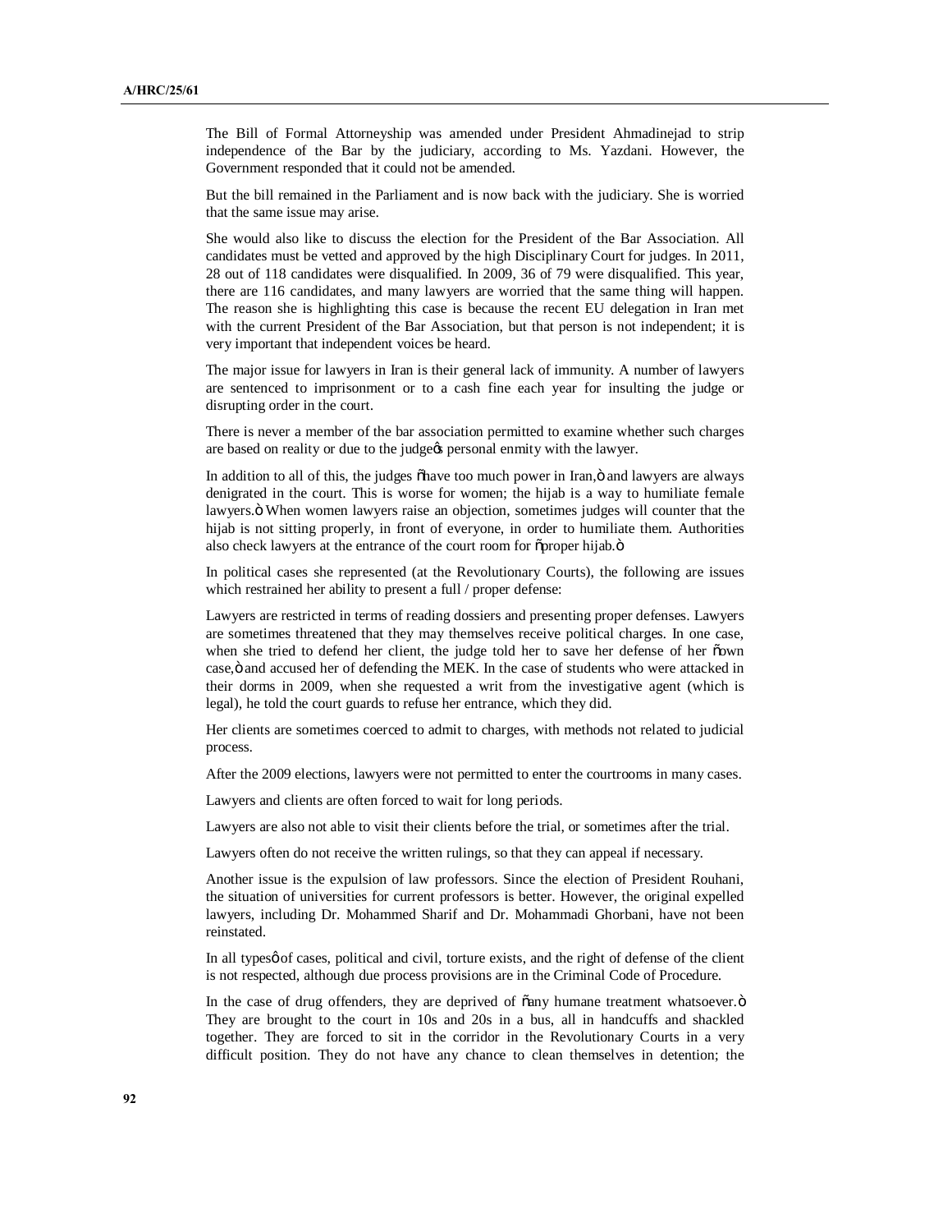The Bill of Formal Attorneyship was amended under President Ahmadinejad to strip independence of the Bar by the judiciary, according to Ms. Yazdani. However, the Government responded that it could not be amended.

But the bill remained in the Parliament and is now back with the judiciary. She is worried that the same issue may arise.

She would also like to discuss the election for the President of the Bar Association. All candidates must be vetted and approved by the high Disciplinary Court for judges. In 2011, 28 out of 118 candidates were disqualified. In 2009, 36 of 79 were disqualified. This year, there are 116 candidates, and many lawyers are worried that the same thing will happen. The reason she is highlighting this case is because the recent EU delegation in Iran met with the current President of the Bar Association, but that person is not independent; it is very important that independent voices be heard.

The major issue for lawyers in Iran is their general lack of immunity. A number of lawyers are sentenced to imprisonment or to a cash fine each year for insulting the judge or disrupting order in the court.

There is never a member of the bar association permitted to examine whether such charges are based on reality or due to the judge's personal enmity with the lawyer.

In addition to all of this, the judges "have too much power in Iran," and lawyers are always denigrated in the court. This is worse for women; the hijab is a way to humiliate female lawyers." When women lawyers raise an objection, sometimes judges will counter that the hijab is not sitting properly, in front of everyone, in order to humiliate them. Authorities also check lawyers at the entrance of the court room for "proper hijab."

In political cases she represented (at the Revolutionary Courts), the following are issues which restrained her ability to present a full / proper defense:

Lawyers are restricted in terms of reading dossiers and presenting proper defenses. Lawyers are sometimes threatened that they may themselves receive political charges. In one case, when she tried to defend her client, the judge told her to save her defense of her "own case," and accused her of defending the MEK. In the case of students who were attacked in their dorms in 2009, when she requested a writ from the investigative agent (which is legal), he told the court guards to refuse her entrance, which they did.

Her clients are sometimes coerced to admit to charges, with methods not related to judicial process.

After the 2009 elections, lawyers were not permitted to enter the courtrooms in many cases.

Lawyers and clients are often forced to wait for long periods.

Lawyers are also not able to visit their clients before the trial, or sometimes after the trial.

Lawyers often do not receive the written rulings, so that they can appeal if necessary.

Another issue is the expulsion of law professors. Since the election of President Rouhani, the situation of universities for current professors is better. However, the original expelled lawyers, including Dr. Mohammed Sharif and Dr. Mohammadi Ghorbani, have not been reinstated.

In all types of cases, political and civil, torture exists, and the right of defense of the client is not respected, although due process provisions are in the Criminal Code of Procedure.

In the case of drug offenders, they are deprived of "any humane treatment whatsoever." They are brought to the court in 10s and 20s in a bus, all in handcuffs and shackled together. They are forced to sit in the corridor in the Revolutionary Courts in a very difficult position. They do not have any chance to clean themselves in detention; the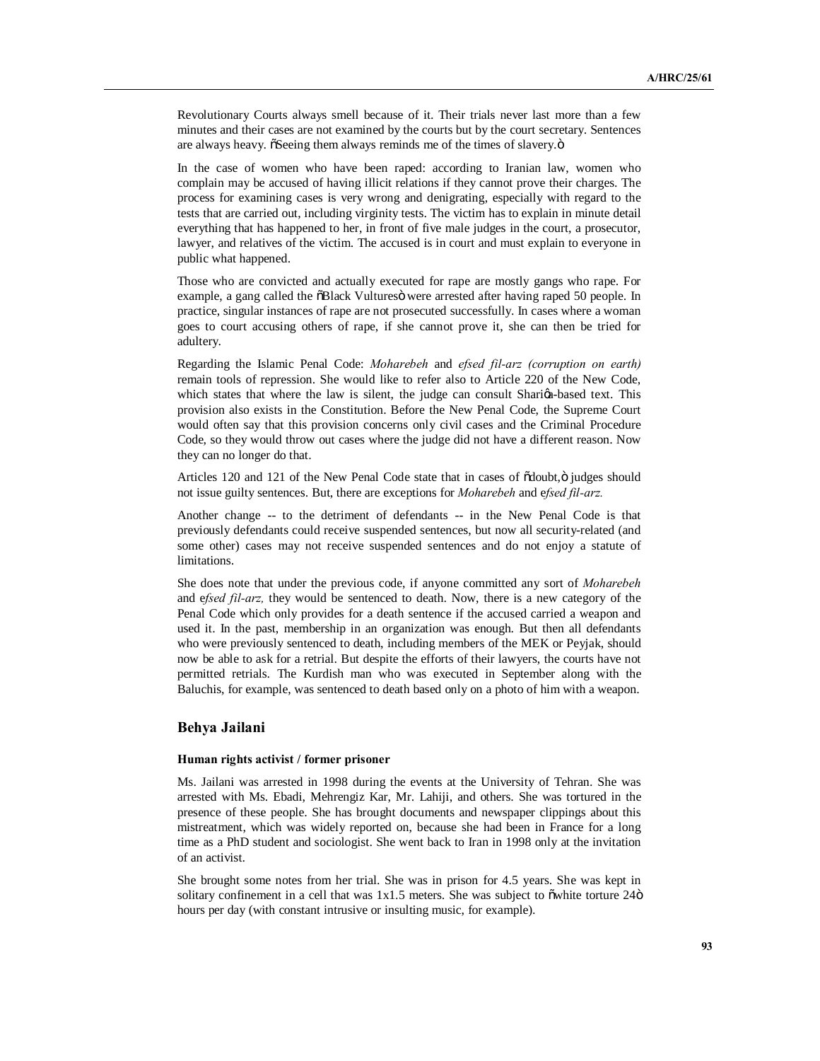Revolutionary Courts always smell because of it. Their trials never last more than a few minutes and their cases are not examined by the courts but by the court secretary. Sentences are always heavy. "Seeing them always reminds me of the times of slavery."

In the case of women who have been raped: according to Iranian law, women who complain may be accused of having illicit relations if they cannot prove their charges. The process for examining cases is very wrong and denigrating, especially with regard to the tests that are carried out, including virginity tests. The victim has to explain in minute detail everything that has happened to her, in front of five male judges in the court, a prosecutor, lawyer, and relatives of the victim. The accused is in court and must explain to everyone in public what happened.

Those who are convicted and actually executed for rape are mostly gangs who rape. For example, a gang called the "Black Vultures" were arrested after having raped 50 people. In practice, singular instances of rape are not prosecuted successfully. In cases where a woman goes to court accusing others of rape, if she cannot prove it, she can then be tried for adultery.

Regarding the Islamic Penal Code: *Moharebeh* and *efsed fil-arz (corruption on earth)* remain tools of repression. She would like to refer also to Article 220 of the New Code, which states that where the law is silent, the judge can consult Shari'a-based text. This provision also exists in the Constitution. Before the New Penal Code, the Supreme Court would often say that this provision concerns only civil cases and the Criminal Procedure Code, so they would throw out cases where the judge did not have a different reason. Now they can no longer do that.

Articles 120 and 121 of the New Penal Code state that in cases of "doubt," judges should not issue guilty sentences. But, there are exceptions for *Moharebeh* and e*fsed fil-arz.*

Another change -- to the detriment of defendants -- in the New Penal Code is that previously defendants could receive suspended sentences, but now all security-related (and some other) cases may not receive suspended sentences and do not enjoy a statute of limitations.

She does note that under the previous code, if anyone committed any sort of *Moharebeh* and e*fsed fil-arz,* they would be sentenced to death. Now, there is a new category of the Penal Code which only provides for a death sentence if the accused carried a weapon and used it. In the past, membership in an organization was enough. But then all defendants who were previously sentenced to death, including members of the MEK or Peyjak, should now be able to ask for a retrial. But despite the efforts of their lawyers, the courts have not permitted retrials. The Kurdish man who was executed in September along with the Baluchis, for example, was sentenced to death based only on a photo of him with a weapon.

## Behya Jailani

#### Human rights activist / former prisoner

Ms. Jailani was arrested in 1998 during the events at the University of Tehran. She was arrested with Ms. Ebadi, Mehrengiz Kar, Mr. Lahiji, and others. She was tortured in the presence of these people. She has brought documents and newspaper clippings about this mistreatment, which was widely reported on, because she had been in France for a long time as a PhD student and sociologist. She went back to Iran in 1998 only at the invitation of an activist.

She brought some notes from her trial. She was in prison for 4.5 years. She was kept in solitary confinement in a cell that was 1x1.5 meters. She was subject to "white torture 24" hours per day (with constant intrusive or insulting music, for example).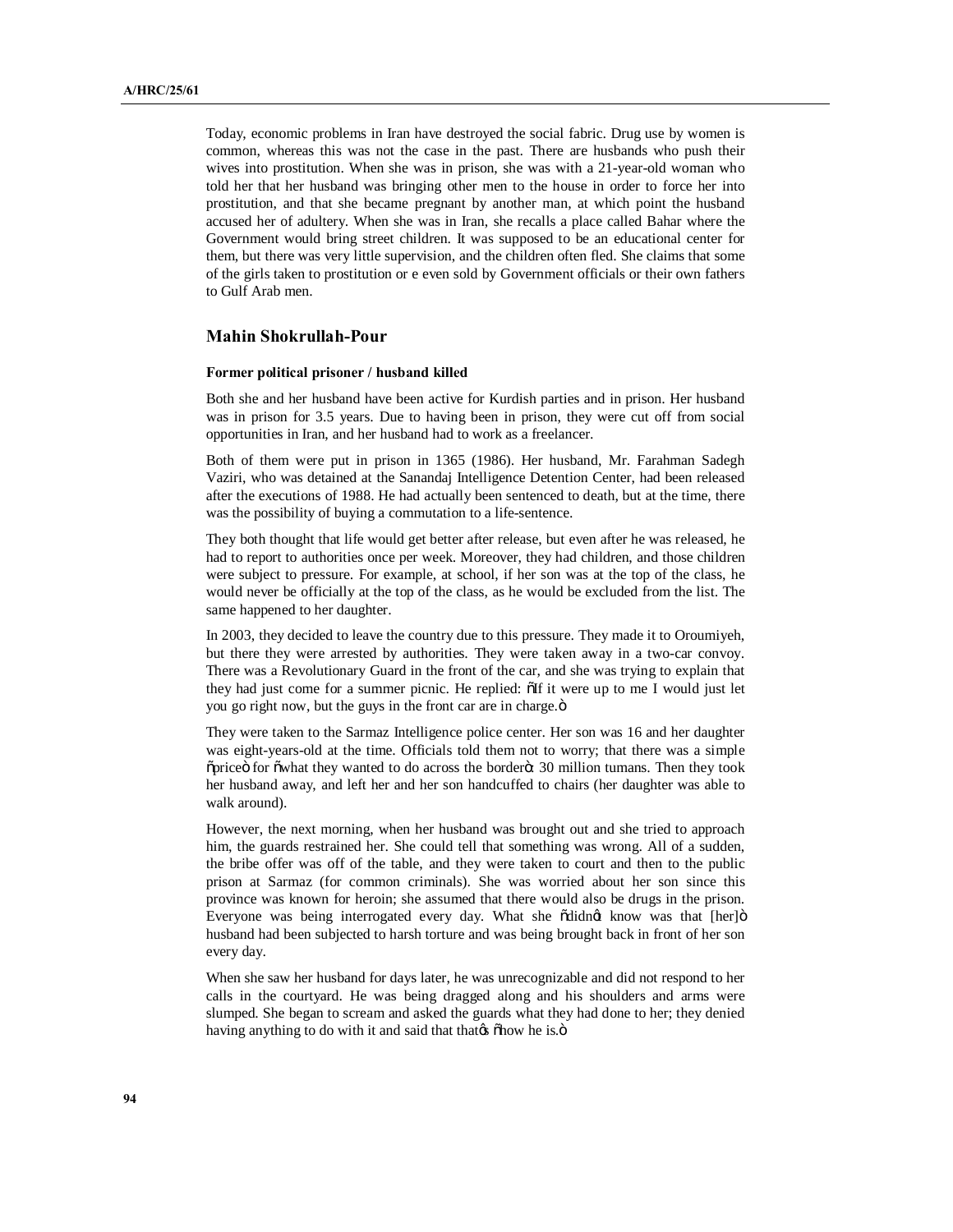Today, economic problems in Iran have destroyed the social fabric. Drug use by women is common, whereas this was not the case in the past. There are husbands who push their wives into prostitution. When she was in prison, she was with a 21-year-old woman who told her that her husband was bringing other men to the house in order to force her into prostitution, and that she became pregnant by another man, at which point the husband accused her of adultery. When she was in Iran, she recalls a place called Bahar where the Government would bring street children. It was supposed to be an educational center for them, but there was very little supervision, and the children often fled. She claims that some of the girls taken to prostitution or e even sold by Government officials or their own fathers to Gulf Arab men.

## Mahin Shokrullah-Pour

**Former political prisoner / husband killed**

Both she and her husband have been active for Kurdish parties and in prison. Her husband was in prison for 3.5 years. Due to having been in prison, they were cut off from social opportunities in Iran, and her husband had to work as a freelancer.

Both of them were put in prison in 1365 (1986). Her husband, Mr. Farahman Sadegh Vaziri, who was detained at the Sanandaj Intelligence Detention Center, had been released after the executions of 1988. He had actually been sentenced to death, but at the time, there was the possibility of buying a commutation to a life-sentence.

They both thought that life would get better after release, but even after he was released, he had to report to authorities once per week. Moreover, they had children, and those children were subject to pressure. For example, at school, if her son was at the top of the class, he would never be officially at the top of the class, as he would be excluded from the list. The same happened to her daughter.

In 2003, they decided to leave the country due to this pressure. They made it to Oroumiyeh, but there they were arrested by authorities. They were taken away in a two-car convoy. There was a Revolutionary Guard in the front of the car, and she was trying to explain that they had just come for a summer picnic. He replied: "If it were up to me I would just let you go right now, but the guys in the front car are in charge."

They were taken to the Sarmaz Intelligence police center. Her son was 16 and her daughter was eight-years-old at the time. Officials told them not to worry; that there was a simple "price" for "what they wanted to do across the border": 30 million tumans. Then they took her husband away, and left her and her son handcuffed to chairs (her daughter was able to walk around).

However, the next morning, when her husband was brought out and she tried to approach him, the guards restrained her. She could tell that something was wrong. All of a sudden, the bribe offer was off of the table, and they were taken to court and then to the public prison at Sarmaz (for common criminals). She was worried about her son since this province was known for heroin; she assumed that there would also be drugs in the prison. Everyone was being interrogated every day. What she "didn't know was that [her]" husband had been subjected to harsh torture and was being brought back in front of her son every day.

When she saw her husband for days later, he was unrecognizable and did not respond to her calls in the courtyard. He was being dragged along and his shoulders and arms were slumped. She began to scream and asked the guards what they had done to her; they denied having anything to do with it and said that that's "how he is."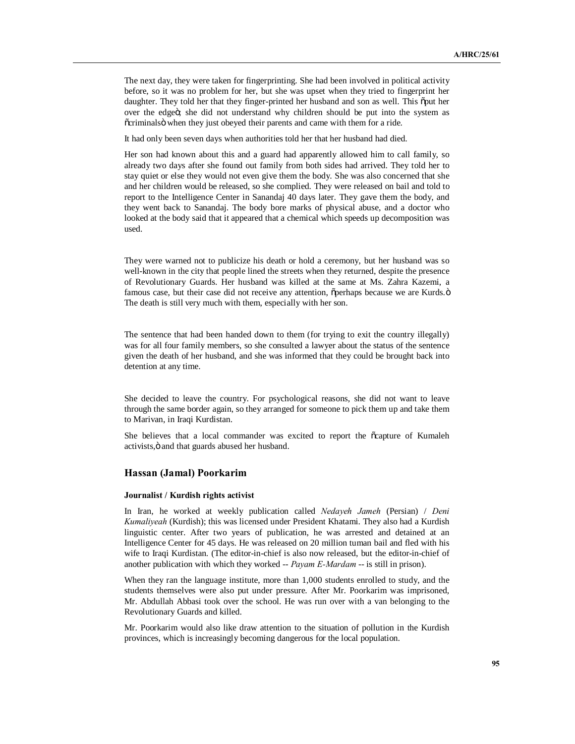The next day, they were taken for fingerprinting. She had been involved in political activity before, so it was no problem for her, but she was upset when they tried to fingerprint her daughter. They told her that they finger-printed her husband and son as well. This "put her over the edge"; she did not understand why children should be put into the system as "criminals" when they just obeyed their parents and came with them for a ride.

It had only been seven days when authorities told her that her husband had died.

Her son had known about this and a guard had apparently allowed him to call family, so already two days after she found out family from both sides had arrived. They told her to stay quiet or else they would not even give them the body. She was also concerned that she and her children would be released, so she complied. They were released on bail and told to report to the Intelligence Center in Sanandaj 40 days later. They gave them the body, and they went back to Sanandaj. The body bore marks of physical abuse, and a doctor who looked at the body said that it appeared that a chemical which speeds up decomposition was used.

They were warned not to publicize his death or hold a ceremony, but her husband was so well-known in the city that people lined the streets when they returned, despite the presence of Revolutionary Guards. Her husband was killed at the same at Ms. Zahra Kazemi, a famous case, but their case did not receive any attention, "perhaps because we are Kurds." The death is still very much with them, especially with her son.

The sentence that had been handed down to them (for trying to exit the country illegally) was for all four family members, so she consulted a lawyer about the status of the sentence given the death of her husband, and she was informed that they could be brought back into detention at any time.

She decided to leave the country. For psychological reasons, she did not want to leave through the same border again, so they arranged for someone to pick them up and take them to Marivan, in Iraqi Kurdistan.

She believes that a local commander was excited to report the "capture of Kumaleh activists," and that guards abused her husband.

## Hassan (Jamal) Poorkarim

#### Journalist / Kurdish rights activist

In Iran, he worked at weekly publication called *Nedayeh Jameh* (Persian) / *Deni Kumaliyeah* (Kurdish); this was licensed under President Khatami. They also had a Kurdish linguistic center. After two years of publication, he was arrested and detained at an Intelligence Center for 45 days. He was released on 20 million tuman bail and fled with his wife to Iraqi Kurdistan. (The editor-in-chief is also now released, but the editor-in-chief of another publication with which they worked -- *Payam E-Mardam* -- is still in prison).

When they ran the language institute, more than 1,000 students enrolled to study, and the students themselves were also put under pressure. After Mr. Poorkarim was imprisoned, Mr. Abdullah Abbasi took over the school. He was run over with a van belonging to the Revolutionary Guards and killed.

Mr. Poorkarim would also like draw attention to the situation of pollution in the Kurdish provinces, which is increasingly becoming dangerous for the local population.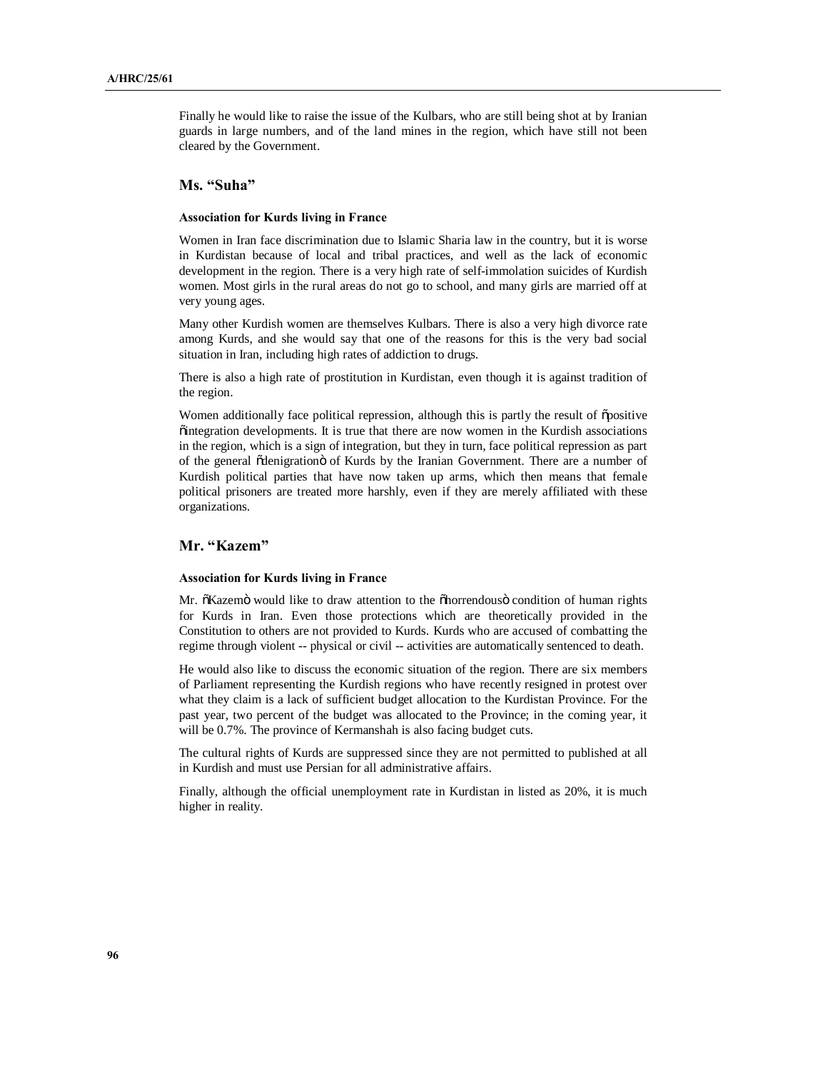Finally he would like to raise the issue of the Kulbars, who are still being shot at by Iranian guards in large numbers, and of the land mines in the region, which have still not been cleared by the Government.

## Ms. "Suha"

**Association for Kurds living in France**

Women in Iran face discrimination due to Islamic Sharia law in the country, but it is worse in Kurdistan because of local and tribal practices, and well as the lack of economic development in the region. There is a very high rate of self-immolation suicides of Kurdish women. Most girls in the rural areas do not go to school, and many girls are married off at very young ages.

Many other Kurdish women are themselves Kulbars. There is also a very high divorce rate among Kurds, and she would say that one of the reasons for this is the very bad social situation in Iran, including high rates of addiction to drugs.

There is also a high rate of prostitution in Kurdistan, even though it is against tradition of the region.

Women additionally face political repression, although this is partly the result of "positive "integration developments. It is true that there are now women in the Kurdish associations in the region, which is a sign of integration, but they in turn, face political repression as part of the general "denigration" of Kurds by the Iranian Government. There are a number of Kurdish political parties that have now taken up arms, which then means that female political prisoners are treated more harshly, even if they are merely affiliated with these organizations.

## Mr. "Kazem"

**Association for Kurds living in France**

Mr. "Kazem" would like to draw attention to the "horrendous" condition of human rights for Kurds in Iran. Even those protections which are theoretically provided in the Constitution to others are not provided to Kurds. Kurds who are accused of combatting the regime through violent -- physical or civil -- activities are automatically sentenced to death.

He would also like to discuss the economic situation of the region. There are six members of Parliament representing the Kurdish regions who have recently resigned in protest over what they claim is a lack of sufficient budget allocation to the Kurdistan Province. For the past year, two percent of the budget was allocated to the Province; in the coming year, it will be 0.7%. The province of Kermanshah is also facing budget cuts.

The cultural rights of Kurds are suppressed since they are not permitted to published at all in Kurdish and must use Persian for all administrative affairs.

Finally, although the official unemployment rate in Kurdistan in listed as 20%, it is much higher in reality.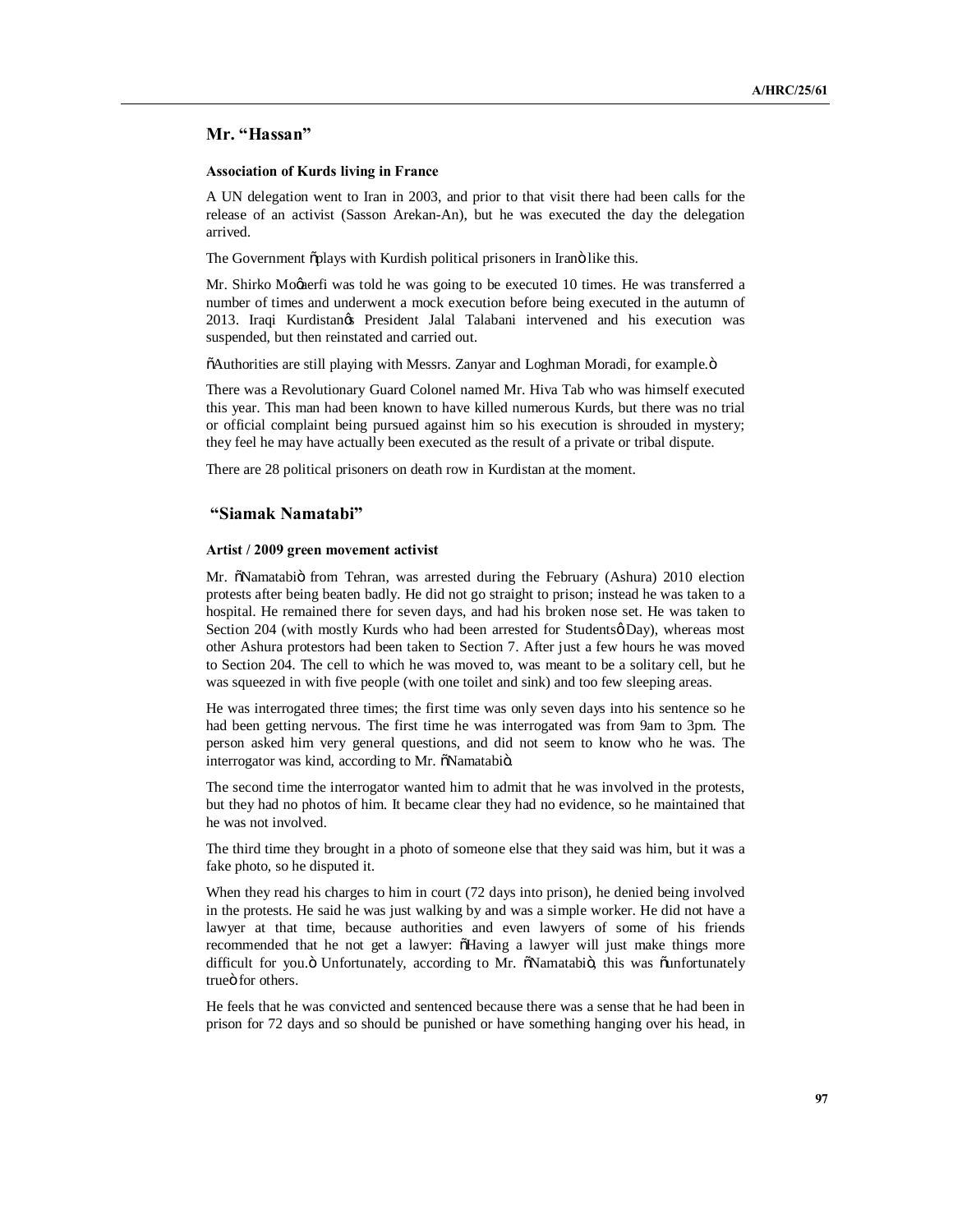## Mr. "Hassan"

### Association of Kurds living in France

A UN delegation went to Iran in 2003, and prior to that visit there had been calls for the release of an activist (Sasson Arekan-An), but he was executed the day the delegation arrived.

The Government "plays with Kurdish political prisoners in Iran" like this.

Mr. Shirko Moarefi was told he was going to be executed 10 times. He was transferred a number of times and underwent a mock execution before being executed in the autumn of 2013. Iraqi Kurdistan's President Jalal Talabani intervened and his execution was suspended, but then reinstated and carried out.

"Authorities are still playing with Messrs. Zanyar and Loghman Moradi, for example."

There was a Revolutionary Guard Colonel named Mr. Hiva Tab who was himself executed this year. This man had been known to have killed numerous Kurds, but there was no trial or official complaint being pursued against him so his execution is shrouded in mystery; they feel he may have actually been executed as the result of a private or tribal dispute.

There are 28 political prisoners on death row in Kurdistan at the moment.

## "Siamak Namatabi"

### Artist / 2009 green movement activist

Mr. "Namatabi" from Tehran, was arrested during the February (Ashura) 2010 election protests after being beaten badly. He did not go straight to prison; instead he was taken to a hospital. He remained there for seven days, and had his broken nose set. He was taken to Section 204 (with mostly Kurds who had been arrested for Students' Day), whereas most other Ashura protestors had been taken to Section 7. After just a few hours he was moved to Section 204. The cell to which he was moved to, was meant to be a solitary cell, but he was squeezed in with five people (with one toilet and sink) and too few sleeping areas.

He was interrogated three times; the first time was only seven days into his sentence so he had been getting nervous. The first time he was interrogated was from 9am to 3pm. The person asked him very general questions, and did not seem to know who he was. The interrogator was kind, according to Mr. "Namatabi".

The second time the interrogator wanted him to admit that he was involved in the protests, but they had no photos of him. It became clear they had no evidence, so he maintained that he was not involved.

The third time they brought in a photo of someone else that they said was him, but it was a fake photo, so he disputed it.

When they read his charges to him in court (72 days into prison), he denied being involved in the protests. He said he was just walking by and was a simple worker. He did not have a lawyer at that time, because authorities and even lawyers of some of his friends recommended that he not get a lawyer: "Having a lawyer will just make things more difficult for you." Unfortunately, according to Mr. "Namatabi", this was "unfortunately true" for others.

He feels that he was convicted and sentenced because there was a sense that he had been in prison for 72 days and so should be punished or have something hanging over his head, in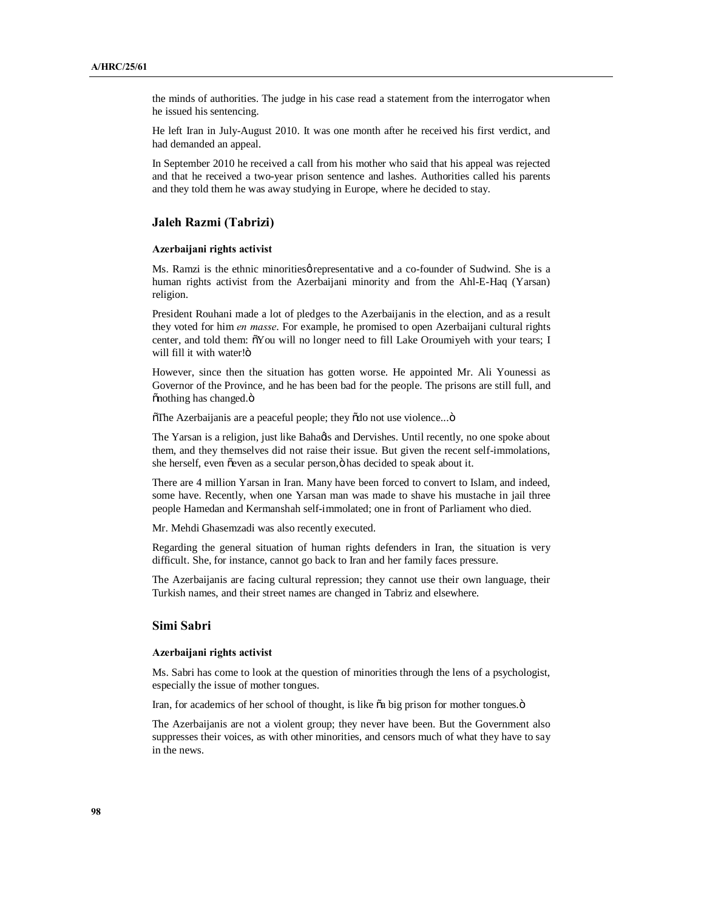the minds of authorities. The judge in his case read a statement from the interrogator when he issued his sentencing.

He left Iran in July-August 2010. It was one month after he received his first verdict, and had demanded an appeal.

In September 2010 he received a call from his mother who said that his appeal was rejected and that he received a two-year prison sentence and lashes. Authorities called his parents and they told them he was away studying in Europe, where he decided to stay.

## Jaleh Razmi (Tabrizi)

#### Azerbaijani rights activist

Ms. Ramzi is the ethnic minorities' representative and a co-founder of Sudwind. She is a human rights activist from the Azerbaijani minority and from the Ahl-E-Haq (Yarsan) religion.

President Rouhani made a lot of pledges to the Azerbaijanis in the election, and as a result they voted for him *en masse*. For example, he promised to open Azerbaijani cultural rights center, and told them: "You will no longer need to fill Lake Oroumiyeh with your tears; I will fill it with water!"

However, since then the situation has gotten worse. He appointed Mr. Ali Younessi as Governor of the Province, and he has been bad for the people. The prisons are still full, and "nothing has changed."

"The Azerbaijanis are a peaceful people; they "do not use violence..."

The Yarsan is a religion, just like Baha'is and Dervishes. Until recently, no one spoke about them, and they themselves did not raise their issue. But given the recent self-immolations, she herself, even "even as a secular person," has decided to speak about it.

There are 4 million Yarsan in Iran. Many have been forced to convert to Islam, and indeed, some have. Recently, when one Yarsan man was made to shave his mustache in jail three people Hamedan and Kermanshah self-immolated; one in front of Parliament who died.

Mr. Mehdi Ghasemzadi was also recently executed.

Regarding the general situation of human rights defenders in Iran, the situation is very difficult. She, for instance, cannot go back to Iran and her family faces pressure.

The Azerbaijanis are facing cultural repression; they cannot use their own language, their Turkish names, and their street names are changed in Tabriz and elsewhere.

## Simi Sabri

#### Azerbaijani rights activist

Ms. Sabri has come to look at the question of minorities through the lens of a psychologist, especially the issue of mother tongues.

Iran, for academics of her school of thought, is like "a big prison for mother tongues."

The Azerbaijanis are not a violent group; they never have been. But the Government also suppresses their voices, as with other minorities, and censors much of what they have to say in the news.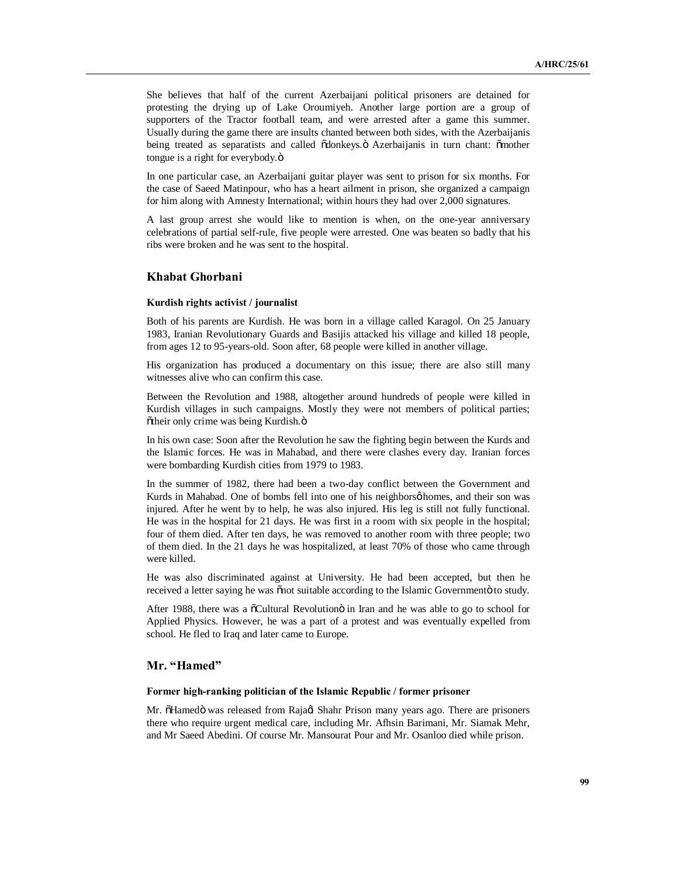She believes that half of the current Azerbaijani political prisoners are detained for protesting the drying up of Lake Oroumiyeh. Another large portion are a group of supporters of the Tractor football team, and were arrested after a game this summer. Usually during the game there are insults chanted between both sides, with the Azerbaijanis being treated as separatists and called "donkeys." Azerbaijanis in turn chant: "mother tongue is a right for everybody."

In one particular case, an Azerbaijani guitar player was sent to prison for six months. For the case of Saeed Matinpour, who has a heart ailment in prison, she organized a campaign for him along with Amnesty International; within hours they had over 2,000 signatures.

A last group arrest she would like to mention is when, on the one-year anniversary celebrations of partial self-rule, five people were arrested. One was beaten so badly that his ribs were broken and he was sent to the hospital.

## Khabat Ghorbani

#### Kurdish rights activist / journalist

Both of his parents are Kurdish. He was born in a village called Karagol. On 25 January 1983, Iranian Revolutionary Guards and Basijis attacked his village and killed 18 people, from ages 12 to 95-years-old. Soon after, 68 people were killed in another village.

His organization has produced a documentary on this issue; there are also still many witnesses alive who can confirm this case.

Between the Revolution and 1988, altogether around hundreds of people were killed in Kurdish villages in such campaigns. Mostly they were not members of political parties; "their only crime was being Kurdish."

In his own case: Soon after the Revolution he saw the fighting begin between the Kurds and the Islamic forces. He was in Mahabad, and there were clashes every day. Iranian forces were bombarding Kurdish cities from 1979 to 1983.

In the summer of 1982, there had been a two-day conflict between the Government and Kurds in Mahabad. One of bombs fell into one of his neighbors' homes, and their son was injured. After he went by to help, he was also injured. His leg is still not fully functional. He was in the hospital for 21 days. He was first in a room with six people in the hospital; four of them died. After ten days, he was removed to another room with three people; two of them died. In the 21 days he was hospitalized, at least 70% of those who came through were killed.

He was also discriminated against at University. He had been accepted, but then he received a letter saying he was "not suitable according to the Islamic Government" to study.

After 1988, there was a "Cultural Revolution" in Iran and he was able to go to school for Applied Physics. However, he was a part of a protest and was eventually expelled from school. He fled to Iraq and later came to Europe.

## Mr. "Hamed"

#### Former high-ranking politician of the Islamic Republic / former prisoner

Mr. "Hamed" was released from Raja'i Shahr Prison many years ago. There are prisoners there who require urgent medical care, including Mr. Afhsin Barimani, Mr. Siamak Mehr, and Mr Saeed Abedini. Of course Mr. Mansourat Pour and Mr. Osanloo died while prison.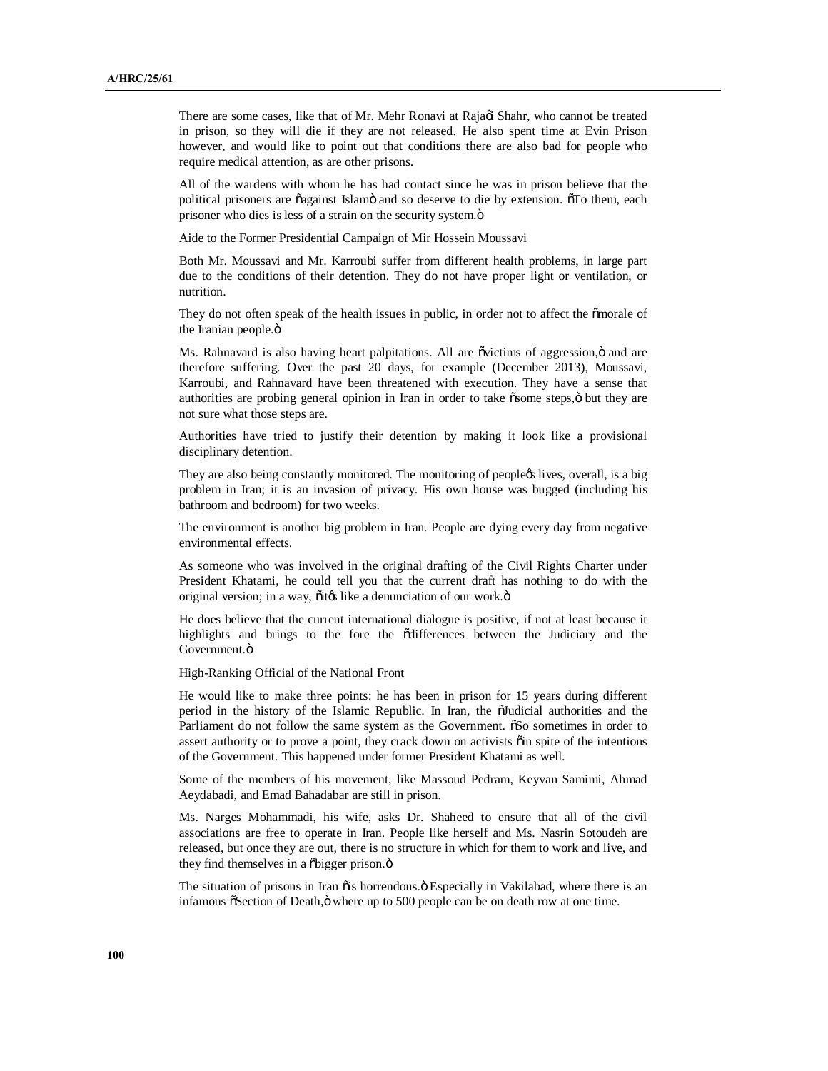There are some cases, like that of Mr. Mehr Ronavi at Rajaí Shahr, who cannot be treated in prison, so they will die if they are not released. He also spent time at Evin Prison however, and would like to point out that conditions there are also bad for people who require medical attention, as are other prisons.

All of the wardens with whom he has had contact since he was in prison believe that the political prisoners are "against Islam" and so deserve to die by extension. "To them, each prisoner who dies is less of a strain on the security system."

Aide to the Former Presidential Campaign of Mir Hossein Moussavi

Both Mr. Moussavi and Mr. Karroubi suffer from different health problems, in large part due to the conditions of their detention. They do not have proper light or ventilation, or nutrition.

They do not often speak of the health issues in public, in order not to affect the "morale of the Iranian people."

Ms. Rahnavard is also having heart palpitations. All are "victims of aggression," and are therefore suffering. Over the past 20 days, for example (December 2013), Moussavi, Karroubi, and Rahnavard have been threatened with execution. They have a sense that authorities are probing general opinion in Iran in order to take "some steps," but they are not sure what those steps are.

Authorities have tried to justify their detention by making it look like a provisional disciplinary detention.

They are also being constantly monitored. The monitoring of people's lives, overall, is a big problem in Iran; it is an invasion of privacy. His own house was bugged (including his bathroom and bedroom) for two weeks.

The environment is another big problem in Iran. People are dying every day from negative environmental effects.

As someone who was involved in the original drafting of the Civil Rights Charter under President Khatami, he could tell you that the current draft has nothing to do with the original version; in a way, "it's like a denunciation of our work."

He does believe that the current international dialogue is positive, if not at least because it highlights and brings to the fore the "differences between the Judiciary and the Government."

High-Ranking Official of the National Front

He would like to make three points: he has been in prison for 15 years during different period in the history of the Islamic Republic. In Iran, the "Judicial authorities and the Parliament do not follow the same system as the Government. "So sometimes in order to assert authority or to prove a point, they crack down on activists "in spite of the intentions of the Government. This happened under former President Khatami as well.

Some of the members of his movement, like Massoud Pedram, Keyvan Samimi, Ahmad Aeydabadi, and Emad Bahadabar are still in prison.

Ms. Narges Mohammadi, his wife, asks Dr. Shaheed to ensure that all of the civil associations are free to operate in Iran. People like herself and Ms. Nasrin Sotoudeh are released, but once they are out, there is no structure in which for them to work and live, and they find themselves in a "bigger prison."

The situation of prisons in Iran "is horrendous." Especially in Vakilabad, where there is an infamous "Section of Death," where up to 500 people can be on death row at one time.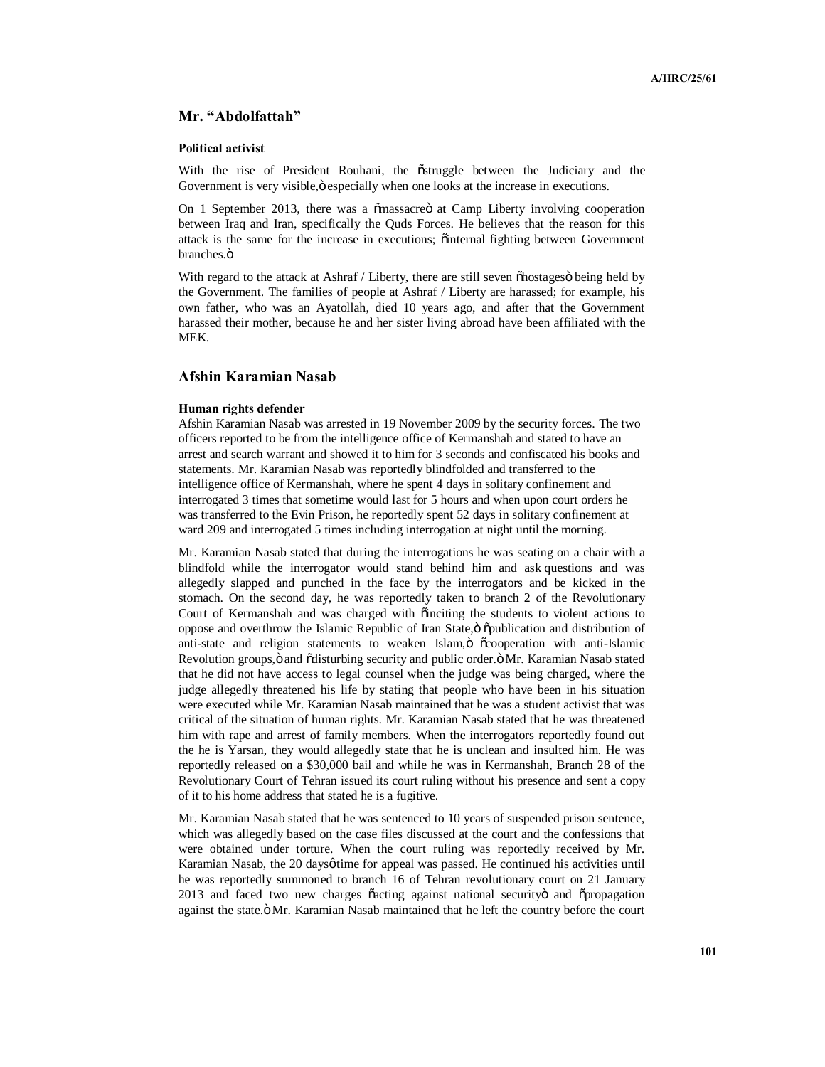## Mr. "Abdolfattah"

**Political activist**

With the rise of President Rouhani, the "struggle between the Judiciary and the Government is very visible," especially when one looks at the increase in executions.

On 1 September 2013, there was a "massacre" at Camp Liberty involving cooperation between Iraq and Iran, specifically the Quds Forces. He believes that the reason for this attack is the same for the increase in executions; "internal fighting between Government branches."

With regard to the attack at Ashraf / Liberty, there are still seven "hostages" being held by the Government. The families of people at Ashraf / Liberty are harassed; for example, his own father, who was an Ayatollah, died 10 years ago, and after that the Government harassed their mother, because he and her sister living abroad have been affiliated with the MEK.

## Afshin Karamian Nasab

**Human rights defender**

Afshin Karamian Nasab was arrested in 19 November 2009 by the security forces. The two officers reported to be from the intelligence office of Kermanshah and stated to have an arrest and search warrant and showed it to him for 3 seconds and confiscated his books and statements. Mr. Karamian Nasab was reportedly blindfolded and transferred to the intelligence office of Kermanshah, where he spent 4 days in solitary confinement and interrogated 3 times that sometime would last for 5 hours and when upon court orders he was transferred to the Evin Prison, he reportedly spent 52 days in solitary confinement at ward 209 and interrogated 5 times including interrogation at night until the morning.

Mr. Karamian Nasab stated that during the interrogations he was seating on a chair with a blindfold while the interrogator would stand behind him and ask questions and was allegedly slapped and punched in the face by the interrogators and be kicked in the stomach. On the second day, he was reportedly taken to branch 2 of the Revolutionary Court of Kermanshah and was charged with "inciting the students to violent actions to oppose and overthrow the Islamic Republic of Iran State," "publication and distribution of anti-state and religion statements to weaken Islam," "cooperation with anti-Islamic Revolution groups," and "disturbing security and public order." Mr. Karamian Nasab stated that he did not have access to legal counsel when the judge was being charged, where the judge allegedly threatened his life by stating that people who have been in his situation were executed while Mr. Karamian Nasab maintained that he was a student activist that was critical of the situation of human rights. Mr. Karamian Nasab stated that he was threatened him with rape and arrest of family members. When the interrogators reportedly found out the he is Yarsan, they would allegedly state that he is unclean and insulted him. He was reportedly released on a $30,000 bail and while he was in Kermanshah, Branch 28 of the Revolutionary Court of Tehran issued its court ruling without his presence and sent a copy of it to his home address that stated he is a fugitive.

Mr. Karamian Nasab stated that he was sentenced to 10 years of suspended prison sentence, which was allegedly based on the case files discussed at the court and the confessions that were obtained under torture. When the court ruling was reportedly received by Mr. Karamian Nasab, the 20 days' time for appeal was passed. He continued his activities until he was reportedly summoned to branch 16 of Tehran revolutionary court on 21 January 2013 and faced two new charges "acting against national security" and "propagation against the state." Mr. Karamian Nasab maintained that he left the country before the court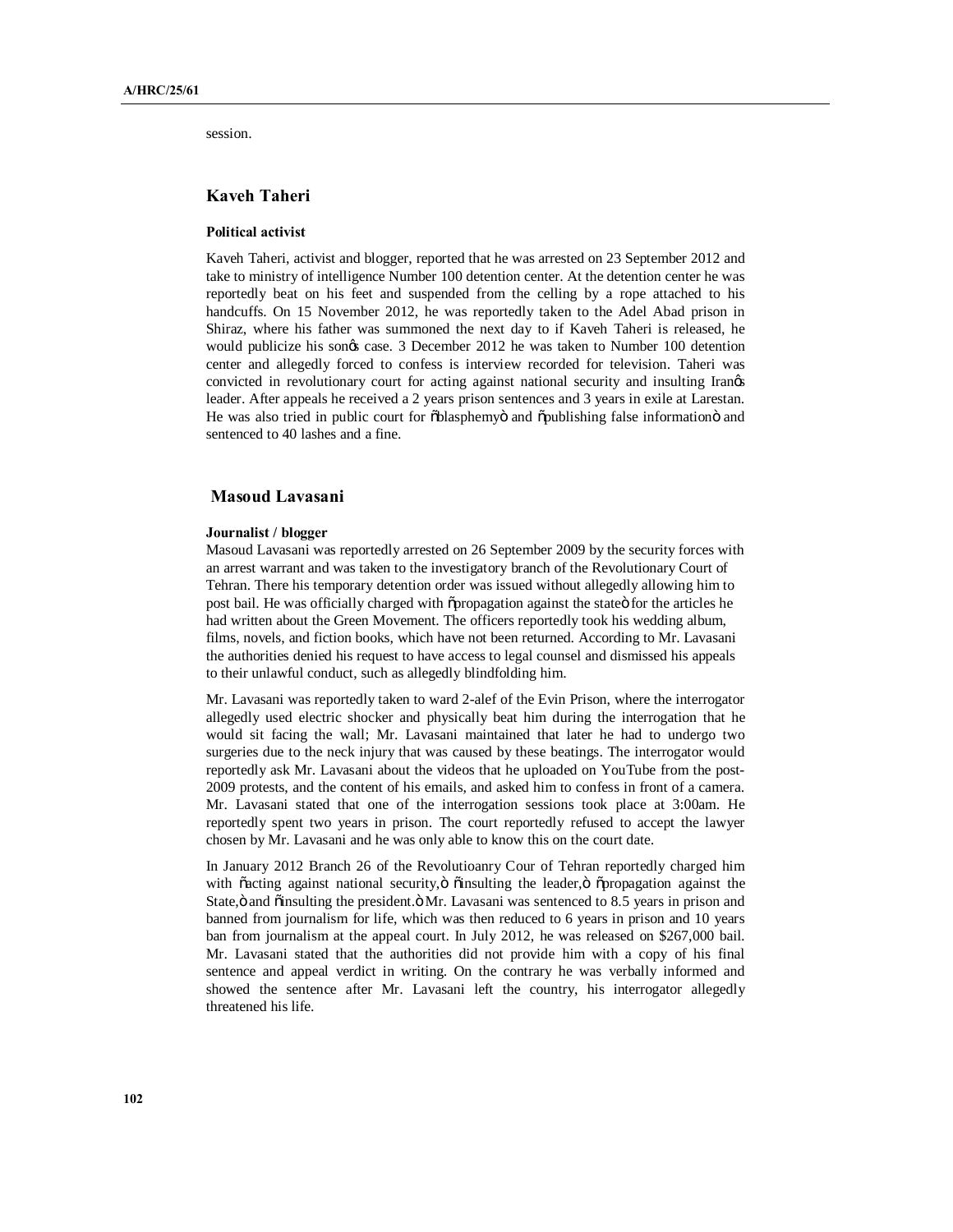session.

## Kaveh Taheri

**Political activist**

Kaveh Taheri, activist and blogger, reported that he was arrested on 23 September 2012 and take to ministry of intelligence Number 100 detention center. At the detention center he was reportedly beat on his feet and suspended from the celling by a rope attached to his handcuffs. On 15 November 2012, he was reportedly taken to the Adel Abad prison in Shiraz, where his father was summoned the next day to if Kaveh Taheri is released, he would publicize his son's case. 3 December 2012 he was taken to Number 100 detention center and allegedly forced to confess is interview recorded for television. Taheri was convicted in revolutionary court for acting against national security and insulting Iran's leader. After appeals he received a 2 years prison sentences and 3 years in exile at Larestan. He was also tried in public court for "blasphemy" and "publishing false information" and sentenced to 40 lashes and a fine.

## Masoud Lavasani

**Journalist / blogger**

Masoud Lavasani was reportedly arrested on 26 September 2009 by the security forces with an arrest warrant and was taken to the investigatory branch of the Revolutionary Court of Tehran. There his temporary detention order was issued without allegedly allowing him to post bail. He was officially charged with "propagation against the state" for the articles he had written about the Green Movement. The officers reportedly took his wedding album, films, novels, and fiction books, which have not been returned. According to Mr. Lavasani the authorities denied his request to have access to legal counsel and dismissed his appeals to their unlawful conduct, such as allegedly blindfolding him.

Mr. Lavasani was reportedly taken to ward 2-alef of the Evin Prison, where the interrogator allegedly used electric shocker and physically beat him during the interrogation that he would sit facing the wall; Mr. Lavasani maintained that later he had to undergo two surgeries due to the neck injury that was caused by these beatings. The interrogator would reportedly ask Mr. Lavasani about the videos that he uploaded on YouTube from the post-2009 protests, and the content of his emails, and asked him to confess in front of a camera. Mr. Lavasani stated that one of the interrogation sessions took place at 3:00am. He reportedly spent two years in prison. The court reportedly refused to accept the lawyer chosen by Mr. Lavasani and he was only able to know this on the court date.

In January 2012 Branch 26 of the Revolutioanry Cour of Tehran reportedly charged him with "acting against national security," "insulting the leader," "propagation against the State," and "insulting the president." Mr. Lavasani was sentenced to 8.5 years in prison and banned from journalism for life, which was then reduced to 6 years in prison and 10 years ban from journalism at the appeal court. In July 2012, he was released on $267,000 bail. Mr. Lavasani stated that the authorities did not provide him with a copy of his final sentence and appeal verdict in writing. On the contrary he was verbally informed and showed the sentence after Mr. Lavasani left the country, his interrogator allegedly threatened his life.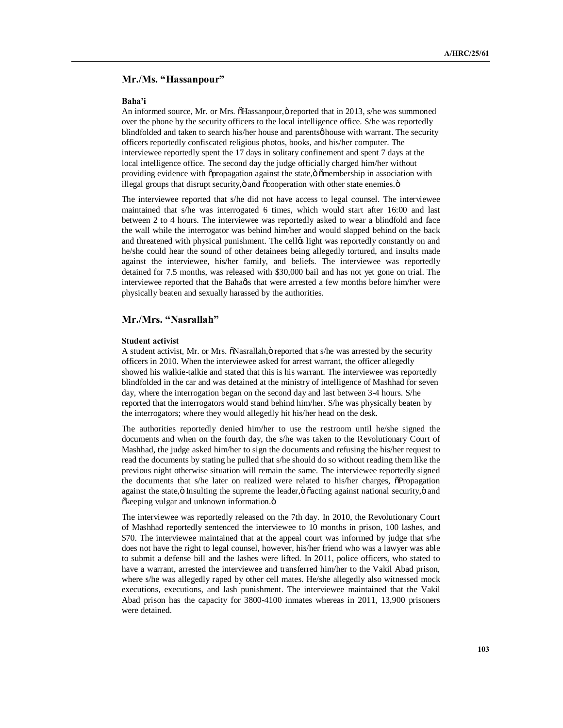## Mr./Ms. "Hassanpour"

**Baha'i**

An informed source, Mr. or Mrs. "Hassanpour," reported that in 2013, s/he was summoned over the phone by the security officers to the local intelligence office. S/he was reportedly blindfolded and taken to search his/her house and parents' house with warrant. The security officers reportedly confiscated religious photos, books, and his/her computer. The interviewee reportedly spent the 17 days in solitary confinement and spent 7 days at the local intelligence office. The second day the judge officially charged him/her without providing evidence with "propagation against the state," "membership in association with illegal groups that disrupt security," and "cooperation with other state enemies."

The interviewee reported that s/he did not have access to legal counsel. The interviewee maintained that s/he was interrogated 6 times, which would start after 16:00 and last between 2 to 4 hours. The interviewee was reportedly asked to wear a blindfold and face the wall while the interrogator was behind him/her and would slapped behind on the back and threatened with physical punishment. The cell's light was reportedly constantly on and he/she could hear the sound of other detainees being allegedly tortured, and insults made against the interviewee, his/her family, and beliefs. The interviewee was reportedly detained for 7.5 months, was released with $30,000 bail and has not yet gone on trial. The interviewee reported that the Baha'is that were arrested a few months before him/her were physically beaten and sexually harassed by the authorities.

## Mr./Mrs. "Nasrallah"

**Student activist**

A student activist, Mr. or Mrs. "Nasrallah," reported that s/he was arrested by the security officers in 2010. When the interviewee asked for arrest warrant, the officer allegedly showed his walkie-talkie and stated that this is his warrant. The interviewee was reportedly blindfolded in the car and was detained at the ministry of intelligence of Mashhad for seven day, where the interrogation began on the second day and last between 3-4 hours. S/he reported that the interrogators would stand behind him/her. S/he was physically beaten by the interrogators; where they would allegedly hit his/her head on the desk.

The authorities reportedly denied him/her to use the restroom until he/she signed the documents and when on the fourth day, the s/he was taken to the Revolutionary Court of Mashhad, the judge asked him/her to sign the documents and refusing the his/her request to read the documents by stating he pulled that s/he should do so without reading them like the previous night otherwise situation will remain the same. The interviewee reportedly signed the documents that s/he later on realized were related to his/her charges, "Propagation against the state," Insulting the supreme the leader," "acting against national security," and "keeping vulgar and unknown information."

The interviewee was reportedly released on the 7th day. In 2010, the Revolutionary Court of Mashhad reportedly sentenced the interviewee to 10 months in prison, 100 lashes, and $70. The interviewee maintained that at the appeal court was informed by judge that s/he does not have the right to legal counsel, however, his/her friend who was a lawyer was able to submit a defense bill and the lashes were lifted. In 2011, police officers, who stated to have a warrant, arrested the interviewee and transferred him/her to the Vakil Abad prison, where s/he was allegedly raped by other cell mates. He/she allegedly also witnessed mock executions, executions, and lash punishment. The interviewee maintained that the Vakil Abad prison has the capacity for 3800-4100 inmates whereas in 2011, 13,900 prisoners were detained.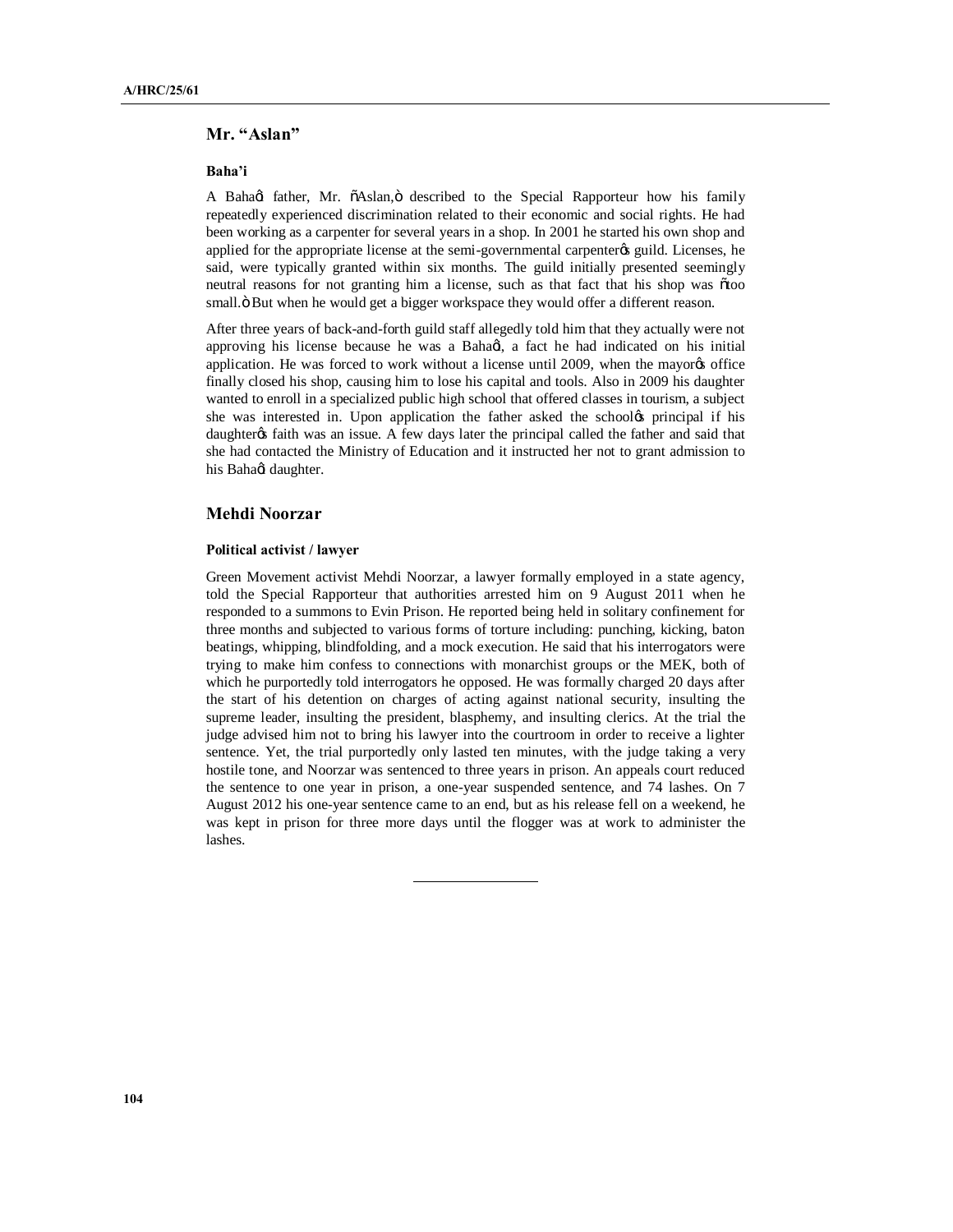## Mr. "Aslan"

### Baha'i

A Baha'i father, Mr. "Aslan," described to the Special Rapporteur how his family repeatedly experienced discrimination related to their economic and social rights. He had been working as a carpenter for several years in a shop. In 2001 he started his own shop and applied for the appropriate license at the semi-governmental carpenter's guild. Licenses, he said, were typically granted within six months. The guild initially presented seemingly neutral reasons for not granting him a license, such as that fact that his shop was "too small." But when he would get a bigger workspace they would offer a different reason.

After three years of back-and-forth guild staff allegedly told him that they actually were not approving his license because he was a Baha'i, a fact he had indicated on his initial application. He was forced to work without a license until 2009, when the mayor's office finally closed his shop, causing him to lose his capital and tools. Also in 2009 his daughter wanted to enroll in a specialized public high school that offered classes in tourism, a subject she was interested in. Upon application the father asked the school's principal if his daughter's faith was an issue. A few days later the principal called the father and said that she had contacted the Ministry of Education and it instructed her not to grant admission to his Baha'i daughter.

## Mehdi Noorzar

### Political activist / lawyer

Green Movement activist Mehdi Noorzar, a lawyer formally employed in a state agency, told the Special Rapporteur that authorities arrested him on 9 August 2011 when he responded to a summons to Evin Prison. He reported being held in solitary confinement for three months and subjected to various forms of torture including: punching, kicking, baton beatings, whipping, blindfolding, and a mock execution. He said that his interrogators were trying to make him confess to connections with monarchist groups or the MEK, both of which he purportedly told interrogators he opposed. He was formally charged 20 days after the start of his detention on charges of acting against national security, insulting the supreme leader, insulting the president, blasphemy, and insulting clerics. At the trial the judge advised him not to bring his lawyer into the courtroom in order to receive a lighter sentence. Yet, the trial purportedly only lasted ten minutes, with the judge taking a very hostile tone, and Noorzar was sentenced to three years in prison. An appeals court reduced the sentence to one year in prison, a one-year suspended sentence, and 74 lashes. On 7 August 2012 his one-year sentence came to an end, but as his release fell on a weekend, he was kept in prison for three more days until the flogger was at work to administer the lashes.